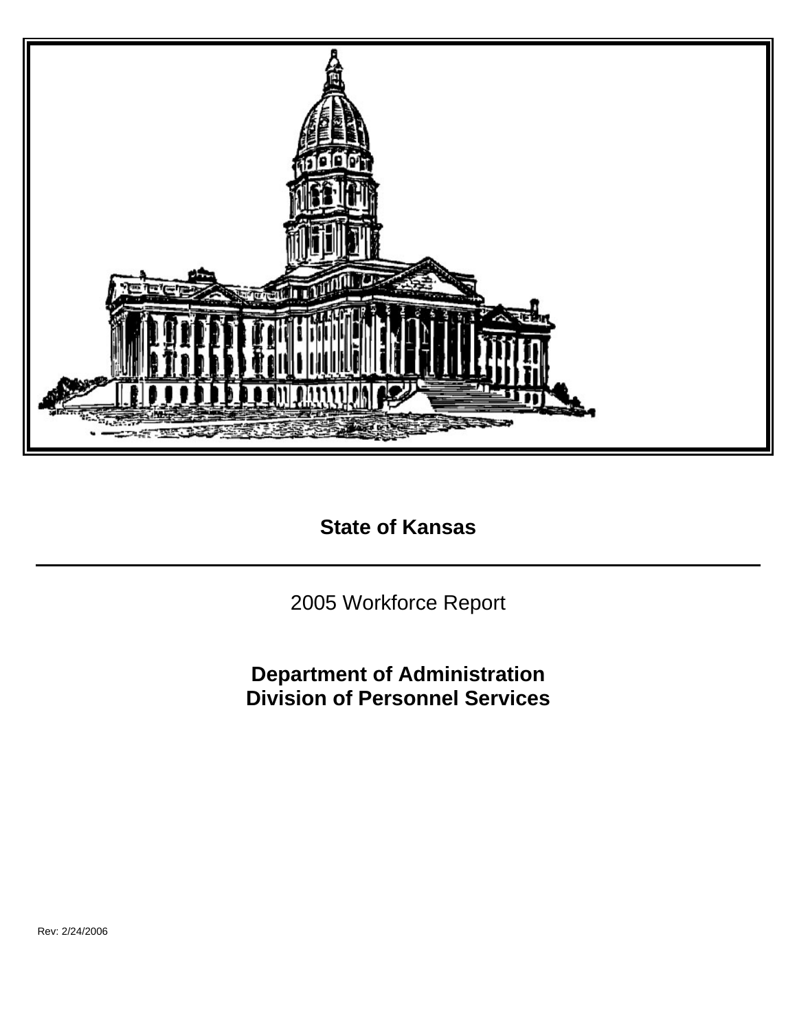# State of Kansas

2005 Workforce Report

**Department of Administration**
**Division of Personnel Services**

Rev: 2/24/2006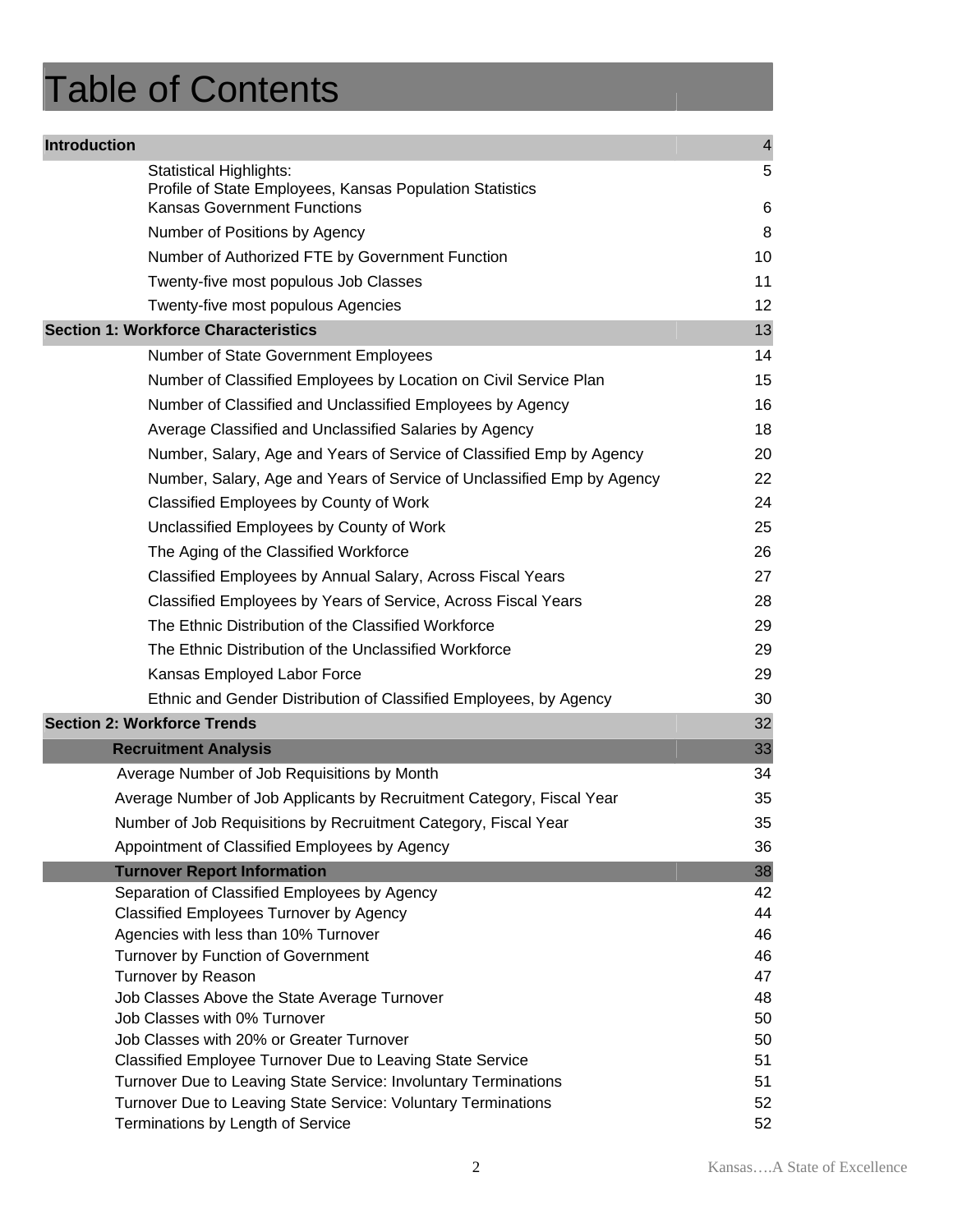# Table of Contents

| | |
|---|---|
| **Introduction** | 4 |
| Statistical Highlights: Profile of State Employees, Kansas Population Statistics | 5 |
| Kansas Government Functions | 6 |
| Number of Positions by Agency | 8 |
| Number of Authorized FTE by Government Function | 10 |
| Twenty-five most populous Job Classes | 11 |
| Twenty-five most populous Agencies | 12 |
| **Section 1: Workforce Characteristics** | 13 |
| Number of State Government Employees | 14 |
| Number of Classified Employees by Location on Civil Service Plan | 15 |
| Number of Classified and Unclassified Employees by Agency | 16 |
| Average Classified and Unclassified Salaries by Agency | 18 |
| Number, Salary, Age and Years of Service of Classified Emp by Agency | 20 |
| Number, Salary, Age and Years of Service of Unclassified Emp by Agency | 22 |
| Classified Employees by County of Work | 24 |
| Unclassified Employees by County of Work | 25 |
| The Aging of the Classified Workforce | 26 |
| Classified Employees by Annual Salary, Across Fiscal Years | 27 |
| Classified Employees by Years of Service, Across Fiscal Years | 28 |
| The Ethnic Distribution of the Classified Workforce | 29 |
| The Ethnic Distribution of the Unclassified Workforce | 29 |
| Kansas Employed Labor Force | 29 |
| Ethnic and Gender Distribution of Classified Employees, by Agency | 30 |
| **Section 2: Workforce Trends** | 32 |
| **Recruitment Analysis** | 33 |
| Average Number of Job Requisitions by Month | 34 |
| Average Number of Job Applicants by Recruitment Category, Fiscal Year | 35 |
| Number of Job Requisitions by Recruitment Category, Fiscal Year | 35 |
| Appointment of Classified Employees by Agency | 36 |
| **Turnover Report Information** | 38 |
| Separation of Classified Employees by Agency | 42 |
| Classified Employees Turnover by Agency | 44 |
| Agencies with less than 10% Turnover | 46 |
| Turnover by Function of Government | 46 |
| Turnover by Reason | 47 |
| Job Classes Above the State Average Turnover | 48 |
| Job Classes with 0% Turnover | 50 |
| Job Classes with 20% or Greater Turnover | 50 |
| Classified Employee Turnover Due to Leaving State Service | 51 |
| Turnover Due to Leaving State Service: Involuntary Terminations | 51 |
| Turnover Due to Leaving State Service: Voluntary Terminations | 52 |
| Terminations by Length of Service | 52 |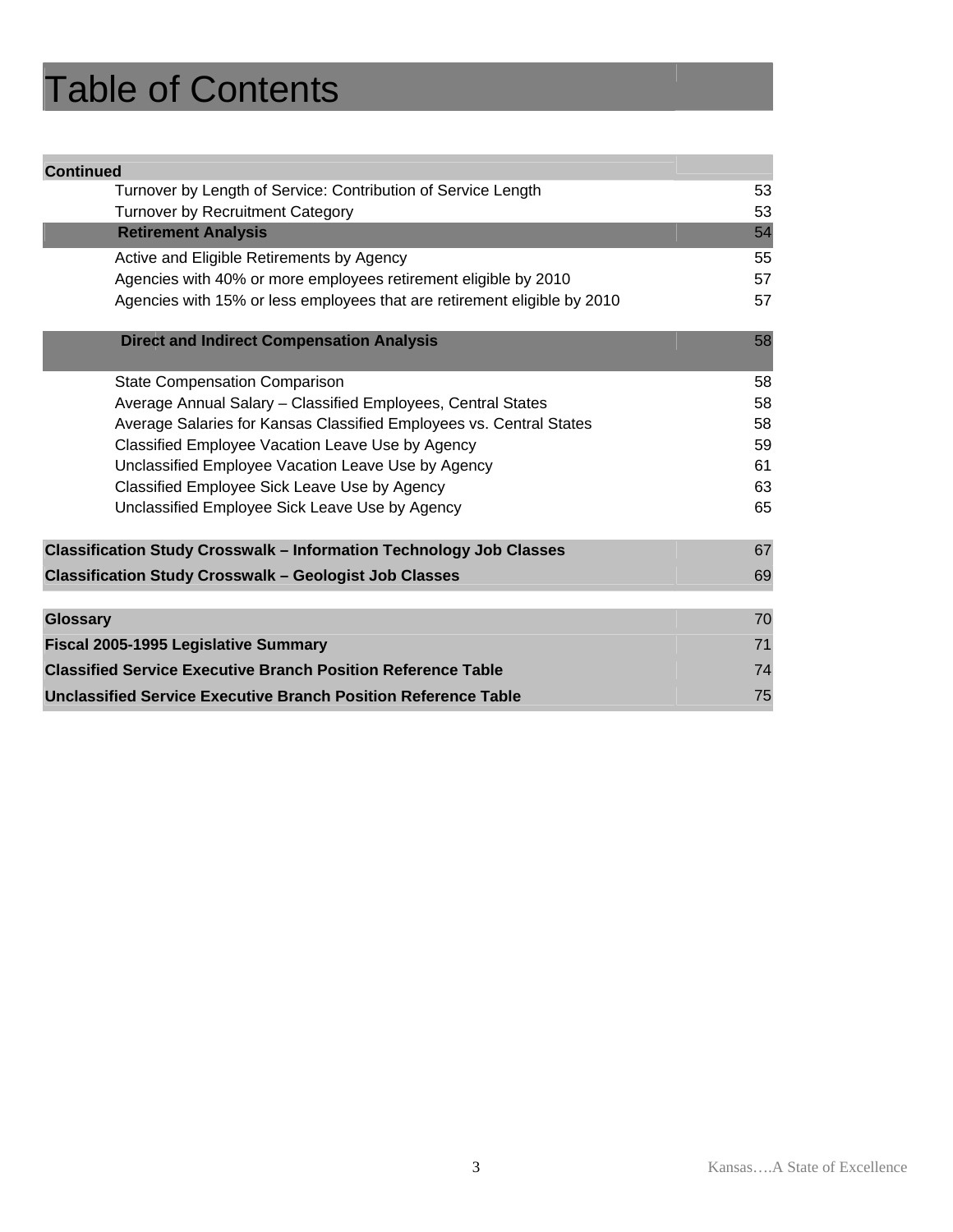# Table of Contents

| Continued | |
|---|---|
| Turnover by Length of Service: Contribution of Service Length | 53 |
| Turnover by Recruitment Category | 53 |
| **Retirement Analysis** | 54 |
| Active and Eligible Retirements by Agency | 55 |
| Agencies with 40% or more employees retirement eligible by 2010 | 57 |
| Agencies with 15% or less employees that are retirement eligible by 2010 | 57 |
| **Direct and Indirect Compensation Analysis** | 58 |
| State Compensation Comparison | 58 |
| Average Annual Salary – Classified Employees, Central States | 58 |
| Average Salaries for Kansas Classified Employees vs. Central States | 58 |
| Classified Employee Vacation Leave Use by Agency | 59 |
| Unclassified Employee Vacation Leave Use by Agency | 61 |
| Classified Employee Sick Leave Use by Agency | 63 |
| Unclassified Employee Sick Leave Use by Agency | 65 |
| **Classification Study Crosswalk – Information Technology Job Classes** | 67 |
| **Classification Study Crosswalk – Geologist Job Classes** | 69 |
| **Glossary** | 70 |
| **Fiscal 2005-1995 Legislative Summary** | 71 |
| **Classified Service Executive Branch Position Reference Table** | 74 |
| **Unclassified Service Executive Branch Position Reference Table** | 75 |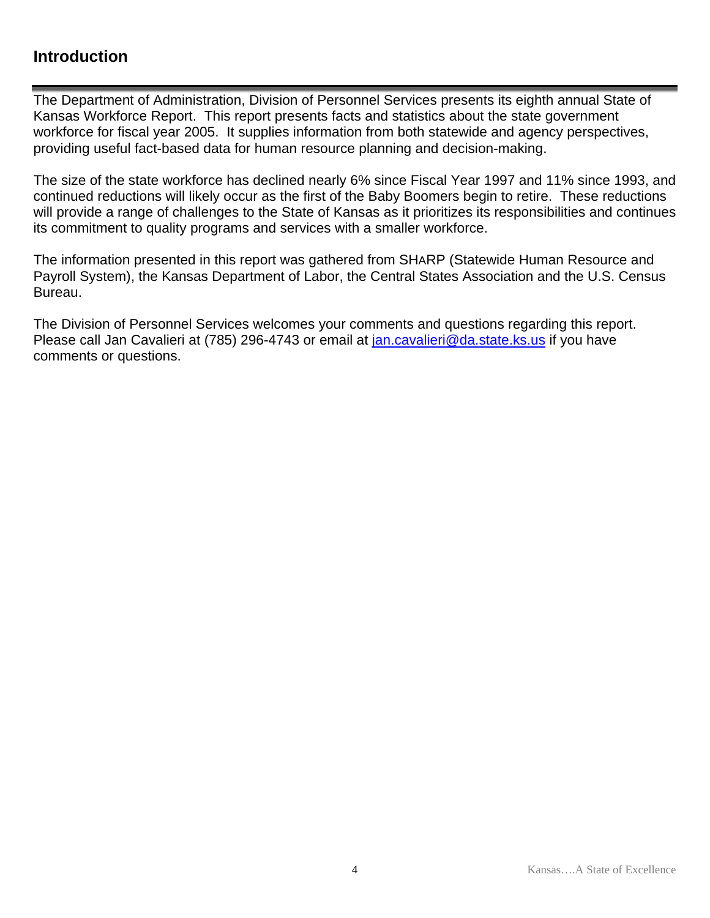## Introduction

The Department of Administration, Division of Personnel Services presents its eighth annual State of Kansas Workforce Report. This report presents facts and statistics about the state government workforce for fiscal year 2005. It supplies information from both statewide and agency perspectives, providing useful fact-based data for human resource planning and decision-making.

The size of the state workforce has declined nearly 6% since Fiscal Year 1997 and 11% since 1993, and continued reductions will likely occur as the first of the Baby Boomers begin to retire. These reductions will provide a range of challenges to the State of Kansas as it prioritizes its responsibilities and continues its commitment to quality programs and services with a smaller workforce.

The information presented in this report was gathered from SHARP (Statewide Human Resource and Payroll System), the Kansas Department of Labor, the Central States Association and the U.S. Census Bureau.

The Division of Personnel Services welcomes your comments and questions regarding this report. Please call Jan Cavalieri at (785) 296-4743 or email at jan.cavalieri@da.state.ks.us if you have comments or questions.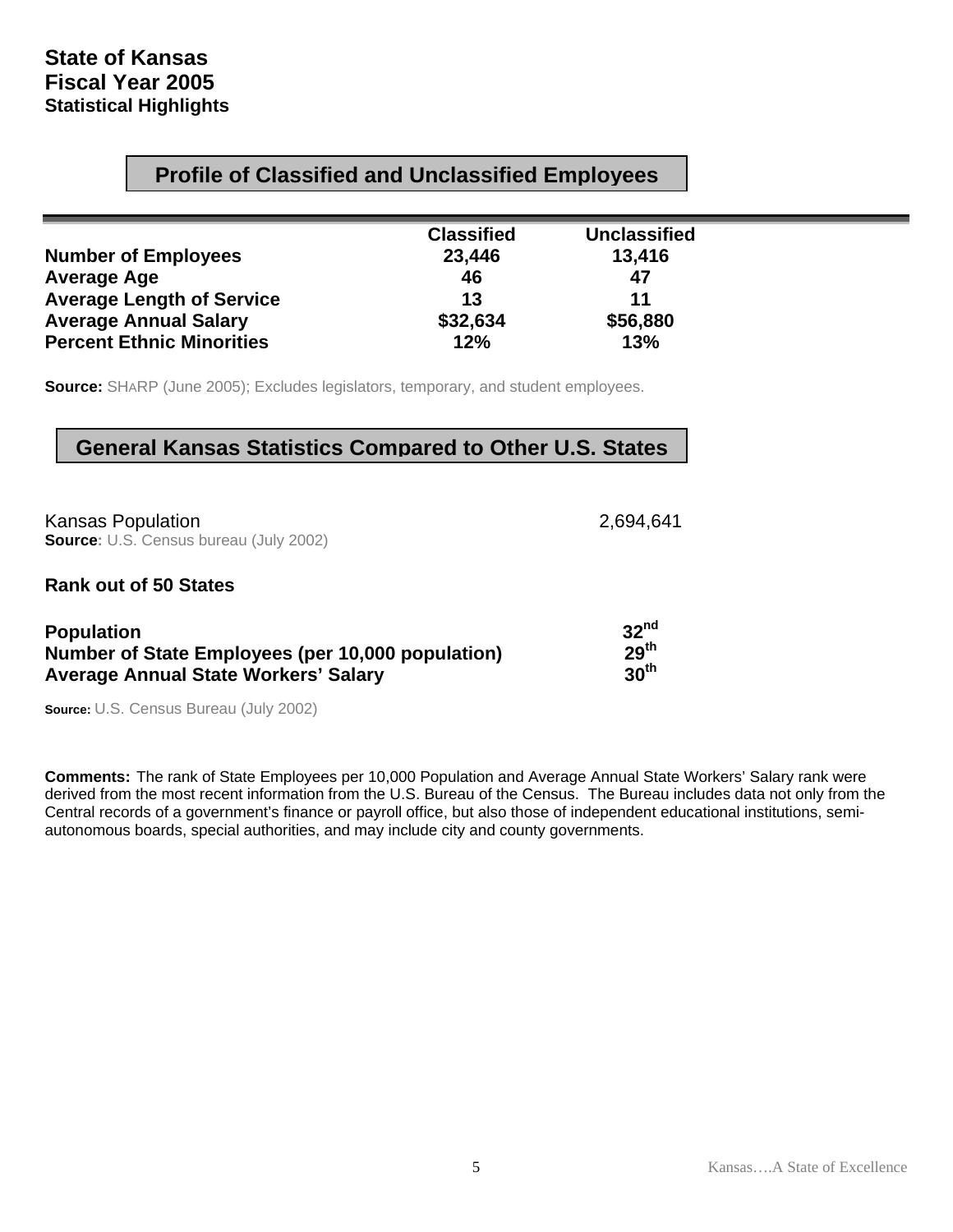# State of Kansas
## Fiscal Year 2005
### Statistical Highlights

## Profile of Classified and Unclassified Employees

| | Classified | Unclassified |
|---|---|---|
| **Number of Employees** | **23,446** | **13,416** |
| **Average Age** | **46** | **47** |
| **Average Length of Service** | **13** | **11** |
| **Average Annual Salary** | **$32,634** | **$56,880** |
| **Percent Ethnic Minorities** | **12%** | **13%** |

**Source:** SHARP (June 2005); Excludes legislators, temporary, and student employees.

## General Kansas Statistics Compared to Other U.S. States

Kansas Population 2,694,641
**Source**: U.S. Census bureau (July 2002)

**Rank out of 50 States**

| | |
|---|---|
| **Population** | **32nd** |
| **Number of State Employees (per 10,000 population)** | **29th** |
| **Average Annual State Workers' Salary** | **30th** |

**Source:** U.S. Census Bureau (July 2002)

**Comments:** The rank of State Employees per 10,000 Population and Average Annual State Workers' Salary rank were derived from the most recent information from the U.S. Bureau of the Census. The Bureau includes data not only from the Central records of a government's finance or payroll office, but also those of independent educational institutions, semi-autonomous boards, special authorities, and may include city and county governments.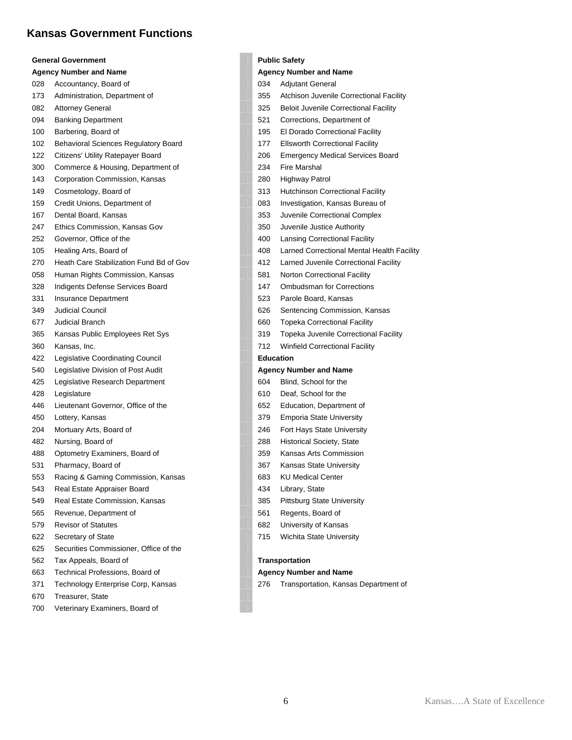# Kansas Government Functions

## General Government

| Agency Number and Name | |
|---|---|
| 028 | Accountancy, Board of |
| 173 | Administration, Department of |
| 082 | Attorney General |
| 094 | Banking Department |
| 100 | Barbering, Board of |
| 102 | Behavioral Sciences Regulatory Board |
| 122 | Citizens' Utility Ratepayer Board |
| 300 | Commerce & Housing, Department of |
| 143 | Corporation Commission, Kansas |
| 149 | Cosmetology, Board of |
| 159 | Credit Unions, Department of |
| 167 | Dental Board, Kansas |
| 247 | Ethics Commission, Kansas Gov |
| 252 | Governor, Office of the |
| 105 | Healing Arts, Board of |
| 270 | Heath Care Stabilization Fund Bd of Gov |
| 058 | Human Rights Commission, Kansas |
| 328 | Indigents Defense Services Board |
| 331 | Insurance Department |
| 349 | Judicial Council |
| 677 | Judicial Branch |
| 365 | Kansas Public Employees Ret Sys |
| 360 | Kansas, Inc. |
| 422 | Legislative Coordinating Council |
| 540 | Legislative Division of Post Audit |
| 425 | Legislative Research Department |
| 428 | Legislature |
| 446 | Lieutenant Governor, Office of the |
| 450 | Lottery, Kansas |
| 204 | Mortuary Arts, Board of |
| 482 | Nursing, Board of |
| 488 | Optometry Examiners, Board of |
| 531 | Pharmacy, Board of |
| 553 | Racing & Gaming Commission, Kansas |
| 543 | Real Estate Appraiser Board |
| 549 | Real Estate Commission, Kansas |
| 565 | Revenue, Department of |
| 579 | Revisor of Statutes |
| 622 | Secretary of State |
| 625 | Securities Commissioner, Office of the |
| 562 | Tax Appeals, Board of |
| 663 | Technical Professions, Board of |
| 371 | Technology Enterprise Corp, Kansas |
| 670 | Treasurer, State |
| 700 | Veterinary Examiners, Board of |

## Public Safety

| Agency Number and Name | |
|---|---|
| 034 | Adjutant General |
| 355 | Atchison Juvenile Correctional Facility |
| 325 | Beloit Juvenile Correctional Facility |
| 521 | Corrections, Department of |
| 195 | El Dorado Correctional Facility |
| 177 | Ellsworth Correctional Facility |
| 206 | Emergency Medical Services Board |
| 234 | Fire Marshal |
| 280 | Highway Patrol |
| 313 | Hutchinson Correctional Facility |
| 083 | Investigation, Kansas Bureau of |
| 353 | Juvenile Correctional Complex |
| 350 | Juvenile Justice Authority |
| 400 | Lansing Correctional Facility |
| 408 | Larned Correctional Mental Health Facility |
| 412 | Larned Juvenile Correctional Facility |
| 581 | Norton Correctional Facility |
| 147 | Ombudsman for Corrections |
| 523 | Parole Board, Kansas |
| 626 | Sentencing Commission, Kansas |
| 660 | Topeka Correctional Facility |
| 319 | Topeka Juvenile Correctional Facility |
| 712 | Winfield Correctional Facility |

## Education

| Agency Number and Name | |
|---|---|
| 604 | Blind, School for the |
| 610 | Deaf, School for the |
| 652 | Education, Department of |
| 379 | Emporia State University |
| 246 | Fort Hays State University |
| 288 | Historical Society, State |
| 359 | Kansas Arts Commission |
| 367 | Kansas State University |
| 683 | KU Medical Center |
| 434 | Library, State |
| 385 | Pittsburg State University |
| 561 | Regents, Board of |
| 682 | University of Kansas |
| 715 | Wichita State University |

## Transportation

| Agency Number and Name | |
|---|---|
| 276 | Transportation, Kansas Department of |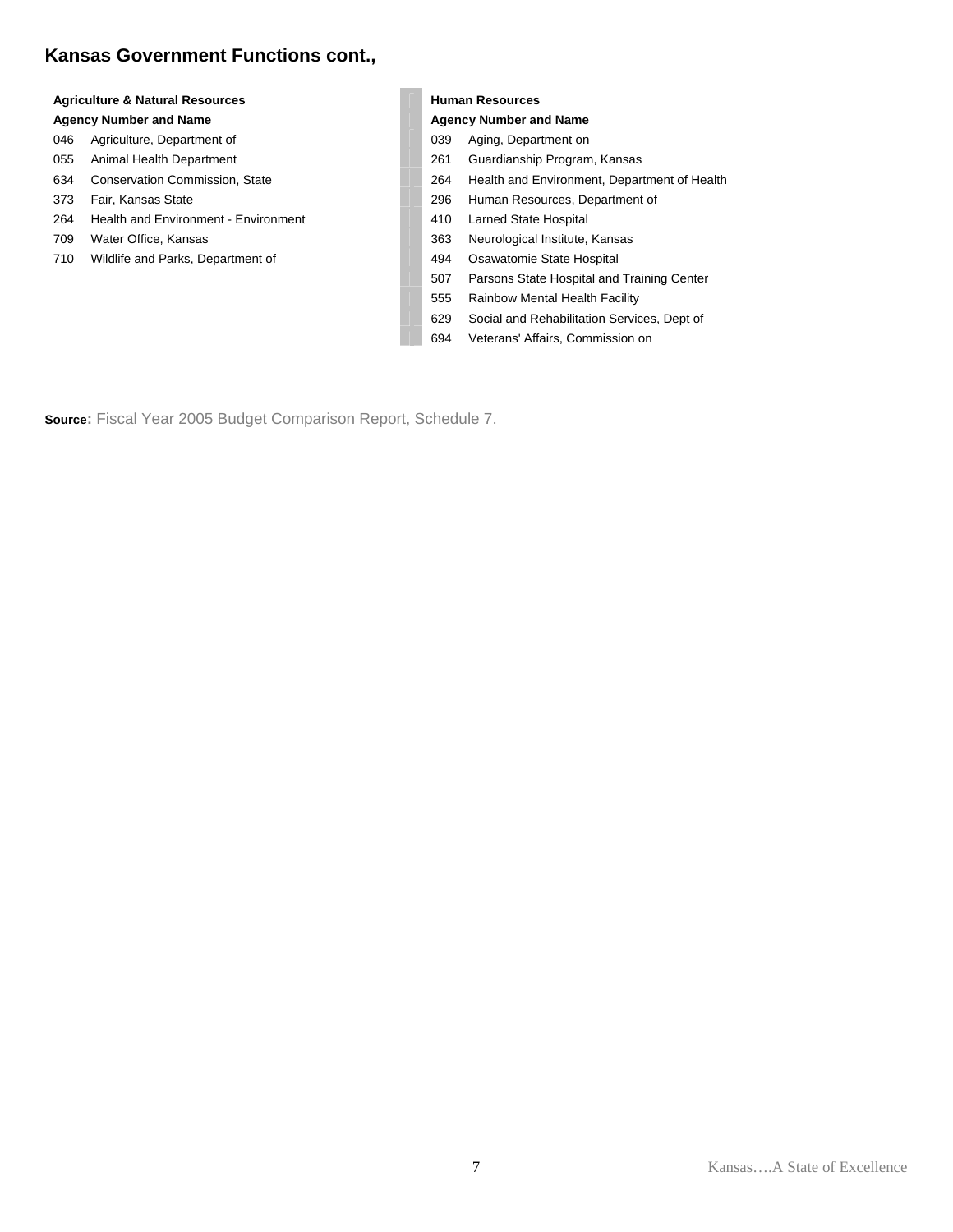# Kansas Government Functions cont.,

**Agriculture & Natural Resources**

| Agency Number | Agency Name |
|---|---|
| 046 | Agriculture, Department of |
| 055 | Animal Health Department |
| 634 | Conservation Commission, State |
| 373 | Fair, Kansas State |
| 264 | Health and Environment - Environment |
| 709 | Water Office, Kansas |
| 710 | Wildlife and Parks, Department of |

**Human Resources**

| Agency Number | Agency Name |
|---|---|
| 039 | Aging, Department on |
| 261 | Guardianship Program, Kansas |
| 264 | Health and Environment, Department of Health |
| 296 | Human Resources, Department of |
| 410 | Larned State Hospital |
| 363 | Neurological Institute, Kansas |
| 494 | Osawatomie State Hospital |
| 507 | Parsons State Hospital and Training Center |
| 555 | Rainbow Mental Health Facility |
| 629 | Social and Rehabilitation Services, Dept of |
| 694 | Veterans' Affairs, Commission on |

**Source**: Fiscal Year 2005 Budget Comparison Report, Schedule 7.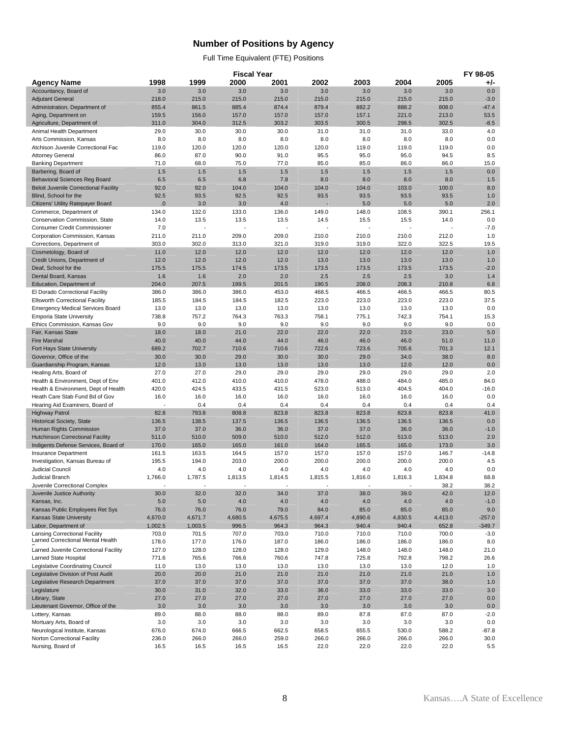# Number of Positions by Agency

Full Time Equivalent (FTE) Positions

| Agency Name | 1998 | 1999 | 2000 | 2001 | 2002 | 2003 | 2004 | 2005 | FY 98-05 +/- |
|---|---|---|---|---|---|---|---|---|---|
| Accountancy, Board of | 3.0 | 3.0 | 3.0 | 3.0 | 3.0 | 3.0 | 3.0 | 3.0 | 0.0 |
| Adjutant General | 218.0 | 215.0 | 215.0 | 215.0 | 215.0 | 215.0 | 215.0 | 215.0 | -3.0 |
| Administration, Department of | 855.4 | 861.5 | 885.4 | 874.4 | 879.4 | 882.2 | 888.2 | 808.0 | -47.4 |
| Aging, Department on | 159.5 | 156.0 | 157.0 | 157.0 | 157.0 | 157.1 | 221.0 | 213.0 | 53.5 |
| Agriculture, Department of | 311.0 | 304.0 | 312.5 | 303.2 | 303.5 | 300.5 | 298.5 | 302.5 | -8.5 |
| Animal Health Department | 29.0 | 30.0 | 30.0 | 30.0 | 31.0 | 31.0 | 31.0 | 33.0 | 4.0 |
| Arts Commission, Kansas | 8.0 | 8.0 | 8.0 | 8.0 | 8.0 | 8.0 | 8.0 | 8.0 | 0.0 |
| Atchison Juvenile Correctional Fac | 119.0 | 120.0 | 120.0 | 120.0 | 120.0 | 119.0 | 119.0 | 119.0 | 0.0 |
| Attorney General | 86.0 | 87.0 | 90.0 | 91.0 | 95.5 | 95.0 | 95.0 | 94.5 | 8.5 |
| Banking Department | 71.0 | 68.0 | 75.0 | 77.0 | 85.0 | 85.0 | 86.0 | 86.0 | 15.0 |
| Barbering, Board of | 1.5 | 1.5 | 1.5 | 1.5 | 1.5 | 1.5 | 1.5 | 1.5 | 0.0 |
| Behavioral Sciences Reg Board | 6.5 | 6.5 | 6.8 | 7.8 | 8.0 | 8.0 | 8.0 | 8.0 | 1.5 |
| Beloit Juvenile Correctional Facility | 92.0 | 92.0 | 104.0 | 104.0 | 104.0 | 104.0 | 103.0 | 100.0 | 8.0 |
| Blind, School for the | 92.5 | 93.5 | 92.5 | 92.5 | 93.5 | 93.5 | 93.5 | 93.5 | 1.0 |
| Citizens' Utility Ratepayer Board | .0 | 3.0 | 3.0 | 4.0 | - | 5.0 | 5.0 | 5.0 | 2.0 |
| Commerce, Department of | 134.0 | 132.0 | 133.0 | 136.0 | 149.0 | 148.0 | 108.5 | 390.1 | 256.1 |
| Conservation Commission, State | 14.0 | 13.5 | 13.5 | 13.5 | 14.5 | 15.5 | 15.5 | 14.0 | 0.0 |
| Consumer Credit Commissioner | 7.0 | - | - | - | - | - | - | - | -7.0 |
| Corporation Commission, Kansas | 211.0 | 211.0 | 209.0 | 209.0 | 210.0 | 210.0 | 210.0 | 212.0 | 1.0 |
| Corrections, Department of | 303.0 | 302.0 | 313.0 | 321.0 | 319.0 | 319.0 | 322.0 | 322.5 | 19.5 |
| Cosmetology, Board of | 11.0 | 12.0 | 12.0 | 12.0 | 12.0 | 12.0 | 12.0 | 12.0 | 1.0 |
| Credit Unions, Department of | 12.0 | 12.0 | 12.0 | 12.0 | 13.0 | 13.0 | 13.0 | 13.0 | 1.0 |
| Deaf, School for the | 175.5 | 175.5 | 174.5 | 173.5 | 173.5 | 173.5 | 173.5 | 173.5 | -2.0 |
| Dental Board, Kansas | 1.6 | 1.6 | 2.0 | 2.0 | 2.5 | 2.5 | 2.5 | 3.0 | 1.4 |
| Education, Department of | 204.0 | 207.5 | 199.5 | 201.5 | 190.5 | 208.0 | 208.3 | 210.8 | 6.8 |
| El Dorado Correctional Facility | 386.0 | 386.0 | 386.0 | 453.0 | 468.5 | 466.5 | 466.5 | 466.5 | 80.5 |
| Ellsworth Correctional Facility | 185.5 | 184.5 | 184.5 | 182.5 | 223.0 | 223.0 | 223.0 | 223.0 | 37.5 |
| Emergency Medical Services Board | 13.0 | 13.0 | 13.0 | 13.0 | 13.0 | 13.0 | 13.0 | 13.0 | 0.0 |
| Emporia State University | 738.8 | 757.2 | 764.3 | 763.3 | 758.1 | 775.1 | 742.3 | 754.1 | 15.3 |
| Ethics Commission, Kansas Gov | 9.0 | 9.0 | 9.0 | 9.0 | 9.0 | 9.0 | 9.0 | 9.0 | 0.0 |
| Fair, Kansas State | 18.0 | 18.0 | 21.0 | 22.0 | 22.0 | 22.0 | 23.0 | 23.0 | 5.0 |
| Fire Marshal | 40.0 | 40.0 | 44.0 | 44.0 | 46.0 | 46.0 | 46.0 | 51.0 | 11.0 |
| Fort Hays State University | 689.2 | 702.7 | 710.6 | 710.6 | 722.6 | 723.6 | 705.6 | 701.3 | 12.1 |
| Governor, Office of the | 30.0 | 30.0 | 29.0 | 30.0 | 30.0 | 29.0 | 34.0 | 38.0 | 8.0 |
| Guardianship Program, Kansas | 12.0 | 13.0 | 13.0 | 13.0 | 13.0 | 13.0 | 12.0 | 12.0 | 0.0 |
| Healing Arts, Board of | 27.0 | 27.0 | 29.0 | 29.0 | 29.0 | 29.0 | 29.0 | 29.0 | 2.0 |
| Health & Environment, Dept of Env | 401.0 | 412.0 | 410.0 | 410.0 | 478.0 | 488.0 | 484.0 | 485.0 | 84.0 |
| Health & Environment, Dept of Health | 420.0 | 424.5 | 433.5 | 431.5 | 523.0 | 513.0 | 404.5 | 404.0 | -16.0 |
| Heath Care Stab Fund Bd of Gov | 16.0 | 16.0 | 16.0 | 16.0 | 16.0 | 16.0 | 16.0 | 16.0 | 0.0 |
| Hearing Aid Examiners, Board of | - | 0.4 | 0.4 | 0.4 | 0.4 | 0.4 | 0.4 | 0.4 | 0.4 |
| Highway Patrol | 82.8 | 793.8 | 808.8 | 823.8 | 823.8 | 823.8 | 823.8 | 823.8 | 41.0 |
| Historical Society, State | 136.5 | 138.5 | 137.5 | 136.5 | 136.5 | 136.5 | 136.5 | 136.5 | 0.0 |
| Human Rights Commission | 37.0 | 37.0 | 36.0 | 36.0 | 37.0 | 37.0 | 36.0 | 36.0 | -1.0 |
| Hutchinson Correctional Facility | 511.0 | 510.0 | 509.0 | 510.0 | 512.0 | 512.0 | 513.0 | 513.0 | 2.0 |
| Indigents Defense Services, Board of | 170.0 | 165.0 | 165.0 | 161.0 | 164.0 | 165.5 | 165.0 | 173.0 | 3.0 |
| Insurance Department | 161.5 | 163.5 | 164.5 | 157.0 | 157.0 | 157.0 | 157.0 | 146.7 | -14.8 |
| Investigation, Kansas Bureau of | 195.5 | 194.0 | 203.0 | 200.0 | 200.0 | 200.0 | 200.0 | 200.0 | 4.5 |
| Judicial Council | 4.0 | 4.0 | 4.0 | 4.0 | 4.0 | 4.0 | 4.0 | 4.0 | 0.0 |
| Judicial Branch | 1,766.0 | 1,787.5 | 1,813.5 | 1,814.5 | 1,815.5 | 1,816.0 | 1,816.3 | 1,834.8 | 68.8 |
| Juvenile Correctional Complex | - | - | - | - | - | - | - | 38.2 | 38.2 |
| Juvenile Justice Authority | 30.0 | 32.0 | 32.0 | 34.0 | 37.0 | 38.0 | 39.0 | 42.0 | 12.0 |
| Kansas, Inc. | 5.0 | 5.0 | 4.0 | 4.0 | 4.0 | 4.0 | 4.0 | 4.0 | -1.0 |
| Kansas Public Employees Ret Sys | 76.0 | 76.0 | 76.0 | 79.0 | 84.0 | 85.0 | 85.0 | 85.0 | 9.0 |
| Kansas State University | 4,670.0 | 4,671.7 | 4,680.5 | 4,675.5 | 4,697.4 | 4,890.6 | 4,830.5 | 4,413.0 | -257.0 |
| Labor, Department of | 1,002.5 | 1,003.5 | 996.5 | 964.3 | 964.3 | 940.4 | 940.4 | 652.8 | -349.7 |
| Lansing Correctional Facility | 703.0 | 701.5 | 707.0 | 703.0 | 710.0 | 710.0 | 710.0 | 700.0 | -3.0 |
| Larned Correctional Mental Health F | 178.0 | 177.0 | 176.0 | 187.0 | 186.0 | 186.0 | 186.0 | 186.0 | 8.0 |
| Larned Juvenile Correctional Facility | 127.0 | 128.0 | 128.0 | 128.0 | 129.0 | 148.0 | 148.0 | 148.0 | 21.0 |
| Larned State Hospital | 771.6 | 765.6 | 766.6 | 760.6 | 747.8 | 725.8 | 792.8 | 798.2 | 26.6 |
| Legislative Coordinating Council | 11.0 | 13.0 | 13.0 | 13.0 | 13.0 | 13.0 | 13.0 | 12.0 | 1.0 |
| Legislative Division of Post Audit | 20.0 | 20.0 | 21.0 | 21.0 | 21.0 | 21.0 | 21.0 | 21.0 | 1.0 |
| Legislative Research Department | 37.0 | 37.0 | 37.0 | 37.0 | 37.0 | 37.0 | 37.0 | 38.0 | 1.0 |
| Legislature | 30.0 | 31.0 | 32.0 | 33.0 | 36.0 | 33.0 | 33.0 | 33.0 | 3.0 |
| Library, State | 27.0 | 27.0 | 27.0 | 27.0 | 27.0 | 27.0 | 27.0 | 27.0 | 0.0 |
| Lieutenant Governor, Office of the | 3.0 | 3.0 | 3.0 | 3.0 | 3.0 | 3.0 | 3.0 | 3.0 | 0.0 |
| Lottery, Kansas | 89.0 | 88.0 | 88.0 | 88.0 | 89.0 | 87.8 | 87.0 | 87.0 | -2.0 |
| Mortuary Arts, Board of | 3.0 | 3.0 | 3.0 | 3.0 | 3.0 | 3.0 | 3.0 | 3.0 | 0.0 |
| Neurological Institute, Kansas | 676.0 | 674.0 | 666.5 | 662.5 | 658.5 | 655.5 | 530.0 | 588.2 | -87.8 |
| Norton Correctional Facility | 236.0 | 266.0 | 266.0 | 259.0 | 266.0 | 266.0 | 266.0 | 266.0 | 30.0 |
| Nursing, Board of | 16.5 | 16.5 | 16.5 | 16.5 | 22.0 | 22.0 | 22.0 | 22.0 | 5.5 |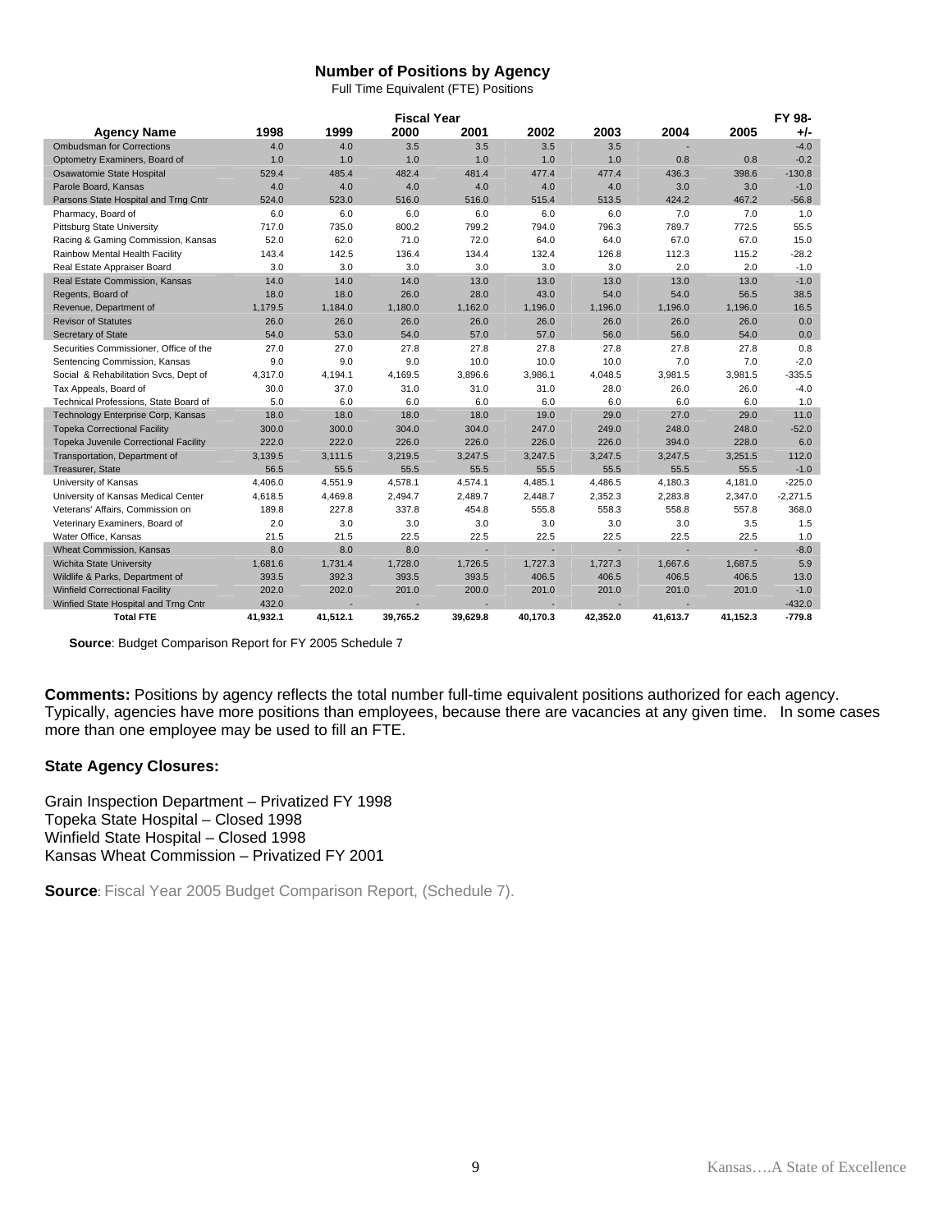## Number of Positions by Agency

Full Time Equivalent (FTE) Positions

| Agency Name | Fiscal Year 1998 | 1999 | 2000 | 2001 | 2002 | 2003 | 2004 | 2005 | FY 98- +/- |
|---|---|---|---|---|---|---|---|---|---|
| Ombudsman for Corrections | 4.0 | 4.0 | 3.5 | 3.5 | 3.5 | 3.5 | - | | -4.0 |
| Optometry Examiners, Board of | 1.0 | 1.0 | 1.0 | 1.0 | 1.0 | 1.0 | 0.8 | 0.8 | -0.2 |
| Osawatomie State Hospital | 529.4 | 485.4 | 482.4 | 481.4 | 477.4 | 477.4 | 436.3 | 398.6 | -130.8 |
| Parole Board, Kansas | 4.0 | 4.0 | 4.0 | 4.0 | 4.0 | 4.0 | 3.0 | 3.0 | -1.0 |
| Parsons State Hospital and Trng Cntr | 524.0 | 523.0 | 516.0 | 516.0 | 515.4 | 513.5 | 424.2 | 467.2 | -56.8 |
| Pharmacy, Board of | 6.0 | 6.0 | 6.0 | 6.0 | 6.0 | 6.0 | 7.0 | 7.0 | 1.0 |
| Pittsburg State University | 717.0 | 735.0 | 800.2 | 799.2 | 794.0 | 796.3 | 789.7 | 772.5 | 55.5 |
| Racing & Gaming Commission, Kansas | 52.0 | 62.0 | 71.0 | 72.0 | 64.0 | 64.0 | 67.0 | 67.0 | 15.0 |
| Rainbow Mental Health Facility | 143.4 | 142.5 | 136.4 | 134.4 | 132.4 | 126.8 | 112.3 | 115.2 | -28.2 |
| Real Estate Appraiser Board | 3.0 | 3.0 | 3.0 | 3.0 | 3.0 | 3.0 | 2.0 | 2.0 | -1.0 |
| Real Estate Commission, Kansas | 14.0 | 14.0 | 14.0 | 13.0 | 13.0 | 13.0 | 13.0 | 13.0 | -1.0 |
| Regents, Board of | 18.0 | 18.0 | 26.0 | 28.0 | 43.0 | 54.0 | 54.0 | 56.5 | 38.5 |
| Revenue, Department of | 1,179.5 | 1,184.0 | 1,180.0 | 1,162.0 | 1,196.0 | 1,196.0 | 1,196.0 | 1,196.0 | 16.5 |
| Revisor of Statutes | 26.0 | 26.0 | 26.0 | 26.0 | 26.0 | 26.0 | 26.0 | 26.0 | 0.0 |
| Secretary of State | 54.0 | 53.0 | 54.0 | 57.0 | 57.0 | 56.0 | 56.0 | 54.0 | 0.0 |
| Securities Commissioner, Office of the | 27.0 | 27.0 | 27.8 | 27.8 | 27.8 | 27.8 | 27.8 | 27.8 | 0.8 |
| Sentencing Commission, Kansas | 9.0 | 9.0 | 9.0 | 10.0 | 10.0 | 10.0 | 7.0 | 7.0 | -2.0 |
| Social & Rehabilitation Svcs, Dept of | 4,317.0 | 4,194.1 | 4,169.5 | 3,896.6 | 3,986.1 | 4,048.5 | 3,981.5 | 3,981.5 | -335.5 |
| Tax Appeals, Board of | 30.0 | 37.0 | 31.0 | 31.0 | 31.0 | 28.0 | 26.0 | 26.0 | -4.0 |
| Technical Professions, State Board of | 5.0 | 6.0 | 6.0 | 6.0 | 6.0 | 6.0 | 6.0 | 6.0 | 1.0 |
| Technology Enterprise Corp, Kansas | 18.0 | 18.0 | 18.0 | 18.0 | 19.0 | 29.0 | 27.0 | 29.0 | 11.0 |
| Topeka Correctional Facility | 300.0 | 300.0 | 304.0 | 304.0 | 247.0 | 249.0 | 248.0 | 248.0 | -52.0 |
| Topeka Juvenile Correctional Facility | 222.0 | 222.0 | 226.0 | 226.0 | 226.0 | 226.0 | 394.0 | 228.0 | 6.0 |
| Transportation, Department of | 3,139.5 | 3,111.5 | 3,219.5 | 3,247.5 | 3,247.5 | 3,247.5 | 3,247.5 | 3,251.5 | 112.0 |
| Treasurer, State | 56.5 | 55.5 | 55.5 | 55.5 | 55.5 | 55.5 | 55.5 | 55.5 | -1.0 |
| University of Kansas | 4,406.0 | 4,551.9 | 4,578.1 | 4,574.1 | 4,485.1 | 4,486.5 | 4,180.3 | 4,181.0 | -225.0 |
| University of Kansas Medical Center | 4,618.5 | 4,469.8 | 2,494.7 | 2,489.7 | 2,448.7 | 2,352.3 | 2,283.8 | 2,347.0 | -2,271.5 |
| Veterans' Affairs, Commission on | 189.8 | 227.8 | 337.8 | 454.8 | 555.8 | 558.3 | 558.8 | 557.8 | 368.0 |
| Veterinary Examiners, Board of | 2.0 | 3.0 | 3.0 | 3.0 | 3.0 | 3.0 | 3.0 | 3.5 | 1.5 |
| Water Office, Kansas | 21.5 | 21.5 | 22.5 | 22.5 | 22.5 | 22.5 | 22.5 | 22.5 | 1.0 |
| Wheat Commission, Kansas | 8.0 | 8.0 | 8.0 | - | - | - | - | - | -8.0 |
| Wichita State University | 1,681.6 | 1,731.4 | 1,728.0 | 1,726.5 | 1,727.3 | 1,727.3 | 1,667.6 | 1,687.5 | 5.9 |
| Wildlife & Parks, Department of | 393.5 | 392.3 | 393.5 | 393.5 | 406.5 | 406.5 | 406.5 | 406.5 | 13.0 |
| Winfield Correctional Facility | 202.0 | 202.0 | 201.0 | 200.0 | 201.0 | 201.0 | 201.0 | 201.0 | -1.0 |
| Winfied State Hospital and Trng Cntr | 432.0 | - | - | - | - | - | - | - | -432.0 |
| **Total FTE** | **41,932.1** | **41,512.1** | **39,765.2** | **39,629.8** | **40,170.3** | **42,352.0** | **41,613.7** | **41,152.3** | **-779.8** |

**Source**: Budget Comparison Report for FY 2005 Schedule 7

**Comments:** Positions by agency reflects the total number full-time equivalent positions authorized for each agency. Typically, agencies have more positions than employees, because there are vacancies at any given time. In some cases more than one employee may be used to fill an FTE.

**State Agency Closures:**

Grain Inspection Department – Privatized FY 1998
Topeka State Hospital – Closed 1998
Winfield State Hospital – Closed 1998
Kansas Wheat Commission – Privatized FY 2001

**Source**: Fiscal Year 2005 Budget Comparison Report, (Schedule 7).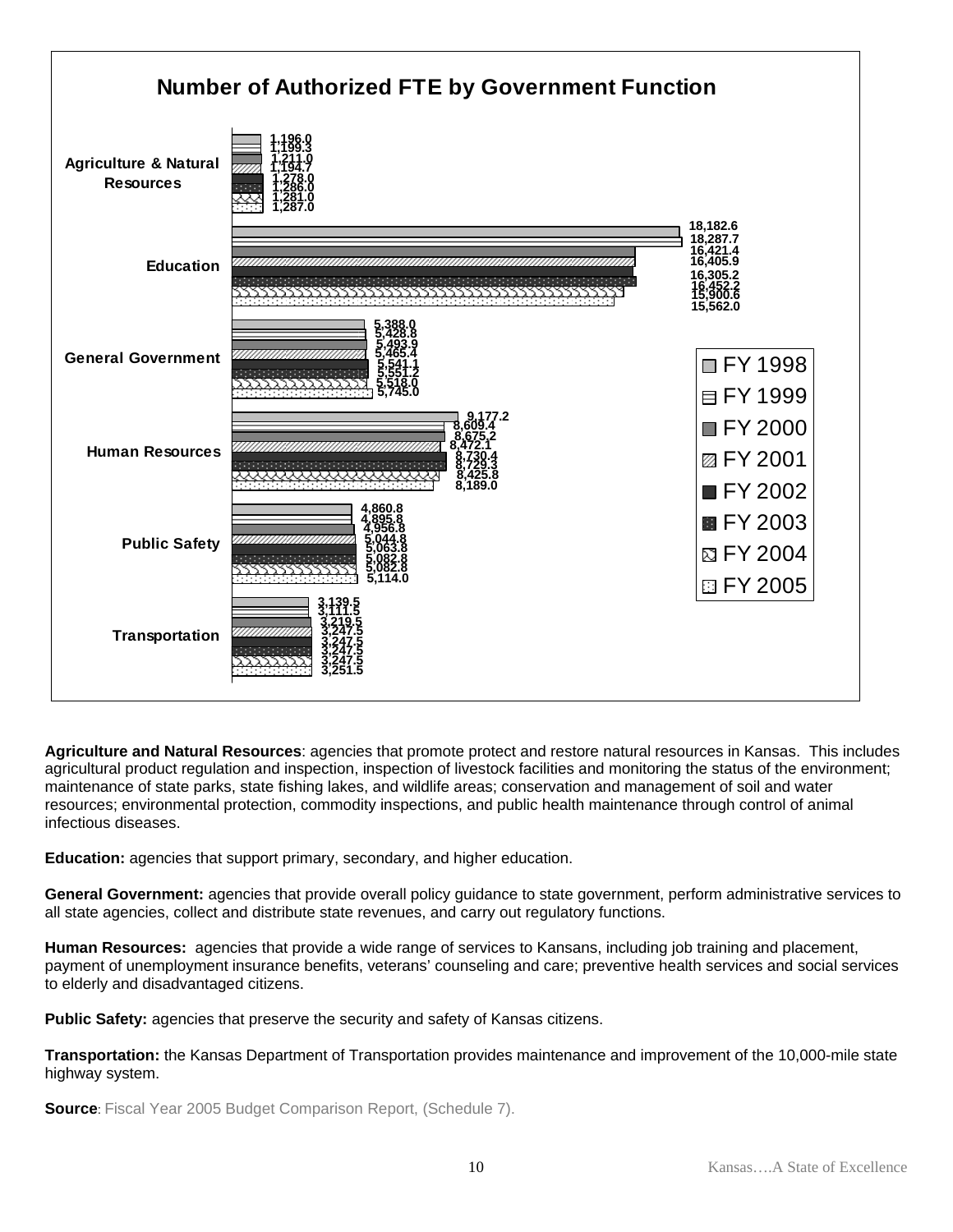## Number of Authorized FTE by Government Function

| Function | FY 1998 | FY 1999 | FY 2000 | FY 2001 | FY 2002 | FY 2003 | FY 2004 | FY 2005 |
|---|---|---|---|---|---|---|---|---|
| Agriculture & Natural Resources | 1,196.0 | 1,199.3 | 1,211.0 | 1,194.7 | 1,278.0 | 1,286.0 | 1,281.0 | 1,287.0 |
| Education | 18,182.6 | 18,287.7 | 16,421.4 | 16,405.9 | 16,305.2 | 16,452.2 | 15,900.6 | 15,562.0 |
| General Government | 5,388.0 | 5,428.8 | 5,493.9 | 5,465.4 | 5,541.1 | 5,551.2 | 5,518.0 | 5,745.0 |
| Human Resources | 9,177.2 | 8,609.4 | 8,675.2 | 8,472.1 | 8,730.4 | 8,729.3 | 8,425.8 | 8,189.0 |
| Public Safety | 4,860.8 | 4,895.8 | 4,956.8 | 5,044.8 | 5,063.8 | 5,082.8 | 5,082.8 | 5,114.0 |
| Transportation | 3,139.5 | 3,111.5 | 3,219.5 | 3,247.5 | 3,247.5 | 3,247.5 | 3,247.5 | 3,251.5 |

**Agriculture and Natural Resources**: agencies that promote protect and restore natural resources in Kansas. This includes agricultural product regulation and inspection, inspection of livestock facilities and monitoring the status of the environment; maintenance of state parks, state fishing lakes, and wildlife areas; conservation and management of soil and water resources; environmental protection, commodity inspections, and public health maintenance through control of animal infectious diseases.

**Education:** agencies that support primary, secondary, and higher education.

**General Government:** agencies that provide overall policy guidance to state government, perform administrative services to all state agencies, collect and distribute state revenues, and carry out regulatory functions.

**Human Resources:** agencies that provide a wide range of services to Kansans, including job training and placement, payment of unemployment insurance benefits, veterans' counseling and care; preventive health services and social services to elderly and disadvantaged citizens.

**Public Safety:** agencies that preserve the security and safety of Kansas citizens.

**Transportation:** the Kansas Department of Transportation provides maintenance and improvement of the 10,000-mile state highway system.

**Source**: Fiscal Year 2005 Budget Comparison Report, (Schedule 7).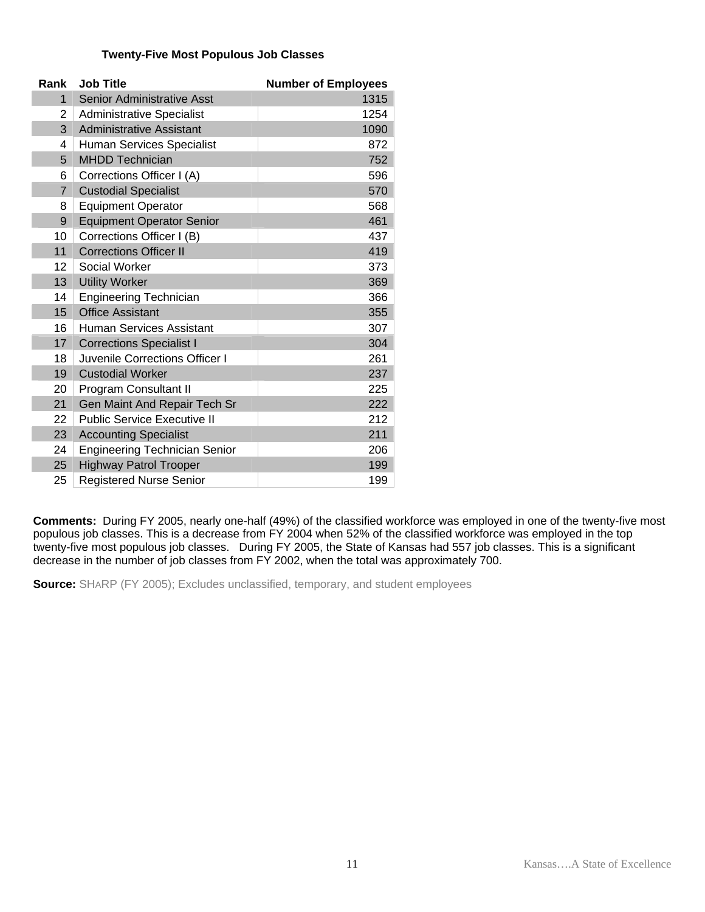### Twenty-Five Most Populous Job Classes

| Rank | Job Title | Number of Employees |
|---|---|---|
| 1 | Senior Administrative Asst | 1315 |
| 2 | Administrative Specialist | 1254 |
| 3 | Administrative Assistant | 1090 |
| 4 | Human Services Specialist | 872 |
| 5 | MHDD Technician | 752 |
| 6 | Corrections Officer I (A) | 596 |
| 7 | Custodial Specialist | 570 |
| 8 | Equipment Operator | 568 |
| 9 | Equipment Operator Senior | 461 |
| 10 | Corrections Officer I (B) | 437 |
| 11 | Corrections Officer II | 419 |
| 12 | Social Worker | 373 |
| 13 | Utility Worker | 369 |
| 14 | Engineering Technician | 366 |
| 15 | Office Assistant | 355 |
| 16 | Human Services Assistant | 307 |
| 17 | Corrections Specialist I | 304 |
| 18 | Juvenile Corrections Officer I | 261 |
| 19 | Custodial Worker | 237 |
| 20 | Program Consultant II | 225 |
| 21 | Gen Maint And Repair Tech Sr | 222 |
| 22 | Public Service Executive II | 212 |
| 23 | Accounting Specialist | 211 |
| 24 | Engineering Technician Senior | 206 |
| 25 | Highway Patrol Trooper | 199 |
| 25 | Registered Nurse Senior | 199 |

**Comments:** During FY 2005, nearly one-half (49%) of the classified workforce was employed in one of the twenty-five most populous job classes. This is a decrease from FY 2004 when 52% of the classified workforce was employed in the top twenty-five most populous job classes. During FY 2005, the State of Kansas had 557 job classes. This is a significant decrease in the number of job classes from FY 2002, when the total was approximately 700.

**Source:** SHARP (FY 2005); Excludes unclassified, temporary, and student employees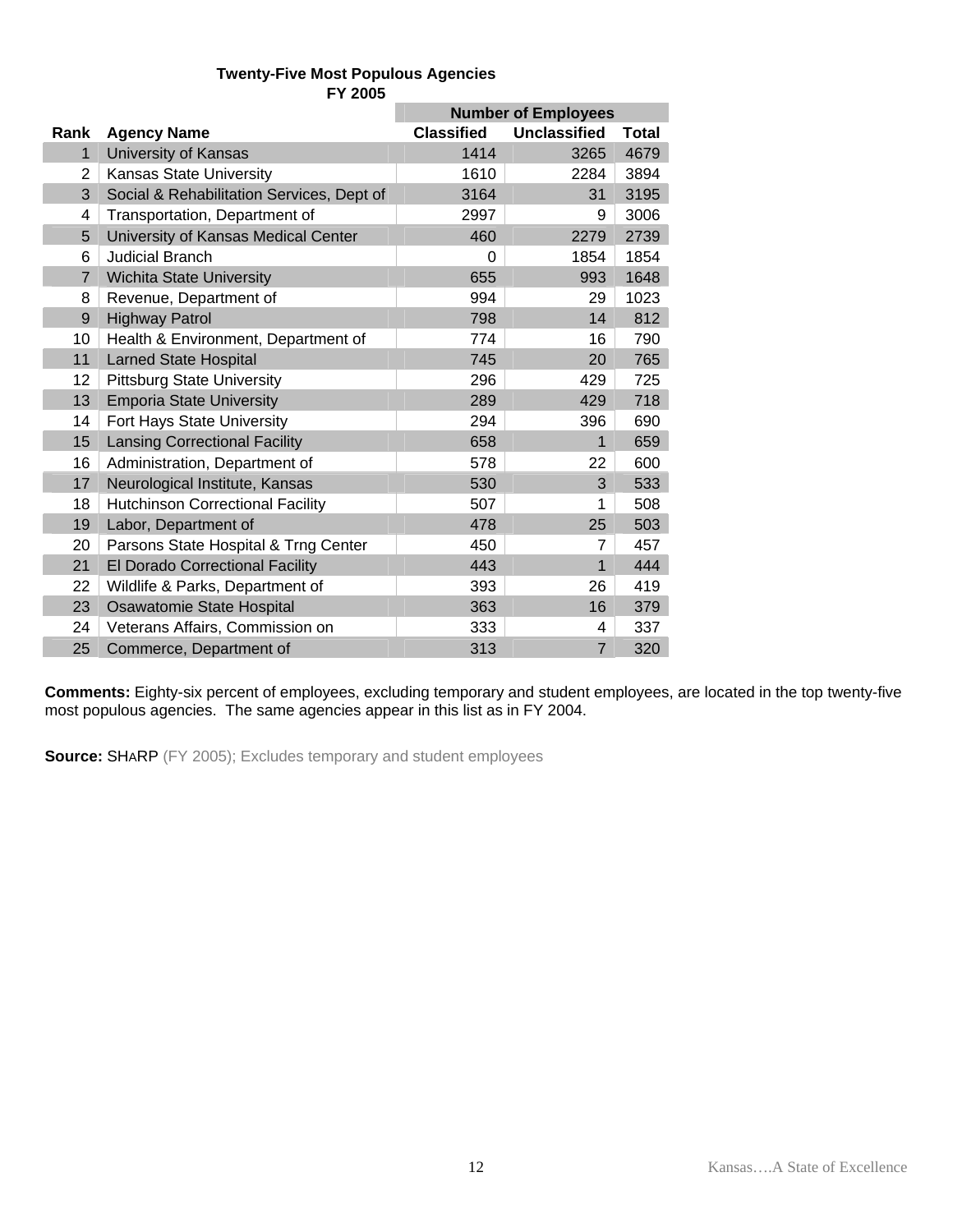**Twenty-Five Most Populous Agencies**
**FY 2005**

| Rank | Agency Name | Number of Employees | | |
|---|---|---|---|---|
| | | Classified | Unclassified | Total |
| 1 | University of Kansas | 1414 | 3265 | 4679 |
| 2 | Kansas State University | 1610 | 2284 | 3894 |
| 3 | Social & Rehabilitation Services, Dept of | 3164 | 31 | 3195 |
| 4 | Transportation, Department of | 2997 | 9 | 3006 |
| 5 | University of Kansas Medical Center | 460 | 2279 | 2739 |
| 6 | Judicial Branch | 0 | 1854 | 1854 |
| 7 | Wichita State University | 655 | 993 | 1648 |
| 8 | Revenue, Department of | 994 | 29 | 1023 |
| 9 | Highway Patrol | 798 | 14 | 812 |
| 10 | Health & Environment, Department of | 774 | 16 | 790 |
| 11 | Larned State Hospital | 745 | 20 | 765 |
| 12 | Pittsburg State University | 296 | 429 | 725 |
| 13 | Emporia State University | 289 | 429 | 718 |
| 14 | Fort Hays State University | 294 | 396 | 690 |
| 15 | Lansing Correctional Facility | 658 | 1 | 659 |
| 16 | Administration, Department of | 578 | 22 | 600 |
| 17 | Neurological Institute, Kansas | 530 | 3 | 533 |
| 18 | Hutchinson Correctional Facility | 507 | 1 | 508 |
| 19 | Labor, Department of | 478 | 25 | 503 |
| 20 | Parsons State Hospital & Trng Center | 450 | 7 | 457 |
| 21 | El Dorado Correctional Facility | 443 | 1 | 444 |
| 22 | Wildlife & Parks, Department of | 393 | 26 | 419 |
| 23 | Osawatomie State Hospital | 363 | 16 | 379 |
| 24 | Veterans Affairs, Commission on | 333 | 4 | 337 |
| 25 | Commerce, Department of | 313 | 7 | 320 |

**Comments:** Eighty-six percent of employees, excluding temporary and student employees, are located in the top twenty-five most populous agencies. The same agencies appear in this list as in FY 2004.

**Source:** SHARP (FY 2005); Excludes temporary and student employees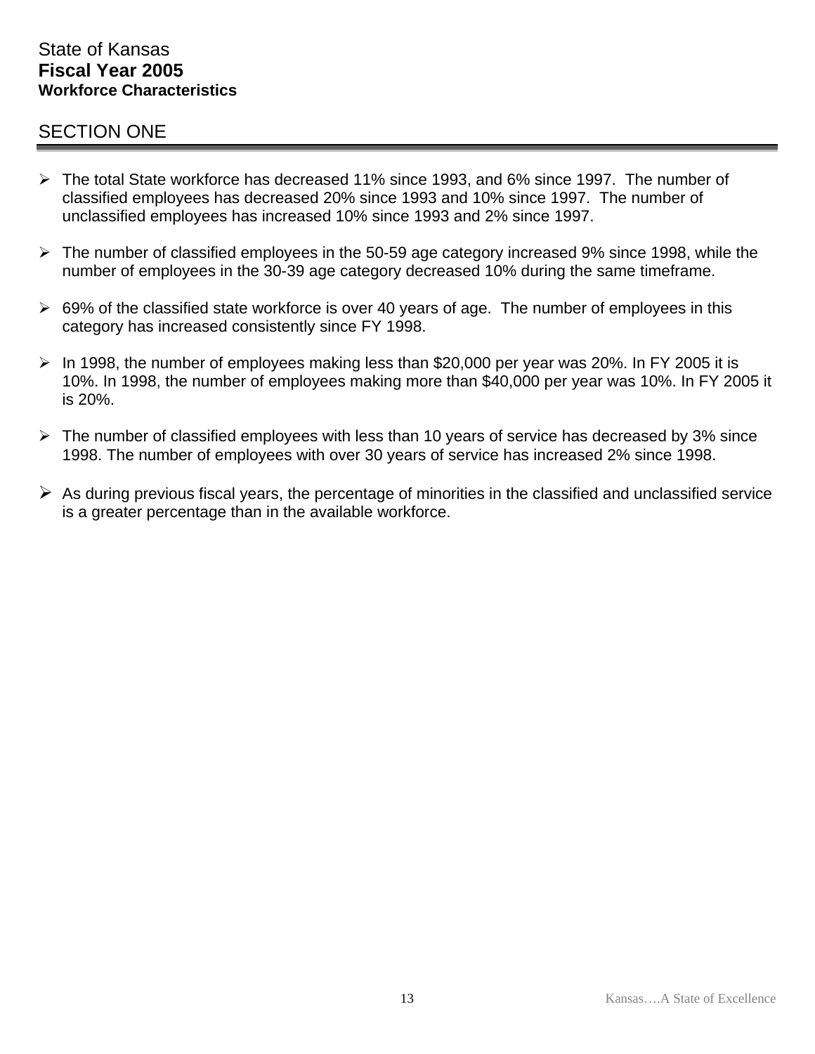State of Kansas
**Fiscal Year 2005**
**Workforce Characteristics**

## SECTION ONE

- The total State workforce has decreased 11% since 1993, and 6% since 1997. The number of classified employees has decreased 20% since 1993 and 10% since 1997. The number of unclassified employees has increased 10% since 1993 and 2% since 1997.

- The number of classified employees in the 50-59 age category increased 9% since 1998, while the number of employees in the 30-39 age category decreased 10% during the same timeframe.

- 69% of the classified state workforce is over 40 years of age. The number of employees in this category has increased consistently since FY 1998.

- In 1998, the number of employees making less than $20,000 per year was 20%. In FY 2005 it is 10%. In 1998, the number of employees making more than $40,000 per year was 10%. In FY 2005 it is 20%.

- The number of classified employees with less than 10 years of service has decreased by 3% since 1998. The number of employees with over 30 years of service has increased 2% since 1998.

- As during previous fiscal years, the percentage of minorities in the classified and unclassified service is a greater percentage than in the available workforce.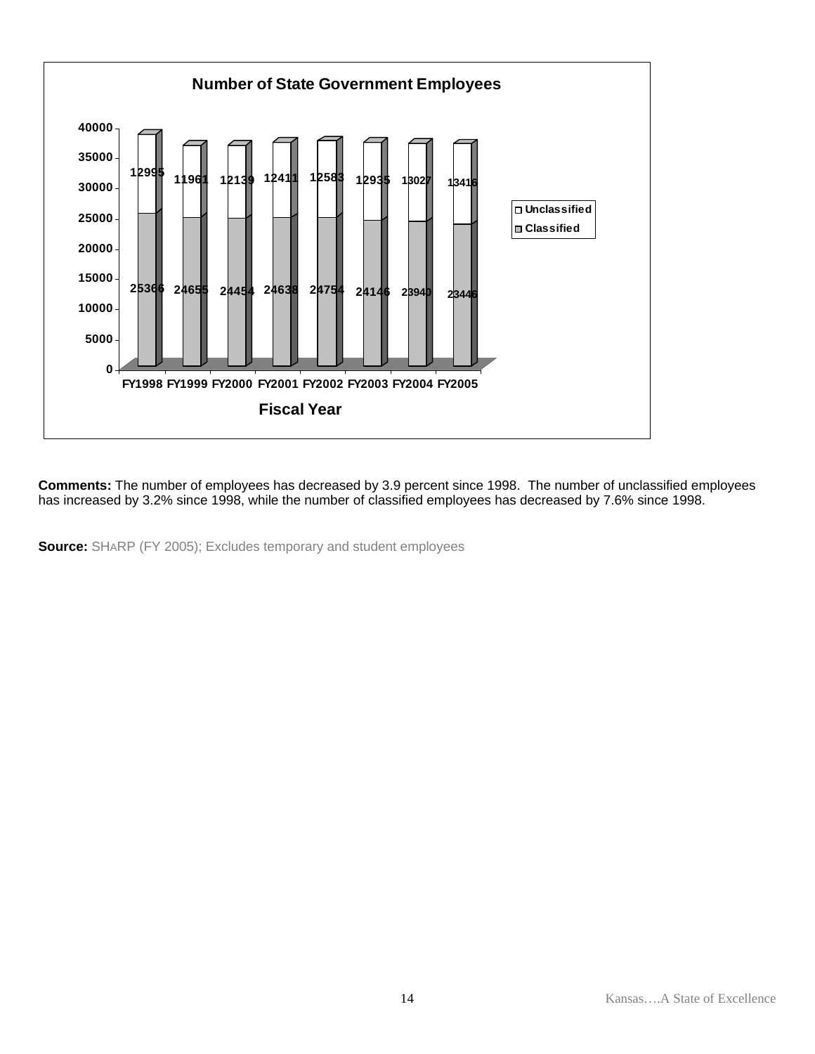**Number of State Government Employees**

| Fiscal Year | Classified | Unclassified |
|---|---|---|
| FY1998 | 25366 | 12995 |
| FY1999 | 24655 | 11961 |
| FY2000 | 24454 | 12139 |
| FY2001 | 24638 | 12411 |
| FY2002 | 24754 | 12583 |
| FY2003 | 24146 | 12935 |
| FY2004 | 23940 | 13027 |
| FY2005 | 23446 | 13416 |

**Comments:** The number of employees has decreased by 3.9 percent since 1998. The number of unclassified employees has increased by 3.2% since 1998, while the number of classified employees has decreased by 7.6% since 1998.

**Source:** SHARP (FY 2005); Excludes temporary and student employees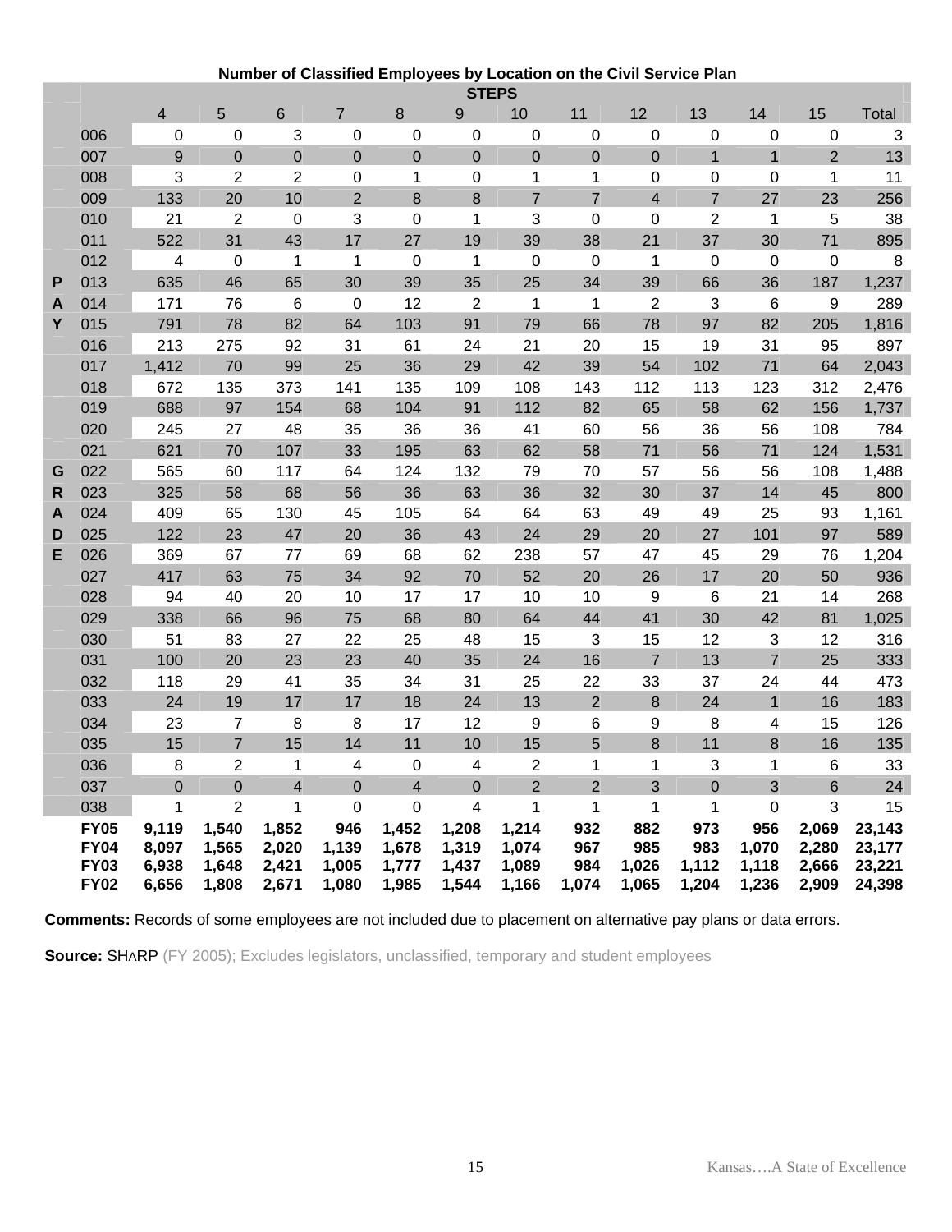**Number of Classified Employees by Location on the Civil Service Plan**

| | | STEPS | | | | | | | | | | | | |
|---|---|---|---|---|---|---|---|---|---|---|---|---|---|---|
| | | 4 | 5 | 6 | 7 | 8 | 9 | 10 | 11 | 12 | 13 | 14 | 15 | Total |
| | 006 | 0 | 0 | 3 | 0 | 0 | 0 | 0 | 0 | 0 | 0 | 0 | 0 | 3 |
| | 007 | 9 | 0 | 0 | 0 | 0 | 0 | 0 | 0 | 0 | 1 | 1 | 2 | 13 |
| | 008 | 3 | 2 | 2 | 0 | 1 | 0 | 1 | 1 | 0 | 0 | 0 | 1 | 11 |
| | 009 | 133 | 20 | 10 | 2 | 8 | 8 | 7 | 7 | 4 | 7 | 27 | 23 | 256 |
| | 010 | 21 | 2 | 0 | 3 | 0 | 1 | 3 | 0 | 0 | 2 | 1 | 5 | 38 |
| | 011 | 522 | 31 | 43 | 17 | 27 | 19 | 39 | 38 | 21 | 37 | 30 | 71 | 895 |
| | 012 | 4 | 0 | 1 | 1 | 0 | 1 | 0 | 0 | 1 | 0 | 0 | 0 | 8 |
| P | 013 | 635 | 46 | 65 | 30 | 39 | 35 | 25 | 34 | 39 | 66 | 36 | 187 | 1,237 |
| A | 014 | 171 | 76 | 6 | 0 | 12 | 2 | 1 | 1 | 2 | 3 | 6 | 9 | 289 |
| Y | 015 | 791 | 78 | 82 | 64 | 103 | 91 | 79 | 66 | 78 | 97 | 82 | 205 | 1,816 |
| | 016 | 213 | 275 | 92 | 31 | 61 | 24 | 21 | 20 | 15 | 19 | 31 | 95 | 897 |
| | 017 | 1,412 | 70 | 99 | 25 | 36 | 29 | 42 | 39 | 54 | 102 | 71 | 64 | 2,043 |
| | 018 | 672 | 135 | 373 | 141 | 135 | 109 | 108 | 143 | 112 | 113 | 123 | 312 | 2,476 |
| | 019 | 688 | 97 | 154 | 68 | 104 | 91 | 112 | 82 | 65 | 58 | 62 | 156 | 1,737 |
| | 020 | 245 | 27 | 48 | 35 | 36 | 36 | 41 | 60 | 56 | 36 | 56 | 108 | 784 |
| | 021 | 621 | 70 | 107 | 33 | 195 | 63 | 62 | 58 | 71 | 56 | 71 | 124 | 1,531 |
| G | 022 | 565 | 60 | 117 | 64 | 124 | 132 | 79 | 70 | 57 | 56 | 56 | 108 | 1,488 |
| R | 023 | 325 | 58 | 68 | 56 | 36 | 63 | 36 | 32 | 30 | 37 | 14 | 45 | 800 |
| A | 024 | 409 | 65 | 130 | 45 | 105 | 64 | 64 | 63 | 49 | 49 | 25 | 93 | 1,161 |
| D | 025 | 122 | 23 | 47 | 20 | 36 | 43 | 24 | 29 | 20 | 27 | 101 | 97 | 589 |
| E | 026 | 369 | 67 | 77 | 69 | 68 | 62 | 238 | 57 | 47 | 45 | 29 | 76 | 1,204 |
| | 027 | 417 | 63 | 75 | 34 | 92 | 70 | 52 | 20 | 26 | 17 | 20 | 50 | 936 |
| | 028 | 94 | 40 | 20 | 10 | 17 | 17 | 10 | 10 | 9 | 6 | 21 | 14 | 268 |
| | 029 | 338 | 66 | 96 | 75 | 68 | 80 | 64 | 44 | 41 | 30 | 42 | 81 | 1,025 |
| | 030 | 51 | 83 | 27 | 22 | 25 | 48 | 15 | 3 | 15 | 12 | 3 | 12 | 316 |
| | 031 | 100 | 20 | 23 | 23 | 40 | 35 | 24 | 16 | 7 | 13 | 7 | 25 | 333 |
| | 032 | 118 | 29 | 41 | 35 | 34 | 31 | 25 | 22 | 33 | 37 | 24 | 44 | 473 |
| | 033 | 24 | 19 | 17 | 17 | 18 | 24 | 13 | 2 | 8 | 24 | 1 | 16 | 183 |
| | 034 | 23 | 7 | 8 | 8 | 17 | 12 | 9 | 6 | 9 | 8 | 4 | 15 | 126 |
| | 035 | 15 | 7 | 15 | 14 | 11 | 10 | 15 | 5 | 8 | 11 | 8 | 16 | 135 |
| | 036 | 8 | 2 | 1 | 4 | 0 | 4 | 2 | 1 | 1 | 3 | 1 | 6 | 33 |
| | 037 | 0 | 0 | 4 | 0 | 4 | 0 | 2 | 2 | 3 | 0 | 3 | 6 | 24 |
| | 038 | 1 | 2 | 1 | 0 | 0 | 4 | 1 | 1 | 1 | 1 | 0 | 3 | 15 |
| | **FY05** | **9,119** | **1,540** | **1,852** | **946** | **1,452** | **1,208** | **1,214** | **932** | **882** | **973** | **956** | **2,069** | **23,143** |
| | **FY04** | **8,097** | **1,565** | **2,020** | **1,139** | **1,678** | **1,319** | **1,074** | **967** | **985** | **983** | **1,070** | **2,280** | **23,177** |
| | **FY03** | **6,938** | **1,648** | **2,421** | **1,005** | **1,777** | **1,437** | **1,089** | **984** | **1,026** | **1,112** | **1,118** | **2,666** | **23,221** |
| | **FY02** | **6,656** | **1,808** | **2,671** | **1,080** | **1,985** | **1,544** | **1,166** | **1,074** | **1,065** | **1,204** | **1,236** | **2,909** | **24,398** |

**Comments:** Records of some employees are not included due to placement on alternative pay plans or data errors.

**Source:** SHARP (FY 2005); Excludes legislators, unclassified, temporary and student employees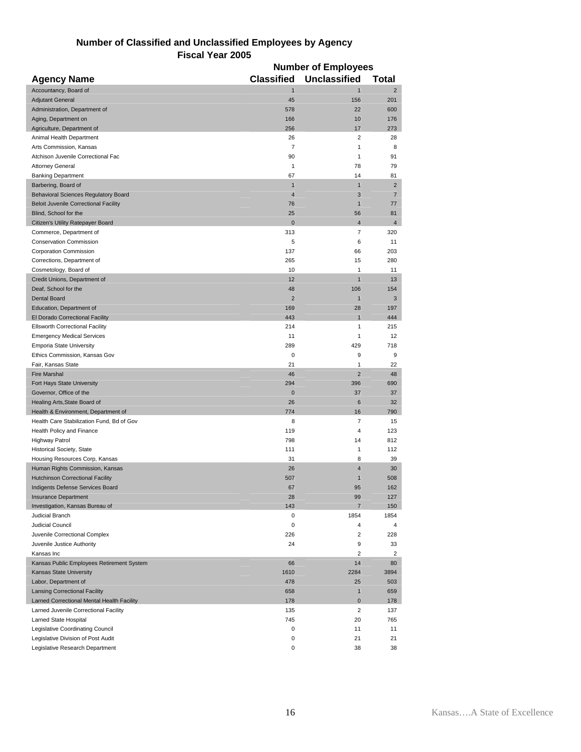# Number of Classified and Unclassified Employees by Agency

## Fiscal Year 2005

| Agency Name | Number of Employees | | |
|---|---|---|---|
| | Classified | Unclassified | Total |
| Accountancy, Board of | 1 | 1 | 2 |
| Adjutant General | 45 | 156 | 201 |
| Administration, Department of | 578 | 22 | 600 |
| Aging, Department on | 166 | 10 | 176 |
| Agriculture, Department of | 256 | 17 | 273 |
| Animal Health Department | 26 | 2 | 28 |
| Arts Commission, Kansas | 7 | 1 | 8 |
| Atchison Juvenile Correctional Fac | 90 | 1 | 91 |
| Attorney General | 1 | 78 | 79 |
| Banking Department | 67 | 14 | 81 |
| Barbering, Board of | 1 | 1 | 2 |
| Behavioral Sciences Regulatory Board | 4 | 3 | 7 |
| Beloit Juvenile Correctional Facility | 76 | 1 | 77 |
| Blind, School for the | 25 | 56 | 81 |
| Citizen's Utility Ratepayer Board | 0 | 4 | 4 |
| Commerce, Department of | 313 | 7 | 320 |
| Conservation Commission | 5 | 6 | 11 |
| Corporation Commission | 137 | 66 | 203 |
| Corrections, Department of | 265 | 15 | 280 |
| Cosmetology, Board of | 10 | 1 | 11 |
| Credit Unions, Department of | 12 | 1 | 13 |
| Deaf, School for the | 48 | 106 | 154 |
| Dental Board | 2 | 1 | 3 |
| Education, Department of | 169 | 28 | 197 |
| El Dorado Correctional Facility | 443 | 1 | 444 |
| Ellsworth Correctional Facility | 214 | 1 | 215 |
| Emergency Medical Services | 11 | 1 | 12 |
| Emporia State University | 289 | 429 | 718 |
| Ethics Commission, Kansas Gov | 0 | 9 | 9 |
| Fair, Kansas State | 21 | 1 | 22 |
| Fire Marshal | 46 | 2 | 48 |
| Fort Hays State University | 294 | 396 | 690 |
| Governor, Office of the | 0 | 37 | 37 |
| Healing Arts,State Board of | 26 | 6 | 32 |
| Health & Environment, Department of | 774 | 16 | 790 |
| Health Care Stabilization Fund, Bd of Gov | 8 | 7 | 15 |
| Health Policy and Finance | 119 | 4 | 123 |
| Highway Patrol | 798 | 14 | 812 |
| Historical Society, State | 111 | 1 | 112 |
| Housing Resources Corp, Kansas | 31 | 8 | 39 |
| Human Rights Commission, Kansas | 26 | 4 | 30 |
| Hutchinson Correctional Facility | 507 | 1 | 508 |
| Indigents Defense Services Board | 67 | 95 | 162 |
| Insurance Department | 28 | 99 | 127 |
| Investigation, Kansas Bureau of | 143 | 7 | 150 |
| Judicial Branch | 0 | 1854 | 1854 |
| Judicial Council | 0 | 4 | 4 |
| Juvenile Correctional Complex | 226 | 2 | 228 |
| Juvenile Justice Authority | 24 | 9 | 33 |
| Kansas Inc | | 2 | 2 |
| Kansas Public Employees Retirement System | 66 | 14 | 80 |
| Kansas State University | 1610 | 2284 | 3894 |
| Labor, Department of | 478 | 25 | 503 |
| Lansing Correctional Facility | 658 | 1 | 659 |
| Larned Correctional Mental Health Facility | 178 | 0 | 178 |
| Larned Juvenile Correctional Facility | 135 | 2 | 137 |
| Larned State Hospital | 745 | 20 | 765 |
| Legislative Coordinating Council | 0 | 11 | 11 |
| Legislative Division of Post Audit | 0 | 21 | 21 |
| Legislative Research Department | 0 | 38 | 38 |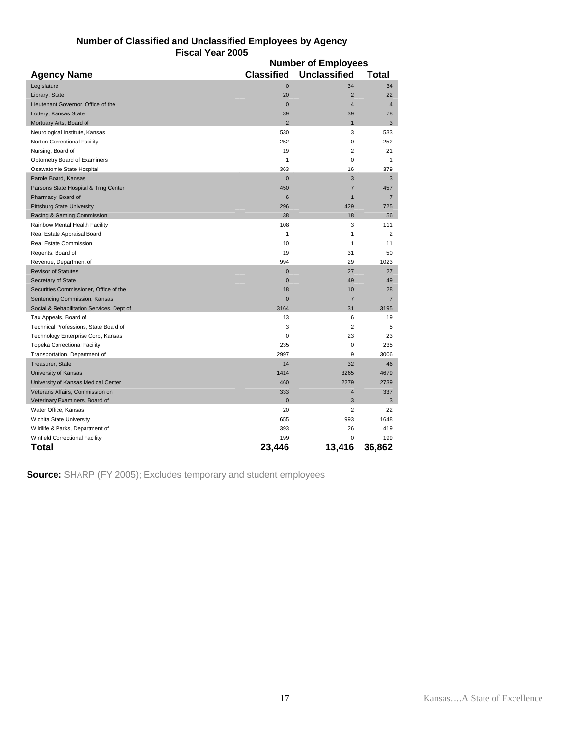## Number of Classified and Unclassified Employees by Agency
### Fiscal Year 2005

| Agency Name | Number of Employees | | |
|---|---|---|---|
| | Classified | Unclassified | Total |
| Legislature | 0 | 34 | 34 |
| Library, State | 20 | 2 | 22 |
| Lieutenant Governor, Office of the | 0 | 4 | 4 |
| Lottery, Kansas State | 39 | 39 | 78 |
| Mortuary Arts, Board of | 2 | 1 | 3 |
| Neurological Institute, Kansas | 530 | 3 | 533 |
| Norton Correctional Facility | 252 | 0 | 252 |
| Nursing, Board of | 19 | 2 | 21 |
| Optometry Board of Examiners | 1 | 0 | 1 |
| Osawatomie State Hospital | 363 | 16 | 379 |
| Parole Board, Kansas | 0 | 3 | 3 |
| Parsons State Hospital & Trng Center | 450 | 7 | 457 |
| Pharmacy, Board of | 6 | 1 | 7 |
| Pittsburg State University | 296 | 429 | 725 |
| Racing & Gaming Commission | 38 | 18 | 56 |
| Rainbow Mental Health Facility | 108 | 3 | 111 |
| Real Estate Appraisal Board | 1 | 1 | 2 |
| Real Estate Commission | 10 | 1 | 11 |
| Regents, Board of | 19 | 31 | 50 |
| Revenue, Department of | 994 | 29 | 1023 |
| Revisor of Statutes | 0 | 27 | 27 |
| Secretary of State | 0 | 49 | 49 |
| Securities Commissioner, Office of the | 18 | 10 | 28 |
| Sentencing Commission, Kansas | 0 | 7 | 7 |
| Social & Rehabilitation Services, Dept of | 3164 | 31 | 3195 |
| Tax Appeals, Board of | 13 | 6 | 19 |
| Technical Professions, State Board of | 3 | 2 | 5 |
| Technology Enterprise Corp, Kansas | 0 | 23 | 23 |
| Topeka Correctional Facility | 235 | 0 | 235 |
| Transportation, Department of | 2997 | 9 | 3006 |
| Treasurer, State | 14 | 32 | 46 |
| University of Kansas | 1414 | 3265 | 4679 |
| University of Kansas Medical Center | 460 | 2279 | 2739 |
| Veterans Affairs, Commission on | 333 | 4 | 337 |
| Veterinary Examiners, Board of | 0 | 3 | 3 |
| Water Office, Kansas | 20 | 2 | 22 |
| Wichita State University | 655 | 993 | 1648 |
| Wildlife & Parks, Department of | 393 | 26 | 419 |
| Winfield Correctional Facility | 199 | 0 | 199 |
| **Total** | **23,446** | **13,416** | **36,862** |

**Source:** SHARP (FY 2005); Excludes temporary and student employees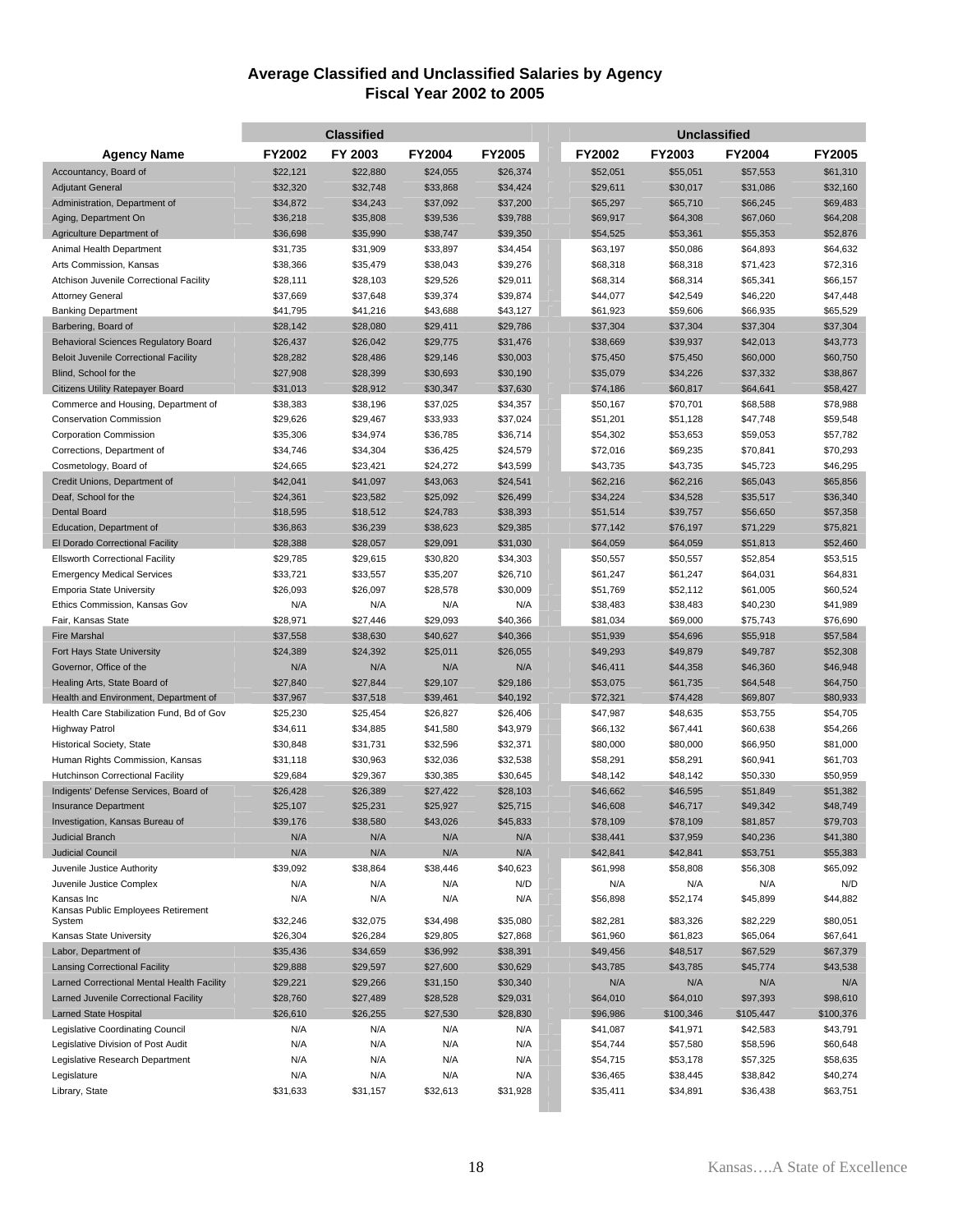# Average Classified and Unclassified Salaries by Agency
## Fiscal Year 2002 to 2005

| | Classified | | | | Unclassified | | | |
|---|---|---|---|---|---|---|---|---|
| **Agency Name** | **FY2002** | **FY 2003** | **FY2004** | **FY2005** | **FY2002** | **FY2003** | **FY2004** | **FY2005** |
| Accountancy, Board of | $22,121 | $22,880 | $24,055 | $26,374 | $52,051 | $55,051 | $57,553 | $61,310 |
| Adjutant General | $32,320 | $32,748 | $33,868 | $34,424 | $29,611 | $30,017 | $31,086 | $32,160 |
| Administration, Department of | $34,872 | $34,243 | $37,092 | $37,200 | $65,297 | $65,710 | $66,245 | $69,483 |
| Aging, Department On | $36,218 | $35,808 | $39,536 | $39,788 | $69,917 | $64,308 | $67,060 | $64,208 |
| Agriculture Department of | $36,698 | $35,990 | $38,747 | $39,350 | $54,525 | $53,361 | $55,353 | $52,876 |
| Animal Health Department | $31,735 | $31,909 | $33,897 | $34,454 | $63,197 | $50,086 | $64,893 | $64,632 |
| Arts Commission, Kansas | $38,366 | $35,479 | $38,043 | $39,276 | $68,318 | $68,318 | $71,423 | $72,316 |
| Atchison Juvenile Correctional Facility | $28,111 | $28,103 | $29,526 | $29,011 | $68,314 | $68,314 | $65,341 | $66,157 |
| Attorney General | $37,669 | $37,648 | $39,374 | $39,874 | $44,077 | $42,549 | $46,220 | $47,448 |
| Banking Department | $41,795 | $41,216 | $43,688 | $43,127 | $61,923 | $59,606 | $66,935 | $65,529 |
| Barbering, Board of | $28,142 | $28,080 | $29,411 | $29,786 | $37,304 | $37,304 | $37,304 | $37,304 |
| Behavioral Sciences Regulatory Board | $26,437 | $26,042 | $29,775 | $31,476 | $38,669 | $39,937 | $42,013 | $43,773 |
| Beloit Juvenile Correctional Facility | $28,282 | $28,486 | $29,146 | $30,003 | $75,450 | $75,450 | $60,000 | $60,750 |
| Blind, School for the | $27,908 | $28,399 | $30,693 | $30,190 | $35,079 | $34,226 | $37,332 | $38,867 |
| Citizens Utility Ratepayer Board | $31,013 | $28,912 | $30,347 | $37,630 | $74,186 | $60,817 | $64,641 | $58,427 |
| Commerce and Housing, Department of | $38,383 | $38,196 | $37,025 | $34,357 | $50,167 | $70,701 | $68,588 | $78,988 |
| Conservation Commission | $29,626 | $29,467 | $33,933 | $37,024 | $51,201 | $51,128 | $47,748 | $59,548 |
| Corporation Commission | $35,306 | $34,974 | $36,785 | $36,714 | $54,302 | $53,653 | $59,053 | $57,782 |
| Corrections, Department of | $34,746 | $34,304 | $36,425 | $24,579 | $72,016 | $69,235 | $70,841 | $70,293 |
| Cosmetology, Board of | $24,665 | $23,421 | $24,272 | $43,599 | $43,735 | $43,735 | $45,723 | $46,295 |
| Credit Unions, Department of | $42,041 | $41,097 | $43,063 | $24,541 | $62,216 | $62,216 | $65,043 | $65,856 |
| Deaf, School for the | $24,361 | $23,582 | $25,092 | $26,499 | $34,224 | $34,528 | $35,517 | $36,340 |
| Dental Board | $18,595 | $18,512 | $24,783 | $38,393 | $51,514 | $39,757 | $56,650 | $57,358 |
| Education, Department of | $36,863 | $36,239 | $38,623 | $29,385 | $77,142 | $76,197 | $71,229 | $75,821 |
| El Dorado Correctional Facility | $28,388 | $28,057 | $29,091 | $31,030 | $64,059 | $64,059 | $51,813 | $52,460 |
| Ellsworth Correctional Facility | $29,785 | $29,615 | $30,820 | $34,303 | $50,557 | $50,557 | $52,854 | $53,515 |
| Emergency Medical Services | $33,721 | $33,557 | $35,207 | $26,710 | $61,247 | $61,247 | $64,031 | $64,831 |
| Emporia State University | $26,093 | $26,097 | $28,578 | $30,009 | $51,769 | $52,112 | $61,005 | $60,524 |
| Ethics Commission, Kansas Gov | N/A | N/A | N/A | N/A | $38,483 | $38,483 | $40,230 | $41,989 |
| Fair, Kansas State | $28,971 | $27,446 | $29,093 | $40,366 | $81,034 | $69,000 | $75,743 | $76,690 |
| Fire Marshal | $37,558 | $38,630 | $40,627 | $40,366 | $51,939 | $54,696 | $55,918 | $57,584 |
| Fort Hays State University | $24,389 | $24,392 | $25,011 | $26,055 | $49,293 | $49,879 | $49,787 | $52,308 |
| Governor, Office of the | N/A | N/A | N/A | N/A | $46,411 | $44,358 | $46,360 | $46,948 |
| Healing Arts, State Board of | $27,840 | $27,844 | $29,107 | $29,186 | $53,075 | $61,735 | $64,548 | $64,750 |
| Health and Environment, Department of | $37,967 | $37,518 | $39,461 | $40,192 | $72,321 | $74,428 | $69,807 | $80,933 |
| Health Care Stabilization Fund, Bd of Gov | $25,230 | $25,454 | $26,827 | $26,406 | $47,987 | $48,635 | $53,755 | $54,705 |
| Highway Patrol | $34,611 | $34,885 | $41,580 | $43,979 | $66,132 | $67,441 | $60,638 | $54,266 |
| Historical Society, State | $30,848 | $31,731 | $32,596 | $32,371 | $80,000 | $80,000 | $66,950 | $81,000 |
| Human Rights Commission, Kansas | $31,118 | $30,963 | $32,036 | $32,538 | $58,291 | $58,291 | $60,941 | $61,703 |
| Hutchinson Correctional Facility | $29,684 | $29,367 | $30,385 | $30,645 | $48,142 | $48,142 | $50,330 | $50,959 |
| Indigents' Defense Services, Board of | $26,428 | $26,389 | $27,422 | $28,103 | $46,662 | $46,595 | $51,849 | $51,382 |
| Insurance Department | $25,107 | $25,231 | $25,927 | $25,715 | $46,608 | $46,717 | $49,342 | $48,749 |
| Investigation, Kansas Bureau of | $39,176 | $38,580 | $43,026 | $45,833 | $78,109 | $78,109 | $81,857 | $79,703 |
| Judicial Branch | N/A | N/A | N/A | N/A | $38,441 | $37,959 | $40,236 | $41,380 |
| Judicial Council | N/A | N/A | N/A | N/A | $42,841 | $42,841 | $53,751 | $55,383 |
| Juvenile Justice Authority | $39,092 | $38,864 | $38,446 | $40,623 | $61,998 | $58,808 | $56,308 | $65,092 |
| Juvenile Justice Complex | N/A | N/A | N/A | N/D | N/A | N/A | N/A | N/D |
| Kansas Inc | N/A | N/A | N/A | N/A | $56,898 | $52,174 | $45,899 | $44,882 |
| Kansas Public Employees Retirement System | $32,246 | $32,075 | $34,498 | $35,080 | $82,281 | $83,326 | $82,229 | $80,051 |
| Kansas State University | $26,304 | $26,284 | $29,805 | $27,868 | $61,960 | $61,823 | $65,064 | $67,641 |
| Labor, Department of | $35,436 | $34,659 | $36,992 | $38,391 | $49,456 | $48,517 | $67,529 | $67,379 |
| Lansing Correctional Facility | $29,888 | $29,597 | $27,600 | $30,629 | $43,785 | $43,785 | $45,774 | $43,538 |
| Larned Correctional Mental Health Facility | $29,221 | $29,266 | $31,150 | $30,340 | N/A | N/A | N/A | N/A |
| Larned Juvenile Correctional Facility | $28,760 | $27,489 | $28,528 | $29,031 | $64,010 | $64,010 | $97,393 | $98,610 |
| Larned State Hospital | $26,610 | $26,255 | $27,530 | $28,830 | $96,986 | $100,346 | $105,447 | $100,376 |
| Legislative Coordinating Council | N/A | N/A | N/A | N/A | $41,087 | $41,971 | $42,583 | $43,791 |
| Legislative Division of Post Audit | N/A | N/A | N/A | N/A | $54,744 | $57,580 | $58,596 | $60,648 |
| Legislative Research Department | N/A | N/A | N/A | N/A | $54,715 | $53,178 | $57,325 | $58,635 |
| Legislature | N/A | N/A | N/A | N/A | $36,465 | $38,445 | $38,842 | $40,274 |
| Library, State | $31,633 | $31,157 | $32,613 | $31,928 | $35,411 | $34,891 | $36,438 | $63,751 |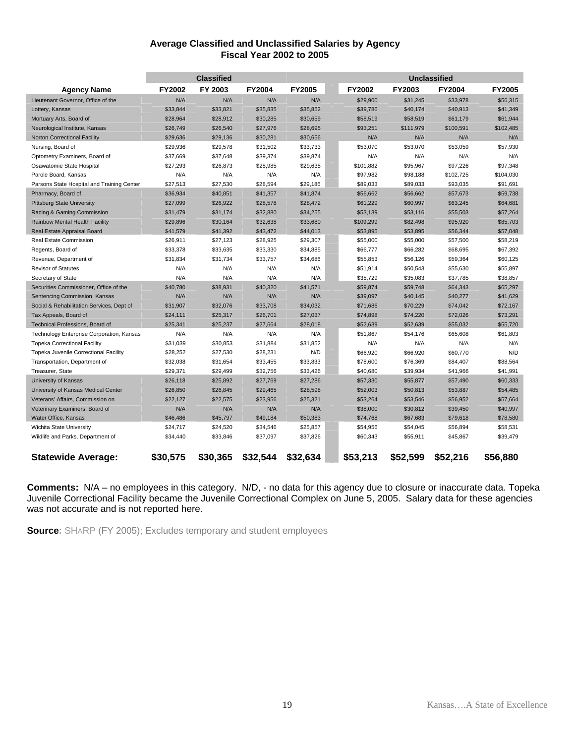# Average Classified and Unclassified Salaries by Agency
## Fiscal Year 2002 to 2005

| | Classified | | | | Unclassified | | | |
|---|---|---|---|---|---|---|---|---|
| **Agency Name** | **FY2002** | **FY 2003** | **FY2004** | **FY2005** | **FY2002** | **FY2003** | **FY2004** | **FY2005** |
| Lieutenant Governor, Office of the | N/A | N/A | N/A | N/A | $29,900 | $31,245 | $33,978 | $56,315 |
| Lottery, Kansas | $33,844 | $33,821 | $35,835 | $35,852 | $39,786 | $40,174 | $40,913 | $41,349 |
| Mortuary Arts, Board of | $28,964 | $28,912 | $30,285 | $30,659 | $58,519 | $58,519 | $61,179 | $61,944 |
| Neurological Institute, Kansas | $26,749 | $26,540 | $27,976 | $28,695 | $93,251 | $111,979 | $100,591 | $102,485 |
| Norton Correctional Facility | $29,636 | $29,136 | $30,281 | $30,656 | N/A | N/A | N/A | N/A |
| Nursing, Board of | $29,936 | $29,578 | $31,502 | $33,733 | $53,070 | $53,070 | $53,059 | $57,930 |
| Optometry Examiners, Board of | $37,669 | $37,648 | $39,374 | $39,874 | N/A | N/A | N/A | N/A |
| Osawatomie State Hospital | $27,293 | $26,873 | $28,985 | $29,638 | $101,882 | $95,967 | $97,226 | $97,348 |
| Parole Board, Kansas | N/A | N/A | N/A | N/A | $97,982 | $98,188 | $102,725 | $104,030 |
| Parsons State Hospital and Training Center | $27,513 | $27,530 | $28,594 | $29,186 | $89,033 | $89,033 | $93,035 | $91,691 |
| Pharmacy, Board of | $36,934 | $40,851 | $41,357 | $41,874 | $56,662 | $56,662 | $57,673 | $59,738 |
| Pittsburg State University | $27,099 | $26,922 | $28,578 | $28,472 | $61,229 | $60,997 | $63,245 | $64,681 |
| Racing & Gaming Commission | $31,479 | $31,174 | $32,880 | $34,255 | $53,139 | $53,116 | $55,503 | $57,264 |
| Rainbow Mental Health Facility | $29,896 | $30,164 | $32,638 | $33,680 | $109,299 | $82,498 | $95,920 | $85,703 |
| Real Estate Appraisal Board | $41,579 | $41,392 | $43,472 | $44,013 | $53,895 | $53,895 | $56,344 | $57,048 |
| Real Estate Commission | $26,911 | $27,123 | $28,925 | $29,307 | $55,000 | $55,000 | $57,500 | $58,219 |
| Regents, Board of | $33,378 | $33,635 | $33,330 | $34,885 | $66,777 | $66,282 | $68,695 | $67,392 |
| Revenue, Department of | $31,834 | $31,734 | $33,757 | $34,686 | $55,853 | $56,126 | $59,364 | $60,125 |
| Revisor of Statutes | N/A | N/A | N/A | N/A | $51,914 | $50,543 | $55,630 | $55,897 |
| Secretary of State | N/A | N/A | N/A | N/A | $35,729 | $35,083 | $37,785 | $38,857 |
| Securities Commissioner, Office of the | $40,780 | $38,931 | $40,320 | $41,571 | $59,874 | $59,748 | $64,343 | $65,297 |
| Sentencing Commission, Kansas | N/A | N/A | N/A | N/A | $39,097 | $40,145 | $40,277 | $41,629 |
| Social & Rehabilitation Services, Dept of | $31,907 | $32,076 | $33,708 | $34,032 | $71,686 | $70,229 | $74,042 | $72,167 |
| Tax Appeals, Board of | $24,111 | $25,317 | $26,701 | $27,037 | $74,898 | $74,220 | $72,026 | $73,291 |
| Technical Professions, Board of | $25,341 | $25,237 | $27,664 | $28,018 | $52,639 | $52,639 | $55,032 | $55,720 |
| Technology Enterprise Corporation, Kansas | N/A | N/A | N/A | N/A | $51,867 | $54,176 | $65,608 | $61,803 |
| Topeka Correctional Facility | $31,039 | $30,853 | $31,884 | $31,852 | N/A | N/A | N/A | N/A |
| Topeka Juvenile Correctional Facility | $28,252 | $27,530 | $28,231 | N/D | $66,920 | $66,920 | $60,770 | N/D |
| Transportation, Department of | $32,038 | $31,654 | $33,455 | $33,833 | $78,600 | $76,369 | $84,407 | $88,564 |
| Treasurer, State | $29,371 | $29,499 | $32,756 | $33,426 | $40,680 | $39,934 | $41,966 | $41,991 |
| University of Kansas | $26,118 | $25,892 | $27,769 | $27,286 | $57,330 | $55,877 | $57,490 | $60,333 |
| University of Kansas Medical Center | $26,850 | $26,845 | $29,465 | $28,598 | $52,003 | $50,813 | $53,887 | $54,485 |
| Veterans' Affairs, Commission on | $22,127 | $22,575 | $23,956 | $25,321 | $53,264 | $53,546 | $56,952 | $57,664 |
| Veterinary Examiners, Board of | N/A | N/A | N/A | N/A | $38,000 | $30,812 | $39,450 | $40,997 |
| Water Office, Kansas | $46,486 | $45,797 | $49,184 | $50,383 | $74,768 | $67,683 | $79,618 | $78,580 |
| Wichita State University | $24,717 | $24,520 | $34,546 | $25,857 | $54,956 | $54,045 | $56,894 | $58,531 |
| Wildlife and Parks, Department of | $34,440 | $33,846 | $37,097 | $37,826 | $60,343 | $55,911 | $45,867 | $39,479 |
| **Statewide Average:** | **$30,575** | **$30,365** | **$32,544** | **$32,634** | **$53,213** | **$52,599** | **$52,216** | **$56,880** |

**Comments:** N/A – no employees in this category. N/D, - no data for this agency due to closure or inaccurate data. Topeka Juvenile Correctional Facility became the Juvenile Correctional Complex on June 5, 2005. Salary data for these agencies was not accurate and is not reported here.

**Source**: SHARP (FY 2005); Excludes temporary and student employees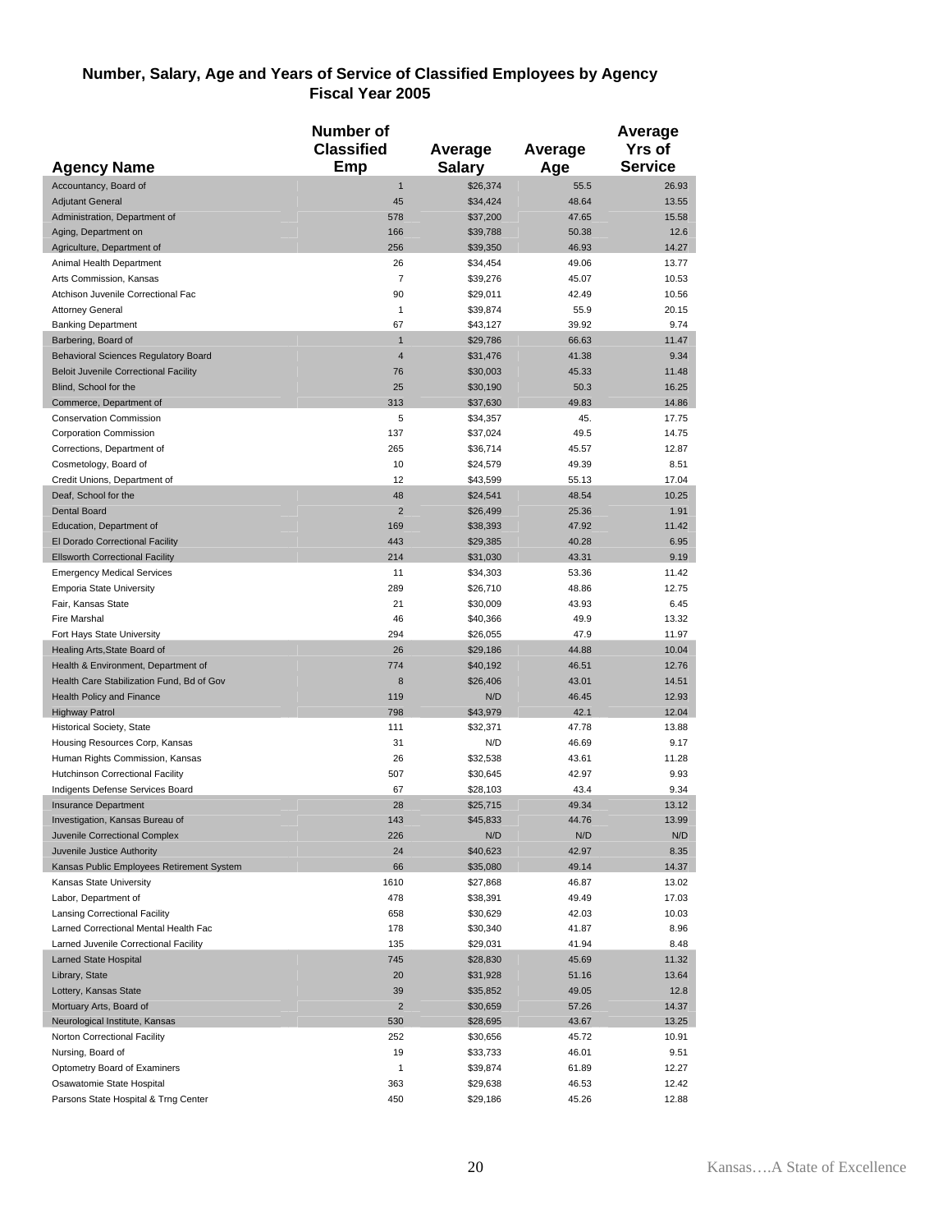**Number, Salary, Age and Years of Service of Classified Employees by Agency**
**Fiscal Year 2005**

| Agency Name | Number of Classified Emp | Average Salary | Average Age | Average Yrs of Service |
|---|---|---|---|---|
| Accountancy, Board of | 1 | $26,374 | 55.5 | 26.93 |
| Adjutant General | 45 | $34,424 | 48.64 | 13.55 |
| Administration, Department of | 578 | $37,200 | 47.65 | 15.58 |
| Aging, Department on | 166 | $39,788 | 50.38 | 12.6 |
| Agriculture, Department of | 256 | $39,350 | 46.93 | 14.27 |
| Animal Health Department | 26 | $34,454 | 49.06 | 13.77 |
| Arts Commission, Kansas | 7 | $39,276 | 45.07 | 10.53 |
| Atchison Juvenile Correctional Fac | 90 | $29,011 | 42.49 | 10.56 |
| Attorney General | 1 | $39,874 | 55.9 | 20.15 |
| Banking Department | 67 | $43,127 | 39.92 | 9.74 |
| Barbering, Board of | 1 | $29,786 | 66.63 | 11.47 |
| Behavioral Sciences Regulatory Board | 4 | $31,476 | 41.38 | 9.34 |
| Beloit Juvenile Correctional Facility | 76 | $30,003 | 45.33 | 11.48 |
| Blind, School for the | 25 | $30,190 | 50.3 | 16.25 |
| Commerce, Department of | 313 | $37,630 | 49.83 | 14.86 |
| Conservation Commission | 5 | $34,357 | 45. | 17.75 |
| Corporation Commission | 137 | $37,024 | 49.5 | 14.75 |
| Corrections, Department of | 265 | $36,714 | 45.57 | 12.87 |
| Cosmetology, Board of | 10 | $24,579 | 49.39 | 8.51 |
| Credit Unions, Department of | 12 | $43,599 | 55.13 | 17.04 |
| Deaf, School for the | 48 | $24,541 | 48.54 | 10.25 |
| Dental Board | 2 | $26,499 | 25.36 | 1.91 |
| Education, Department of | 169 | $38,393 | 47.92 | 11.42 |
| El Dorado Correctional Facility | 443 | $29,385 | 40.28 | 6.95 |
| Ellsworth Correctional Facility | 214 | $31,030 | 43.31 | 9.19 |
| Emergency Medical Services | 11 | $34,303 | 53.36 | 11.42 |
| Emporia State University | 289 | $26,710 | 48.86 | 12.75 |
| Fair, Kansas State | 21 | $30,009 | 43.93 | 6.45 |
| Fire Marshal | 46 | $40,366 | 49.9 | 13.32 |
| Fort Hays State University | 294 | $26,055 | 47.9 | 11.97 |
| Healing Arts,State Board of | 26 | $29,186 | 44.88 | 10.04 |
| Health & Environment, Department of | 774 | $40,192 | 46.51 | 12.76 |
| Health Care Stabilization Fund, Bd of Gov | 8 | $26,406 | 43.01 | 14.51 |
| Health Policy and Finance | 119 | N/D | 46.45 | 12.93 |
| Highway Patrol | 798 | $43,979 | 42.1 | 12.04 |
| Historical Society, State | 111 | $32,371 | 47.78 | 13.88 |
| Housing Resources Corp, Kansas | 31 | N/D | 46.69 | 9.17 |
| Human Rights Commission, Kansas | 26 | $32,538 | 43.61 | 11.28 |
| Hutchinson Correctional Facility | 507 | $30,645 | 42.97 | 9.93 |
| Indigents Defense Services Board | 67 | $28,103 | 43.4 | 9.34 |
| Insurance Department | 28 | $25,715 | 49.34 | 13.12 |
| Investigation, Kansas Bureau of | 143 | $45,833 | 44.76 | 13.99 |
| Juvenile Correctional Complex | 226 | N/D | N/D | N/D |
| Juvenile Justice Authority | 24 | $40,623 | 42.97 | 8.35 |
| Kansas Public Employees Retirement System | 66 | $35,080 | 49.14 | 14.37 |
| Kansas State University | 1610 | $27,868 | 46.87 | 13.02 |
| Labor, Department of | 478 | $38,391 | 49.49 | 17.03 |
| Lansing Correctional Facility | 658 | $30,629 | 42.03 | 10.03 |
| Larned Correctional Mental Health Fac | 178 | $30,340 | 41.87 | 8.96 |
| Larned Juvenile Correctional Facility | 135 | $29,031 | 41.94 | 8.48 |
| Larned State Hospital | 745 | $28,830 | 45.69 | 11.32 |
| Library, State | 20 | $31,928 | 51.16 | 13.64 |
| Lottery, Kansas State | 39 | $35,852 | 49.05 | 12.8 |
| Mortuary Arts, Board of | 2 | $30,659 | 57.26 | 14.37 |
| Neurological Institute, Kansas | 530 | $28,695 | 43.67 | 13.25 |
| Norton Correctional Facility | 252 | $30,656 | 45.72 | 10.91 |
| Nursing, Board of | 19 | $33,733 | 46.01 | 9.51 |
| Optometry Board of Examiners | 1 | $39,874 | 61.89 | 12.27 |
| Osawatomie State Hospital | 363 | $29,638 | 46.53 | 12.42 |
| Parsons State Hospital & Trng Center | 450 | $29,186 | 45.26 | 12.88 |

Kansas….A State of Excellence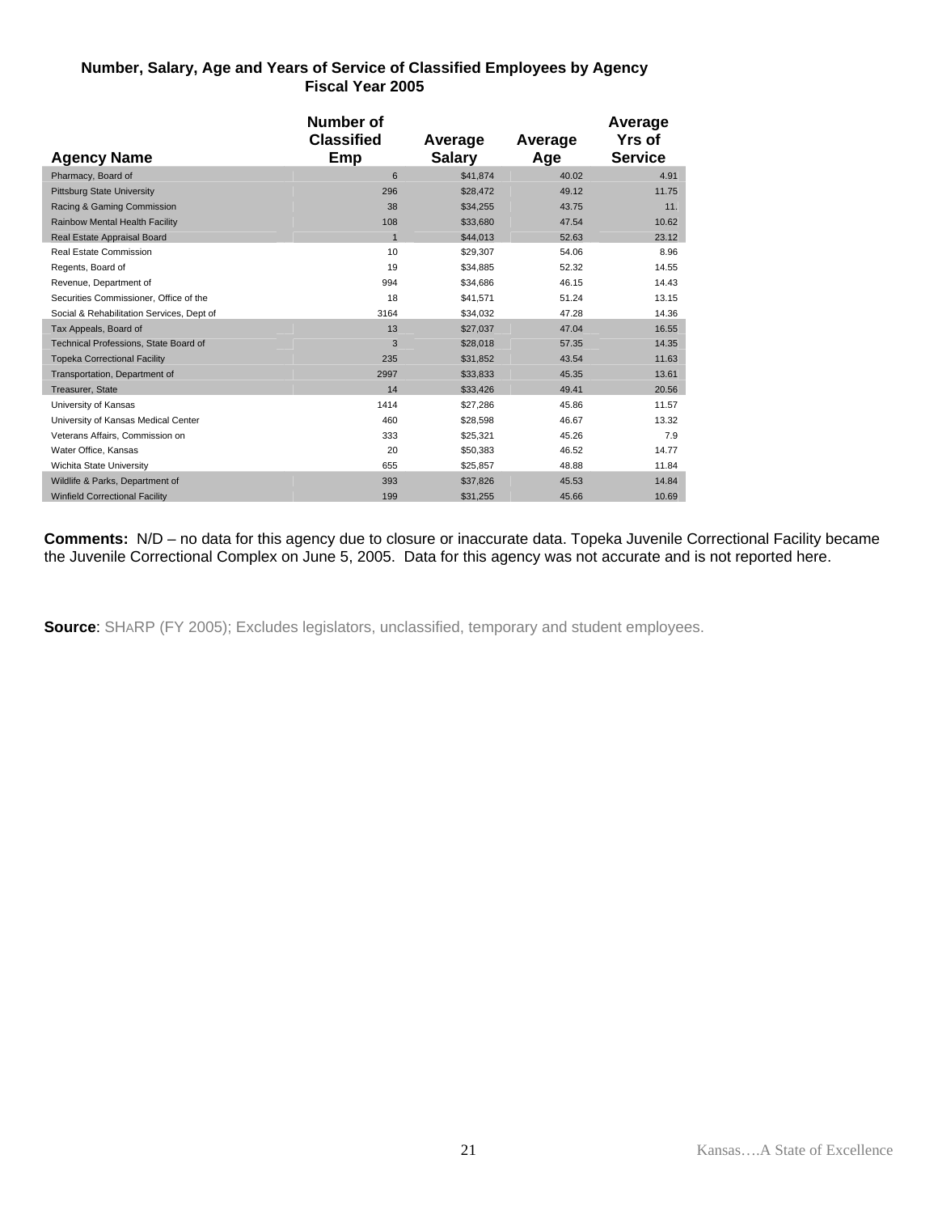**Number, Salary, Age and Years of Service of Classified Employees by Agency**
**Fiscal Year 2005**

| Agency Name | Number of Classified Emp | Average Salary | Average Age | Average Yrs of Service |
|---|---|---|---|---|
| Pharmacy, Board of | 6 | $41,874 | 40.02 | 4.91 |
| Pittsburg State University | 296 | $28,472 | 49.12 | 11.75 |
| Racing & Gaming Commission | 38 | $34,255 | 43.75 | 11. |
| Rainbow Mental Health Facility | 108 | $33,680 | 47.54 | 10.62 |
| Real Estate Appraisal Board | 1 | $44,013 | 52.63 | 23.12 |
| Real Estate Commission | 10 | $29,307 | 54.06 | 8.96 |
| Regents, Board of | 19 | $34,885 | 52.32 | 14.55 |
| Revenue, Department of | 994 | $34,686 | 46.15 | 14.43 |
| Securities Commissioner, Office of the | 18 | $41,571 | 51.24 | 13.15 |
| Social & Rehabilitation Services, Dept of | 3164 | $34,032 | 47.28 | 14.36 |
| Tax Appeals, Board of | 13 | $27,037 | 47.04 | 16.55 |
| Technical Professions, State Board of | 3 | $28,018 | 57.35 | 14.35 |
| Topeka Correctional Facility | 235 | $31,852 | 43.54 | 11.63 |
| Transportation, Department of | 2997 | $33,833 | 45.35 | 13.61 |
| Treasurer, State | 14 | $33,426 | 49.41 | 20.56 |
| University of Kansas | 1414 | $27,286 | 45.86 | 11.57 |
| University of Kansas Medical Center | 460 | $28,598 | 46.67 | 13.32 |
| Veterans Affairs, Commission on | 333 | $25,321 | 45.26 | 7.9 |
| Water Office, Kansas | 20 | $50,383 | 46.52 | 14.77 |
| Wichita State University | 655 | $25,857 | 48.88 | 11.84 |
| Wildlife & Parks, Department of | 393 | $37,826 | 45.53 | 14.84 |
| Winfield Correctional Facility | 199 | $31,255 | 45.66 | 10.69 |

**Comments:** N/D – no data for this agency due to closure or inaccurate data. Topeka Juvenile Correctional Facility became the Juvenile Correctional Complex on June 5, 2005. Data for this agency was not accurate and is not reported here.

**Source**: SHARP (FY 2005); Excludes legislators, unclassified, temporary and student employees.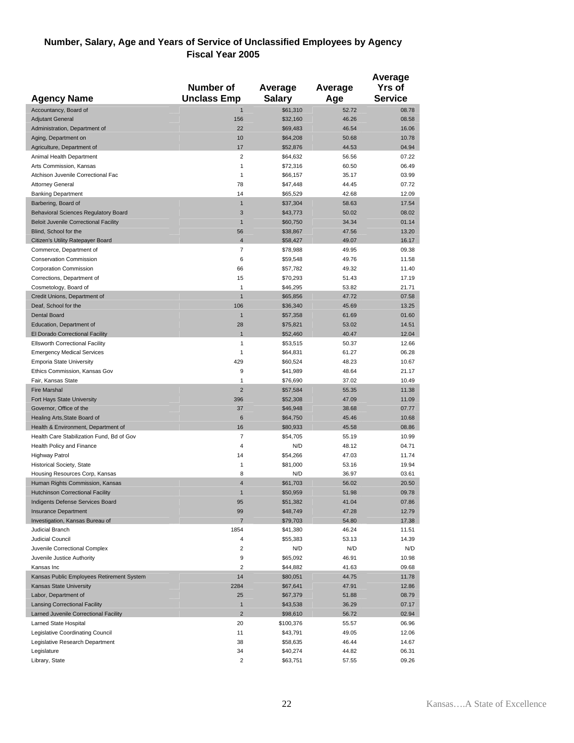## Number, Salary, Age and Years of Service of Unclassified Employees by Agency
### Fiscal Year 2005

| Agency Name | Number of Unclass Emp | Average Salary | Average Age | Average Yrs of Service |
|---|---|---|---|---|
| Accountancy, Board of | 1 | $61,310 | 52.72 | 08.78 |
| Adjutant General | 156 | $32,160 | 46.26 | 08.58 |
| Administration, Department of | 22 | $69,483 | 46.54 | 16.06 |
| Aging, Department on | 10 | $64,208 | 50.68 | 10.78 |
| Agriculture, Department of | 17 | $52,876 | 44.53 | 04.94 |
| Animal Health Department | 2 | $64,632 | 56.56 | 07.22 |
| Arts Commission, Kansas | 1 | $72,316 | 60.50 | 06.49 |
| Atchison Juvenile Correctional Fac | 1 | $66,157 | 35.17 | 03.99 |
| Attorney General | 78 | $47,448 | 44.45 | 07.72 |
| Banking Department | 14 | $65,529 | 42.68 | 12.09 |
| Barbering, Board of | 1 | $37,304 | 58.63 | 17.54 |
| Behavioral Sciences Regulatory Board | 3 | $43,773 | 50.02 | 08.02 |
| Beloit Juvenile Correctional Facility | 1 | $60,750 | 34.34 | 01.14 |
| Blind, School for the | 56 | $38,867 | 47.56 | 13.20 |
| Citizen's Utility Ratepayer Board | 4 | $58,427 | 49.07 | 16.17 |
| Commerce, Department of | 7 | $78,988 | 49.95 | 09.38 |
| Conservation Commission | 6 | $59,548 | 49.76 | 11.58 |
| Corporation Commission | 66 | $57,782 | 49.32 | 11.40 |
| Corrections, Department of | 15 | $70,293 | 51.43 | 17.19 |
| Cosmetology, Board of | 1 | $46,295 | 53.82 | 21.71 |
| Credit Unions, Department of | 1 | $65,856 | 47.72 | 07.58 |
| Deaf, School for the | 106 | $36,340 | 45.69 | 13.25 |
| Dental Board | 1 | $57,358 | 61.69 | 01.60 |
| Education, Department of | 28 | $75,821 | 53.02 | 14.51 |
| El Dorado Correctional Facility | 1 | $52,460 | 40.47 | 12.04 |
| Ellsworth Correctional Facility | 1 | $53,515 | 50.37 | 12.66 |
| Emergency Medical Services | 1 | $64,831 | 61.27 | 06.28 |
| Emporia State University | 429 | $60,524 | 48.23 | 10.67 |
| Ethics Commission, Kansas Gov | 9 | $41,989 | 48.64 | 21.17 |
| Fair, Kansas State | 1 | $76,690 | 37.02 | 10.49 |
| Fire Marshal | 2 | $57,584 | 55.35 | 11.38 |
| Fort Hays State University | 396 | $52,308 | 47.09 | 11.09 |
| Governor, Office of the | 37 | $46,948 | 38.68 | 07.77 |
| Healing Arts,State Board of | 6 | $64,750 | 45.46 | 10.68 |
| Health & Environment, Department of | 16 | $80,933 | 45.58 | 08.86 |
| Health Care Stabilization Fund, Bd of Gov | 7 | $54,705 | 55.19 | 10.99 |
| Health Policy and Finance | 4 | N/D | 48.12 | 04.71 |
| Highway Patrol | 14 | $54,266 | 47.03 | 11.74 |
| Historical Society, State | 1 | $81,000 | 53.16 | 19.94 |
| Housing Resources Corp, Kansas | 8 | N/D | 36.97 | 03.61 |
| Human Rights Commission, Kansas | 4 | $61,703 | 56.02 | 20.50 |
| Hutchinson Correctional Facility | 1 | $50,959 | 51.98 | 09.78 |
| Indigents Defense Services Board | 95 | $51,382 | 41.04 | 07.86 |
| Insurance Department | 99 | $48,749 | 47.28 | 12.79 |
| Investigation, Kansas Bureau of | 7 | $79,703 | 54.80 | 17.38 |
| Judicial Branch | 1854 | $41,380 | 46.24 | 11.51 |
| Judicial Council | 4 | $55,383 | 53.13 | 14.39 |
| Juvenile Correctional Complex | 2 | N/D | N/D | N/D |
| Juvenile Justice Authority | 9 | $65,092 | 46.91 | 10.98 |
| Kansas Inc | 2 | $44,882 | 41.63 | 09.68 |
| Kansas Public Employees Retirement System | 14 | $80,051 | 44.75 | 11.78 |
| Kansas State University | 2284 | $67,641 | 47.91 | 12.86 |
| Labor, Department of | 25 | $67,379 | 51.88 | 08.79 |
| Lansing Correctional Facility | 1 | $43,538 | 36.29 | 07.17 |
| Larned Juvenile Correctional Facility | 2 | $98,610 | 56.72 | 02.94 |
| Larned State Hospital | 20 | $100,376 | 55.57 | 06.96 |
| Legislative Coordinating Council | 11 | $43,791 | 49.05 | 12.06 |
| Legislative Research Department | 38 | $58,635 | 46.44 | 14.67 |
| Legislature | 34 | $40,274 | 44.82 | 06.31 |
| Library, State | 2 | $63,751 | 57.55 | 09.26 |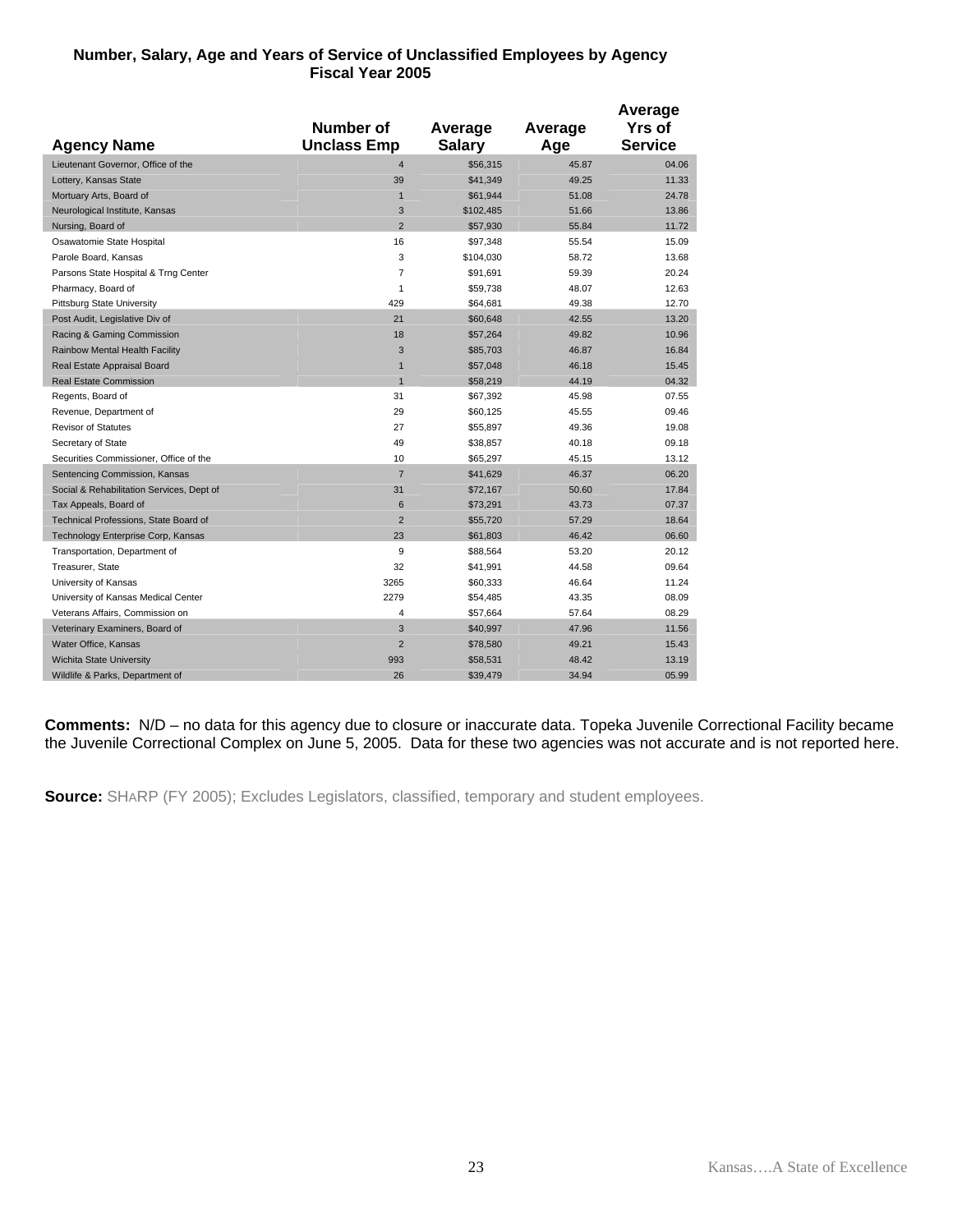**Number, Salary, Age and Years of Service of Unclassified Employees by Agency**
**Fiscal Year 2005**

| Agency Name | Number of Unclass Emp | Average Salary | Average Age | Average Yrs of Service |
|---|---|---|---|---|
| Lieutenant Governor, Office of the | 4 | $56,315 | 45.87 | 04.06 |
| Lottery, Kansas State | 39 | $41,349 | 49.25 | 11.33 |
| Mortuary Arts, Board of | 1 | $61,944 | 51.08 | 24.78 |
| Neurological Institute, Kansas | 3 | $102,485 | 51.66 | 13.86 |
| Nursing, Board of | 2 | $57,930 | 55.84 | 11.72 |
| Osawatomie State Hospital | 16 | $97,348 | 55.54 | 15.09 |
| Parole Board, Kansas | 3 | $104,030 | 58.72 | 13.68 |
| Parsons State Hospital & Trng Center | 7 | $91,691 | 59.39 | 20.24 |
| Pharmacy, Board of | 1 | $59,738 | 48.07 | 12.63 |
| Pittsburg State University | 429 | $64,681 | 49.38 | 12.70 |
| Post Audit, Legislative Div of | 21 | $60,648 | 42.55 | 13.20 |
| Racing & Gaming Commission | 18 | $57,264 | 49.82 | 10.96 |
| Rainbow Mental Health Facility | 3 | $85,703 | 46.87 | 16.84 |
| Real Estate Appraisal Board | 1 | $57,048 | 46.18 | 15.45 |
| Real Estate Commission | 1 | $58,219 | 44.19 | 04.32 |
| Regents, Board of | 31 | $67,392 | 45.98 | 07.55 |
| Revenue, Department of | 29 | $60,125 | 45.55 | 09.46 |
| Revisor of Statutes | 27 | $55,897 | 49.36 | 19.08 |
| Secretary of State | 49 | $38,857 | 40.18 | 09.18 |
| Securities Commissioner, Office of the | 10 | $65,297 | 45.15 | 13.12 |
| Sentencing Commission, Kansas | 7 | $41,629 | 46.37 | 06.20 |
| Social & Rehabilitation Services, Dept of | 31 | $72,167 | 50.60 | 17.84 |
| Tax Appeals, Board of | 6 | $73,291 | 43.73 | 07.37 |
| Technical Professions, State Board of | 2 | $55,720 | 57.29 | 18.64 |
| Technology Enterprise Corp, Kansas | 23 | $61,803 | 46.42 | 06.60 |
| Transportation, Department of | 9 | $88,564 | 53.20 | 20.12 |
| Treasurer, State | 32 | $41,991 | 44.58 | 09.64 |
| University of Kansas | 3265 | $60,333 | 46.64 | 11.24 |
| University of Kansas Medical Center | 2279 | $54,485 | 43.35 | 08.09 |
| Veterans Affairs, Commission on | 4 | $57,664 | 57.64 | 08.29 |
| Veterinary Examiners, Board of | 3 | $40,997 | 47.96 | 11.56 |
| Water Office, Kansas | 2 | $78,580 | 49.21 | 15.43 |
| Wichita State University | 993 | $58,531 | 48.42 | 13.19 |
| Wildlife & Parks, Department of | 26 | $39,479 | 34.94 | 05.99 |

**Comments:** N/D – no data for this agency due to closure or inaccurate data. Topeka Juvenile Correctional Facility became the Juvenile Correctional Complex on June 5, 2005. Data for these two agencies was not accurate and is not reported here.

**Source:** SHARP (FY 2005); Excludes Legislators, classified, temporary and student employees.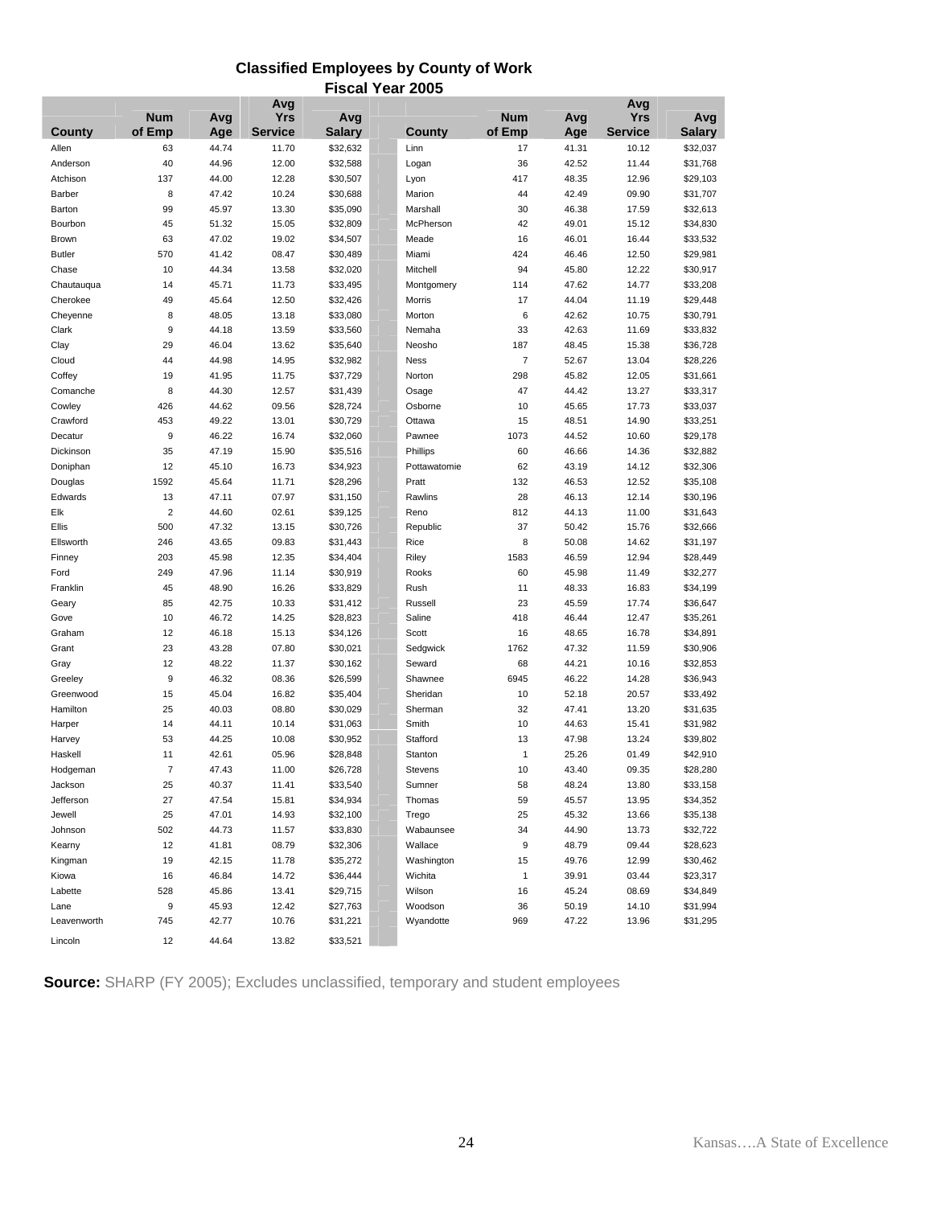## Classified Employees by County of Work
### Fiscal Year 2005

| County | Num of Emp | Avg Age | Avg Yrs Service | Avg Salary | County | Num of Emp | Avg Age | Avg Yrs Service | Avg Salary |
|---|---|---|---|---|---|---|---|---|---|
| Allen | 63 | 44.74 | 11.70 | $32,632 | Linn | 17 | 41.31 | 10.12 | $32,037 |
| Anderson | 40 | 44.96 | 12.00 | $32,588 | Logan | 36 | 42.52 | 11.44 | $31,768 |
| Atchison | 137 | 44.00 | 12.28 | $30,507 | Lyon | 417 | 48.35 | 12.96 | $29,103 |
| Barber | 8 | 47.42 | 10.24 | $30,688 | Marion | 44 | 42.49 | 09.90 | $31,707 |
| Barton | 99 | 45.97 | 13.30 | $35,090 | Marshall | 30 | 46.38 | 17.59 | $32,613 |
| Bourbon | 45 | 51.32 | 15.05 | $32,809 | McPherson | 42 | 49.01 | 15.12 | $34,830 |
| Brown | 63 | 47.02 | 19.02 | $34,507 | Meade | 16 | 46.01 | 16.44 | $33,532 |
| Butler | 570 | 41.42 | 08.47 | $30,489 | Miami | 424 | 46.46 | 12.50 | $29,981 |
| Chase | 10 | 44.34 | 13.58 | $32,020 | Mitchell | 94 | 45.80 | 12.22 | $30,917 |
| Chautauqua | 14 | 45.71 | 11.73 | $33,495 | Montgomery | 114 | 47.62 | 14.77 | $33,208 |
| Cherokee | 49 | 45.64 | 12.50 | $32,426 | Morris | 17 | 44.04 | 11.19 | $29,448 |
| Cheyenne | 8 | 48.05 | 13.18 | $33,080 | Morton | 6 | 42.62 | 10.75 | $30,791 |
| Clark | 9 | 44.18 | 13.59 | $33,560 | Nemaha | 33 | 42.63 | 11.69 | $33,832 |
| Clay | 29 | 46.04 | 13.62 | $35,640 | Neosho | 187 | 48.45 | 15.38 | $36,728 |
| Cloud | 44 | 44.98 | 14.95 | $32,982 | Ness | 7 | 52.67 | 13.04 | $28,226 |
| Coffey | 19 | 41.95 | 11.75 | $37,729 | Norton | 298 | 45.82 | 12.05 | $31,661 |
| Comanche | 8 | 44.30 | 12.57 | $31,439 | Osage | 47 | 44.42 | 13.27 | $33,317 |
| Cowley | 426 | 44.62 | 09.56 | $28,724 | Osborne | 10 | 45.65 | 17.73 | $33,037 |
| Crawford | 453 | 49.22 | 13.01 | $30,729 | Ottawa | 15 | 48.51 | 14.90 | $33,251 |
| Decatur | 9 | 46.22 | 16.74 | $32,060 | Pawnee | 1073 | 44.52 | 10.60 | $29,178 |
| Dickinson | 35 | 47.19 | 15.90 | $35,516 | Phillips | 60 | 46.66 | 14.36 | $32,882 |
| Doniphan | 12 | 45.10 | 16.73 | $34,923 | Pottawatomie | 62 | 43.19 | 14.12 | $32,306 |
| Douglas | 1592 | 45.64 | 11.71 | $28,296 | Pratt | 132 | 46.53 | 12.52 | $35,108 |
| Edwards | 13 | 47.11 | 07.97 | $31,150 | Rawlins | 28 | 46.13 | 12.14 | $30,196 |
| Elk | 2 | 44.60 | 02.61 | $39,125 | Reno | 812 | 44.13 | 11.00 | $31,643 |
| Ellis | 500 | 47.32 | 13.15 | $30,726 | Republic | 37 | 50.42 | 15.76 | $32,666 |
| Ellsworth | 246 | 43.65 | 09.83 | $31,443 | Rice | 8 | 50.08 | 14.62 | $31,197 |
| Finney | 203 | 45.98 | 12.35 | $34,404 | Riley | 1583 | 46.59 | 12.94 | $28,449 |
| Ford | 249 | 47.96 | 11.14 | $30,919 | Rooks | 60 | 45.98 | 11.49 | $32,277 |
| Franklin | 45 | 48.90 | 16.26 | $33,829 | Rush | 11 | 48.33 | 16.83 | $34,199 |
| Geary | 85 | 42.75 | 10.33 | $31,412 | Russell | 23 | 45.59 | 17.74 | $36,647 |
| Gove | 10 | 46.72 | 14.25 | $28,823 | Saline | 418 | 46.44 | 12.47 | $35,261 |
| Graham | 12 | 46.18 | 15.13 | $34,126 | Scott | 16 | 48.65 | 16.78 | $34,891 |
| Grant | 23 | 43.28 | 07.80 | $30,021 | Sedgwick | 1762 | 47.32 | 11.59 | $30,906 |
| Gray | 12 | 48.22 | 11.37 | $30,162 | Seward | 68 | 44.21 | 10.16 | $32,853 |
| Greeley | 9 | 46.32 | 08.36 | $26,599 | Shawnee | 6945 | 46.22 | 14.28 | $36,943 |
| Greenwood | 15 | 45.04 | 16.82 | $35,404 | Sheridan | 10 | 52.18 | 20.57 | $33,492 |
| Hamilton | 25 | 40.03 | 08.80 | $30,029 | Sherman | 32 | 47.41 | 13.20 | $31,635 |
| Harper | 14 | 44.11 | 10.14 | $31,063 | Smith | 10 | 44.63 | 15.41 | $31,982 |
| Harvey | 53 | 44.25 | 10.08 | $30,952 | Stafford | 13 | 47.98 | 13.24 | $39,802 |
| Haskell | 11 | 42.61 | 05.96 | $28,848 | Stanton | 1 | 25.26 | 01.49 | $42,910 |
| Hodgeman | 7 | 47.43 | 11.00 | $26,728 | Stevens | 10 | 43.40 | 09.35 | $28,280 |
| Jackson | 25 | 40.37 | 11.41 | $33,540 | Sumner | 58 | 48.24 | 13.80 | $33,158 |
| Jefferson | 27 | 47.54 | 15.81 | $34,934 | Thomas | 59 | 45.57 | 13.95 | $34,352 |
| Jewell | 25 | 47.01 | 14.93 | $32,100 | Trego | 25 | 45.32 | 13.66 | $35,138 |
| Johnson | 502 | 44.73 | 11.57 | $33,830 | Wabaunsee | 34 | 44.90 | 13.73 | $32,722 |
| Kearny | 12 | 41.81 | 08.79 | $32,306 | Wallace | 9 | 48.79 | 09.44 | $28,623 |
| Kingman | 19 | 42.15 | 11.78 | $35,272 | Washington | 15 | 49.76 | 12.99 | $30,462 |
| Kiowa | 16 | 46.84 | 14.72 | $36,444 | Wichita | 1 | 39.91 | 03.44 | $23,317 |
| Labette | 528 | 45.86 | 13.41 | $29,715 | Wilson | 16 | 45.24 | 08.69 | $34,849 |
| Lane | 9 | 45.93 | 12.42 | $27,763 | Woodson | 36 | 50.19 | 14.10 | $31,994 |
| Leavenworth | 745 | 42.77 | 10.76 | $31,221 | Wyandotte | 969 | 47.22 | 13.96 | $31,295 |
| Lincoln | 12 | 44.64 | 13.82 | $33,521 | | | | | |

**Source:** SHARP (FY 2005); Excludes unclassified, temporary and student employees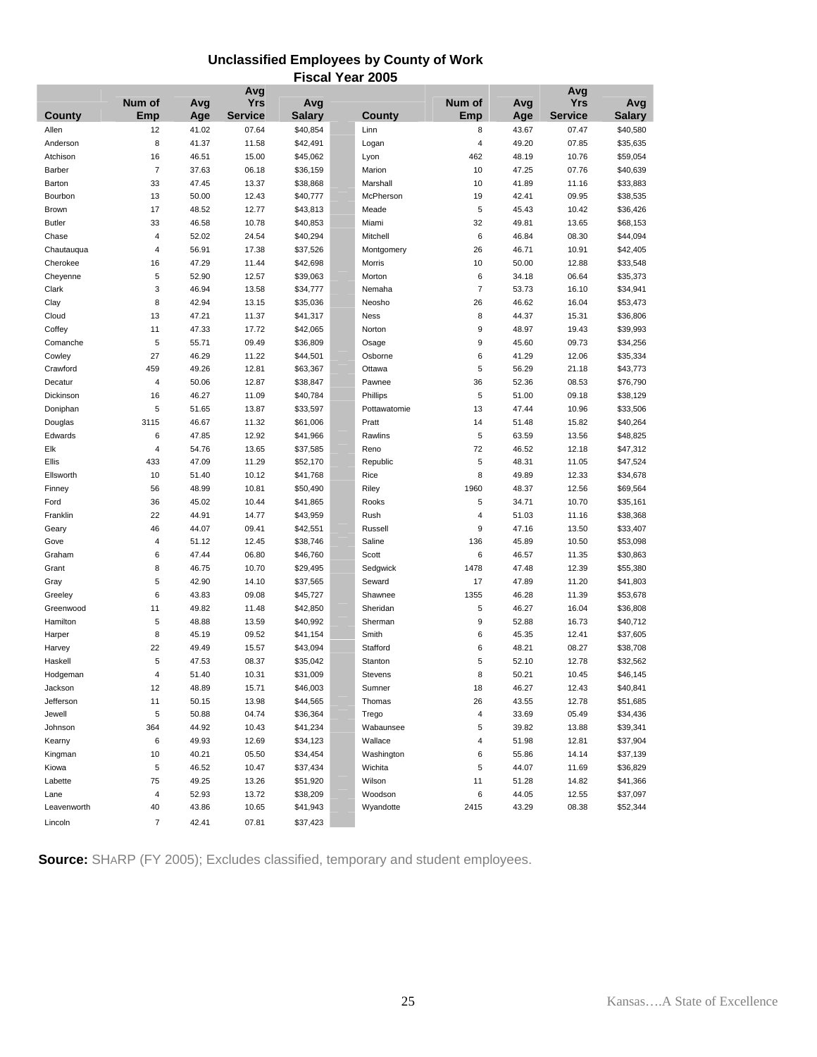## Unclassified Employees by County of Work
## Fiscal Year 2005

| County | Num of Emp | Avg Age | Avg Yrs Service | Avg Salary | County | Num of Emp | Avg Age | Avg Yrs Service | Avg Salary |
|---|---|---|---|---|---|---|---|---|---|
| Allen | 12 | 41.02 | 07.64 | $40,854 | Linn | 8 | 43.67 | 07.47 | $40,580 |
| Anderson | 8 | 41.37 | 11.58 | $42,491 | Logan | 4 | 49.20 | 07.85 | $35,635 |
| Atchison | 16 | 46.51 | 15.00 | $45,062 | Lyon | 462 | 48.19 | 10.76 | $59,054 |
| Barber | 7 | 37.63 | 06.18 | $36,159 | Marion | 10 | 47.25 | 07.76 | $40,639 |
| Barton | 33 | 47.45 | 13.37 | $38,868 | Marshall | 10 | 41.89 | 11.16 | $33,883 |
| Bourbon | 13 | 50.00 | 12.43 | $40,777 | McPherson | 19 | 42.41 | 09.95 | $38,535 |
| Brown | 17 | 48.52 | 12.77 | $43,813 | Meade | 5 | 45.43 | 10.42 | $36,426 |
| Butler | 33 | 46.58 | 10.78 | $40,853 | Miami | 32 | 49.81 | 13.65 | $68,153 |
| Chase | 4 | 52.02 | 24.54 | $40,294 | Mitchell | 6 | 46.84 | 08.30 | $44,094 |
| Chautauqua | 4 | 56.91 | 17.38 | $37,526 | Montgomery | 26 | 46.71 | 10.91 | $42,405 |
| Cherokee | 16 | 47.29 | 11.44 | $42,698 | Morris | 10 | 50.00 | 12.88 | $33,548 |
| Cheyenne | 5 | 52.90 | 12.57 | $39,063 | Morton | 6 | 34.18 | 06.64 | $35,373 |
| Clark | 3 | 46.94 | 13.58 | $34,777 | Nemaha | 7 | 53.73 | 16.10 | $34,941 |
| Clay | 8 | 42.94 | 13.15 | $35,036 | Neosho | 26 | 46.62 | 16.04 | $53,473 |
| Cloud | 13 | 47.21 | 11.37 | $41,317 | Ness | 8 | 44.37 | 15.31 | $36,806 |
| Coffey | 11 | 47.33 | 17.72 | $42,065 | Norton | 9 | 48.97 | 19.43 | $39,993 |
| Comanche | 5 | 55.71 | 09.49 | $36,809 | Osage | 9 | 45.60 | 09.73 | $34,256 |
| Cowley | 27 | 46.29 | 11.22 | $44,501 | Osborne | 6 | 41.29 | 12.06 | $35,334 |
| Crawford | 459 | 49.26 | 12.81 | $63,367 | Ottawa | 5 | 56.29 | 21.18 | $43,773 |
| Decatur | 4 | 50.06 | 12.87 | $38,847 | Pawnee | 36 | 52.36 | 08.53 | $76,790 |
| Dickinson | 16 | 46.27 | 11.09 | $40,784 | Phillips | 5 | 51.00 | 09.18 | $38,129 |
| Doniphan | 5 | 51.65 | 13.87 | $33,597 | Pottawatomie | 13 | 47.44 | 10.96 | $33,506 |
| Douglas | 3115 | 46.67 | 11.32 | $61,006 | Pratt | 14 | 51.48 | 15.82 | $40,264 |
| Edwards | 6 | 47.85 | 12.92 | $41,966 | Rawlins | 5 | 63.59 | 13.56 | $48,825 |
| Elk | 4 | 54.76 | 13.65 | $37,585 | Reno | 72 | 46.52 | 12.18 | $47,312 |
| Ellis | 433 | 47.09 | 11.29 | $52,170 | Republic | 5 | 48.31 | 11.05 | $47,524 |
| Ellsworth | 10 | 51.40 | 10.12 | $41,768 | Rice | 8 | 49.89 | 12.33 | $34,678 |
| Finney | 56 | 48.99 | 10.81 | $50,490 | Riley | 1960 | 48.37 | 12.56 | $69,564 |
| Ford | 36 | 45.02 | 10.44 | $41,865 | Rooks | 5 | 34.71 | 10.70 | $35,161 |
| Franklin | 22 | 44.91 | 14.77 | $43,959 | Rush | 4 | 51.03 | 11.16 | $38,368 |
| Geary | 46 | 44.07 | 09.41 | $42,551 | Russell | 9 | 47.16 | 13.50 | $33,407 |
| Gove | 4 | 51.12 | 12.45 | $38,746 | Saline | 136 | 45.89 | 10.50 | $53,098 |
| Graham | 6 | 47.44 | 06.80 | $46,760 | Scott | 6 | 46.57 | 11.35 | $30,863 |
| Grant | 8 | 46.75 | 10.70 | $29,495 | Sedgwick | 1478 | 47.48 | 12.39 | $55,380 |
| Gray | 5 | 42.90 | 14.10 | $37,565 | Seward | 17 | 47.89 | 11.20 | $41,803 |
| Greeley | 6 | 43.83 | 09.08 | $45,727 | Shawnee | 1355 | 46.28 | 11.39 | $53,678 |
| Greenwood | 11 | 49.82 | 11.48 | $42,850 | Sheridan | 5 | 46.27 | 16.04 | $36,808 |
| Hamilton | 5 | 48.88 | 13.59 | $40,992 | Sherman | 9 | 52.88 | 16.73 | $40,712 |
| Harper | 8 | 45.19 | 09.52 | $41,154 | Smith | 6 | 45.35 | 12.41 | $37,605 |
| Harvey | 22 | 49.49 | 15.57 | $43,094 | Stafford | 6 | 48.21 | 08.27 | $38,708 |
| Haskell | 5 | 47.53 | 08.37 | $35,042 | Stanton | 5 | 52.10 | 12.78 | $32,562 |
| Hodgeman | 4 | 51.40 | 10.31 | $31,009 | Stevens | 8 | 50.21 | 10.45 | $46,145 |
| Jackson | 12 | 48.89 | 15.71 | $46,003 | Sumner | 18 | 46.27 | 12.43 | $40,841 |
| Jefferson | 11 | 50.15 | 13.98 | $44,565 | Thomas | 26 | 43.55 | 12.78 | $51,685 |
| Jewell | 5 | 50.88 | 04.74 | $36,364 | Trego | 4 | 33.69 | 05.49 | $34,436 |
| Johnson | 364 | 44.92 | 10.43 | $41,234 | Wabaunsee | 5 | 39.82 | 13.88 | $39,341 |
| Kearny | 6 | 49.93 | 12.69 | $34,123 | Wallace | 4 | 51.98 | 12.81 | $37,904 |
| Kingman | 10 | 40.21 | 05.50 | $34,454 | Washington | 6 | 55.86 | 14.14 | $37,139 |
| Kiowa | 5 | 46.52 | 10.47 | $37,434 | Wichita | 5 | 44.07 | 11.69 | $36,829 |
| Labette | 75 | 49.25 | 13.26 | $51,920 | Wilson | 11 | 51.28 | 14.82 | $41,366 |
| Lane | 4 | 52.93 | 13.72 | $38,209 | Woodson | 6 | 44.05 | 12.55 | $37,097 |
| Leavenworth | 40 | 43.86 | 10.65 | $41,943 | Wyandotte | 2415 | 43.29 | 08.38 | $52,344 |
| Lincoln | 7 | 42.41 | 07.81 | $37,423 | | | | | |

**Source:** SHARP (FY 2005); Excludes classified, temporary and student employees.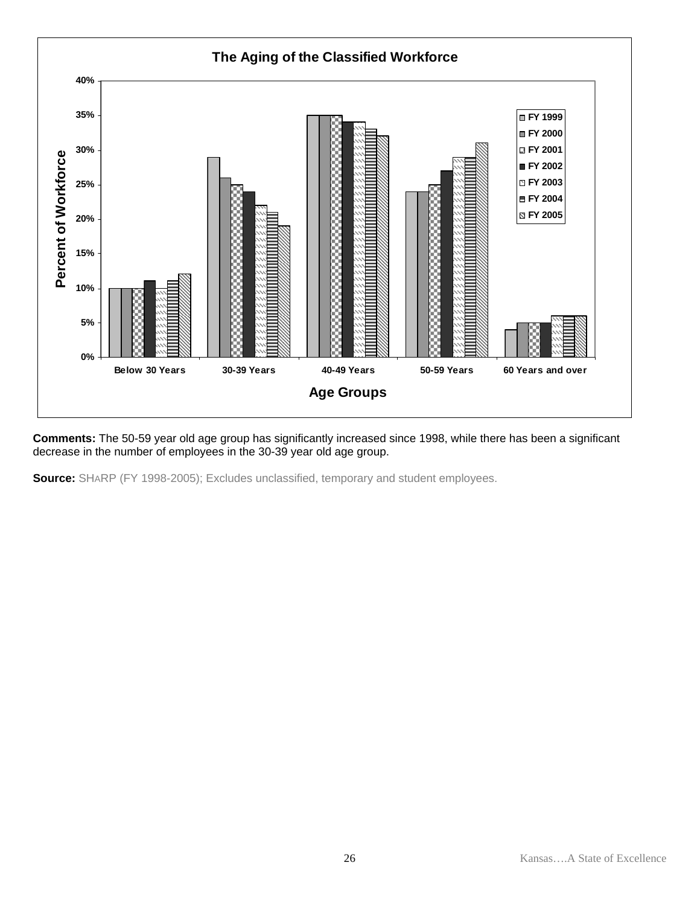## The Aging of the Classified Workforce

| Age Groups | FY 1999 | FY 2000 | FY 2001 | FY 2002 | FY 2003 | FY 2004 | FY 2005 |
|---|---|---|---|---|---|---|---|
| Below 30 Years | 10% | 10% | 10% | 11% | 10% | 11% | 12% |
| 30-39 Years | 29% | 26% | 25% | 24% | 22% | 21% | 19% |
| 40-49 Years | 35% | 35% | 35% | 34% | 34% | 33% | 32% |
| 50-59 Years | 24% | 24% | 25% | 27% | 29% | 29% | 31% |
| 60 Years and over | 4% | 5% | 5% | 5% | 6% | 6% | 6% |

**Comments:** The 50-59 year old age group has significantly increased since 1998, while there has been a significant decrease in the number of employees in the 30-39 year old age group.

**Source:** SHARP (FY 1998-2005); Excludes unclassified, temporary and student employees.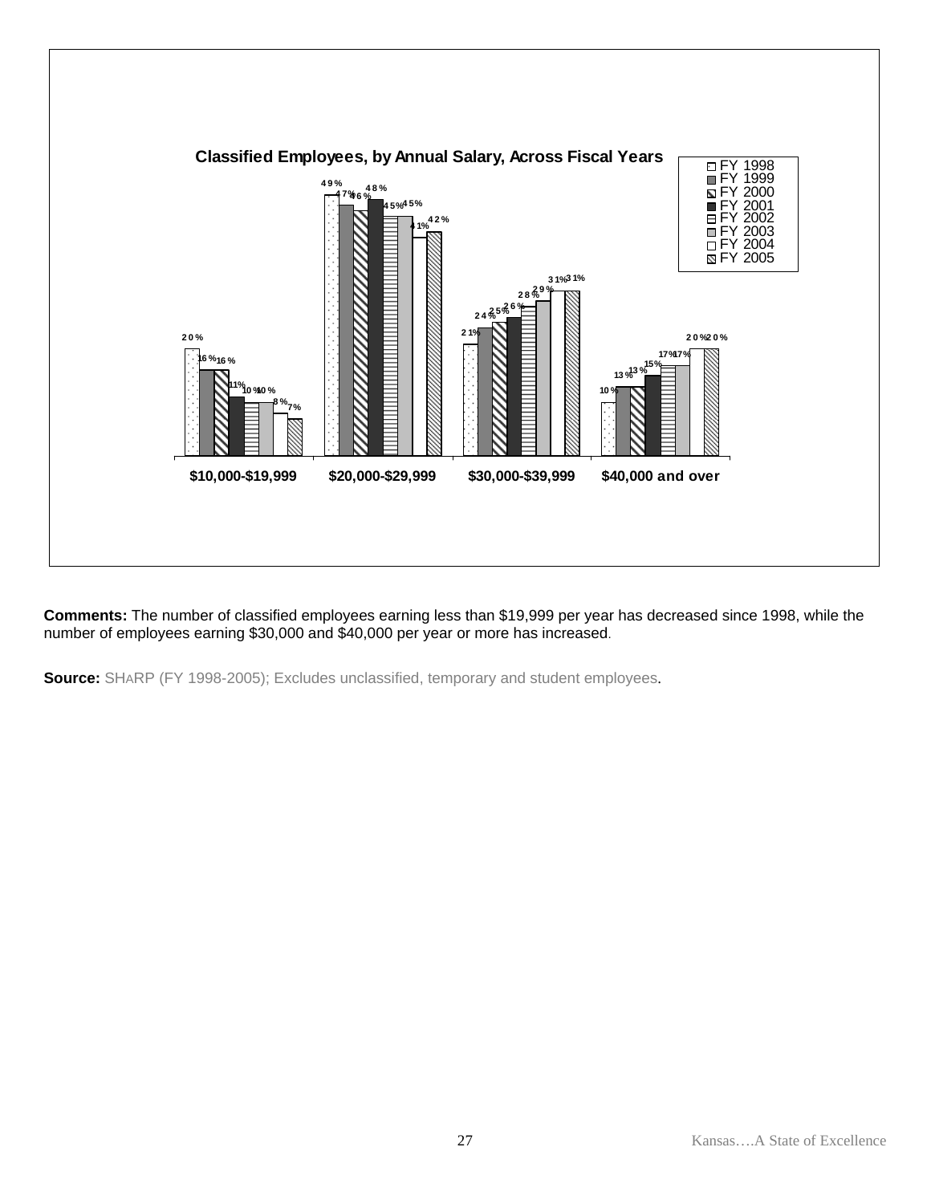**Classified Employees, by Annual Salary, Across Fiscal Years**

| Annual Salary | FY 1998 | FY 1999 | FY 2000 | FY 2001 | FY 2002 | FY 2003 | FY 2004 | FY 2005 |
|---|---|---|---|---|---|---|---|---|
| $10,000-$19,999 | 20% | 16% | 16% | 11% | 10% | 10% | 8% | 7% |
| $20,000-$29,999 | 49% | 47% | 46% | 48% | 45% | 45% | 41% | 42% |
| $30,000-$39,999 | 21% | 24% | 25% | 26% | 28% | 29% | 31% | 31% |
| $40,000 and over | 10% | 13% | 13% | 15% | 17% | 17% | 20% | 20% |

**Comments:** The number of classified employees earning less than $19,999 per year has decreased since 1998, while the number of employees earning $30,000 and $40,000 per year or more has increased.

**Source:** SHARP (FY 1998-2005); Excludes unclassified, temporary and student employees.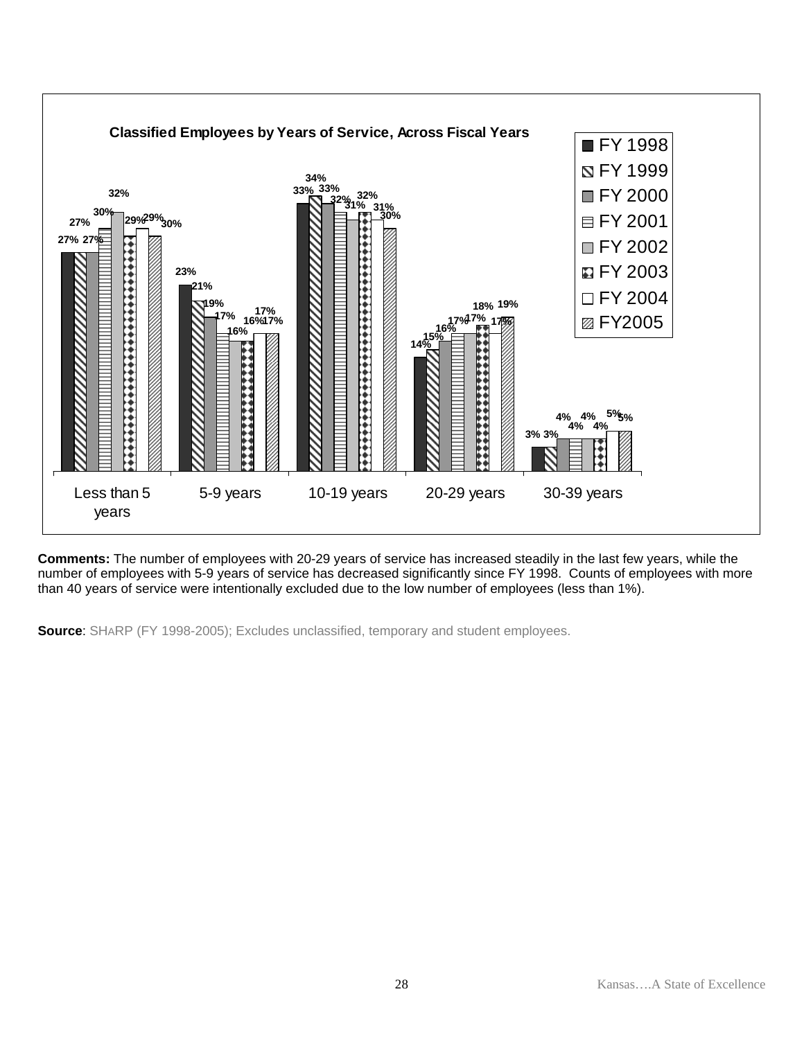**Classified Employees by Years of Service, Across Fiscal Years**

| | FY 1998 | FY 1999 | FY 2000 | FY 2001 | FY 2002 | FY 2003 | FY 2004 | FY2005 |
|---|---|---|---|---|---|---|---|---|
| Less than 5 years | 27% | 27% | 27% | 30% | 32% | 29% | 30% | 29% |
| 5-9 years | 23% | 21% | 19% | 17% | 16% | 16% | 17% | 17% |
| 10-19 years | 33% | 34% | 33% | 32% | 31% | 32% | 31% | 30% |
| 20-29 years | 14% | 15% | 16% | 17% | 17% | 18% | 17% | 19% |
| 30-39 years | 3% | 3% | 4% | 4% | 4% | 4% | 5% | 5% |

**Comments:** The number of employees with 20-29 years of service has increased steadily in the last few years, while the number of employees with 5-9 years of service has decreased significantly since FY 1998. Counts of employees with more than 40 years of service were intentionally excluded due to the low number of employees (less than 1%).

**Source**: SHARP (FY 1998-2005); Excludes unclassified, temporary and student employees.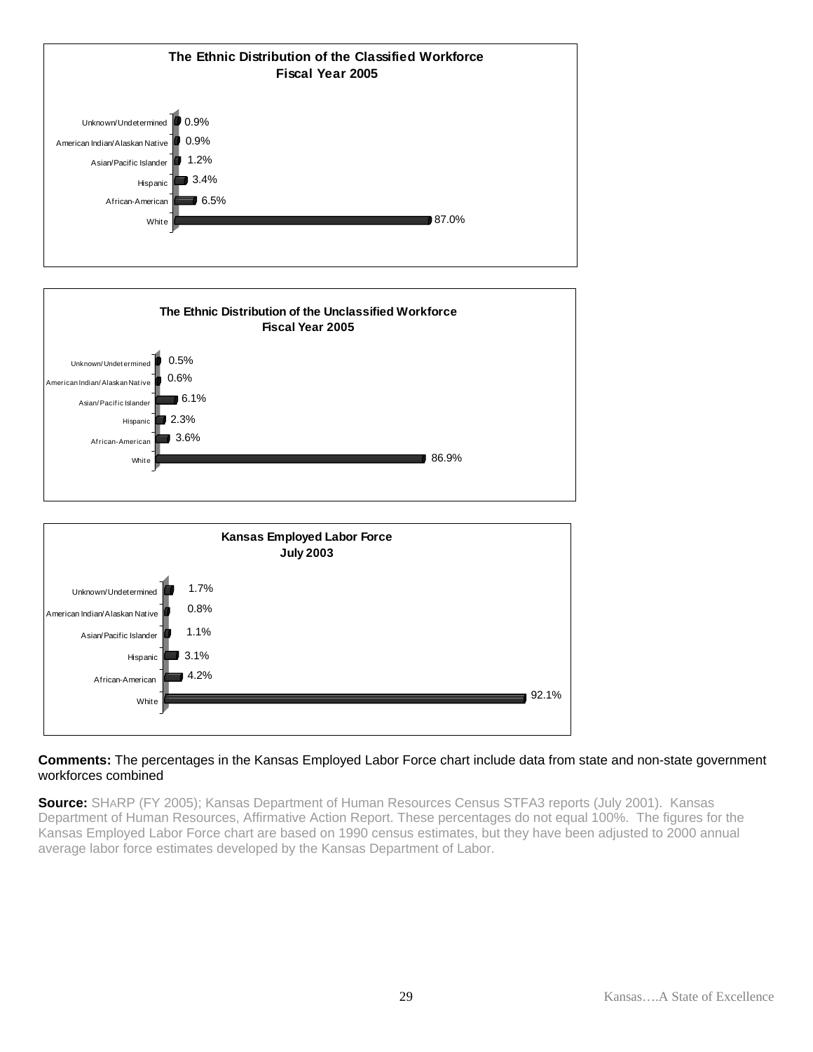**The Ethnic Distribution of the Classified Workforce**
**Fiscal Year 2005**

| Ethnicity | Percentage |
|---|---|
| Unknown/Undetermined | 0.9% |
| American Indian/Alaskan Native | 0.9% |
| Asian/Pacific Islander | 1.2% |
| Hispanic | 3.4% |
| African-American | 6.5% |
| White | 87.0% |

**The Ethnic Distribution of the Unclassified Workforce**
**Fiscal Year 2005**

| Ethnicity | Percentage |
|---|---|
| Unknown/Undetermined | 0.5% |
| American Indian/Alaskan Native | 0.6% |
| Asian/Pacific Islander | 6.1% |
| Hispanic | 2.3% |
| African-American | 3.6% |
| White | 86.9% |

**Kansas Employed Labor Force**
**July 2003**

| Ethnicity | Percentage |
|---|---|
| Unknown/Undetermined | 1.7% |
| American Indian/Alaskan Native | 0.8% |
| Asian/Pacific Islander | 1.1% |
| Hispanic | 3.1% |
| African-American | 4.2% |
| White | 92.1% |

**Comments:** The percentages in the Kansas Employed Labor Force chart include data from state and non-state government workforces combined

**Source:** SHARP (FY 2005); Kansas Department of Human Resources Census STFA3 reports (July 2001). Kansas Department of Human Resources, Affirmative Action Report. These percentages do not equal 100%. The figures for the Kansas Employed Labor Force chart are based on 1990 census estimates, but they have been adjusted to 2000 annual average labor force estimates developed by the Kansas Department of Labor.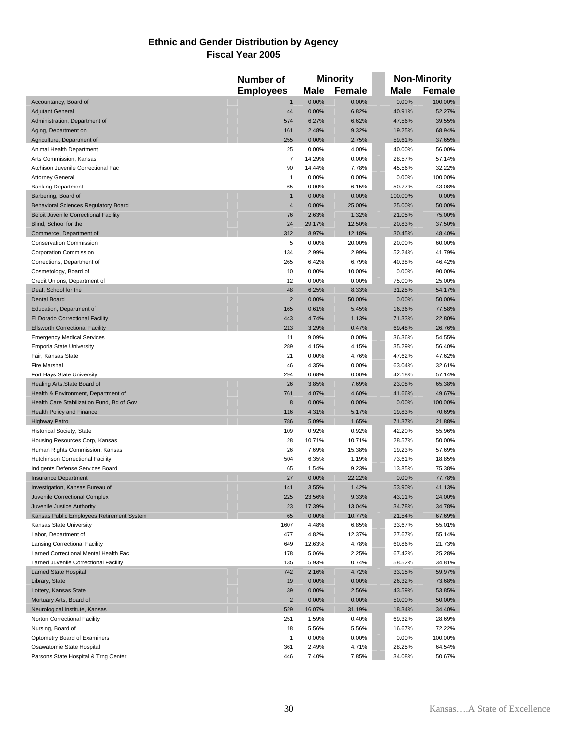**Ethnic and Gender Distribution by Agency**
**Fiscal Year 2005**

| | Number of Employees | Minority | | Non-Minority | |
|---|---|---|---|---|---|
| | | Male | Female | Male | Female |
| Accountancy, Board of | 1 | 0.00% | 0.00% | 0.00% | 100.00% |
| Adjutant General | 44 | 0.00% | 6.82% | 40.91% | 52.27% |
| Administration, Department of | 574 | 6.27% | 6.62% | 47.56% | 39.55% |
| Aging, Department on | 161 | 2.48% | 9.32% | 19.25% | 68.94% |
| Agriculture, Department of | 255 | 0.00% | 2.75% | 59.61% | 37.65% |
| Animal Health Department | 25 | 0.00% | 4.00% | 40.00% | 56.00% |
| Arts Commission, Kansas | 7 | 14.29% | 0.00% | 28.57% | 57.14% |
| Atchison Juvenile Correctional Fac | 90 | 14.44% | 7.78% | 45.56% | 32.22% |
| Attorney General | 1 | 0.00% | 0.00% | 0.00% | 100.00% |
| Banking Department | 65 | 0.00% | 6.15% | 50.77% | 43.08% |
| Barbering, Board of | 1 | 0.00% | 0.00% | 100.00% | 0.00% |
| Behavioral Sciences Regulatory Board | 4 | 0.00% | 25.00% | 25.00% | 50.00% |
| Beloit Juvenile Correctional Facility | 76 | 2.63% | 1.32% | 21.05% | 75.00% |
| Blind, School for the | 24 | 29.17% | 12.50% | 20.83% | 37.50% |
| Commerce, Department of | 312 | 8.97% | 12.18% | 30.45% | 48.40% |
| Conservation Commission | 5 | 0.00% | 20.00% | 20.00% | 60.00% |
| Corporation Commission | 134 | 2.99% | 2.99% | 52.24% | 41.79% |
| Corrections, Department of | 265 | 6.42% | 6.79% | 40.38% | 46.42% |
| Cosmetology, Board of | 10 | 0.00% | 10.00% | 0.00% | 90.00% |
| Credit Unions, Department of | 12 | 0.00% | 0.00% | 75.00% | 25.00% |
| Deaf, School for the | 48 | 6.25% | 8.33% | 31.25% | 54.17% |
| Dental Board | 2 | 0.00% | 50.00% | 0.00% | 50.00% |
| Education, Department of | 165 | 0.61% | 5.45% | 16.36% | 77.58% |
| El Dorado Correctional Facility | 443 | 4.74% | 1.13% | 71.33% | 22.80% |
| Ellsworth Correctional Facility | 213 | 3.29% | 0.47% | 69.48% | 26.76% |
| Emergency Medical Services | 11 | 9.09% | 0.00% | 36.36% | 54.55% |
| Emporia State University | 289 | 4.15% | 4.15% | 35.29% | 56.40% |
| Fair, Kansas State | 21 | 0.00% | 4.76% | 47.62% | 47.62% |
| Fire Marshal | 46 | 4.35% | 0.00% | 63.04% | 32.61% |
| Fort Hays State University | 294 | 0.68% | 0.00% | 42.18% | 57.14% |
| Healing Arts,State Board of | 26 | 3.85% | 7.69% | 23.08% | 65.38% |
| Health & Environment, Department of | 761 | 4.07% | 4.60% | 41.66% | 49.67% |
| Health Care Stabilization Fund, Bd of Gov | 8 | 0.00% | 0.00% | 0.00% | 100.00% |
| Health Policy and Finance | 116 | 4.31% | 5.17% | 19.83% | 70.69% |
| Highway Patrol | 786 | 5.09% | 1.65% | 71.37% | 21.88% |
| Historical Society, State | 109 | 0.92% | 0.92% | 42.20% | 55.96% |
| Housing Resources Corp, Kansas | 28 | 10.71% | 10.71% | 28.57% | 50.00% |
| Human Rights Commission, Kansas | 26 | 7.69% | 15.38% | 19.23% | 57.69% |
| Hutchinson Correctional Facility | 504 | 6.35% | 1.19% | 73.61% | 18.85% |
| Indigents Defense Services Board | 65 | 1.54% | 9.23% | 13.85% | 75.38% |
| Insurance Department | 27 | 0.00% | 22.22% | 0.00% | 77.78% |
| Investigation, Kansas Bureau of | 141 | 3.55% | 1.42% | 53.90% | 41.13% |
| Juvenile Correctional Complex | 225 | 23.56% | 9.33% | 43.11% | 24.00% |
| Juvenile Justice Authority | 23 | 17.39% | 13.04% | 34.78% | 34.78% |
| Kansas Public Employees Retirement System | 65 | 0.00% | 10.77% | 21.54% | 67.69% |
| Kansas State University | 1607 | 4.48% | 6.85% | 33.67% | 55.01% |
| Labor, Department of | 477 | 4.82% | 12.37% | 27.67% | 55.14% |
| Lansing Correctional Facility | 649 | 12.63% | 4.78% | 60.86% | 21.73% |
| Larned Correctional Mental Health Fac | 178 | 5.06% | 2.25% | 67.42% | 25.28% |
| Larned Juvenile Correctional Facility | 135 | 5.93% | 0.74% | 58.52% | 34.81% |
| Larned State Hospital | 742 | 2.16% | 4.72% | 33.15% | 59.97% |
| Library, State | 19 | 0.00% | 0.00% | 26.32% | 73.68% |
| Lottery, Kansas State | 39 | 0.00% | 2.56% | 43.59% | 53.85% |
| Mortuary Arts, Board of | 2 | 0.00% | 0.00% | 50.00% | 50.00% |
| Neurological Institute, Kansas | 529 | 16.07% | 31.19% | 18.34% | 34.40% |
| Norton Correctional Facility | 251 | 1.59% | 0.40% | 69.32% | 28.69% |
| Nursing, Board of | 18 | 5.56% | 5.56% | 16.67% | 72.22% |
| Optometry Board of Examiners | 1 | 0.00% | 0.00% | 0.00% | 100.00% |
| Osawatomie State Hospital | 361 | 2.49% | 4.71% | 28.25% | 64.54% |
| Parsons State Hospital & Trng Center | 446 | 7.40% | 7.85% | 34.08% | 50.67% |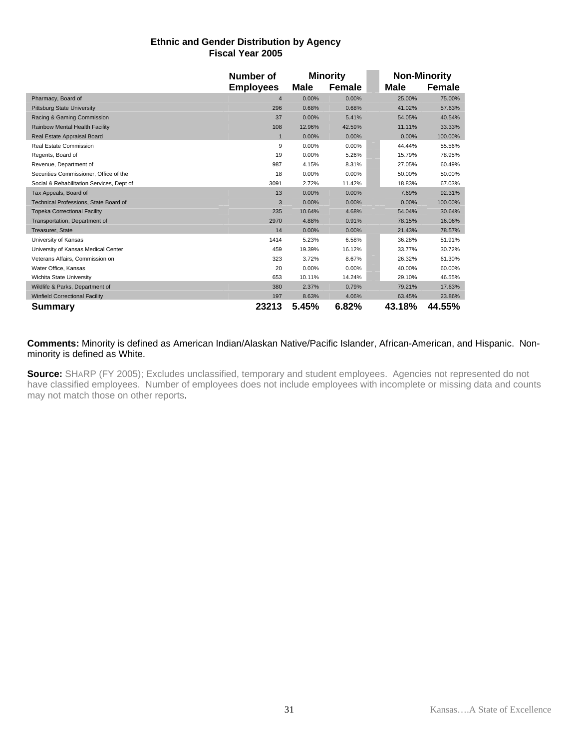**Ethnic and Gender Distribution by Agency**
**Fiscal Year 2005**

| | Number of Employees | Minority | | Non-Minority | |
|---|---|---|---|---|---|
| | | Male | Female | Male | Female |
| Pharmacy, Board of | 4 | 0.00% | 0.00% | 25.00% | 75.00% |
| Pittsburg State University | 296 | 0.68% | 0.68% | 41.02% | 57.63% |
| Racing & Gaming Commission | 37 | 0.00% | 5.41% | 54.05% | 40.54% |
| Rainbow Mental Health Facility | 108 | 12.96% | 42.59% | 11.11% | 33.33% |
| Real Estate Appraisal Board | 1 | 0.00% | 0.00% | 0.00% | 100.00% |
| Real Estate Commission | 9 | 0.00% | 0.00% | 44.44% | 55.56% |
| Regents, Board of | 19 | 0.00% | 5.26% | 15.79% | 78.95% |
| Revenue, Department of | 987 | 4.15% | 8.31% | 27.05% | 60.49% |
| Securities Commissioner, Office of the | 18 | 0.00% | 0.00% | 50.00% | 50.00% |
| Social & Rehabilitation Services, Dept of | 3091 | 2.72% | 11.42% | 18.83% | 67.03% |
| Tax Appeals, Board of | 13 | 0.00% | 0.00% | 7.69% | 92.31% |
| Technical Professions, State Board of | 3 | 0.00% | 0.00% | 0.00% | 100.00% |
| Topeka Correctional Facility | 235 | 10.64% | 4.68% | 54.04% | 30.64% |
| Transportation, Department of | 2970 | 4.88% | 0.91% | 78.15% | 16.06% |
| Treasurer, State | 14 | 0.00% | 0.00% | 21.43% | 78.57% |
| University of Kansas | 1414 | 5.23% | 6.58% | 36.28% | 51.91% |
| University of Kansas Medical Center | 459 | 19.39% | 16.12% | 33.77% | 30.72% |
| Veterans Affairs, Commission on | 323 | 3.72% | 8.67% | 26.32% | 61.30% |
| Water Office, Kansas | 20 | 0.00% | 0.00% | 40.00% | 60.00% |
| Wichita State University | 653 | 10.11% | 14.24% | 29.10% | 46.55% |
| Wildlife & Parks, Department of | 380 | 2.37% | 0.79% | 79.21% | 17.63% |
| Winfield Correctional Facility | 197 | 8.63% | 4.06% | 63.45% | 23.86% |
| **Summary** | **23213** | **5.45%** | **6.82%** | **43.18%** | **44.55%** |

**Comments:** Minority is defined as American Indian/Alaskan Native/Pacific Islander, African-American, and Hispanic. Non-minority is defined as White.

**Source:** SHARP (FY 2005); Excludes unclassified, temporary and student employees. Agencies not represented do not have classified employees. Number of employees does not include employees with incomplete or missing data and counts may not match those on other reports.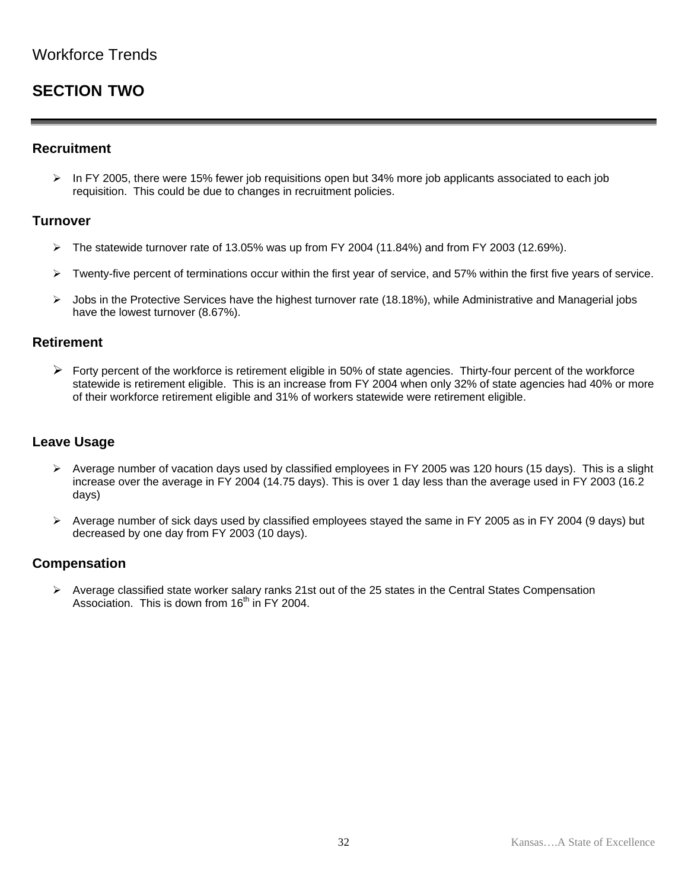Workforce Trends

# SECTION TWO

## Recruitment

- In FY 2005, there were 15% fewer job requisitions open but 34% more job applicants associated to each job requisition. This could be due to changes in recruitment policies.

## Turnover

- The statewide turnover rate of 13.05% was up from FY 2004 (11.84%) and from FY 2003 (12.69%).
- Twenty-five percent of terminations occur within the first year of service, and 57% within the first five years of service.
- Jobs in the Protective Services have the highest turnover rate (18.18%), while Administrative and Managerial jobs have the lowest turnover (8.67%).

## Retirement

- Forty percent of the workforce is retirement eligible in 50% of state agencies. Thirty-four percent of the workforce statewide is retirement eligible. This is an increase from FY 2004 when only 32% of state agencies had 40% or more of their workforce retirement eligible and 31% of workers statewide were retirement eligible.

## Leave Usage

- Average number of vacation days used by classified employees in FY 2005 was 120 hours (15 days). This is a slight increase over the average in FY 2004 (14.75 days). This is over 1 day less than the average used in FY 2003 (16.2 days)
- Average number of sick days used by classified employees stayed the same in FY 2005 as in FY 2004 (9 days) but decreased by one day from FY 2003 (10 days).

## Compensation

- Average classified state worker salary ranks 21st out of the 25 states in the Central States Compensation Association. This is down from 16th in FY 2004.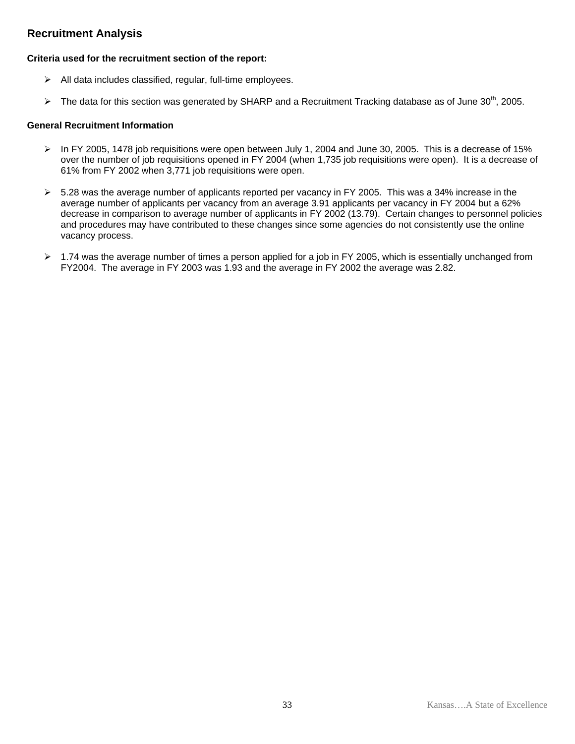## Recruitment Analysis

**Criteria used for the recruitment section of the report:**

- All data includes classified, regular, full-time employees.
- The data for this section was generated by SHARP and a Recruitment Tracking database as of June 30th, 2005.

**General Recruitment Information**

- In FY 2005, 1478 job requisitions were open between July 1, 2004 and June 30, 2005. This is a decrease of 15% over the number of job requisitions opened in FY 2004 (when 1,735 job requisitions were open). It is a decrease of 61% from FY 2002 when 3,771 job requisitions were open.
- 5.28 was the average number of applicants reported per vacancy in FY 2005. This was a 34% increase in the average number of applicants per vacancy from an average 3.91 applicants per vacancy in FY 2004 but a 62% decrease in comparison to average number of applicants in FY 2002 (13.79). Certain changes to personnel policies and procedures may have contributed to these changes since some agencies do not consistently use the online vacancy process.
- 1.74 was the average number of times a person applied for a job in FY 2005, which is essentially unchanged from FY2004. The average in FY 2003 was 1.93 and the average in FY 2002 the average was 2.82.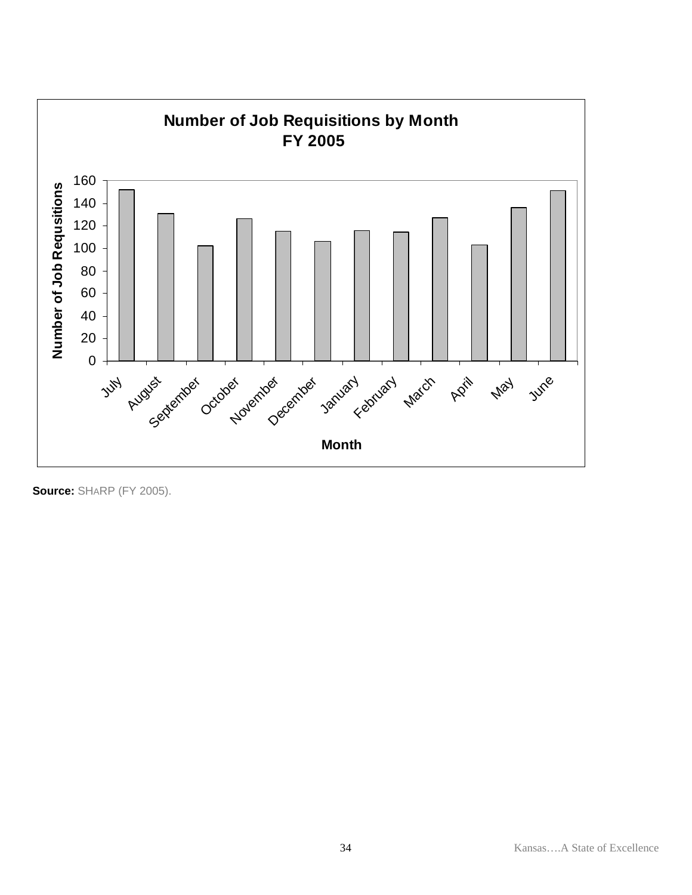**Number of Job Requisitions by Month**
**FY 2005**

| Month | Number of Job Requsitions |
|---|---|
| July | 152 |
| August | 131 |
| September | 102 |
| October | 126 |
| November | 115 |
| December | 106 |
| January | 116 |
| February | 114 |
| March | 127 |
| April | 103 |
| May | 136 |
| June | 151 |

**Source:** SHARP (FY 2005).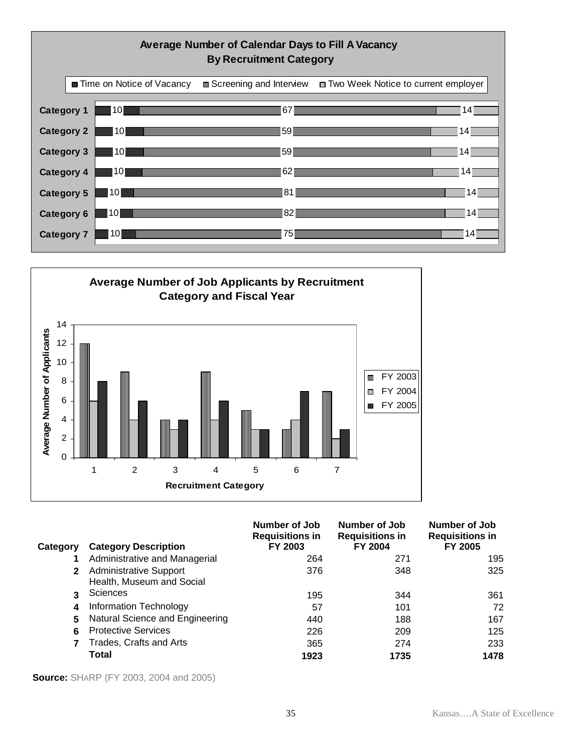**Average Number of Calendar Days to Fill A Vacancy By Recruitment Category**

| | Time on Notice of Vacancy | Screening and Interview | Two Week Notice to current employer |
|---|---|---|---|
| Category 1 | 10 | 67 | 14 |
| Category 2 | 10 | 59 | 14 |
| Category 3 | 10 | 59 | 14 |
| Category 4 | 10 | 62 | 14 |
| Category 5 | 10 | 81 | 14 |
| Category 6 | 10 | 82 | 14 |
| Category 7 | 10 | 75 | 14 |

**Average Number of Job Applicants by Recruitment Category and Fiscal Year**

| Recruitment Category | FY 2003 | FY 2004 | FY 2005 |
|---|---|---|---|
| 1 | 12 | 6 | 8 |
| 2 | 9 | 4 | 6 |
| 3 | 4 | 3 | 4 |
| 4 | 9 | 4 | 6 |
| 5 | 5 | 3 | 3 |
| 6 | 3 | 4 | 7 |
| 7 | 7 | 2 | 3 |

| Category | Category Description | Number of Job Requisitions in FY 2003 | Number of Job Requisitions in FY 2004 | Number of Job Requisitions in FY 2005 |
|---|---|---|---|---|
| 1 | Administrative and Managerial | 264 | 271 | 195 |
| 2 | Administrative Support | 376 | 348 | 325 |
| 3 | Health, Museum and Social Sciences | 195 | 344 | 361 |
| 4 | Information Technology | 57 | 101 | 72 |
| 5 | Natural Science and Engineering | 440 | 188 | 167 |
| 6 | Protective Services | 226 | 209 | 125 |
| 7 | Trades, Crafts and Arts | 365 | 274 | 233 |
| | **Total** | **1923** | **1735** | **1478** |

**Source:** SHARP (FY 2003, 2004 and 2005)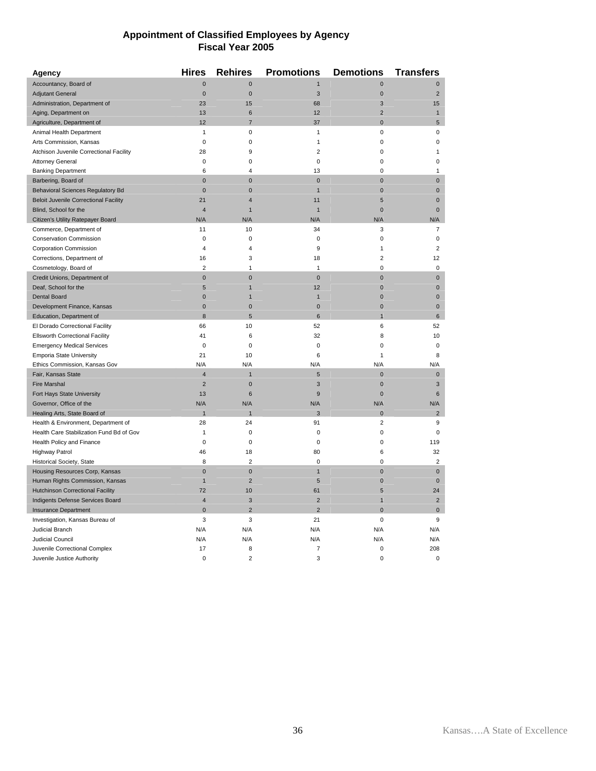# Appointment of Classified Employees by Agency
## Fiscal Year 2005

| Agency | Hires | Rehires | Promotions | Demotions | Transfers |
|---|---|---|---|---|---|
| Accountancy, Board of | 0 | 0 | 1 | 0 | 0 |
| Adjutant General | 0 | 0 | 3 | 0 | 2 |
| Administration, Department of | 23 | 15 | 68 | 3 | 15 |
| Aging, Department on | 13 | 6 | 12 | 2 | 1 |
| Agriculture, Department of | 12 | 7 | 37 | 0 | 5 |
| Animal Health Department | 1 | 0 | 1 | 0 | 0 |
| Arts Commission, Kansas | 0 | 0 | 1 | 0 | 0 |
| Atchison Juvenile Correctional Facility | 28 | 9 | 2 | 0 | 1 |
| Attorney General | 0 | 0 | 0 | 0 | 0 |
| Banking Department | 6 | 4 | 13 | 0 | 1 |
| Barbering, Board of | 0 | 0 | 0 | 0 | 0 |
| Behavioral Sciences Regulatory Bd | 0 | 0 | 1 | 0 | 0 |
| Beloit Juvenile Correctional Facility | 21 | 4 | 11 | 5 | 0 |
| Blind, School for the | 4 | 1 | 1 | 0 | 0 |
| Citizen's Utility Ratepayer Board | N/A | N/A | N/A | N/A | N/A |
| Commerce, Department of | 11 | 10 | 34 | 3 | 7 |
| Conservation Commission | 0 | 0 | 0 | 0 | 0 |
| Corporation Commission | 4 | 4 | 9 | 1 | 2 |
| Corrections, Department of | 16 | 3 | 18 | 2 | 12 |
| Cosmetology, Board of | 2 | 1 | 1 | 0 | 0 |
| Credit Unions, Department of | 0 | 0 | 0 | 0 | 0 |
| Deaf, School for the | 5 | 1 | 12 | 0 | 0 |
| Dental Board | 0 | 1 | 1 | 0 | 0 |
| Development Finance, Kansas | 0 | 0 | 0 | 0 | 0 |
| Education, Department of | 8 | 5 | 6 | 1 | 6 |
| El Dorado Correctional Facility | 66 | 10 | 52 | 6 | 52 |
| Ellsworth Correctional Facility | 41 | 6 | 32 | 8 | 10 |
| Emergency Medical Services | 0 | 0 | 0 | 0 | 0 |
| Emporia State University | 21 | 10 | 6 | 1 | 8 |
| Ethics Commission, Kansas Gov | N/A | N/A | N/A | N/A | N/A |
| Fair, Kansas State | 4 | 1 | 5 | 0 | 0 |
| Fire Marshal | 2 | 0 | 3 | 0 | 3 |
| Fort Hays State University | 13 | 6 | 9 | 0 | 6 |
| Governor, Office of the | N/A | N/A | N/A | N/A | N/A |
| Healing Arts, State Board of | 1 | 1 | 3 | 0 | 2 |
| Health & Environment, Department of | 28 | 24 | 91 | 2 | 9 |
| Health Care Stabilization Fund Bd of Gov | 1 | 0 | 0 | 0 | 0 |
| Health Policy and Finance | 0 | 0 | 0 | 0 | 119 |
| Highway Patrol | 46 | 18 | 80 | 6 | 32 |
| Historical Society, State | 8 | 2 | 0 | 0 | 2 |
| Housing Resources Corp, Kansas | 0 | 0 | 1 | 0 | 0 |
| Human Rights Commission, Kansas | 1 | 2 | 5 | 0 | 0 |
| Hutchinson Correctional Facility | 72 | 10 | 61 | 5 | 24 |
| Indigents Defense Services Board | 4 | 3 | 2 | 1 | 2 |
| Insurance Department | 0 | 2 | 2 | 0 | 0 |
| Investigation, Kansas Bureau of | 3 | 3 | 21 | 0 | 9 |
| Judicial Branch | N/A | N/A | N/A | N/A | N/A |
| Judicial Council | N/A | N/A | N/A | N/A | N/A |
| Juvenile Correctional Complex | 17 | 8 | 7 | 0 | 208 |
| Juvenile Justice Authority | 0 | 2 | 3 | 0 | 0 |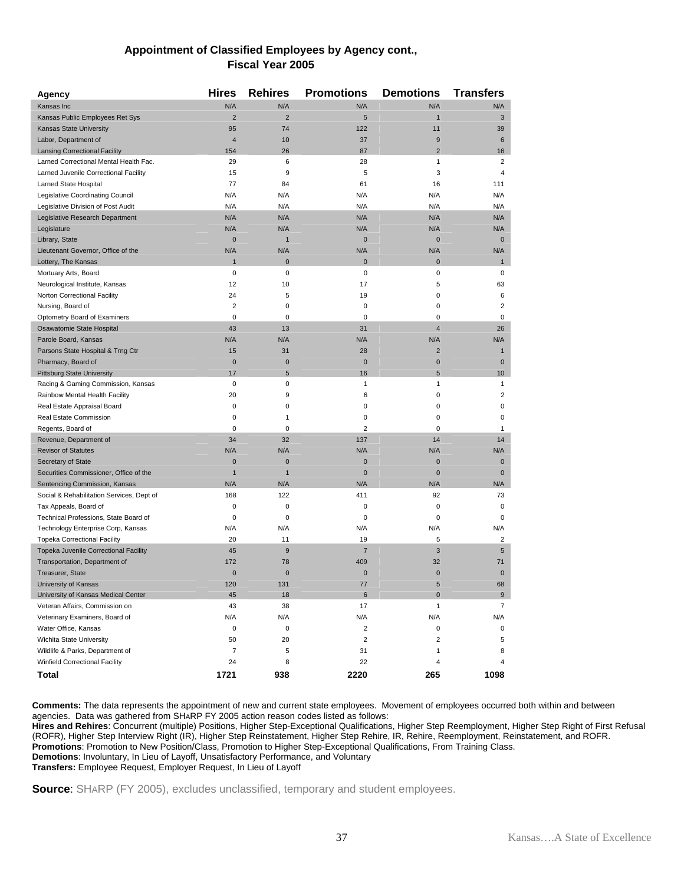## Appointment of Classified Employees by Agency cont., Fiscal Year 2005

| Agency | Hires | Rehires | Promotions | Demotions | Transfers |
|---|---|---|---|---|---|
| Kansas Inc | N/A | N/A | N/A | N/A | N/A |
| Kansas Public Employees Ret Sys | 2 | 2 | 5 | 1 | 3 |
| Kansas State University | 95 | 74 | 122 | 11 | 39 |
| Labor, Department of | 4 | 10 | 37 | 9 | 6 |
| Lansing Correctional Facility | 154 | 26 | 87 | 2 | 16 |
| Larned Correctional Mental Health Fac. | 29 | 6 | 28 | 1 | 2 |
| Larned Juvenile Correctional Facility | 15 | 9 | 5 | 3 | 4 |
| Larned State Hospital | 77 | 84 | 61 | 16 | 111 |
| Legislative Coordinating Council | N/A | N/A | N/A | N/A | N/A |
| Legislative Division of Post Audit | N/A | N/A | N/A | N/A | N/A |
| Legislative Research Department | N/A | N/A | N/A | N/A | N/A |
| Legislature | N/A | N/A | N/A | N/A | N/A |
| Library, State | 0 | 1 | 0 | 0 | 0 |
| Lieutenant Governor, Office of the | N/A | N/A | N/A | N/A | N/A |
| Lottery, The Kansas | 1 | 0 | 0 | 0 | 1 |
| Mortuary Arts, Board | 0 | 0 | 0 | 0 | 0 |
| Neurological Institute, Kansas | 12 | 10 | 17 | 5 | 63 |
| Norton Correctional Facility | 24 | 5 | 19 | 0 | 6 |
| Nursing, Board of | 2 | 0 | 0 | 0 | 2 |
| Optometry Board of Examiners | 0 | 0 | 0 | 0 | 0 |
| Osawatomie State Hospital | 43 | 13 | 31 | 4 | 26 |
| Parole Board, Kansas | N/A | N/A | N/A | N/A | N/A |
| Parsons State Hospital & Trng Ctr | 15 | 31 | 28 | 2 | 1 |
| Pharmacy, Board of | 0 | 0 | 0 | 0 | 0 |
| Pittsburg State University | 17 | 5 | 16 | 5 | 10 |
| Racing & Gaming Commission, Kansas | 0 | 0 | 1 | 1 | 1 |
| Rainbow Mental Health Facility | 20 | 9 | 6 | 0 | 2 |
| Real Estate Appraisal Board | 0 | 0 | 0 | 0 | 0 |
| Real Estate Commission | 0 | 1 | 0 | 0 | 0 |
| Regents, Board of | 0 | 0 | 2 | 0 | 1 |
| Revenue, Department of | 34 | 32 | 137 | 14 | 14 |
| Revisor of Statutes | N/A | N/A | N/A | N/A | N/A |
| Secretary of State | 0 | 0 | 0 | 0 | 0 |
| Securities Commissioner, Office of the | 1 | 1 | 0 | 0 | 0 |
| Sentencing Commission, Kansas | N/A | N/A | N/A | N/A | N/A |
| Social & Rehabilitation Services, Dept of | 168 | 122 | 411 | 92 | 73 |
| Tax Appeals, Board of | 0 | 0 | 0 | 0 | 0 |
| Technical Professions, State Board of | 0 | 0 | 0 | 0 | 0 |
| Technology Enterprise Corp, Kansas | N/A | N/A | N/A | N/A | N/A |
| Topeka Correctional Facility | 20 | 11 | 19 | 5 | 2 |
| Topeka Juvenile Correctional Facility | 45 | 9 | 7 | 3 | 5 |
| Transportation, Department of | 172 | 78 | 409 | 32 | 71 |
| Treasurer, State | 0 | 0 | 0 | 0 | 0 |
| University of Kansas | 120 | 131 | 77 | 5 | 68 |
| University of Kansas Medical Center | 45 | 18 | 6 | 0 | 9 |
| Veteran Affairs, Commission on | 43 | 38 | 17 | 1 | 7 |
| Veterinary Examiners, Board of | N/A | N/A | N/A | N/A | N/A |
| Water Office, Kansas | 0 | 0 | 2 | 0 | 0 |
| Wichita State University | 50 | 20 | 2 | 2 | 5 |
| Wildlife & Parks, Department of | 7 | 5 | 31 | 1 | 8 |
| Winfield Correctional Facility | 24 | 8 | 22 | 4 | 4 |
| **Total** | **1721** | **938** | **2220** | **265** | **1098** |

**Comments:** The data represents the appointment of new and current state employees. Movement of employees occurred both within and between agencies. Data was gathered from SHARP FY 2005 action reason codes listed as follows:
**Hires and Rehires**: Concurrent (multiple) Positions, Higher Step-Exceptional Qualifications, Higher Step Reemployment, Higher Step Right of First Refusal (ROFR), Higher Step Interview Right (IR), Higher Step Reinstatement, Higher Step Rehire, IR, Rehire, Reemployment, Reinstatement, and ROFR.
**Promotions**: Promotion to New Position/Class, Promotion to Higher Step-Exceptional Qualifications, From Training Class.
**Demotions**: Involuntary, In Lieu of Layoff, Unsatisfactory Performance, and Voluntary
**Transfers:** Employee Request, Employer Request, In Lieu of Layoff

**Source**: SHARP (FY 2005), excludes unclassified, temporary and student employees.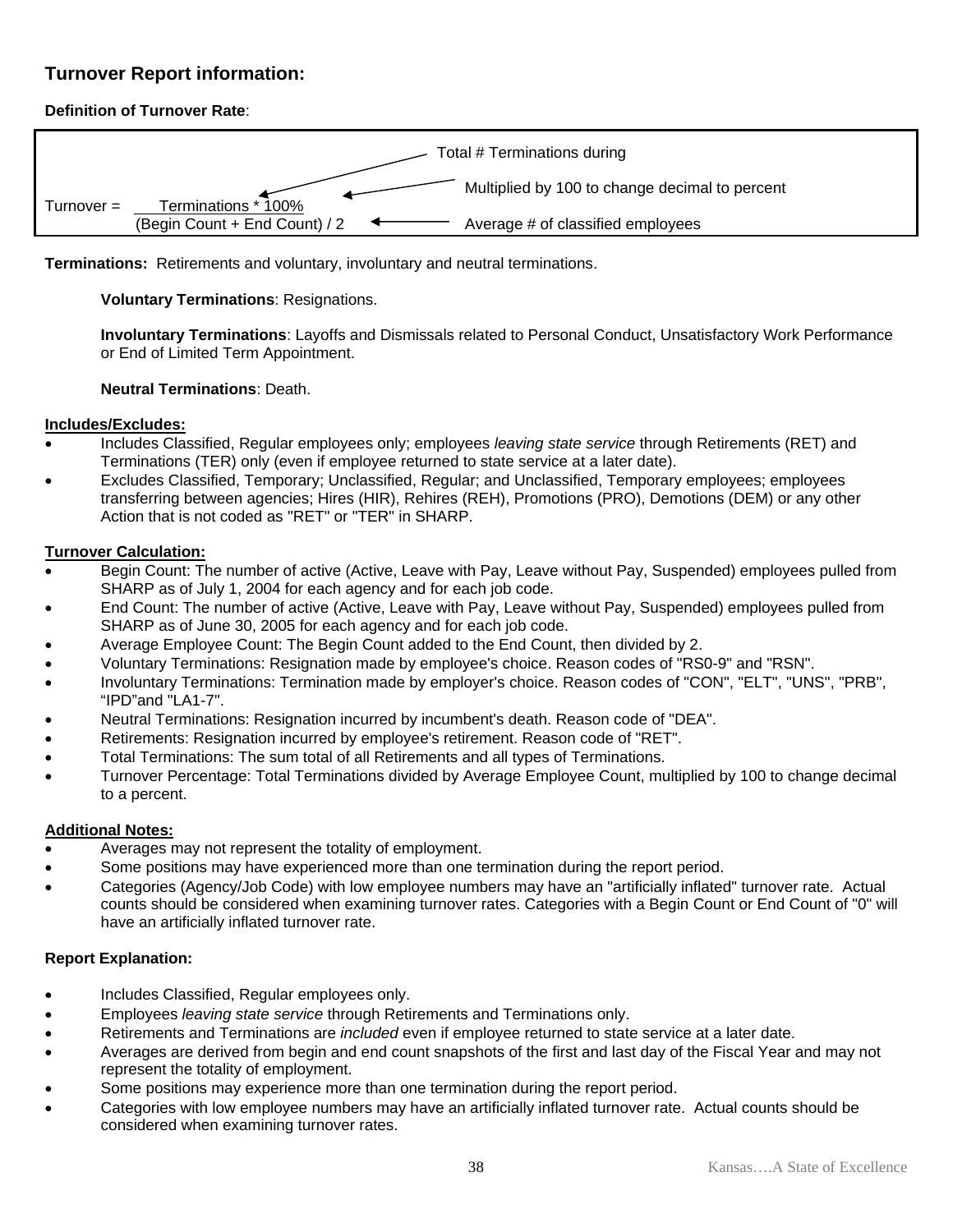## Turnover Report information:

**Definition of Turnover Rate**:

$$\text{Turnover} = \frac{\text{Terminations} * 100\%}{(\text{Begin Count} + \text{End Count}) / 2}$$

- Terminations: Total # Terminations during
- 100%: Multiplied by 100 to change decimal to percent
- (Begin Count + End Count) / 2: Average # of classified employees

**Terminations:** Retirements and voluntary, involuntary and neutral terminations.

**Voluntary Terminations**: Resignations.

**Involuntary Terminations**: Layoffs and Dismissals related to Personal Conduct, Unsatisfactory Work Performance or End of Limited Term Appointment.

**Neutral Terminations**: Death.

**Includes/Excludes:**

- Includes Classified, Regular employees only; employees *leaving state service* through Retirements (RET) and Terminations (TER) only (even if employee returned to state service at a later date).
- Excludes Classified, Temporary; Unclassified, Regular; and Unclassified, Temporary employees; employees transferring between agencies; Hires (HIR), Rehires (REH), Promotions (PRO), Demotions (DEM) or any other Action that is not coded as "RET" or "TER" in SHARP.

**Turnover Calculation:**

- Begin Count: The number of active (Active, Leave with Pay, Leave without Pay, Suspended) employees pulled from SHARP as of July 1, 2004 for each agency and for each job code.
- End Count: The number of active (Active, Leave with Pay, Leave without Pay, Suspended) employees pulled from SHARP as of June 30, 2005 for each agency and for each job code.
- Average Employee Count: The Begin Count added to the End Count, then divided by 2.
- Voluntary Terminations: Resignation made by employee's choice. Reason codes of "RS0-9" and "RSN".
- Involuntary Terminations: Termination made by employer's choice. Reason codes of "CON", "ELT", "UNS", "PRB", "IPD"and "LA1-7".
- Neutral Terminations: Resignation incurred by incumbent's death. Reason code of "DEA".
- Retirements: Resignation incurred by employee's retirement. Reason code of "RET".
- Total Terminations: The sum total of all Retirements and all types of Terminations.
- Turnover Percentage: Total Terminations divided by Average Employee Count, multiplied by 100 to change decimal to a percent.

**Additional Notes:**

- Averages may not represent the totality of employment.
- Some positions may have experienced more than one termination during the report period.
- Categories (Agency/Job Code) with low employee numbers may have an "artificially inflated" turnover rate. Actual counts should be considered when examining turnover rates. Categories with a Begin Count or End Count of "0" will have an artificially inflated turnover rate.

**Report Explanation:**

- Includes Classified, Regular employees only.
- Employees *leaving state service* through Retirements and Terminations only.
- Retirements and Terminations are *included* even if employee returned to state service at a later date.
- Averages are derived from begin and end count snapshots of the first and last day of the Fiscal Year and may not represent the totality of employment.
- Some positions may experience more than one termination during the report period.
- Categories with low employee numbers may have an artificially inflated turnover rate. Actual counts should be considered when examining turnover rates.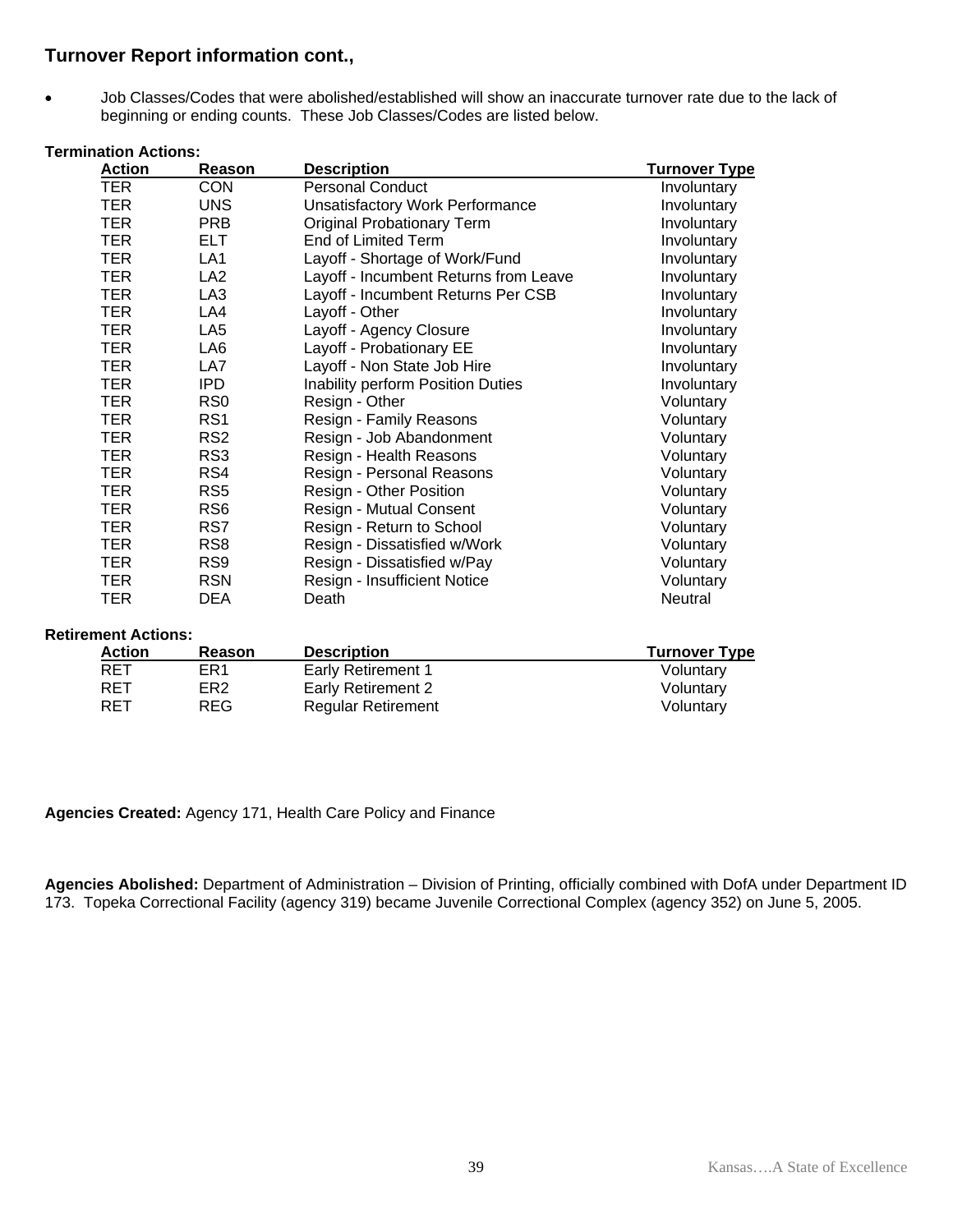## Turnover Report information cont.,

- Job Classes/Codes that were abolished/established will show an inaccurate turnover rate due to the lack of beginning or ending counts. These Job Classes/Codes are listed below.

**Termination Actions:**

| Action | Reason | Description | Turnover Type |
|---|---|---|---|
| TER | CON | Personal Conduct | Involuntary |
| TER | UNS | Unsatisfactory Work Performance | Involuntary |
| TER | PRB | Original Probationary Term | Involuntary |
| TER | ELT | End of Limited Term | Involuntary |
| TER | LA1 | Layoff - Shortage of Work/Fund | Involuntary |
| TER | LA2 | Layoff - Incumbent Returns from Leave | Involuntary |
| TER | LA3 | Layoff - Incumbent Returns Per CSB | Involuntary |
| TER | LA4 | Layoff - Other | Involuntary |
| TER | LA5 | Layoff - Agency Closure | Involuntary |
| TER | LA6 | Layoff - Probationary EE | Involuntary |
| TER | LA7 | Layoff - Non State Job Hire | Involuntary |
| TER | IPD | Inability perform Position Duties | Involuntary |
| TER | RS0 | Resign - Other | Voluntary |
| TER | RS1 | Resign - Family Reasons | Voluntary |
| TER | RS2 | Resign - Job Abandonment | Voluntary |
| TER | RS3 | Resign - Health Reasons | Voluntary |
| TER | RS4 | Resign - Personal Reasons | Voluntary |
| TER | RS5 | Resign - Other Position | Voluntary |
| TER | RS6 | Resign - Mutual Consent | Voluntary |
| TER | RS7 | Resign - Return to School | Voluntary |
| TER | RS8 | Resign - Dissatisfied w/Work | Voluntary |
| TER | RS9 | Resign - Dissatisfied w/Pay | Voluntary |
| TER | RSN | Resign - Insufficient Notice | Voluntary |
| TER | DEA | Death | Neutral |

**Retirement Actions:**

| Action | Reason | Description | Turnover Type |
|---|---|---|---|
| RET | ER1 | Early Retirement 1 | Voluntary |
| RET | ER2 | Early Retirement 2 | Voluntary |
| RET | REG | Regular Retirement | Voluntary |

**Agencies Created:** Agency 171, Health Care Policy and Finance

**Agencies Abolished:** Department of Administration – Division of Printing, officially combined with DofA under Department ID 173. Topeka Correctional Facility (agency 319) became Juvenile Correctional Complex (agency 352) on June 5, 2005.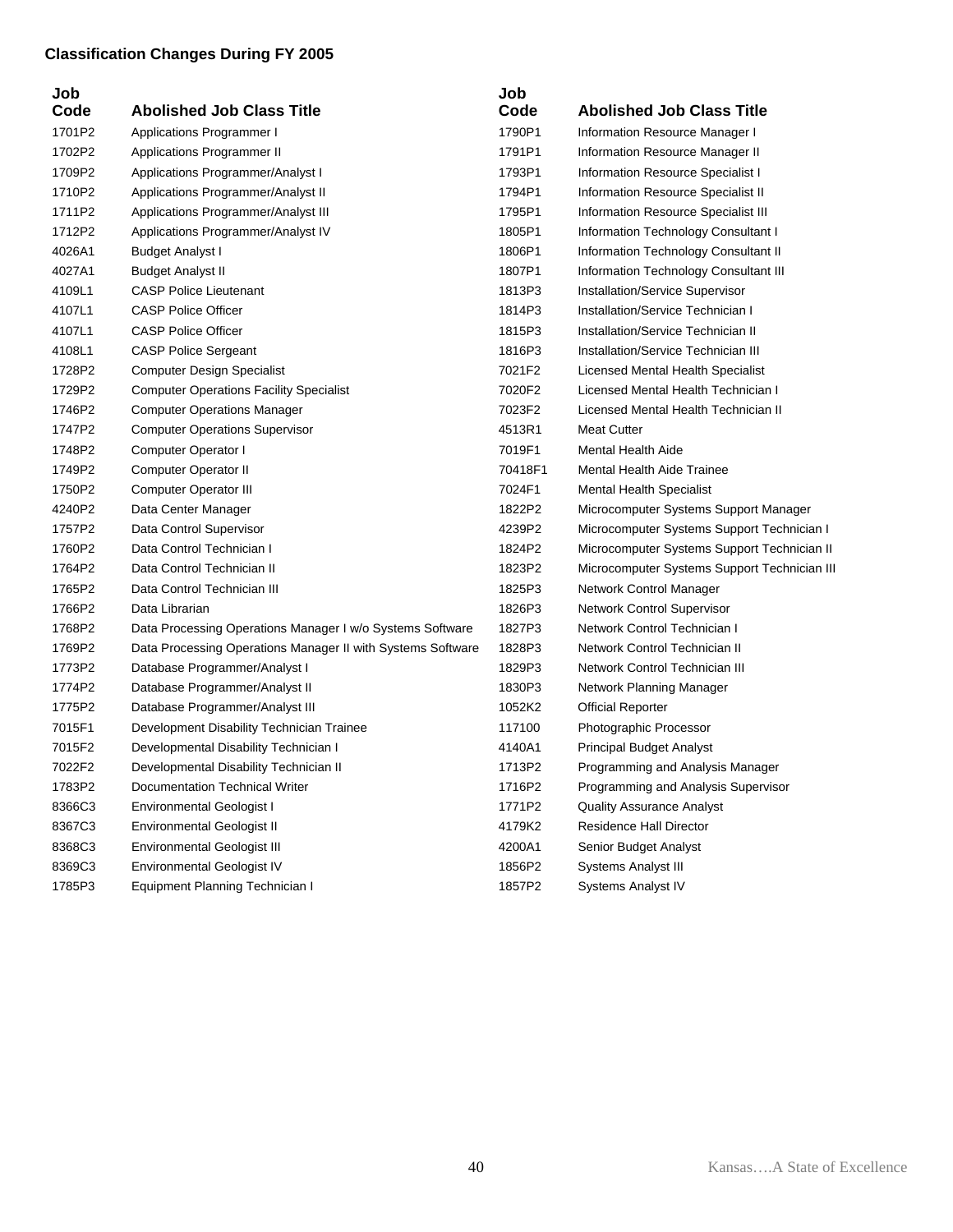**Classification Changes During FY 2005**

| Job Code | Abolished Job Class Title |
|---|---|
| 1701P2 | Applications Programmer I |
| 1702P2 | Applications Programmer II |
| 1709P2 | Applications Programmer/Analyst I |
| 1710P2 | Applications Programmer/Analyst II |
| 1711P2 | Applications Programmer/Analyst III |
| 1712P2 | Applications Programmer/Analyst IV |
| 4026A1 | Budget Analyst I |
| 4027A1 | Budget Analyst II |
| 4109L1 | CASP Police Lieutenant |
| 4107L1 | CASP Police Officer |
| 4107L1 | CASP Police Officer |
| 4108L1 | CASP Police Sergeant |
| 1728P2 | Computer Design Specialist |
| 1729P2 | Computer Operations Facility Specialist |
| 1746P2 | Computer Operations Manager |
| 1747P2 | Computer Operations Supervisor |
| 1748P2 | Computer Operator I |
| 1749P2 | Computer Operator II |
| 1750P2 | Computer Operator III |
| 4240P2 | Data Center Manager |
| 1757P2 | Data Control Supervisor |
| 1760P2 | Data Control Technician I |
| 1764P2 | Data Control Technician II |
| 1765P2 | Data Control Technician III |
| 1766P2 | Data Librarian |
| 1768P2 | Data Processing Operations Manager I w/o Systems Software |
| 1769P2 | Data Processing Operations Manager II with Systems Software |
| 1773P2 | Database Programmer/Analyst I |
| 1774P2 | Database Programmer/Analyst II |
| 1775P2 | Database Programmer/Analyst III |
| 7015F1 | Development Disability Technician Trainee |
| 7015F2 | Developmental Disability Technician I |
| 7022F2 | Developmental Disability Technician II |
| 1783P2 | Documentation Technical Writer |
| 8366C3 | Environmental Geologist I |
| 8367C3 | Environmental Geologist II |
| 8368C3 | Environmental Geologist III |
| 8369C3 | Environmental Geologist IV |
| 1785P3 | Equipment Planning Technician I |
| 1790P1 | Information Resource Manager I |
| 1791P1 | Information Resource Manager II |
| 1793P1 | Information Resource Specialist I |
| 1794P1 | Information Resource Specialist II |
| 1795P1 | Information Resource Specialist III |
| 1805P1 | Information Technology Consultant I |
| 1806P1 | Information Technology Consultant II |
| 1807P1 | Information Technology Consultant III |
| 1813P3 | Installation/Service Supervisor |
| 1814P3 | Installation/Service Technician I |
| 1815P3 | Installation/Service Technician II |
| 1816P3 | Installation/Service Technician III |
| 7021F2 | Licensed Mental Health Specialist |
| 7020F2 | Licensed Mental Health Technician I |
| 7023F2 | Licensed Mental Health Technician II |
| 4513R1 | Meat Cutter |
| 7019F1 | Mental Health Aide |
| 70418F1 | Mental Health Aide Trainee |
| 7024F1 | Mental Health Specialist |
| 1822P2 | Microcomputer Systems Support Manager |
| 4239P2 | Microcomputer Systems Support Technician I |
| 1824P2 | Microcomputer Systems Support Technician II |
| 1823P2 | Microcomputer Systems Support Technician III |
| 1825P3 | Network Control Manager |
| 1826P3 | Network Control Supervisor |
| 1827P3 | Network Control Technician I |
| 1828P3 | Network Control Technician II |
| 1829P3 | Network Control Technician III |
| 1830P3 | Network Planning Manager |
| 1052K2 | Official Reporter |
| 117100 | Photographic Processor |
| 4140A1 | Principal Budget Analyst |
| 1713P2 | Programming and Analysis Manager |
| 1716P2 | Programming and Analysis Supervisor |
| 1771P2 | Quality Assurance Analyst |
| 4179K2 | Residence Hall Director |
| 4200A1 | Senior Budget Analyst |
| 1856P2 | Systems Analyst III |
| 1857P2 | Systems Analyst IV |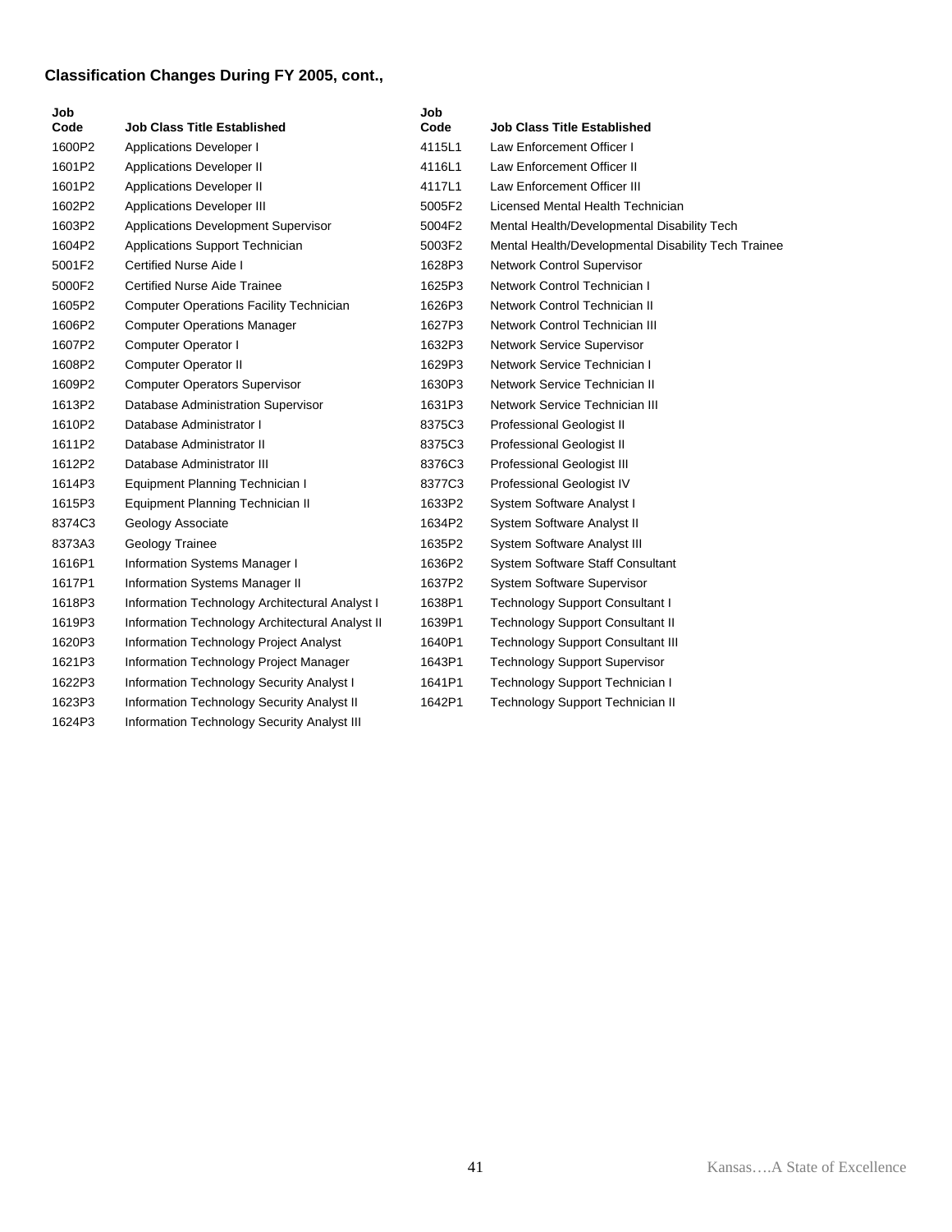**Classification Changes During FY 2005, cont.,**

| Job Code | Job Class Title Established |
|---|---|
| 1600P2 | Applications Developer I |
| 1601P2 | Applications Developer II |
| 1601P2 | Applications Developer II |
| 1602P2 | Applications Developer III |
| 1603P2 | Applications Development Supervisor |
| 1604P2 | Applications Support Technician |
| 5001F2 | Certified Nurse Aide I |
| 5000F2 | Certified Nurse Aide Trainee |
| 1605P2 | Computer Operations Facility Technician |
| 1606P2 | Computer Operations Manager |
| 1607P2 | Computer Operator I |
| 1608P2 | Computer Operator II |
| 1609P2 | Computer Operators Supervisor |
| 1613P2 | Database Administration Supervisor |
| 1610P2 | Database Administrator I |
| 1611P2 | Database Administrator II |
| 1612P2 | Database Administrator III |
| 1614P3 | Equipment Planning Technician I |
| 1615P3 | Equipment Planning Technician II |
| 8374C3 | Geology Associate |
| 8373A3 | Geology Trainee |
| 1616P1 | Information Systems Manager I |
| 1617P1 | Information Systems Manager II |
| 1618P3 | Information Technology Architectural Analyst I |
| 1619P3 | Information Technology Architectural Analyst II |
| 1620P3 | Information Technology Project Analyst |
| 1621P3 | Information Technology Project Manager |
| 1622P3 | Information Technology Security Analyst I |
| 1623P3 | Information Technology Security Analyst II |
| 1624P3 | Information Technology Security Analyst III |
| 4115L1 | Law Enforcement Officer I |
| 4116L1 | Law Enforcement Officer II |
| 4117L1 | Law Enforcement Officer III |
| 5005F2 | Licensed Mental Health Technician |
| 5004F2 | Mental Health/Developmental Disability Tech |
| 5003F2 | Mental Health/Developmental Disability Tech Trainee |
| 1628P3 | Network Control Supervisor |
| 1625P3 | Network Control Technician I |
| 1626P3 | Network Control Technician II |
| 1627P3 | Network Control Technician III |
| 1632P3 | Network Service Supervisor |
| 1629P3 | Network Service Technician I |
| 1630P3 | Network Service Technician II |
| 1631P3 | Network Service Technician III |
| 8375C3 | Professional Geologist II |
| 8375C3 | Professional Geologist II |
| 8376C3 | Professional Geologist III |
| 8377C3 | Professional Geologist IV |
| 1633P2 | System Software Analyst I |
| 1634P2 | System Software Analyst II |
| 1635P2 | System Software Analyst III |
| 1636P2 | System Software Staff Consultant |
| 1637P2 | System Software Supervisor |
| 1638P1 | Technology Support Consultant I |
| 1639P1 | Technology Support Consultant II |
| 1640P1 | Technology Support Consultant III |
| 1643P1 | Technology Support Supervisor |
| 1641P1 | Technology Support Technician I |
| 1642P1 | Technology Support Technician II |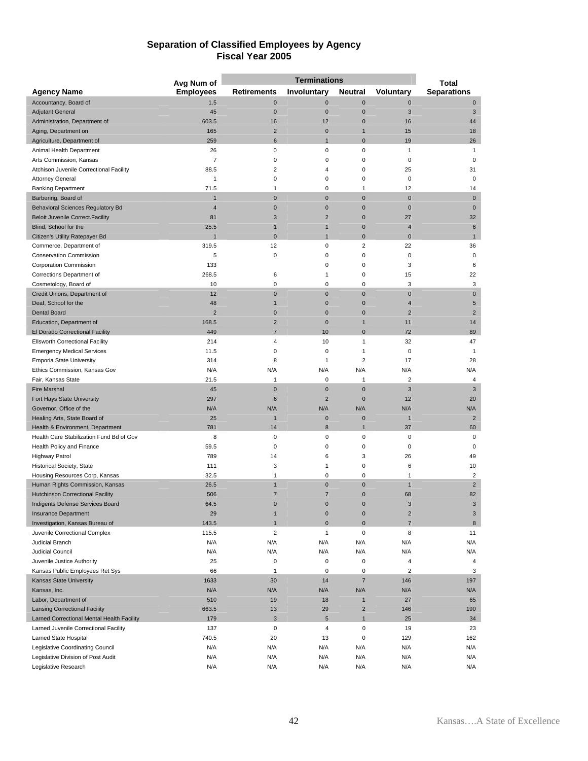## Separation of Classified Employees by Agency
## Fiscal Year 2005

| Agency Name | Avg Num of Employees | Retirements | Terminations Involuntary | Terminations Neutral | Terminations Voluntary | Total Separations |
|---|---|---|---|---|---|---|
| Accountancy, Board of | 1.5 | 0 | 0 | 0 | 0 | 0 |
| Adjutant General | 45 | 0 | 0 | 0 | 3 | 3 |
| Administration, Department of | 603.5 | 16 | 12 | 0 | 16 | 44 |
| Aging, Department on | 165 | 2 | 0 | 1 | 15 | 18 |
| Agriculture, Department of | 259 | 6 | 1 | 0 | 19 | 26 |
| Animal Health Department | 26 | 0 | 0 | 0 | 1 | 1 |
| Arts Commission, Kansas | 7 | 0 | 0 | 0 | 0 | 0 |
| Atchison Juvenile Correctional Facility | 88.5 | 2 | 4 | 0 | 25 | 31 |
| Attorney General | 1 | 0 | 0 | 0 | 0 | 0 |
| Banking Department | 71.5 | 1 | 0 | 1 | 12 | 14 |
| Barbering, Board of | 1 | 0 | 0 | 0 | 0 | 0 |
| Behavioral Sciences Regulatory Bd | 4 | 0 | 0 | 0 | 0 | 0 |
| Beloit Juvenile Correct.Facility | 81 | 3 | 2 | 0 | 27 | 32 |
| Blind, School for the | 25.5 | 1 | 1 | 0 | 4 | 6 |
| Citizen's Utility Ratepayer Bd | 1 | 0 | 1 | 0 | 0 | 1 |
| Commerce, Department of | 319.5 | 12 | 0 | 2 | 22 | 36 |
| Conservation Commission | 5 | 0 | 0 | 0 | 0 | 0 |
| Corporation Commission | 133 | | 0 | 0 | 3 | 6 |
| Corrections Department of | 268.5 | 6 | 1 | 0 | 15 | 22 |
| Cosmetology, Board of | 10 | 0 | 0 | 0 | 3 | 3 |
| Credit Unions, Department of | 12 | 0 | 0 | 0 | 0 | 0 |
| Deaf, School for the | 48 | 1 | 0 | 0 | 4 | 5 |
| Dental Board | 2 | 0 | 0 | 0 | 2 | 2 |
| Education, Department of | 168.5 | 2 | 0 | 1 | 11 | 14 |
| El Dorado Correctional Facility | 449 | 7 | 10 | 0 | 72 | 89 |
| Ellsworth Correctional Facility | 214 | 4 | 10 | 1 | 32 | 47 |
| Emergency Medical Services | 11.5 | 0 | 0 | 1 | 0 | 1 |
| Emporia State University | 314 | 8 | 1 | 2 | 17 | 28 |
| Ethics Commission, Kansas Gov | N/A | N/A | N/A | N/A | N/A | N/A |
| Fair, Kansas State | 21.5 | 1 | 0 | 1 | 2 | 4 |
| Fire Marshal | 45 | 0 | 0 | 0 | 3 | 3 |
| Fort Hays State University | 297 | 6 | 2 | 0 | 12 | 20 |
| Governor, Office of the | N/A | N/A | N/A | N/A | N/A | N/A |
| Healing Arts, State Board of | 25 | 1 | 0 | 0 | 1 | 2 |
| Health & Environment, Department | 781 | 14 | 8 | 1 | 37 | 60 |
| Health Care Stabilization Fund Bd of Gov | 8 | 0 | 0 | 0 | 0 | 0 |
| Health Policy and Finance | 59.5 | 0 | 0 | 0 | 0 | 0 |
| Highway Patrol | 789 | 14 | 6 | 3 | 26 | 49 |
| Historical Society, State | 111 | 3 | 1 | 0 | 6 | 10 |
| Housing Resources Corp, Kansas | 32.5 | 1 | 0 | 0 | 1 | 2 |
| Human Rights Commission, Kansas | 26.5 | 1 | 0 | 0 | 1 | 2 |
| Hutchinson Correctional Facility | 506 | 7 | 7 | 0 | 68 | 82 |
| Indigents Defense Services Board | 64.5 | 0 | 0 | 0 | 3 | 3 |
| Insurance Department | 29 | 1 | 0 | 0 | 2 | 3 |
| Investigation, Kansas Bureau of | 143.5 | 1 | 0 | 0 | 7 | 8 |
| Juvenile Correctional Complex | 115.5 | 2 | 1 | 0 | 8 | 11 |
| Judicial Branch | N/A | N/A | N/A | N/A | N/A | N/A |
| Judicial Council | N/A | N/A | N/A | N/A | N/A | N/A |
| Juvenile Justice Authority | 25 | 0 | 0 | 0 | 4 | 4 |
| Kansas Public Employees Ret Sys | 66 | 1 | 0 | 0 | 2 | 3 |
| Kansas State University | 1633 | 30 | 14 | 7 | 146 | 197 |
| Kansas, Inc. | N/A | N/A | N/A | N/A | N/A | N/A |
| Labor, Department of | 510 | 19 | 18 | 1 | 27 | 65 |
| Lansing Correctional Facility | 663.5 | 13 | 29 | 2 | 146 | 190 |
| Larned Correctional Mental Health Facility | 179 | 3 | 5 | 1 | 25 | 34 |
| Larned Juvenile Correctional Facility | 137 | 0 | 4 | 0 | 19 | 23 |
| Larned State Hospital | 740.5 | 20 | 13 | 0 | 129 | 162 |
| Legislative Coordinating Council | N/A | N/A | N/A | N/A | N/A | N/A |
| Legislative Division of Post Audit | N/A | N/A | N/A | N/A | N/A | N/A |
| Legislative Research | N/A | N/A | N/A | N/A | N/A | N/A |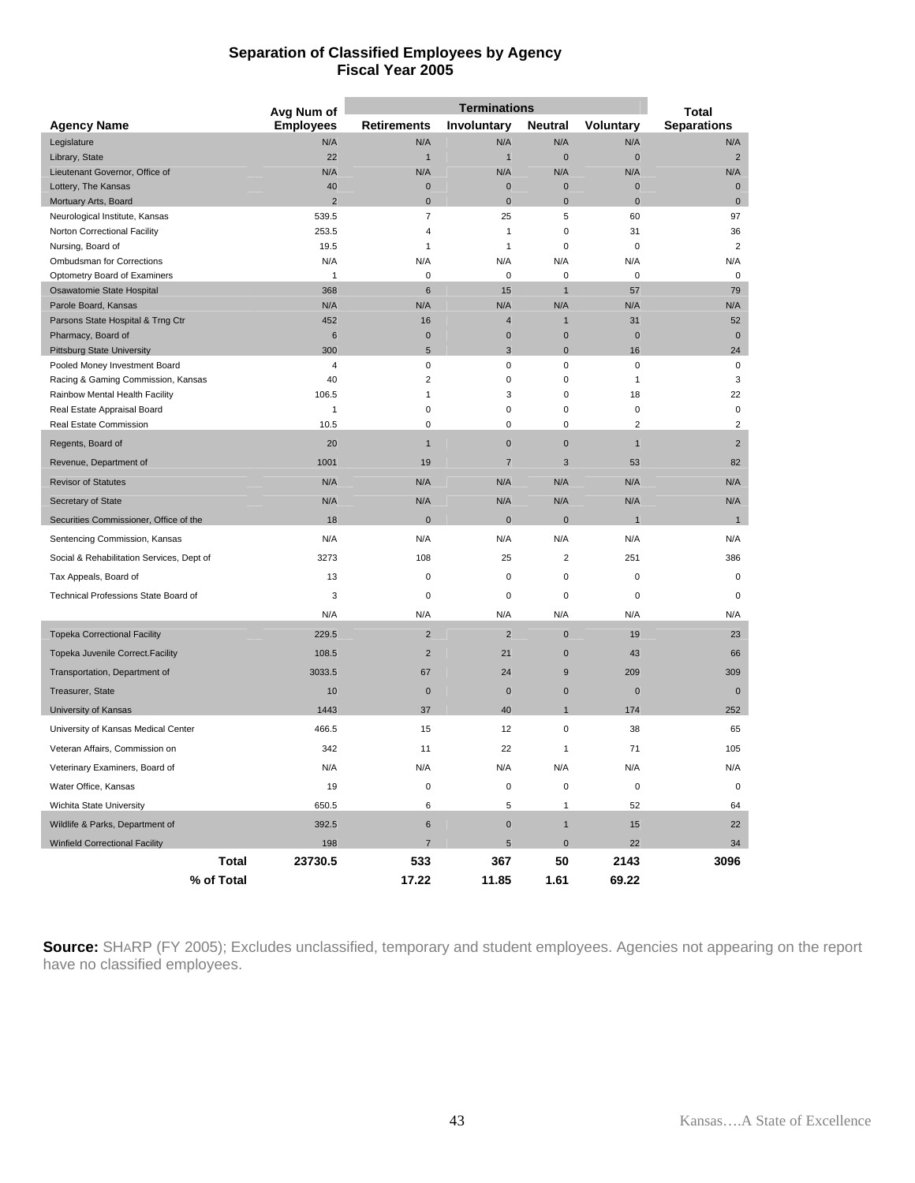**Separation of Classified Employees by Agency**
**Fiscal Year 2005**

| Agency Name | Avg Num of Employees | Retirements | Terminations Involuntary | Neutral | Voluntary | Total Separations |
|---|---|---|---|---|---|---|
| Legislature | N/A | N/A | N/A | N/A | N/A | N/A |
| Library, State | 22 | 1 | 1 | 0 | 0 | 2 |
| Lieutenant Governor, Office of | N/A | N/A | N/A | N/A | N/A | N/A |
| Lottery, The Kansas | 40 | 0 | 0 | 0 | 0 | 0 |
| Mortuary Arts, Board | 2 | 0 | 0 | 0 | 0 | 0 |
| Neurological Institute, Kansas | 539.5 | 7 | 25 | 5 | 60 | 97 |
| Norton Correctional Facility | 253.5 | 4 | 1 | 0 | 31 | 36 |
| Nursing, Board of | 19.5 | 1 | 1 | 0 | 0 | 2 |
| Ombudsman for Corrections | N/A | N/A | N/A | N/A | N/A | N/A |
| Optometry Board of Examiners | 1 | 0 | 0 | 0 | 0 | 0 |
| Osawatomie State Hospital | 368 | 6 | 15 | 1 | 57 | 79 |
| Parole Board, Kansas | N/A | N/A | N/A | N/A | N/A | N/A |
| Parsons State Hospital & Trng Ctr | 452 | 16 | 4 | 1 | 31 | 52 |
| Pharmacy, Board of | 6 | 0 | 0 | 0 | 0 | 0 |
| Pittsburg State University | 300 | 5 | 3 | 0 | 16 | 24 |
| Pooled Money Investment Board | 4 | 0 | 0 | 0 | 0 | 0 |
| Racing & Gaming Commission, Kansas | 40 | 2 | 0 | 0 | 1 | 3 |
| Rainbow Mental Health Facility | 106.5 | 1 | 3 | 0 | 18 | 22 |
| Real Estate Appraisal Board | 1 | 0 | 0 | 0 | 0 | 0 |
| Real Estate Commission | 10.5 | 0 | 0 | 0 | 2 | 2 |
| Regents, Board of | 20 | 1 | 0 | 0 | 1 | 2 |
| Revenue, Department of | 1001 | 19 | 7 | 3 | 53 | 82 |
| Revisor of Statutes | N/A | N/A | N/A | N/A | N/A | N/A |
| Secretary of State | N/A | N/A | N/A | N/A | N/A | N/A |
| Securities Commissioner, Office of the | 18 | 0 | 0 | 0 | 1 | 1 |
| Sentencing Commission, Kansas | N/A | N/A | N/A | N/A | N/A | N/A |
| Social & Rehabilitation Services, Dept of | 3273 | 108 | 25 | 2 | 251 | 386 |
| Tax Appeals, Board of | 13 | 0 | 0 | 0 | 0 | 0 |
| Technical Professions State Board of | 3 | 0 | 0 | 0 | 0 | 0 |
| | N/A | N/A | N/A | N/A | N/A | N/A |
| Topeka Correctional Facility | 229.5 | 2 | 2 | 0 | 19 | 23 |
| Topeka Juvenile Correct.Facility | 108.5 | 2 | 21 | 0 | 43 | 66 |
| Transportation, Department of | 3033.5 | 67 | 24 | 9 | 209 | 309 |
| Treasurer, State | 10 | 0 | 0 | 0 | 0 | 0 |
| University of Kansas | 1443 | 37 | 40 | 1 | 174 | 252 |
| University of Kansas Medical Center | 466.5 | 15 | 12 | 0 | 38 | 65 |
| Veteran Affairs, Commission on | 342 | 11 | 22 | 1 | 71 | 105 |
| Veterinary Examiners, Board of | N/A | N/A | N/A | N/A | N/A | N/A |
| Water Office, Kansas | 19 | 0 | 0 | 0 | 0 | 0 |
| Wichita State University | 650.5 | 6 | 5 | 1 | 52 | 64 |
| Wildlife & Parks, Department of | 392.5 | 6 | 0 | 1 | 15 | 22 |
| Winfield Correctional Facility | 198 | 7 | 5 | 0 | 22 | 34 |
| **Total** | **23730.5** | **533** | **367** | **50** | **2143** | **3096** |
| **% of Total** | | **17.22** | **11.85** | **1.61** | **69.22** | |

**Source:** SHARP (FY 2005); Excludes unclassified, temporary and student employees. Agencies not appearing on the report have no classified employees.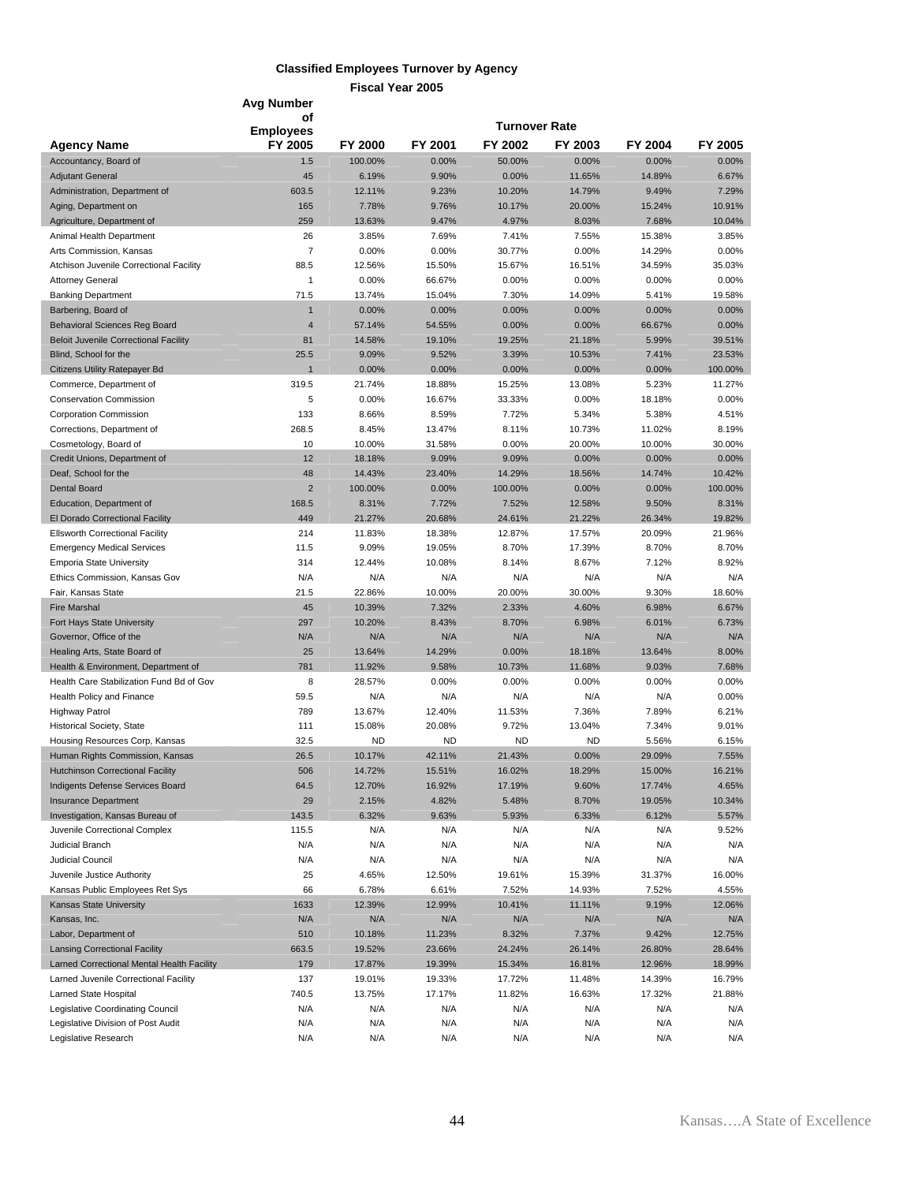## Classified Employees Turnover by Agency

### Fiscal Year 2005

| Agency Name | Avg Number of Employees FY 2005 | Turnover Rate FY 2000 | FY 2001 | FY 2002 | FY 2003 | FY 2004 | FY 2005 |
|---|---|---|---|---|---|---|---|
| Accountancy, Board of | 1.5 | 100.00% | 0.00% | 50.00% | 0.00% | 0.00% | 0.00% |
| Adjutant General | 45 | 6.19% | 9.90% | 0.00% | 11.65% | 14.89% | 6.67% |
| Administration, Department of | 603.5 | 12.11% | 9.23% | 10.20% | 14.79% | 9.49% | 7.29% |
| Aging, Department on | 165 | 7.78% | 9.76% | 10.17% | 20.00% | 15.24% | 10.91% |
| Agriculture, Department of | 259 | 13.63% | 9.47% | 4.97% | 8.03% | 7.68% | 10.04% |
| Animal Health Department | 26 | 3.85% | 7.69% | 7.41% | 7.55% | 15.38% | 3.85% |
| Arts Commission, Kansas | 7 | 0.00% | 0.00% | 30.77% | 0.00% | 14.29% | 0.00% |
| Atchison Juvenile Correctional Facility | 88.5 | 12.56% | 15.50% | 15.67% | 16.51% | 34.59% | 35.03% |
| Attorney General | 1 | 0.00% | 66.67% | 0.00% | 0.00% | 0.00% | 0.00% |
| Banking Department | 71.5 | 13.74% | 15.04% | 7.30% | 14.09% | 5.41% | 19.58% |
| Barbering, Board of | 1 | 0.00% | 0.00% | 0.00% | 0.00% | 0.00% | 0.00% |
| Behavioral Sciences Reg Board | 4 | 57.14% | 54.55% | 0.00% | 0.00% | 66.67% | 0.00% |
| Beloit Juvenile Correctional Facility | 81 | 14.58% | 19.10% | 19.25% | 21.18% | 5.99% | 39.51% |
| Blind, School for the | 25.5 | 9.09% | 9.52% | 3.39% | 10.53% | 7.41% | 23.53% |
| Citizens Utility Ratepayer Bd | 1 | 0.00% | 0.00% | 0.00% | 0.00% | 0.00% | 100.00% |
| Commerce, Department of | 319.5 | 21.74% | 18.88% | 15.25% | 13.08% | 5.23% | 11.27% |
| Conservation Commission | 5 | 0.00% | 16.67% | 33.33% | 0.00% | 18.18% | 0.00% |
| Corporation Commission | 133 | 8.66% | 8.59% | 7.72% | 5.34% | 5.38% | 4.51% |
| Corrections, Department of | 268.5 | 8.45% | 13.47% | 8.11% | 10.73% | 11.02% | 8.19% |
| Cosmetology, Board of | 10 | 10.00% | 31.58% | 0.00% | 20.00% | 10.00% | 30.00% |
| Credit Unions, Department of | 12 | 18.18% | 9.09% | 9.09% | 0.00% | 0.00% | 0.00% |
| Deaf, School for the | 48 | 14.43% | 23.40% | 14.29% | 18.56% | 14.74% | 10.42% |
| Dental Board | 2 | 100.00% | 0.00% | 100.00% | 0.00% | 0.00% | 100.00% |
| Education, Department of | 168.5 | 8.31% | 7.72% | 7.52% | 12.58% | 9.50% | 8.31% |
| El Dorado Correctional Facility | 449 | 21.27% | 20.68% | 24.61% | 21.22% | 26.34% | 19.82% |
| Ellsworth Correctional Facility | 214 | 11.83% | 18.38% | 12.87% | 17.57% | 20.09% | 21.96% |
| Emergency Medical Services | 11.5 | 9.09% | 19.05% | 8.70% | 17.39% | 8.70% | 8.70% |
| Emporia State University | 314 | 12.44% | 10.08% | 8.14% | 8.67% | 7.12% | 8.92% |
| Ethics Commission, Kansas Gov | N/A | N/A | N/A | N/A | N/A | N/A | N/A |
| Fair, Kansas State | 21.5 | 22.86% | 10.00% | 20.00% | 30.00% | 9.30% | 18.60% |
| Fire Marshal | 45 | 10.39% | 7.32% | 2.33% | 4.60% | 6.98% | 6.67% |
| Fort Hays State University | 297 | 10.20% | 8.43% | 8.70% | 6.98% | 6.01% | 6.73% |
| Governor, Office of the | N/A | N/A | N/A | N/A | N/A | N/A | N/A |
| Healing Arts, State Board of | 25 | 13.64% | 14.29% | 0.00% | 18.18% | 13.64% | 8.00% |
| Health & Environment, Department of | 781 | 11.92% | 9.58% | 10.73% | 11.68% | 9.03% | 7.68% |
| Health Care Stabilization Fund Bd of Gov | 8 | 28.57% | 0.00% | 0.00% | 0.00% | 0.00% | 0.00% |
| Health Policy and Finance | 59.5 | N/A | N/A | N/A | N/A | N/A | 0.00% |
| Highway Patrol | 789 | 13.67% | 12.40% | 11.53% | 7.36% | 7.89% | 6.21% |
| Historical Society, State | 111 | 15.08% | 20.08% | 9.72% | 13.04% | 7.34% | 9.01% |
| Housing Resources Corp, Kansas | 32.5 | ND | ND | ND | ND | 5.56% | 6.15% |
| Human Rights Commission, Kansas | 26.5 | 10.17% | 42.11% | 21.43% | 0.00% | 29.09% | 7.55% |
| Hutchinson Correctional Facility | 506 | 14.72% | 15.51% | 16.02% | 18.29% | 15.00% | 16.21% |
| Indigents Defense Services Board | 64.5 | 12.70% | 16.92% | 17.19% | 9.60% | 17.74% | 4.65% |
| Insurance Department | 29 | 2.15% | 4.82% | 5.48% | 8.70% | 19.05% | 10.34% |
| Investigation, Kansas Bureau of | 143.5 | 6.32% | 9.63% | 5.93% | 6.33% | 6.12% | 5.57% |
| Juvenile Correctional Complex | 115.5 | N/A | N/A | N/A | N/A | N/A | 9.52% |
| Judicial Branch | N/A | N/A | N/A | N/A | N/A | N/A | N/A |
| Judicial Council | N/A | N/A | N/A | N/A | N/A | N/A | N/A |
| Juvenile Justice Authority | 25 | 4.65% | 12.50% | 19.61% | 15.39% | 31.37% | 16.00% |
| Kansas Public Employees Ret Sys | 66 | 6.78% | 6.61% | 7.52% | 14.93% | 7.52% | 4.55% |
| Kansas State University | 1633 | 12.39% | 12.99% | 10.41% | 11.11% | 9.19% | 12.06% |
| Kansas, Inc. | N/A | N/A | N/A | N/A | N/A | N/A | N/A |
| Labor, Department of | 510 | 10.18% | 11.23% | 8.32% | 7.37% | 9.42% | 12.75% |
| Lansing Correctional Facility | 663.5 | 19.52% | 23.66% | 24.24% | 26.14% | 26.80% | 28.64% |
| Larned Correctional Mental Health Facility | 179 | 17.87% | 19.39% | 15.34% | 16.81% | 12.96% | 18.99% |
| Larned Juvenile Correctional Facility | 137 | 19.01% | 19.33% | 17.72% | 11.48% | 14.39% | 16.79% |
| Larned State Hospital | 740.5 | 13.75% | 17.17% | 11.82% | 16.63% | 17.32% | 21.88% |
| Legislative Coordinating Council | N/A | N/A | N/A | N/A | N/A | N/A | N/A |
| Legislative Division of Post Audit | N/A | N/A | N/A | N/A | N/A | N/A | N/A |
| Legislative Research | N/A | N/A | N/A | N/A | N/A | N/A | N/A |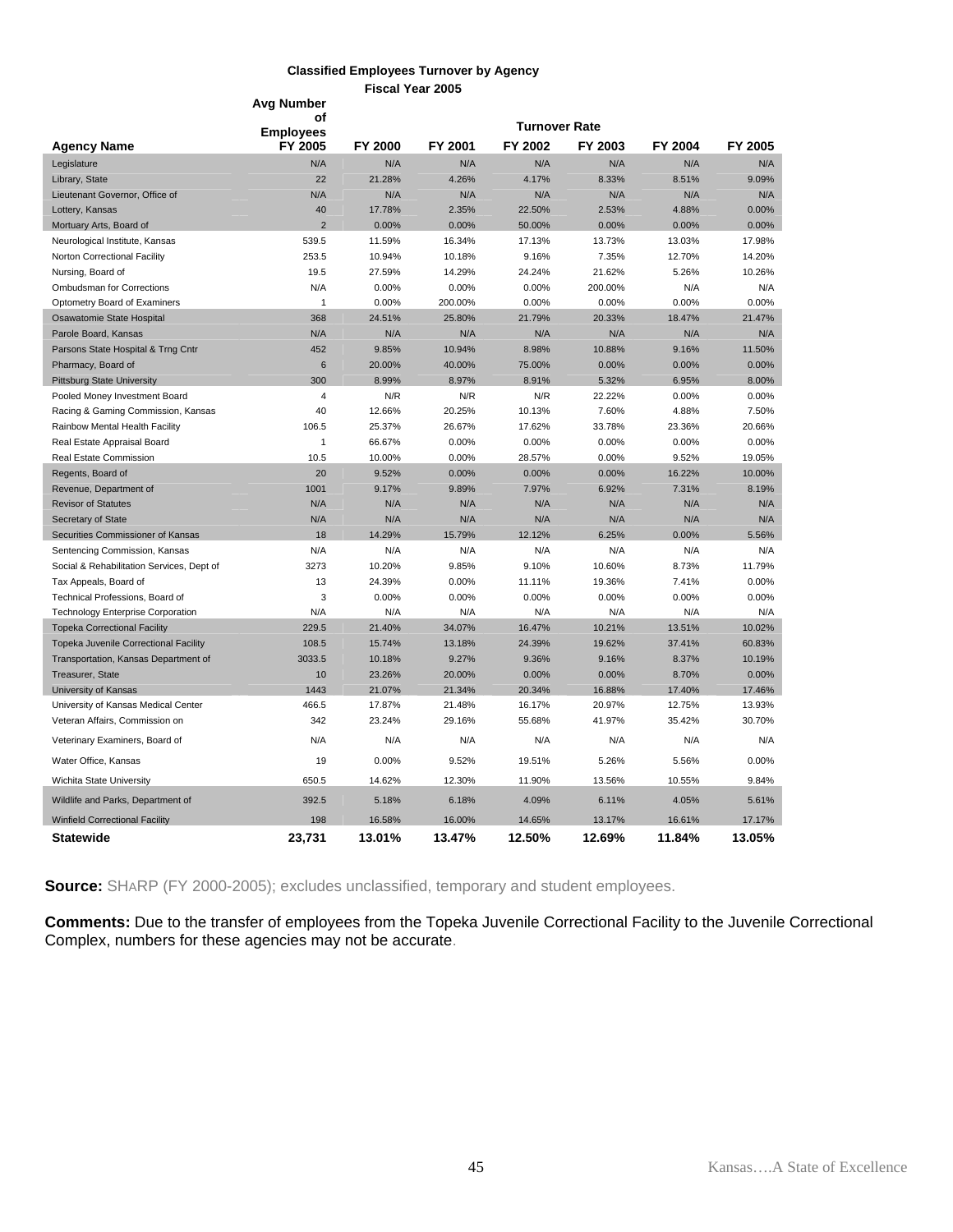**Classified Employees Turnover by Agency**
**Fiscal Year 2005**

| Agency Name | Avg Number of Employees FY 2005 | Turnover Rate FY 2000 | FY 2001 | FY 2002 | FY 2003 | FY 2004 | FY 2005 |
|---|---|---|---|---|---|---|---|
| Legislature | N/A | N/A | N/A | N/A | N/A | N/A | N/A |
| Library, State | 22 | 21.28% | 4.26% | 4.17% | 8.33% | 8.51% | 9.09% |
| Lieutenant Governor, Office of | N/A | N/A | N/A | N/A | N/A | N/A | N/A |
| Lottery, Kansas | 40 | 17.78% | 2.35% | 22.50% | 2.53% | 4.88% | 0.00% |
| Mortuary Arts, Board of | 2 | 0.00% | 0.00% | 50.00% | 0.00% | 0.00% | 0.00% |
| Neurological Institute, Kansas | 539.5 | 11.59% | 16.34% | 17.13% | 13.73% | 13.03% | 17.98% |
| Norton Correctional Facility | 253.5 | 10.94% | 10.18% | 9.16% | 7.35% | 12.70% | 14.20% |
| Nursing, Board of | 19.5 | 27.59% | 14.29% | 24.24% | 21.62% | 5.26% | 10.26% |
| Ombudsman for Corrections | N/A | 0.00% | 0.00% | 0.00% | 200.00% | N/A | N/A |
| Optometry Board of Examiners | 1 | 0.00% | 200.00% | 0.00% | 0.00% | 0.00% | 0.00% |
| Osawatomie State Hospital | 368 | 24.51% | 25.80% | 21.79% | 20.33% | 18.47% | 21.47% |
| Parole Board, Kansas | N/A | N/A | N/A | N/A | N/A | N/A | N/A |
| Parsons State Hospital & Trng Cntr | 452 | 9.85% | 10.94% | 8.98% | 10.88% | 9.16% | 11.50% |
| Pharmacy, Board of | 6 | 20.00% | 40.00% | 75.00% | 0.00% | 0.00% | 0.00% |
| Pittsburg State University | 300 | 8.99% | 8.97% | 8.91% | 5.32% | 6.95% | 8.00% |
| Pooled Money Investment Board | 4 | N/R | N/R | N/R | 22.22% | 0.00% | 0.00% |
| Racing & Gaming Commission, Kansas | 40 | 12.66% | 20.25% | 10.13% | 7.60% | 4.88% | 7.50% |
| Rainbow Mental Health Facility | 106.5 | 25.37% | 26.67% | 17.62% | 33.78% | 23.36% | 20.66% |
| Real Estate Appraisal Board | 1 | 66.67% | 0.00% | 0.00% | 0.00% | 0.00% | 0.00% |
| Real Estate Commission | 10.5 | 10.00% | 0.00% | 28.57% | 0.00% | 9.52% | 19.05% |
| Regents, Board of | 20 | 9.52% | 0.00% | 0.00% | 0.00% | 16.22% | 10.00% |
| Revenue, Department of | 1001 | 9.17% | 9.89% | 7.97% | 6.92% | 7.31% | 8.19% |
| Revisor of Statutes | N/A | N/A | N/A | N/A | N/A | N/A | N/A |
| Secretary of State | N/A | N/A | N/A | N/A | N/A | N/A | N/A |
| Securities Commissioner of Kansas | 18 | 14.29% | 15.79% | 12.12% | 6.25% | 0.00% | 5.56% |
| Sentencing Commission, Kansas | N/A | N/A | N/A | N/A | N/A | N/A | N/A |
| Social & Rehabilitation Services, Dept of | 3273 | 10.20% | 9.85% | 9.10% | 10.60% | 8.73% | 11.79% |
| Tax Appeals, Board of | 13 | 24.39% | 0.00% | 11.11% | 19.36% | 7.41% | 0.00% |
| Technical Professions, Board of | 3 | 0.00% | 0.00% | 0.00% | 0.00% | 0.00% | 0.00% |
| Technology Enterprise Corporation | N/A | N/A | N/A | N/A | N/A | N/A | N/A |
| Topeka Correctional Facility | 229.5 | 21.40% | 34.07% | 16.47% | 10.21% | 13.51% | 10.02% |
| Topeka Juvenile Correctional Facility | 108.5 | 15.74% | 13.18% | 24.39% | 19.62% | 37.41% | 60.83% |
| Transportation, Kansas Department of | 3033.5 | 10.18% | 9.27% | 9.36% | 9.16% | 8.37% | 10.19% |
| Treasurer, State | 10 | 23.26% | 20.00% | 0.00% | 0.00% | 8.70% | 0.00% |
| University of Kansas | 1443 | 21.07% | 21.34% | 20.34% | 16.88% | 17.40% | 17.46% |
| University of Kansas Medical Center | 466.5 | 17.87% | 21.48% | 16.17% | 20.97% | 12.75% | 13.93% |
| Veteran Affairs, Commission on | 342 | 23.24% | 29.16% | 55.68% | 41.97% | 35.42% | 30.70% |
| Veterinary Examiners, Board of | N/A | N/A | N/A | N/A | N/A | N/A | N/A |
| Water Office, Kansas | 19 | 0.00% | 9.52% | 19.51% | 5.26% | 5.56% | 0.00% |
| Wichita State University | 650.5 | 14.62% | 12.30% | 11.90% | 13.56% | 10.55% | 9.84% |
| Wildlife and Parks, Department of | 392.5 | 5.18% | 6.18% | 4.09% | 6.11% | 4.05% | 5.61% |
| Winfield Correctional Facility | 198 | 16.58% | 16.00% | 14.65% | 13.17% | 16.61% | 17.17% |
| **Statewide** | **23,731** | **13.01%** | **13.47%** | **12.50%** | **12.69%** | **11.84%** | **13.05%** |

**Source:** SHARP (FY 2000-2005); excludes unclassified, temporary and student employees.

**Comments:** Due to the transfer of employees from the Topeka Juvenile Correctional Facility to the Juvenile Correctional Complex, numbers for these agencies may not be accurate.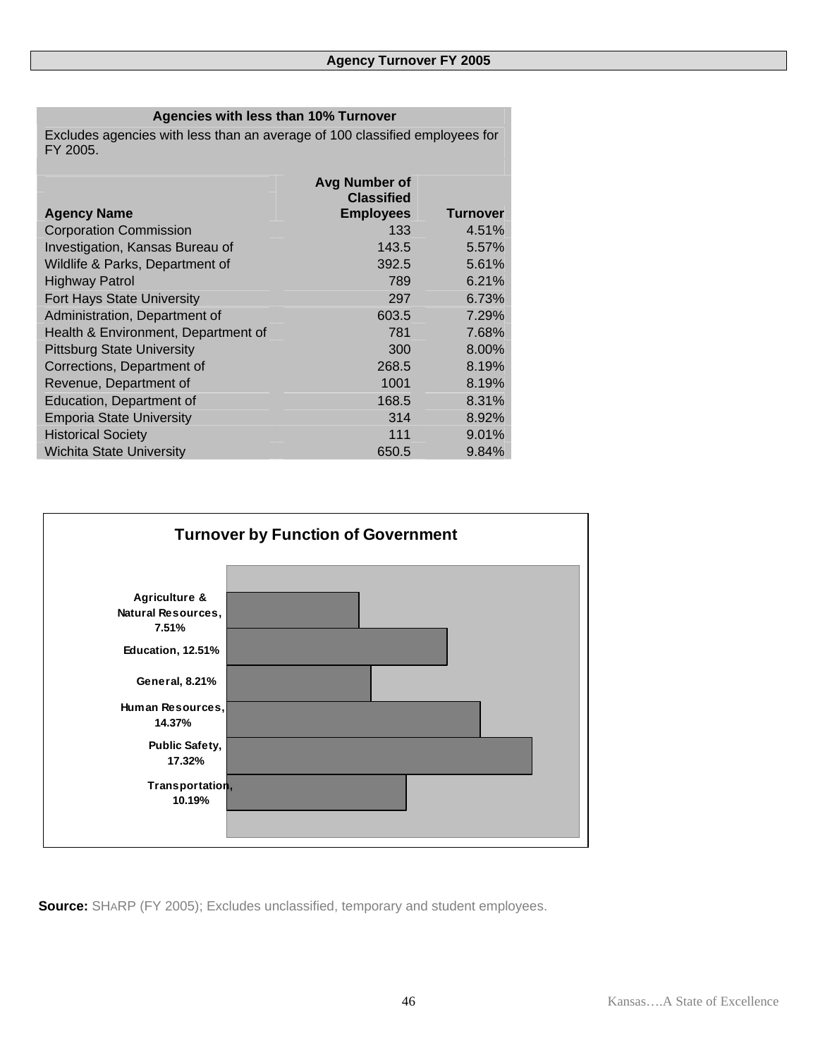## Agency Turnover FY 2005

| Agencies with less than 10% Turnover | | |
|---|---|---|
| Excludes agencies with less than an average of 100 classified employees for FY 2005. | | |
| **Agency Name** | **Avg Number of Classified Employees** | **Turnover** |
| Corporation Commission | 133 | 4.51% |
| Investigation, Kansas Bureau of | 143.5 | 5.57% |
| Wildlife & Parks, Department of | 392.5 | 5.61% |
| Highway Patrol | 789 | 6.21% |
| Fort Hays State University | 297 | 6.73% |
| Administration, Department of | 603.5 | 7.29% |
| Health & Environment, Department of | 781 | 7.68% |
| Pittsburg State University | 300 | 8.00% |
| Corrections, Department of | 268.5 | 8.19% |
| Revenue, Department of | 1001 | 8.19% |
| Education, Department of | 168.5 | 8.31% |
| Emporia State University | 314 | 8.92% |
| Historical Society | 111 | 9.01% |
| Wichita State University | 650.5 | 9.84% |

**Turnover by Function of Government**

| Function | Turnover |
|---|---|
| Agriculture & Natural Resources | 7.51% |
| Education | 12.51% |
| General | 8.21% |
| Human Resources | 14.37% |
| Public Safety | 17.32% |
| Transportation | 10.19% |

**Source:** SHARP (FY 2005); Excludes unclassified, temporary and student employees.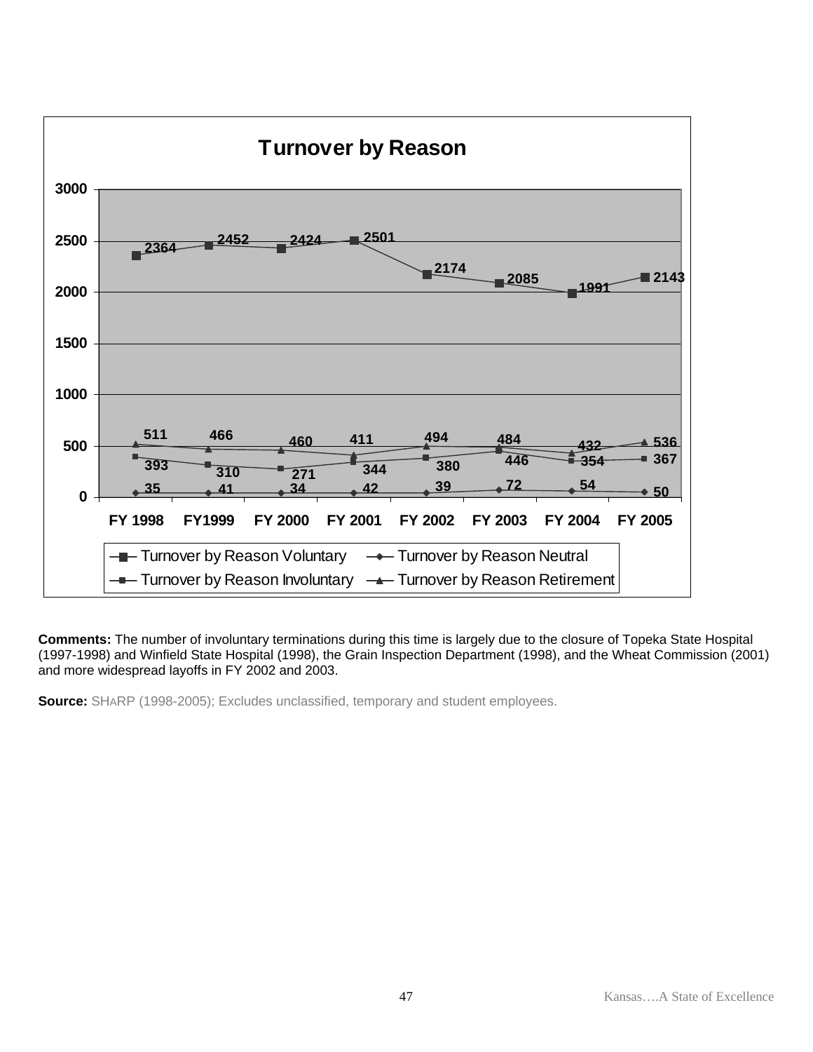## Turnover by Reason

| | FY 1998 | FY1999 | FY 2000 | FY 2001 | FY 2002 | FY 2003 | FY 2004 | FY 2005 |
|---|---|---|---|---|---|---|---|---|
| Turnover by Reason Voluntary | 2364 | 2452 | 2424 | 2501 | 2174 | 2085 | 1991 | 2143 |
| Turnover by Reason Neutral | 35 | 41 | 34 | 42 | 39 | 72 | 54 | 50 |
| Turnover by Reason Involuntary | 393 | 310 | 271 | 344 | 380 | 446 | 354 | 367 |
| Turnover by Reason Retirement | 511 | 466 | 460 | 411 | 494 | 484 | 432 | 536 |

**Comments:** The number of involuntary terminations during this time is largely due to the closure of Topeka State Hospital (1997-1998) and Winfield State Hospital (1998), the Grain Inspection Department (1998), and the Wheat Commission (2001) and more widespread layoffs in FY 2002 and 2003.

**Source:** SHARP (1998-2005); Excludes unclassified, temporary and student employees.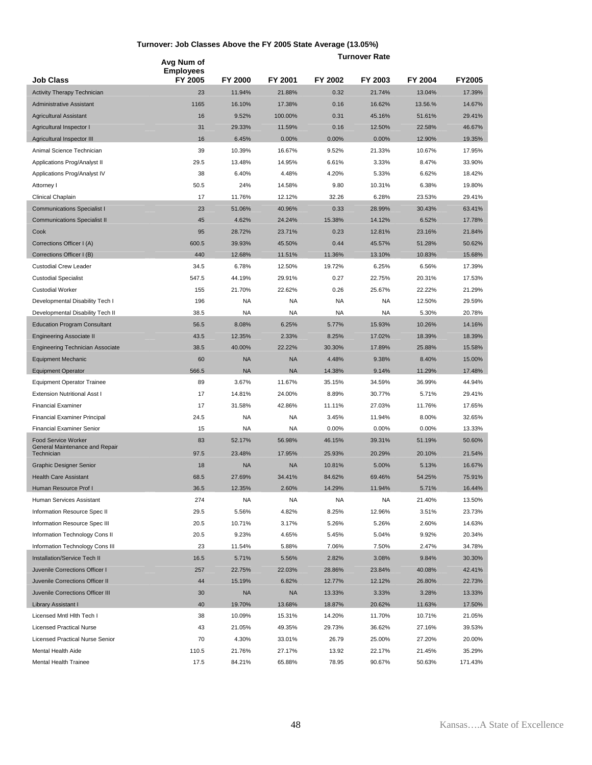**Turnover: Job Classes Above the FY 2005 State Average (13.05%)**

| Job Class | Avg Num of Employees FY 2005 | Turnover Rate FY 2000 | FY 2001 | FY 2002 | FY 2003 | FY 2004 | FY2005 |
|---|---|---|---|---|---|---|---|
| Activity Therapy Technician | 23 | 11.94% | 21.88% | 0.32 | 21.74% | 13.04% | 17.39% |
| Administrative Assistant | 1165 | 16.10% | 17.38% | 0.16 | 16.62% | 13.56.% | 14.67% |
| Agricultural Assistant | 16 | 9.52% | 100.00% | 0.31 | 45.16% | 51.61% | 29.41% |
| Agricultural Inspector I | 31 | 29.33% | 11.59% | 0.16 | 12.50% | 22.58% | 46.67% |
| Agricultural Inspector III | 16 | 6.45% | 0.00% | 0.00% | 0.00% | 12.90% | 19.35% |
| Animal Science Technician | 39 | 10.39% | 16.67% | 9.52% | 21.33% | 10.67% | 17.95% |
| Applications Prog/Analyst II | 29.5 | 13.48% | 14.95% | 6.61% | 3.33% | 8.47% | 33.90% |
| Applications Prog/Analyst IV | 38 | 6.40% | 4.48% | 4.20% | 5.33% | 6.62% | 18.42% |
| Attorney I | 50.5 | 24% | 14.58% | 9.80 | 10.31% | 6.38% | 19.80% |
| Clinical Chaplain | 17 | 11.76% | 12.12% | 32.26 | 6.28% | 23.53% | 29.41% |
| Communications Specialist I | 23 | 51.06% | 40.96% | 0.33 | 28.99% | 30.43% | 63.41% |
| Communications Specialist II | 45 | 4.62% | 24.24% | 15.38% | 14.12% | 6.52% | 17.78% |
| Cook | 95 | 28.72% | 23.71% | 0.23 | 12.81% | 23.16% | 21.84% |
| Corrections Officer I (A) | 600.5 | 39.93% | 45.50% | 0.44 | 45.57% | 51.28% | 50.62% |
| Corrections Officer I (B) | 440 | 12.68% | 11.51% | 11.36% | 13.10% | 10.83% | 15.68% |
| Custodial Crew Leader | 34.5 | 6.78% | 12.50% | 19.72% | 6.25% | 6.56% | 17.39% |
| Custodial Specialist | 547.5 | 44.19% | 29.91% | 0.27 | 22.75% | 20.31% | 17.53% |
| Custodial Worker | 155 | 21.70% | 22.62% | 0.26 | 25.67% | 22.22% | 21.29% |
| Developmental Disability Tech I | 196 | NA | NA | NA | NA | 12.50% | 29.59% |
| Developmental Disability Tech II | 38.5 | NA | NA | NA | NA | 5.30% | 20.78% |
| Education Program Consultant | 56.5 | 8.08% | 6.25% | 5.77% | 15.93% | 10.26% | 14.16% |
| Engineering Associate II | 43.5 | 12.35% | 2.33% | 8.25% | 17.02% | 18.39% | 18.39% |
| Engineering Technician Associate | 38.5 | 40.00% | 22.22% | 30.30% | 17.89% | 25.88% | 15.58% |
| Equipment Mechanic | 60 | NA | NA | 4.48% | 9.38% | 8.40% | 15.00% |
| Equipment Operator | 566.5 | NA | NA | 14.38% | 9.14% | 11.29% | 17.48% |
| Equipment Operator Trainee | 89 | 3.67% | 11.67% | 35.15% | 34.59% | 36.99% | 44.94% |
| Extension Nutritional Asst I | 17 | 14.81% | 24.00% | 8.89% | 30.77% | 5.71% | 29.41% |
| Financial Examiner | 17 | 31.58% | 42.86% | 11.11% | 27.03% | 11.76% | 17.65% |
| Financial Examiner Principal | 24.5 | NA | NA | 3.45% | 11.94% | 8.00% | 32.65% |
| Financial Examiner Senior | 15 | NA | NA | 0.00% | 0.00% | 0.00% | 13.33% |
| Food Service Worker | 83 | 52.17% | 56.98% | 46.15% | 39.31% | 51.19% | 50.60% |
| General Maintenance and Repair Technician | 97.5 | 23.48% | 17.95% | 25.93% | 20.29% | 20.10% | 21.54% |
| Graphic Designer Senior | 18 | NA | NA | 10.81% | 5.00% | 5.13% | 16.67% |
| Health Care Assistant | 68.5 | 27.69% | 34.41% | 84.62% | 69.46% | 54.25% | 75.91% |
| Human Resource Prof I | 36.5 | 12.35% | 2.60% | 14.29% | 11.94% | 5.71% | 16.44% |
| Human Services Assistant | 274 | NA | NA | NA | NA | 21.40% | 13.50% |
| Information Resource Spec II | 29.5 | 5.56% | 4.82% | 8.25% | 12.96% | 3.51% | 23.73% |
| Information Resource Spec III | 20.5 | 10.71% | 3.17% | 5.26% | 5.26% | 2.60% | 14.63% |
| Information Technology Cons II | 20.5 | 9.23% | 4.65% | 5.45% | 5.04% | 9.92% | 20.34% |
| Information Technology Cons III | 23 | 11.54% | 5.88% | 7.06% | 7.50% | 2.47% | 34.78% |
| Installation/Service Tech II | 16.5 | 5.71% | 5.56% | 2.82% | 3.08% | 9.84% | 30.30% |
| Juvenile Corrections Officer I | 257 | 22.75% | 22.03% | 28.86% | 23.84% | 40.08% | 42.41% |
| Juvenile Corrections Officer II | 44 | 15.19% | 6.82% | 12.77% | 12.12% | 26.80% | 22.73% |
| Juvenile Corrections Officer III | 30 | NA | NA | 13.33% | 3.33% | 3.28% | 13.33% |
| Library Assistant I | 40 | 19.70% | 13.68% | 18.87% | 20.62% | 11.63% | 17.50% |
| Licensed Mntl Hlth Tech I | 38 | 10.09% | 15.31% | 14.20% | 11.70% | 10.71% | 21.05% |
| Licensed Practical Nurse | 43 | 21.05% | 49.35% | 29.73% | 36.62% | 27.16% | 39.53% |
| Licensed Practical Nurse Senior | 70 | 4.30% | 33.01% | 26.79 | 25.00% | 27.20% | 20.00% |
| Mental Health Aide | 110.5 | 21.76% | 27.17% | 13.92 | 22.17% | 21.45% | 35.29% |
| Mental Health Trainee | 17.5 | 84.21% | 65.88% | 78.95 | 90.67% | 50.63% | 171.43% |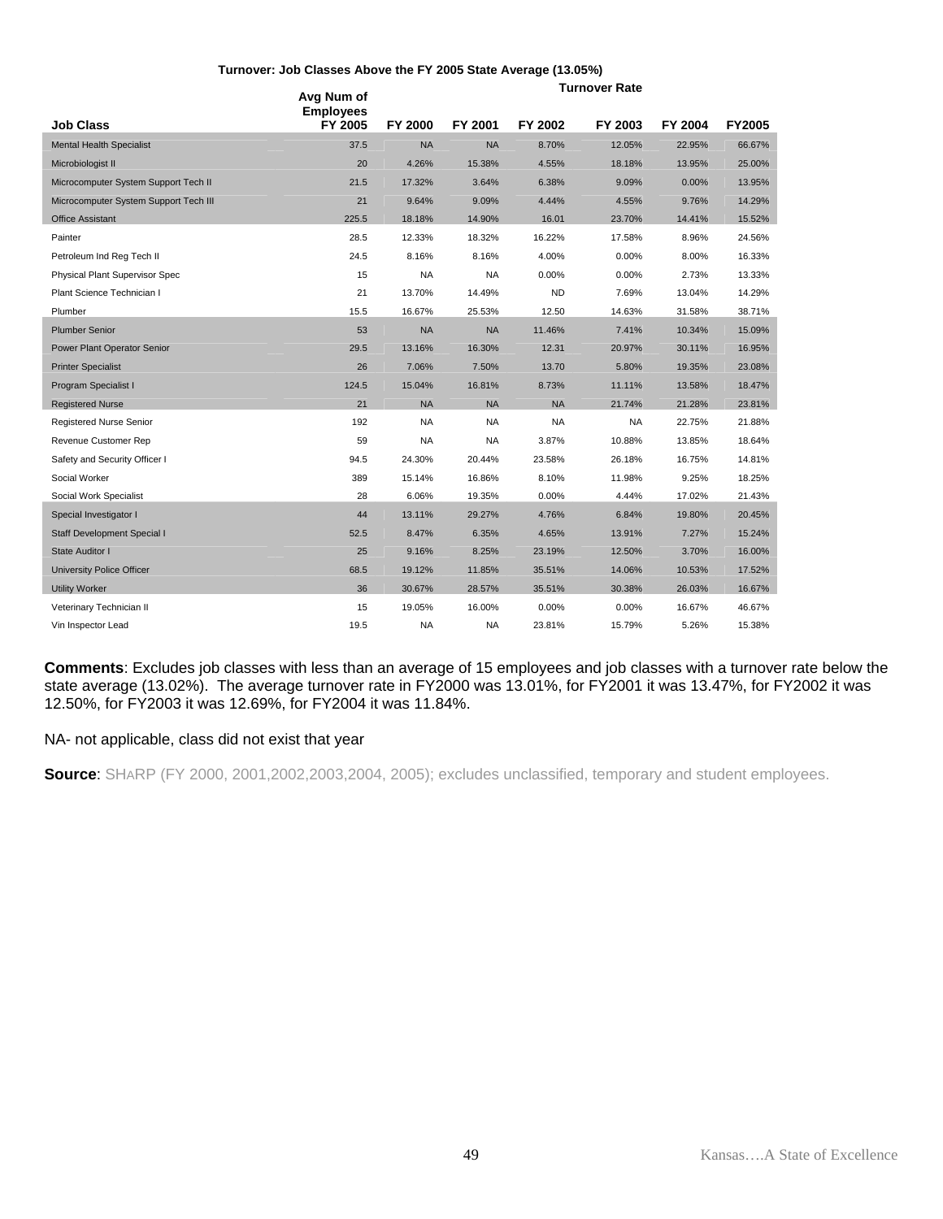**Turnover: Job Classes Above the FY 2005 State Average (13.05%)**

| Job Class | Avg Num of Employees FY 2005 | Turnover Rate FY 2000 | FY 2001 | FY 2002 | FY 2003 | FY 2004 | FY2005 |
|---|---|---|---|---|---|---|---|
| Mental Health Specialist | 37.5 | NA | NA | 8.70% | 12.05% | 22.95% | 66.67% |
| Microbiologist II | 20 | 4.26% | 15.38% | 4.55% | 18.18% | 13.95% | 25.00% |
| Microcomputer System Support Tech II | 21.5 | 17.32% | 3.64% | 6.38% | 9.09% | 0.00% | 13.95% |
| Microcomputer System Support Tech III | 21 | 9.64% | 9.09% | 4.44% | 4.55% | 9.76% | 14.29% |
| Office Assistant | 225.5 | 18.18% | 14.90% | 16.01 | 23.70% | 14.41% | 15.52% |
| Painter | 28.5 | 12.33% | 18.32% | 16.22% | 17.58% | 8.96% | 24.56% |
| Petroleum Ind Reg Tech II | 24.5 | 8.16% | 8.16% | 4.00% | 0.00% | 8.00% | 16.33% |
| Physical Plant Supervisor Spec | 15 | NA | NA | 0.00% | 0.00% | 2.73% | 13.33% |
| Plant Science Technician I | 21 | 13.70% | 14.49% | ND | 7.69% | 13.04% | 14.29% |
| Plumber | 15.5 | 16.67% | 25.53% | 12.50 | 14.63% | 31.58% | 38.71% |
| Plumber Senior | 53 | NA | NA | 11.46% | 7.41% | 10.34% | 15.09% |
| Power Plant Operator Senior | 29.5 | 13.16% | 16.30% | 12.31 | 20.97% | 30.11% | 16.95% |
| Printer Specialist | 26 | 7.06% | 7.50% | 13.70 | 5.80% | 19.35% | 23.08% |
| Program Specialist I | 124.5 | 15.04% | 16.81% | 8.73% | 11.11% | 13.58% | 18.47% |
| Registered Nurse | 21 | NA | NA | NA | 21.74% | 21.28% | 23.81% |
| Registered Nurse Senior | 192 | NA | NA | NA | NA | 22.75% | 21.88% |
| Revenue Customer Rep | 59 | NA | NA | 3.87% | 10.88% | 13.85% | 18.64% |
| Safety and Security Officer I | 94.5 | 24.30% | 20.44% | 23.58% | 26.18% | 16.75% | 14.81% |
| Social Worker | 389 | 15.14% | 16.86% | 8.10% | 11.98% | 9.25% | 18.25% |
| Social Work Specialist | 28 | 6.06% | 19.35% | 0.00% | 4.44% | 17.02% | 21.43% |
| Special Investigator I | 44 | 13.11% | 29.27% | 4.76% | 6.84% | 19.80% | 20.45% |
| Staff Development Special I | 52.5 | 8.47% | 6.35% | 4.65% | 13.91% | 7.27% | 15.24% |
| State Auditor I | 25 | 9.16% | 8.25% | 23.19% | 12.50% | 3.70% | 16.00% |
| University Police Officer | 68.5 | 19.12% | 11.85% | 35.51% | 14.06% | 10.53% | 17.52% |
| Utility Worker | 36 | 30.67% | 28.57% | 35.51% | 30.38% | 26.03% | 16.67% |
| Veterinary Technician II | 15 | 19.05% | 16.00% | 0.00% | 0.00% | 16.67% | 46.67% |
| Vin Inspector Lead | 19.5 | NA | NA | 23.81% | 15.79% | 5.26% | 15.38% |

**Comments**: Excludes job classes with less than an average of 15 employees and job classes with a turnover rate below the state average (13.02%). The average turnover rate in FY2000 was 13.01%, for FY2001 it was 13.47%, for FY2002 it was 12.50%, for FY2003 it was 12.69%, for FY2004 it was 11.84%.

NA- not applicable, class did not exist that year

**Source**: SHARP (FY 2000, 2001,2002,2003,2004, 2005); excludes unclassified, temporary and student employees.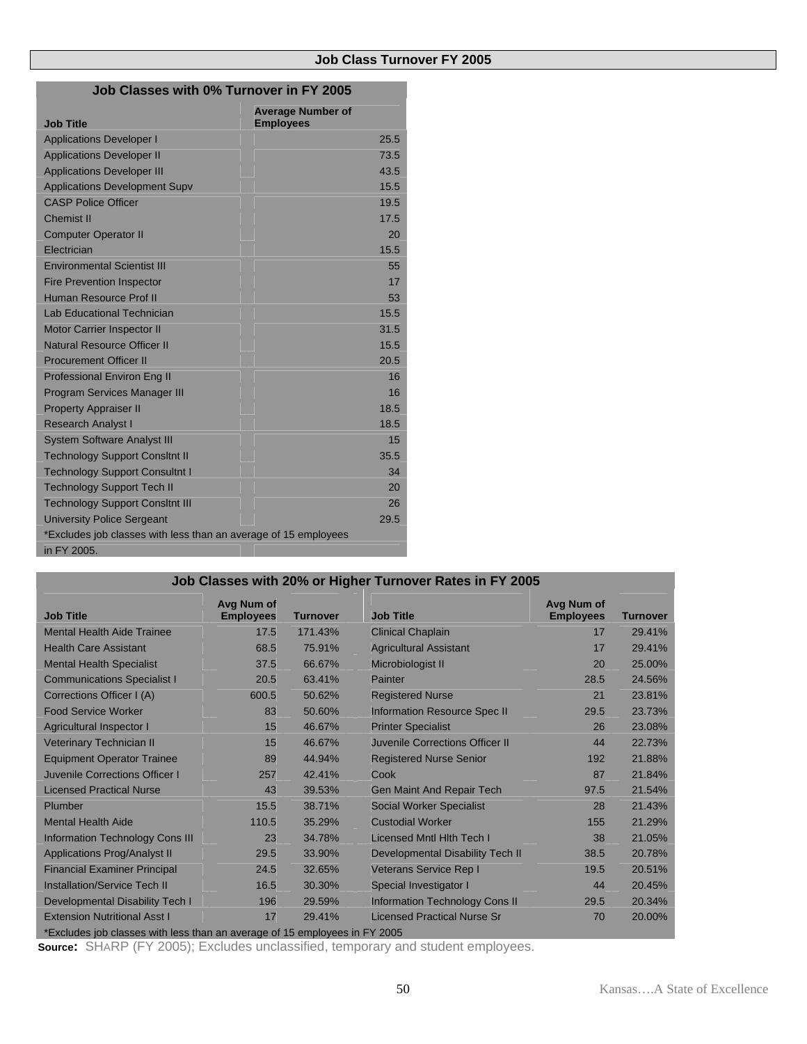## Job Class Turnover FY 2005

### Job Classes with 0% Turnover in FY 2005

| Job Title | Average Number of Employees |
|---|---|
| Applications Developer I | 25.5 |
| Applications Developer II | 73.5 |
| Applications Developer III | 43.5 |
| Applications Development Supv | 15.5 |
| CASP Police Officer | 19.5 |
| Chemist II | 17.5 |
| Computer Operator II | 20 |
| Electrician | 15.5 |
| Environmental Scientist III | 55 |
| Fire Prevention Inspector | 17 |
| Human Resource Prof II | 53 |
| Lab Educational Technician | 15.5 |
| Motor Carrier Inspector II | 31.5 |
| Natural Resource Officer II | 15.5 |
| Procurement Officer II | 20.5 |
| Professional Environ Eng II | 16 |
| Program Services Manager III | 16 |
| Property Appraiser II | 18.5 |
| Research Analyst I | 18.5 |
| System Software Analyst III | 15 |
| Technology Support Consltnt II | 35.5 |
| Technology Support Consultnt I | 34 |
| Technology Support Tech II | 20 |
| Technology Support Consltnt III | 26 |
| University Police Sergeant | 29.5 |

*Excludes job classes with less than an average of 15 employees in FY 2005.

### Job Classes with 20% or Higher Turnover Rates in FY 2005

| Job Title | Avg Num of Employees | Turnover | Job Title | Avg Num of Employees | Turnover |
|---|---|---|---|---|---|
| Mental Health Aide Trainee | 17.5 | 171.43% | Clinical Chaplain | 17 | 29.41% |
| Health Care Assistant | 68.5 | 75.91% | Agricultural Assistant | 17 | 29.41% |
| Mental Health Specialist | 37.5 | 66.67% | Microbiologist II | 20 | 25.00% |
| Communications Specialist I | 20.5 | 63.41% | Painter | 28.5 | 24.56% |
| Corrections Officer I (A) | 600.5 | 50.62% | Registered Nurse | 21 | 23.81% |
| Food Service Worker | 83 | 50.60% | Information Resource Spec II | 29.5 | 23.73% |
| Agricultural Inspector I | 15 | 46.67% | Printer Specialist | 26 | 23.08% |
| Veterinary Technician II | 15 | 46.67% | Juvenile Corrections Officer II | 44 | 22.73% |
| Equipment Operator Trainee | 89 | 44.94% | Registered Nurse Senior | 192 | 21.88% |
| Juvenile Corrections Officer I | 257 | 42.41% | Cook | 87 | 21.84% |
| Licensed Practical Nurse | 43 | 39.53% | Gen Maint And Repair Tech | 97.5 | 21.54% |
| Plumber | 15.5 | 38.71% | Social Worker Specialist | 28 | 21.43% |
| Mental Health Aide | 110.5 | 35.29% | Custodial Worker | 155 | 21.29% |
| Information Technology Cons III | 23 | 34.78% | Licensed Mntl Hlth Tech I | 38 | 21.05% |
| Applications Prog/Analyst II | 29.5 | 33.90% | Developmental Disability Tech II | 38.5 | 20.78% |
| Financial Examiner Principal | 24.5 | 32.65% | Veterans Service Rep I | 19.5 | 20.51% |
| Installation/Service Tech II | 16.5 | 30.30% | Special Investigator I | 44 | 20.45% |
| Developmental Disability Tech I | 196 | 29.59% | Information Technology Cons II | 29.5 | 20.34% |
| Extension Nutritional Asst I | 17 | 29.41% | Licensed Practical Nurse Sr | 70 | 20.00% |

*Excludes job classes with less than an average of 15 employees in FY 2005

**Source:** SHARP (FY 2005); Excludes unclassified, temporary and student employees.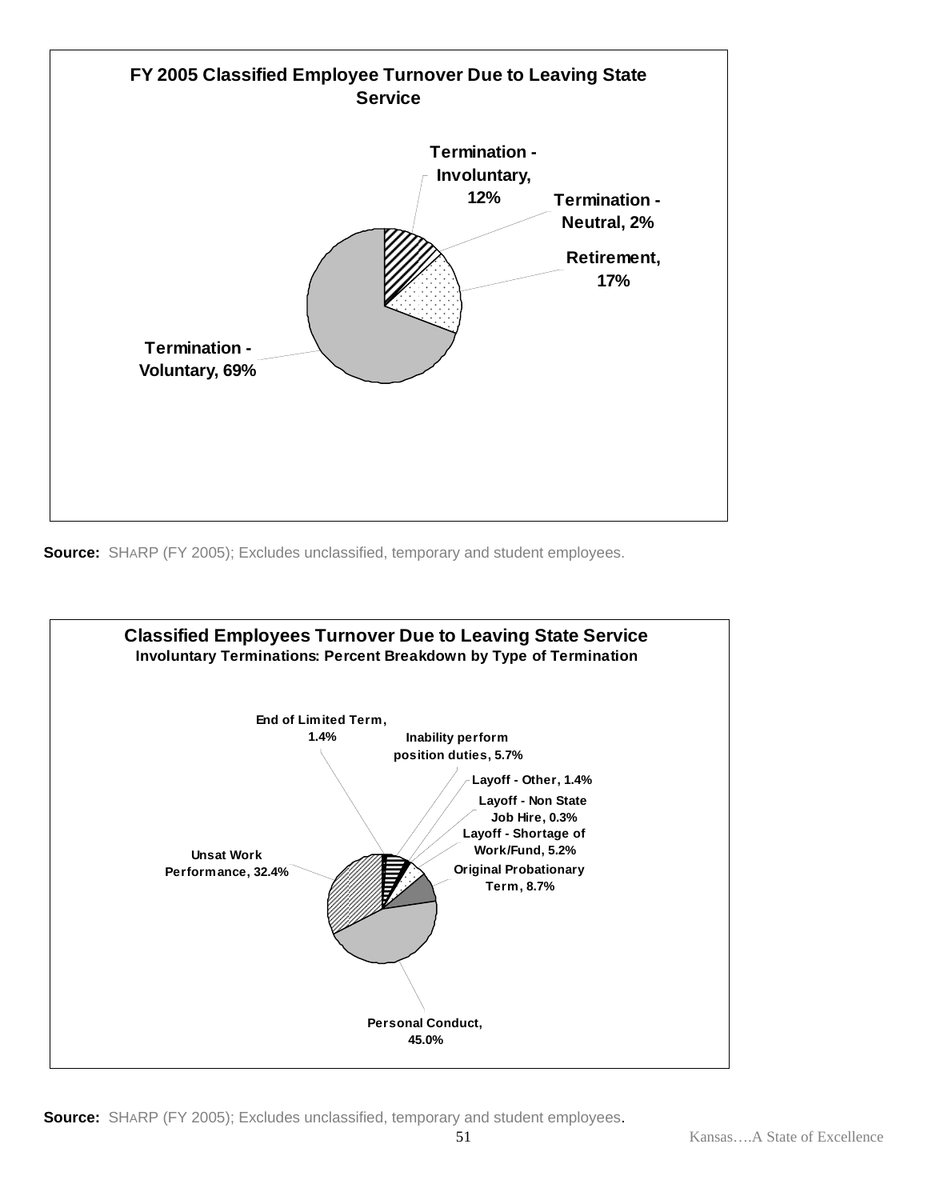**FY 2005 Classified Employee Turnover Due to Leaving State Service**

Termination - Involuntary, 12%

Termination - Neutral, 2%

Retirement, 17%

Termination - Voluntary, 69%

**Source:** SHARP (FY 2005); Excludes unclassified, temporary and student employees.

**Classified Employees Turnover Due to Leaving State Service**

**Involuntary Terminations: Percent Breakdown by Type of Termination**

End of Limited Term, 1.4%

Inability perform position duties, 5.7%

Layoff - Other, 1.4%

Layoff - Non State Job Hire, 0.3%

Layoff - Shortage of Work/Fund, 5.2%

Original Probationary Term, 8.7%

Personal Conduct, 45.0%

Unsat Work Performance, 32.4%

**Source:** SHARP (FY 2005); Excludes unclassified, temporary and student employees.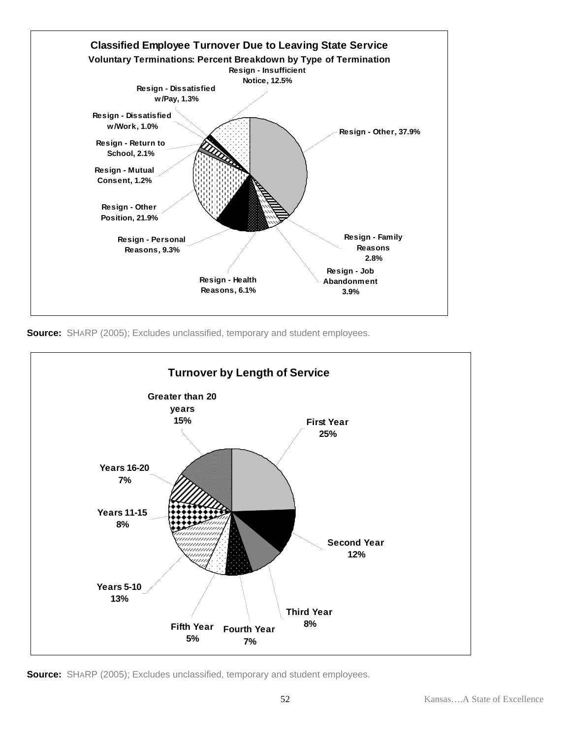**Classified Employee Turnover Due to Leaving State Service**

**Voluntary Terminations: Percent Breakdown by Type of Termination**

| Type of Termination | Percent |
| --- | --- |
| Resign - Other | 37.9% |
| Resign - Family Reasons | 2.8% |
| Resign - Job Abandonment | 3.9% |
| Resign - Health Reasons | 6.1% |
| Resign - Personal Reasons | 9.3% |
| Resign - Other Position | 21.9% |
| Resign - Mutual Consent | 1.2% |
| Resign - Return to School | 2.1% |
| Resign - Dissatisfied w/Work | 1.0% |
| Resign - Dissatisfied w/Pay | 1.3% |
| Resign - Insufficient Notice | 12.5% |

**Source:** SHARP (2005); Excludes unclassified, temporary and student employees.

**Turnover by Length of Service**

| Length of Service | Percent |
| --- | --- |
| First Year | 25% |
| Second Year | 12% |
| Third Year | 8% |
| Fourth Year | 7% |
| Fifth Year | 5% |
| Years 5-10 | 13% |
| Years 11-15 | 8% |
| Years 16-20 | 7% |
| Greater than 20 years | 15% |

**Source:** SHARP (2005); Excludes unclassified, temporary and student employees.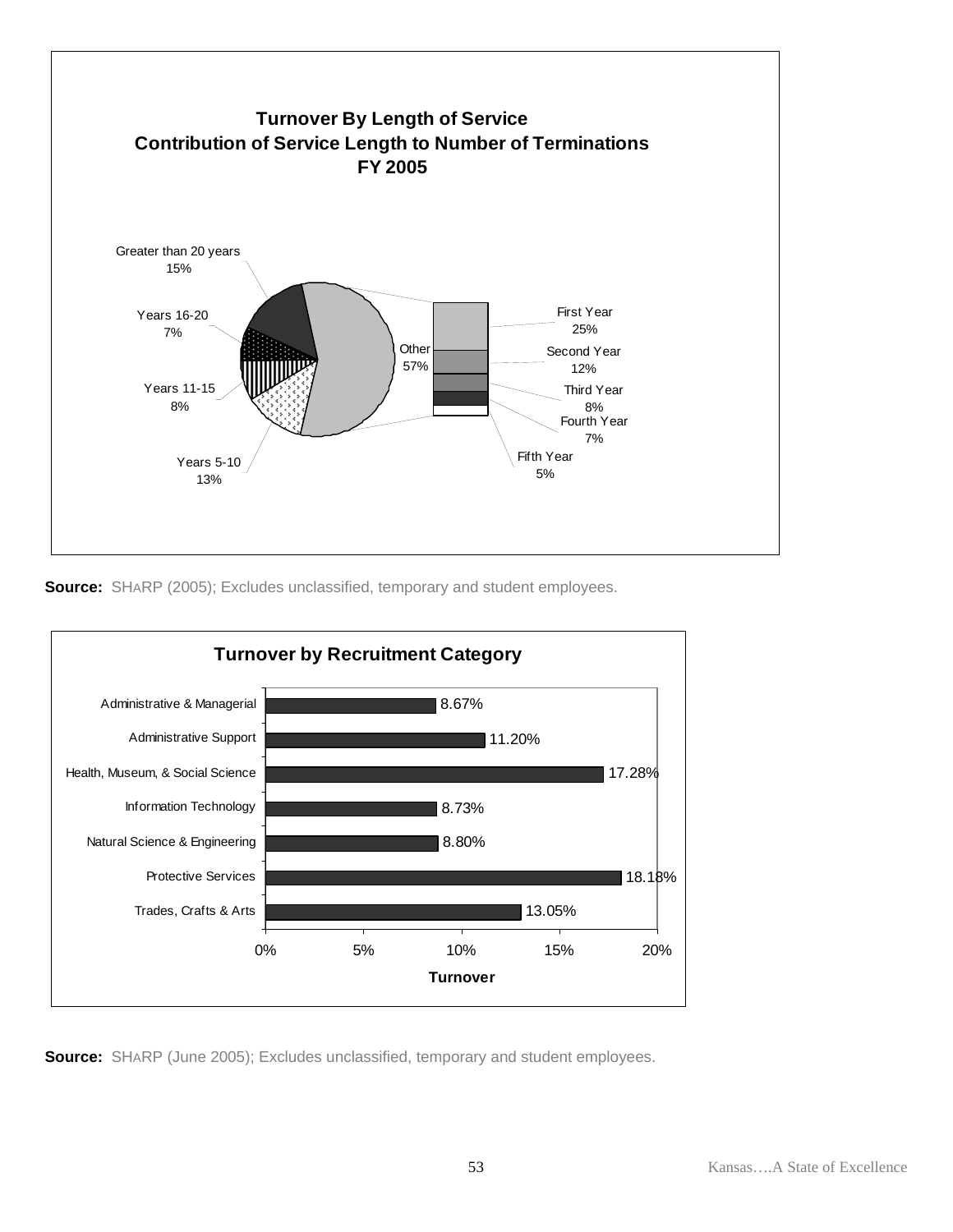**Turnover By Length of Service**
**Contribution of Service Length to Number of Terminations**
**FY 2005**

| Length of Service | Percent |
|---|---|
| Greater than 20 years | 15% |
| Years 16-20 | 7% |
| Years 11-15 | 8% |
| Years 5-10 | 13% |
| Other | 57% |
| First Year | 25% |
| Second Year | 12% |
| Third Year | 8% |
| Fourth Year | 7% |
| Fifth Year | 5% |

**Source:** SHARP (2005); Excludes unclassified, temporary and student employees.

**Turnover by Recruitment Category**

| Recruitment Category | Turnover |
|---|---|
| Administrative & Managerial | 8.67% |
| Administrative Support | 11.20% |
| Health, Museum, & Social Science | 17.28% |
| Information Technology | 8.73% |
| Natural Science & Engineering | 8.80% |
| Protective Services | 18.18% |
| Trades, Crafts & Arts | 13.05% |

**Source:** SHARP (June 2005); Excludes unclassified, temporary and student employees.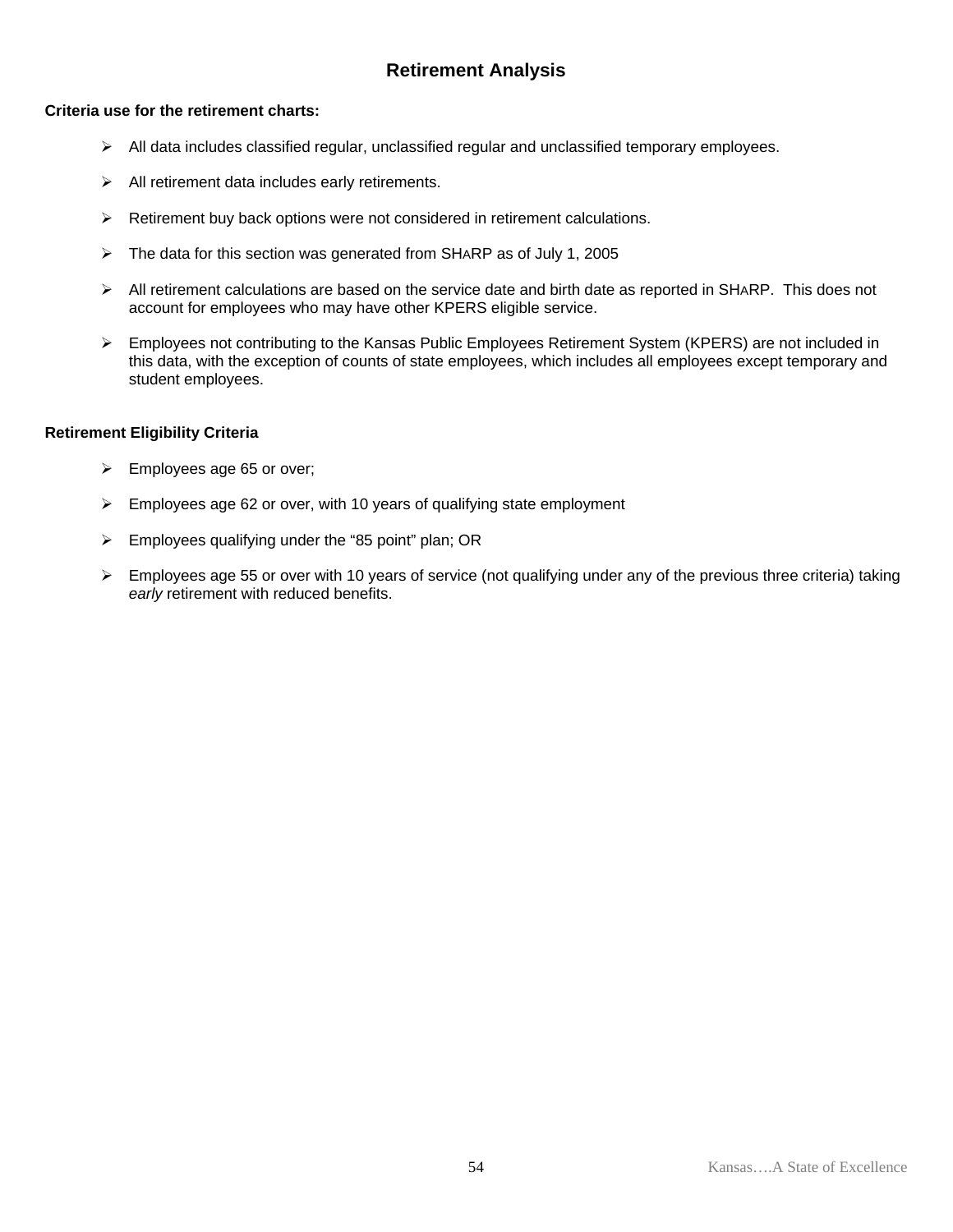# Retirement Analysis

**Criteria use for the retirement charts:**

- All data includes classified regular, unclassified regular and unclassified temporary employees.
- All retirement data includes early retirements.
- Retirement buy back options were not considered in retirement calculations.
- The data for this section was generated from SHARP as of July 1, 2005
- All retirement calculations are based on the service date and birth date as reported in SHARP. This does not account for employees who may have other KPERS eligible service.
- Employees not contributing to the Kansas Public Employees Retirement System (KPERS) are not included in this data, with the exception of counts of state employees, which includes all employees except temporary and student employees.

**Retirement Eligibility Criteria**

- Employees age 65 or over;
- Employees age 62 or over, with 10 years of qualifying state employment
- Employees qualifying under the "85 point" plan; OR
- Employees age 55 or over with 10 years of service (not qualifying under any of the previous three criteria) taking *early* retirement with reduced benefits.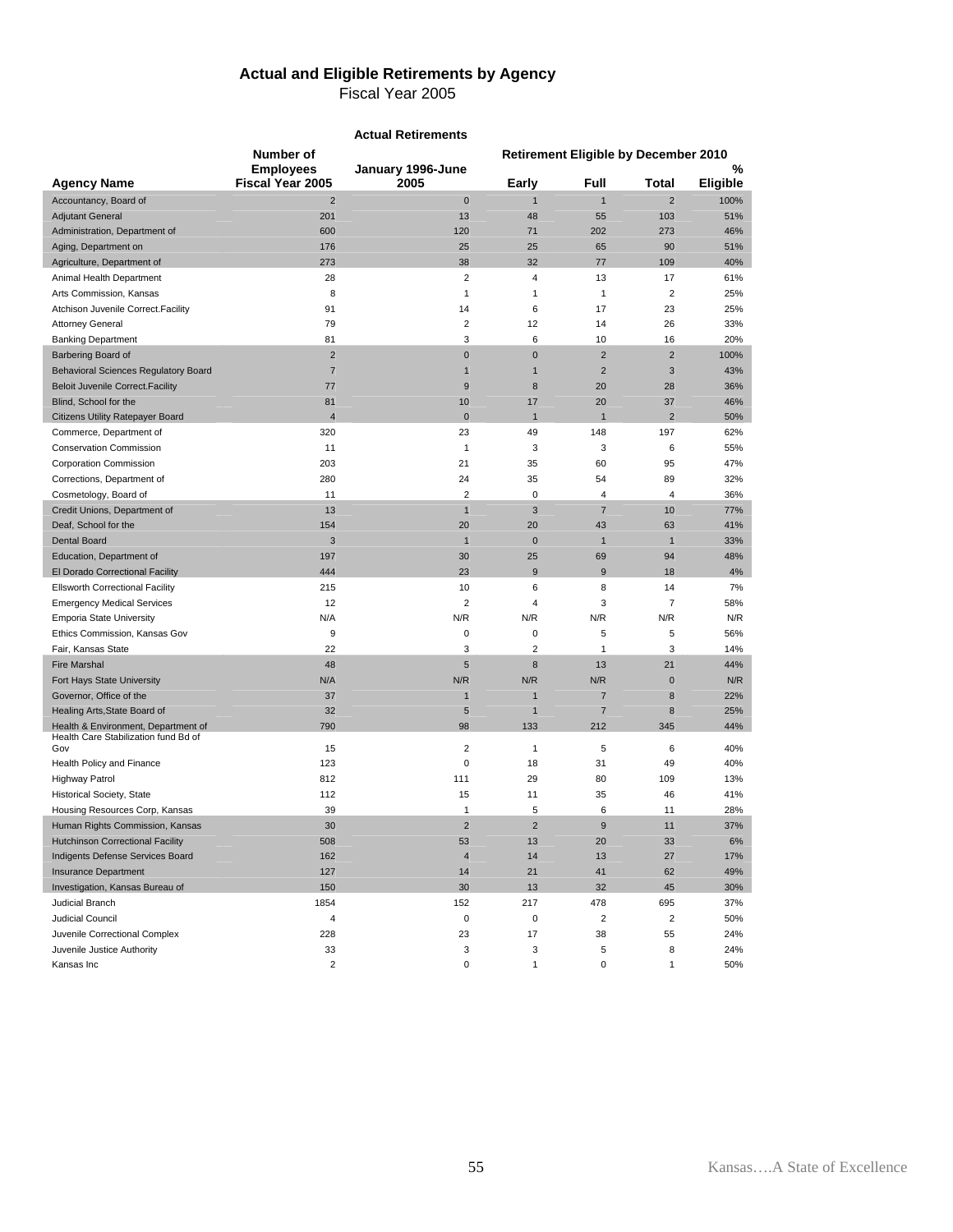## Actual and Eligible Retirements by Agency

Fiscal Year 2005

| Agency Name | Number of Employees Fiscal Year 2005 | Actual Retirements January 1996-June 2005 | Retirement Eligible by December 2010 Early | Full | Total | % Eligible |
|---|---|---|---|---|---|---|
| Accountancy, Board of | 2 | 0 | 1 | 1 | 2 | 100% |
| Adjutant General | 201 | 13 | 48 | 55 | 103 | 51% |
| Administration, Department of | 600 | 120 | 71 | 202 | 273 | 46% |
| Aging, Department on | 176 | 25 | 25 | 65 | 90 | 51% |
| Agriculture, Department of | 273 | 38 | 32 | 77 | 109 | 40% |
| Animal Health Department | 28 | 2 | 4 | 13 | 17 | 61% |
| Arts Commission, Kansas | 8 | 1 | 1 | 1 | 2 | 25% |
| Atchison Juvenile Correct.Facility | 91 | 14 | 6 | 17 | 23 | 25% |
| Attorney General | 79 | 2 | 12 | 14 | 26 | 33% |
| Banking Department | 81 | 3 | 6 | 10 | 16 | 20% |
| Barbering Board of | 2 | 0 | 0 | 2 | 2 | 100% |
| Behavioral Sciences Regulatory Board | 7 | 1 | 1 | 2 | 3 | 43% |
| Beloit Juvenile Correct.Facility | 77 | 9 | 8 | 20 | 28 | 36% |
| Blind, School for the | 81 | 10 | 17 | 20 | 37 | 46% |
| Citizens Utility Ratepayer Board | 4 | 0 | 1 | 1 | 2 | 50% |
| Commerce, Department of | 320 | 23 | 49 | 148 | 197 | 62% |
| Conservation Commission | 11 | 1 | 3 | 3 | 6 | 55% |
| Corporation Commission | 203 | 21 | 35 | 60 | 95 | 47% |
| Corrections, Department of | 280 | 24 | 35 | 54 | 89 | 32% |
| Cosmetology, Board of | 11 | 2 | 0 | 4 | 4 | 36% |
| Credit Unions, Department of | 13 | 1 | 3 | 7 | 10 | 77% |
| Deaf, School for the | 154 | 20 | 20 | 43 | 63 | 41% |
| Dental Board | 3 | 1 | 0 | 1 | 1 | 33% |
| Education, Department of | 197 | 30 | 25 | 69 | 94 | 48% |
| El Dorado Correctional Facility | 444 | 23 | 9 | 9 | 18 | 4% |
| Ellsworth Correctional Facility | 215 | 10 | 6 | 8 | 14 | 7% |
| Emergency Medical Services | 12 | 2 | 4 | 3 | 7 | 58% |
| Emporia State University | N/A | N/R | N/R | N/R | N/R | N/R |
| Ethics Commission, Kansas Gov | 9 | 0 | 0 | 5 | 5 | 56% |
| Fair, Kansas State | 22 | 3 | 2 | 1 | 3 | 14% |
| Fire Marshal | 48 | 5 | 8 | 13 | 21 | 44% |
| Fort Hays State University | N/A | N/R | N/R | N/R | 0 | N/R |
| Governor, Office of the | 37 | 1 | 1 | 7 | 8 | 22% |
| Healing Arts,State Board of | 32 | 5 | 1 | 7 | 8 | 25% |
| Health & Environment, Department of | 790 | 98 | 133 | 212 | 345 | 44% |
| Health Care Stabilization fund Bd of Gov | 15 | 2 | 1 | 5 | 6 | 40% |
| Health Policy and Finance | 123 | 0 | 18 | 31 | 49 | 40% |
| Highway Patrol | 812 | 111 | 29 | 80 | 109 | 13% |
| Historical Society, State | 112 | 15 | 11 | 35 | 46 | 41% |
| Housing Resources Corp, Kansas | 39 | 1 | 5 | 6 | 11 | 28% |
| Human Rights Commission, Kansas | 30 | 2 | 2 | 9 | 11 | 37% |
| Hutchinson Correctional Facility | 508 | 53 | 13 | 20 | 33 | 6% |
| Indigents Defense Services Board | 162 | 4 | 14 | 13 | 27 | 17% |
| Insurance Department | 127 | 14 | 21 | 41 | 62 | 49% |
| Investigation, Kansas Bureau of | 150 | 30 | 13 | 32 | 45 | 30% |
| Judicial Branch | 1854 | 152 | 217 | 478 | 695 | 37% |
| Judicial Council | 4 | 0 | 0 | 2 | 2 | 50% |
| Juvenile Correctional Complex | 228 | 23 | 17 | 38 | 55 | 24% |
| Juvenile Justice Authority | 33 | 3 | 3 | 5 | 8 | 24% |
| Kansas Inc | 2 | 0 | 1 | 0 | 1 | 50% |

Kansas….A State of Excellence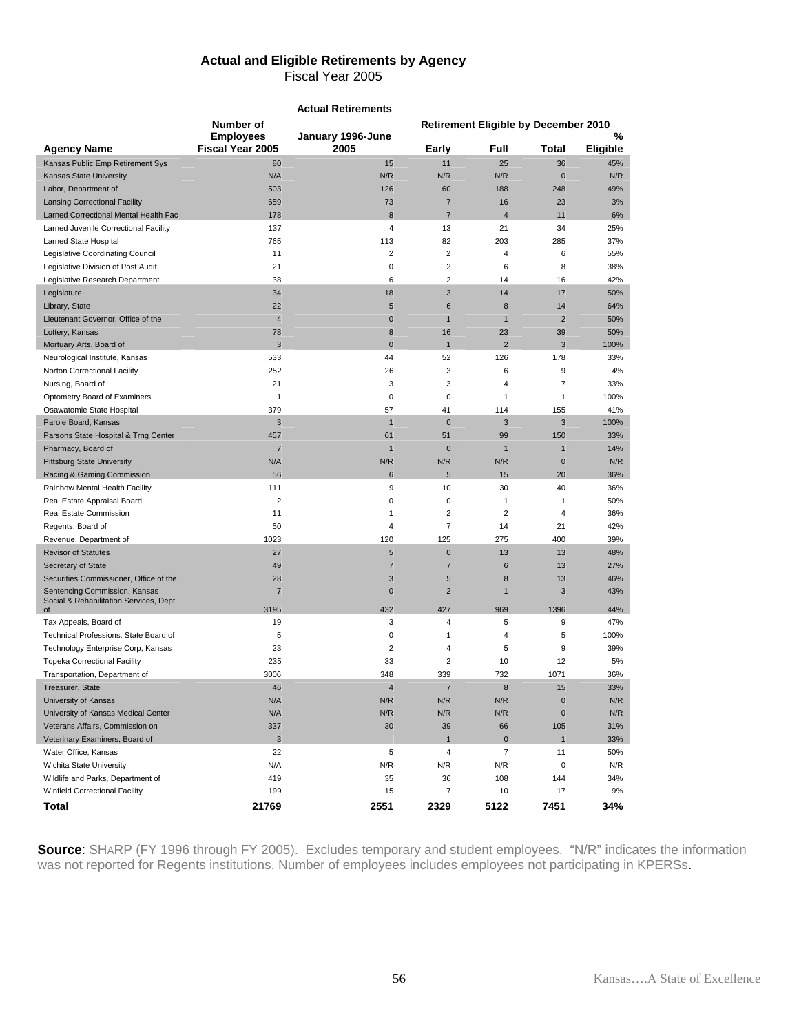## Actual and Eligible Retirements by Agency

Fiscal Year 2005

| Agency Name | Number of Employees Fiscal Year 2005 | Actual Retirements January 1996-June 2005 | Retirement Eligible by December 2010 Early | Full | Total | % Eligible |
|---|---|---|---|---|---|---|
| Kansas Public Emp Retirement Sys | 80 | 15 | 11 | 25 | 36 | 45% |
| Kansas State University | N/A | N/R | N/R | N/R | 0 | N/R |
| Labor, Department of | 503 | 126 | 60 | 188 | 248 | 49% |
| Lansing Correctional Facility | 659 | 73 | 7 | 16 | 23 | 3% |
| Larned Correctional Mental Health Fac | 178 | 8 | 7 | 4 | 11 | 6% |
| Larned Juvenile Correctional Facility | 137 | 4 | 13 | 21 | 34 | 25% |
| Larned State Hospital | 765 | 113 | 82 | 203 | 285 | 37% |
| Legislative Coordinating Council | 11 | 2 | 2 | 4 | 6 | 55% |
| Legislative Division of Post Audit | 21 | 0 | 2 | 6 | 8 | 38% |
| Legislative Research Department | 38 | 6 | 2 | 14 | 16 | 42% |
| Legislature | 34 | 18 | 3 | 14 | 17 | 50% |
| Library, State | 22 | 5 | 6 | 8 | 14 | 64% |
| Lieutenant Governor, Office of the | 4 | 0 | 1 | 1 | 2 | 50% |
| Lottery, Kansas | 78 | 8 | 16 | 23 | 39 | 50% |
| Mortuary Arts, Board of | 3 | 0 | 1 | 2 | 3 | 100% |
| Neurological Institute, Kansas | 533 | 44 | 52 | 126 | 178 | 33% |
| Norton Correctional Facility | 252 | 26 | 3 | 6 | 9 | 4% |
| Nursing, Board of | 21 | 3 | 3 | 4 | 7 | 33% |
| Optometry Board of Examiners | 1 | 0 | 0 | 1 | 1 | 100% |
| Osawatomie State Hospital | 379 | 57 | 41 | 114 | 155 | 41% |
| Parole Board, Kansas | 3 | 1 | 0 | 3 | 3 | 100% |
| Parsons State Hospital & Trng Center | 457 | 61 | 51 | 99 | 150 | 33% |
| Pharmacy, Board of | 7 | 1 | 0 | 1 | 1 | 14% |
| Pittsburg State University | N/A | N/R | N/R | N/R | 0 | N/R |
| Racing & Gaming Commission | 56 | 6 | 5 | 15 | 20 | 36% |
| Rainbow Mental Health Facility | 111 | 9 | 10 | 30 | 40 | 36% |
| Real Estate Appraisal Board | 2 | 0 | 0 | 1 | 1 | 50% |
| Real Estate Commission | 11 | 1 | 2 | 2 | 4 | 36% |
| Regents, Board of | 50 | 4 | 7 | 14 | 21 | 42% |
| Revenue, Department of | 1023 | 120 | 125 | 275 | 400 | 39% |
| Revisor of Statutes | 27 | 5 | 0 | 13 | 13 | 48% |
| Secretary of State | 49 | 7 | 7 | 6 | 13 | 27% |
| Securities Commissioner, Office of the | 28 | 3 | 5 | 8 | 13 | 46% |
| Sentencing Commission, Kansas | 7 | 0 | 2 | 1 | 3 | 43% |
| Social & Rehabilitation Services, Dept of | 3195 | 432 | 427 | 969 | 1396 | 44% |
| Tax Appeals, Board of | 19 | 3 | 4 | 5 | 9 | 47% |
| Technical Professions, State Board of | 5 | 0 | 1 | 4 | 5 | 100% |
| Technology Enterprise Corp, Kansas | 23 | 2 | 4 | 5 | 9 | 39% |
| Topeka Correctional Facility | 235 | 33 | 2 | 10 | 12 | 5% |
| Transportation, Department of | 3006 | 348 | 339 | 732 | 1071 | 36% |
| Treasurer, State | 46 | 4 | 7 | 8 | 15 | 33% |
| University of Kansas | N/A | N/R | N/R | N/R | 0 | N/R |
| University of Kansas Medical Center | N/A | N/R | N/R | N/R | 0 | N/R |
| Veterans Affairs, Commission on | 337 | 30 | 39 | 66 | 105 | 31% |
| Veterinary Examiners, Board of | 3 | | 1 | 0 | 1 | 33% |
| Water Office, Kansas | 22 | 5 | 4 | 7 | 11 | 50% |
| Wichita State University | N/A | N/R | N/R | N/R | 0 | N/R |
| Wildlife and Parks, Department of | 419 | 35 | 36 | 108 | 144 | 34% |
| Winfield Correctional Facility | 199 | 15 | 7 | 10 | 17 | 9% |
| **Total** | **21769** | **2551** | **2329** | **5122** | **7451** | **34%** |

**Source**: SHARP (FY 1996 through FY 2005). Excludes temporary and student employees. "N/R" indicates the information was not reported for Regents institutions. Number of employees includes employees not participating in KPERSs.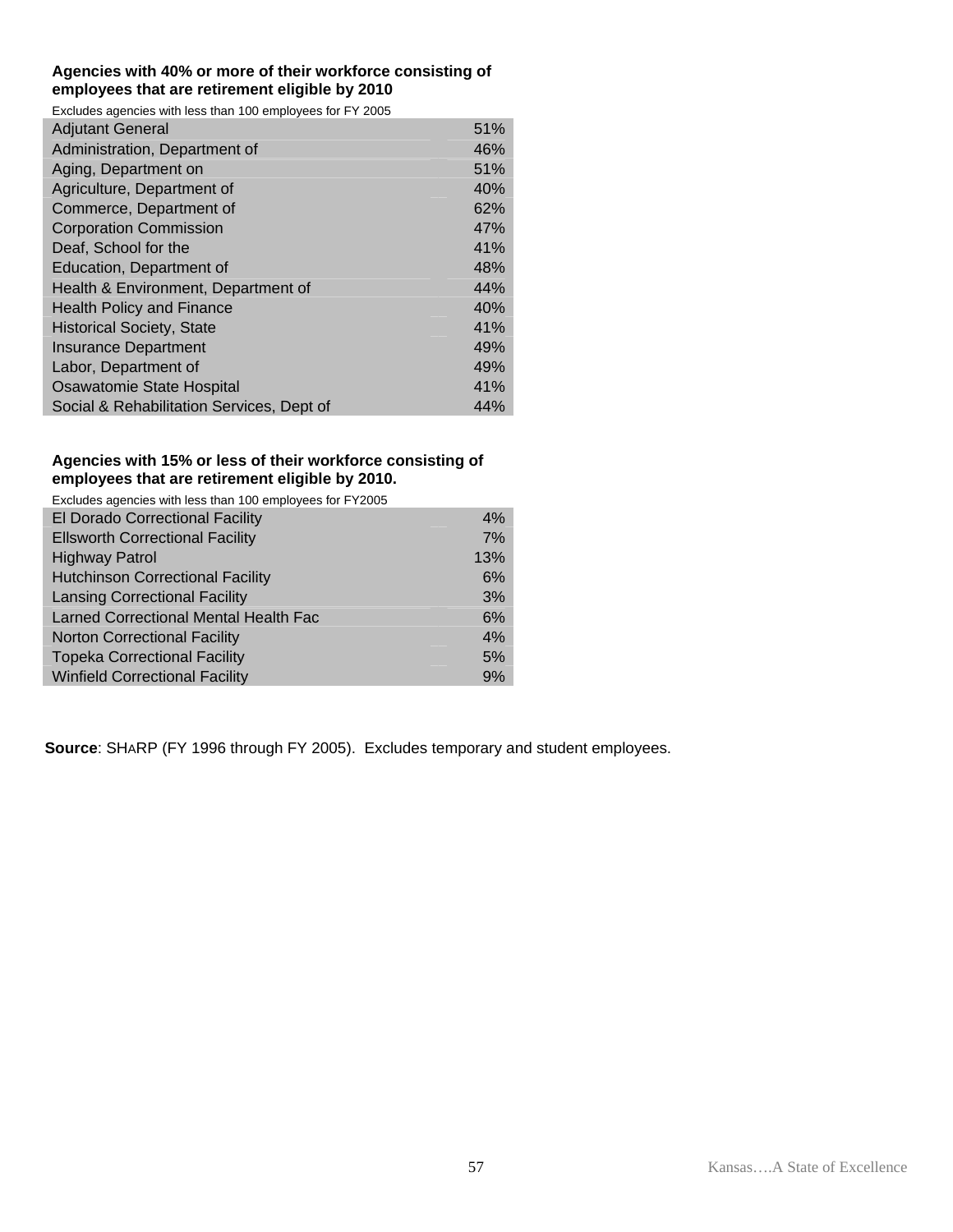**Agencies with 40% or more of their workforce consisting of employees that are retirement eligible by 2010**

Excludes agencies with less than 100 employees for FY 2005

| Agency | Percent |
|---|---|
| Adjutant General | 51% |
| Administration, Department of | 46% |
| Aging, Department on | 51% |
| Agriculture, Department of | 40% |
| Commerce, Department of | 62% |
| Corporation Commission | 47% |
| Deaf, School for the | 41% |
| Education, Department of | 48% |
| Health & Environment, Department of | 44% |
| Health Policy and Finance | 40% |
| Historical Society, State | 41% |
| Insurance Department | 49% |
| Labor, Department of | 49% |
| Osawatomie State Hospital | 41% |
| Social & Rehabilitation Services, Dept of | 44% |

**Agencies with 15% or less of their workforce consisting of employees that are retirement eligible by 2010.**

Excludes agencies with less than 100 employees for FY2005

| Agency | Percent |
|---|---|
| El Dorado Correctional Facility | 4% |
| Ellsworth Correctional Facility | 7% |
| Highway Patrol | 13% |
| Hutchinson Correctional Facility | 6% |
| Lansing Correctional Facility | 3% |
| Larned Correctional Mental Health Fac | 6% |
| Norton Correctional Facility | 4% |
| Topeka Correctional Facility | 5% |
| Winfield Correctional Facility | 9% |

**Source**: SHARP (FY 1996 through FY 2005). Excludes temporary and student employees.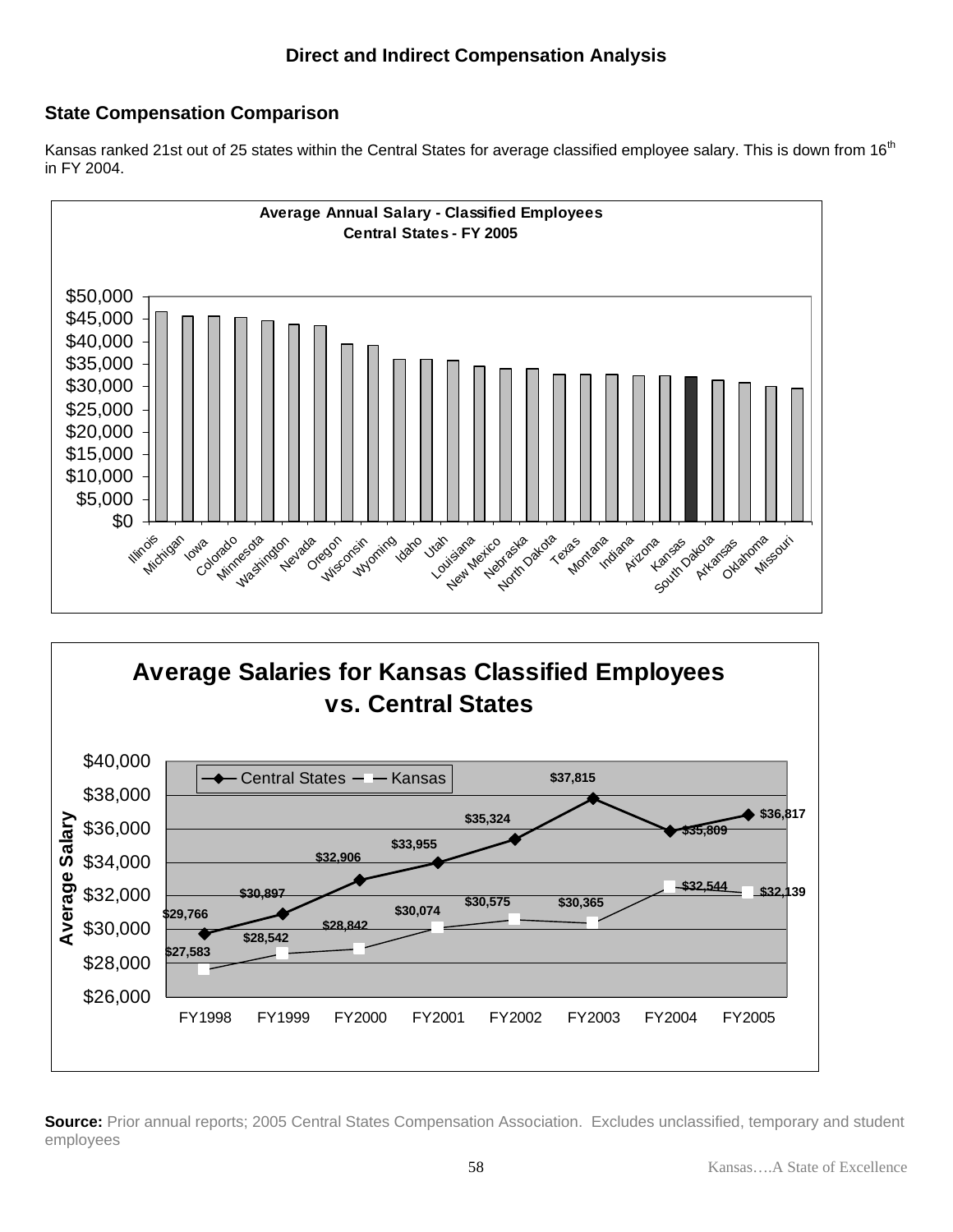**Direct and Indirect Compensation Analysis**

## State Compensation Comparison

Kansas ranked 21st out of 25 states within the Central States for average classified employee salary. This is down from 16th in FY 2004.

**Average Annual Salary - Classified Employees**
**Central States - FY 2005**

Illinois, Michigan, Iowa, Colorado, Minnesota, Washington, Nevada, Oregon, Wisconsin, Wyoming, Idaho, Utah, Louisiana, New Mexico, Nebraska, North Dakota, Texas, Montana, Indiana, Arizona, Kansas, South Dakota, Arkansas, Oklahoma, Missouri

**Average Salaries for Kansas Classified Employees vs. Central States**

| | FY1998 | FY1999 | FY2000 | FY2001 | FY2002 | FY2003 | FY2004 | FY2005 |
|---|---|---|---|---|---|---|---|---|
| Central States | $29,766 | $30,897 | $32,906 | $33,955 | $35,324 | $37,815 | $35,809 | $36,817 |
| Kansas | $27,583 | $28,542 | $28,842 | $30,074 | $30,575 | $30,365 | $32,544 | $32,139 |

**Source:** Prior annual reports; 2005 Central States Compensation Association. Excludes unclassified, temporary and student employees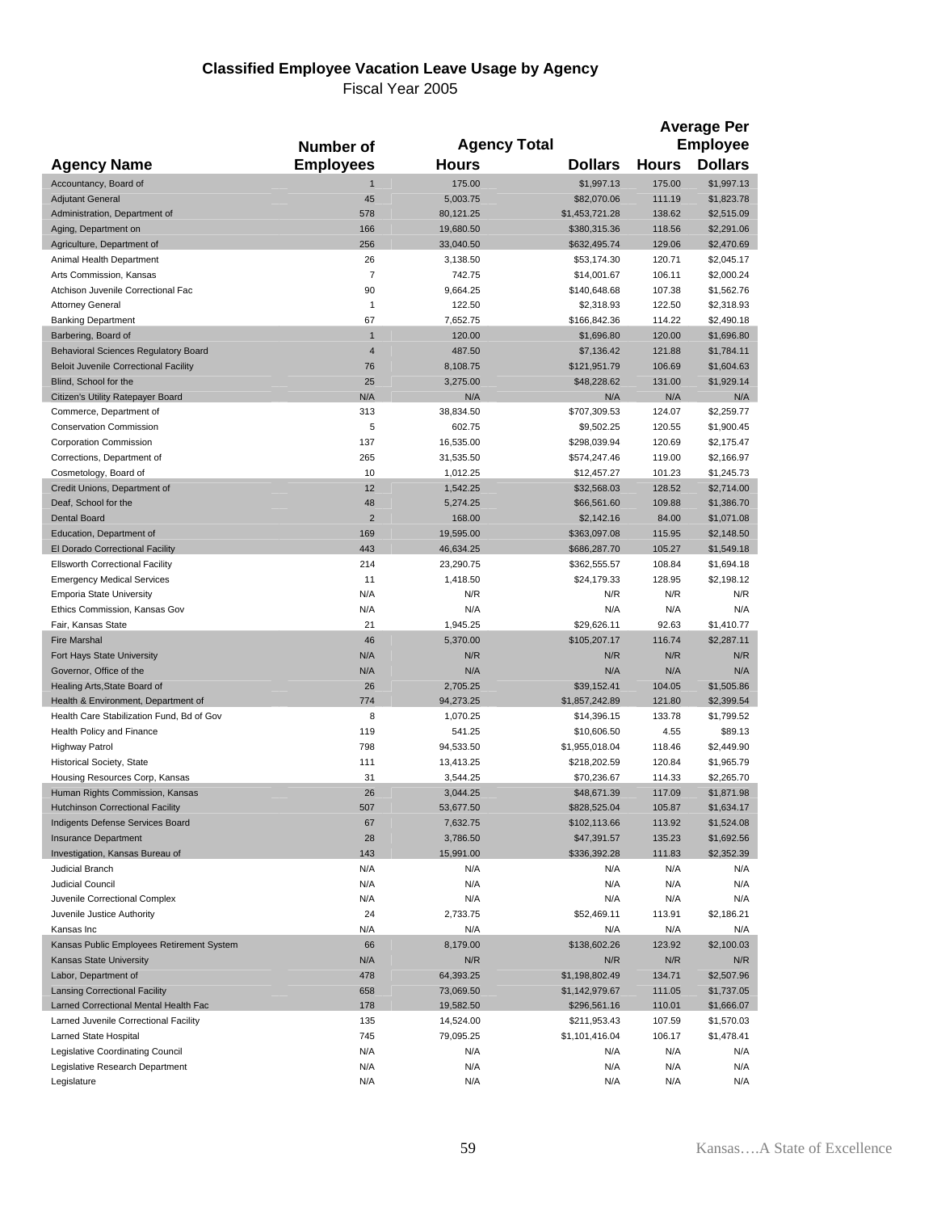**Classified Employee Vacation Leave Usage by Agency**

Fiscal Year 2005

| Agency Name | Number of Employees | Agency Total Hours | Agency Total Dollars | Average Per Employee Hours | Average Per Employee Dollars |
|---|---|---|---|---|---|
| Accountancy, Board of | 1 | 175.00 | $1,997.13 | 175.00 | $1,997.13 |
| Adjutant General | 45 | 5,003.75 | $82,070.06 | 111.19 | $1,823.78 |
| Administration, Department of | 578 | 80,121.25 | $1,453,721.28 | 138.62 | $2,515.09 |
| Aging, Department on | 166 | 19,680.50 | $380,315.36 | 118.56 | $2,291.06 |
| Agriculture, Department of | 256 | 33,040.50 | $632,495.74 | 129.06 | $2,470.69 |
| Animal Health Department | 26 | 3,138.50 | $53,174.30 | 120.71 | $2,045.17 |
| Arts Commission, Kansas | 7 | 742.75 | $14,001.67 | 106.11 | $2,000.24 |
| Atchison Juvenile Correctional Fac | 90 | 9,664.25 | $140,648.68 | 107.38 | $1,562.76 |
| Attorney General | 1 | 122.50 | $2,318.93 | 122.50 | $2,318.93 |
| Banking Department | 67 | 7,652.75 | $166,842.36 | 114.22 | $2,490.18 |
| Barbering, Board of | 1 | 120.00 | $1,696.80 | 120.00 | $1,696.80 |
| Behavioral Sciences Regulatory Board | 4 | 487.50 | $7,136.42 | 121.88 | $1,784.11 |
| Beloit Juvenile Correctional Facility | 76 | 8,108.75 | $121,951.79 | 106.69 | $1,604.63 |
| Blind, School for the | 25 | 3,275.00 | $48,228.62 | 131.00 | $1,929.14 |
| Citizen's Utility Ratepayer Board | N/A | N/A | N/A | N/A | N/A |
| Commerce, Department of | 313 | 38,834.50 | $707,309.53 | 124.07 | $2,259.77 |
| Conservation Commission | 5 | 602.75 | $9,502.25 | 120.55 | $1,900.45 |
| Corporation Commission | 137 | 16,535.00 | $298,039.94 | 120.69 | $2,175.47 |
| Corrections, Department of | 265 | 31,535.50 | $574,247.46 | 119.00 | $2,166.97 |
| Cosmetology, Board of | 10 | 1,012.25 | $12,457.27 | 101.23 | $1,245.73 |
| Credit Unions, Department of | 12 | 1,542.25 | $32,568.03 | 128.52 | $2,714.00 |
| Deaf, School for the | 48 | 5,274.25 | $66,561.60 | 109.88 | $1,386.70 |
| Dental Board | 2 | 168.00 | $2,142.16 | 84.00 | $1,071.08 |
| Education, Department of | 169 | 19,595.00 | $363,097.08 | 115.95 | $2,148.50 |
| El Dorado Correctional Facility | 443 | 46,634.25 | $686,287.70 | 105.27 | $1,549.18 |
| Ellsworth Correctional Facility | 214 | 23,290.75 | $362,555.57 | 108.84 | $1,694.18 |
| Emergency Medical Services | 11 | 1,418.50 | $24,179.33 | 128.95 | $2,198.12 |
| Emporia State University | N/A | N/R | N/R | N/R | N/R |
| Ethics Commission, Kansas Gov | N/A | N/A | N/A | N/A | N/A |
| Fair, Kansas State | 21 | 1,945.25 | $29,626.11 | 92.63 | $1,410.77 |
| Fire Marshal | 46 | 5,370.00 | $105,207.17 | 116.74 | $2,287.11 |
| Fort Hays State University | N/A | N/R | N/R | N/R | N/R |
| Governor, Office of the | N/A | N/A | N/A | N/A | N/A |
| Healing Arts,State Board of | 26 | 2,705.25 | $39,152.41 | 104.05 | $1,505.86 |
| Health & Environment, Department of | 774 | 94,273.25 | $1,857,242.89 | 121.80 | $2,399.54 |
| Health Care Stabilization Fund, Bd of Gov | 8 | 1,070.25 | $14,396.15 | 133.78 | $1,799.52 |
| Health Policy and Finance | 119 | 541.25 | $10,606.50 | 4.55 | $89.13 |
| Highway Patrol | 798 | 94,533.50 | $1,955,018.04 | 118.46 | $2,449.90 |
| Historical Society, State | 111 | 13,413.25 | $218,202.59 | 120.84 | $1,965.79 |
| Housing Resources Corp, Kansas | 31 | 3,544.25 | $70,236.67 | 114.33 | $2,265.70 |
| Human Rights Commission, Kansas | 26 | 3,044.25 | $48,671.39 | 117.09 | $1,871.98 |
| Hutchinson Correctional Facility | 507 | 53,677.50 | $828,525.04 | 105.87 | $1,634.17 |
| Indigents Defense Services Board | 67 | 7,632.75 | $102,113.66 | 113.92 | $1,524.08 |
| Insurance Department | 28 | 3,786.50 | $47,391.57 | 135.23 | $1,692.56 |
| Investigation, Kansas Bureau of | 143 | 15,991.00 | $336,392.28 | 111.83 | $2,352.39 |
| Judicial Branch | N/A | N/A | N/A | N/A | N/A |
| Judicial Council | N/A | N/A | N/A | N/A | N/A |
| Juvenile Correctional Complex | N/A | N/A | N/A | N/A | N/A |
| Juvenile Justice Authority | 24 | 2,733.75 | $52,469.11 | 113.91 | $2,186.21 |
| Kansas Inc | N/A | N/A | N/A | N/A | N/A |
| Kansas Public Employees Retirement System | 66 | 8,179.00 | $138,602.26 | 123.92 | $2,100.03 |
| Kansas State University | N/A | N/R | N/R | N/R | N/R |
| Labor, Department of | 478 | 64,393.25 | $1,198,802.49 | 134.71 | $2,507.96 |
| Lansing Correctional Facility | 658 | 73,069.50 | $1,142,979.67 | 111.05 | $1,737.05 |
| Larned Correctional Mental Health Fac | 178 | 19,582.50 | $296,561.16 | 110.01 | $1,666.07 |
| Larned Juvenile Correctional Facility | 135 | 14,524.00 | $211,953.43 | 107.59 | $1,570.03 |
| Larned State Hospital | 745 | 79,095.25 | $1,101,416.04 | 106.17 | $1,478.41 |
| Legislative Coordinating Council | N/A | N/A | N/A | N/A | N/A |
| Legislative Research Department | N/A | N/A | N/A | N/A | N/A |
| Legislature | N/A | N/A | N/A | N/A | N/A |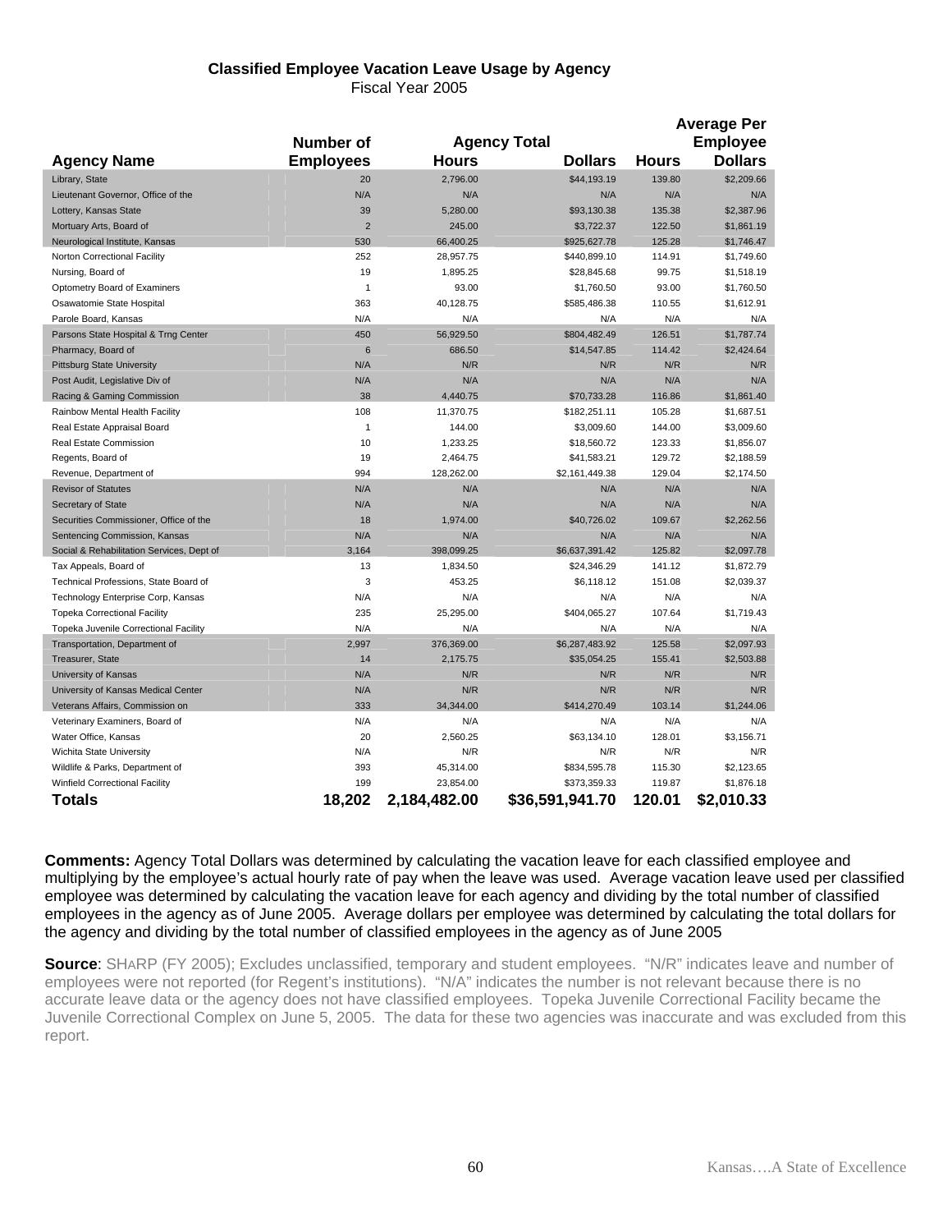### Classified Employee Vacation Leave Usage by Agency

Fiscal Year 2005

| Agency Name | Number of Employees | Agency Total Hours | Agency Total Dollars | Average Per Employee Hours | Average Per Employee Dollars |
|---|---|---|---|---|---|
| Library, State | 20 | 2,796.00 | $44,193.19 | 139.80 | $2,209.66 |
| Lieutenant Governor, Office of the | N/A | N/A | N/A | N/A | N/A |
| Lottery, Kansas State | 39 | 5,280.00 | $93,130.38 | 135.38 | $2,387.96 |
| Mortuary Arts, Board of | 2 | 245.00 | $3,722.37 | 122.50 | $1,861.19 |
| Neurological Institute, Kansas | 530 | 66,400.25 | $925,627.78 | 125.28 | $1,746.47 |
| Norton Correctional Facility | 252 | 28,957.75 | $440,899.10 | 114.91 | $1,749.60 |
| Nursing, Board of | 19 | 1,895.25 | $28,845.68 | 99.75 | $1,518.19 |
| Optometry Board of Examiners | 1 | 93.00 | $1,760.50 | 93.00 | $1,760.50 |
| Osawatomie State Hospital | 363 | 40,128.75 | $585,486.38 | 110.55 | $1,612.91 |
| Parole Board, Kansas | N/A | N/A | N/A | N/A | N/A |
| Parsons State Hospital & Trng Center | 450 | 56,929.50 | $804,482.49 | 126.51 | $1,787.74 |
| Pharmacy, Board of | 6 | 686.50 | $14,547.85 | 114.42 | $2,424.64 |
| Pittsburg State University | N/A | N/R | N/R | N/R | N/R |
| Post Audit, Legislative Div of | N/A | N/A | N/A | N/A | N/A |
| Racing & Gaming Commission | 38 | 4,440.75 | $70,733.28 | 116.86 | $1,861.40 |
| Rainbow Mental Health Facility | 108 | 11,370.75 | $182,251.11 | 105.28 | $1,687.51 |
| Real Estate Appraisal Board | 1 | 144.00 | $3,009.60 | 144.00 | $3,009.60 |
| Real Estate Commission | 10 | 1,233.25 | $18,560.72 | 123.33 | $1,856.07 |
| Regents, Board of | 19 | 2,464.75 | $41,583.21 | 129.72 | $2,188.59 |
| Revenue, Department of | 994 | 128,262.00 | $2,161,449.38 | 129.04 | $2,174.50 |
| Revisor of Statutes | N/A | N/A | N/A | N/A | N/A |
| Secretary of State | N/A | N/A | N/A | N/A | N/A |
| Securities Commissioner, Office of the | 18 | 1,974.00 | $40,726.02 | 109.67 | $2,262.56 |
| Sentencing Commission, Kansas | N/A | N/A | N/A | N/A | N/A |
| Social & Rehabilitation Services, Dept of | 3,164 | 398,099.25 | $6,637,391.42 | 125.82 | $2,097.78 |
| Tax Appeals, Board of | 13 | 1,834.50 | $24,346.29 | 141.12 | $1,872.79 |
| Technical Professions, State Board of | 3 | 453.25 | $6,118.12 | 151.08 | $2,039.37 |
| Technology Enterprise Corp, Kansas | N/A | N/A | N/A | N/A | N/A |
| Topeka Correctional Facility | 235 | 25,295.00 | $404,065.27 | 107.64 | $1,719.43 |
| Topeka Juvenile Correctional Facility | N/A | N/A | N/A | N/A | N/A |
| Transportation, Department of | 2,997 | 376,369.00 | $6,287,483.92 | 125.58 | $2,097.93 |
| Treasurer, State | 14 | 2,175.75 | $35,054.25 | 155.41 | $2,503.88 |
| University of Kansas | N/A | N/R | N/R | N/R | N/R |
| University of Kansas Medical Center | N/A | N/R | N/R | N/R | N/R |
| Veterans Affairs, Commission on | 333 | 34,344.00 | $414,270.49 | 103.14 | $1,244.06 |
| Veterinary Examiners, Board of | N/A | N/A | N/A | N/A | N/A |
| Water Office, Kansas | 20 | 2,560.25 | $63,134.10 | 128.01 | $3,156.71 |
| Wichita State University | N/A | N/R | N/R | N/R | N/R |
| Wildlife & Parks, Department of | 393 | 45,314.00 | $834,595.78 | 115.30 | $2,123.65 |
| Winfield Correctional Facility | 199 | 23,854.00 | $373,359.33 | 119.87 | $1,876.18 |
| **Totals** | **18,202** | **2,184,482.00** | **$36,591,941.70** | **120.01** | **$2,010.33** |

**Comments:** Agency Total Dollars was determined by calculating the vacation leave for each classified employee and multiplying by the employee's actual hourly rate of pay when the leave was used. Average vacation leave used per classified employee was determined by calculating the vacation leave for each agency and dividing by the total number of classified employees in the agency as of June 2005. Average dollars per employee was determined by calculating the total dollars for the agency and dividing by the total number of classified employees in the agency as of June 2005

**Source**: SHARP (FY 2005); Excludes unclassified, temporary and student employees. "N/R" indicates leave and number of employees were not reported (for Regent's institutions). "N/A" indicates the number is not relevant because there is no accurate leave data or the agency does not have classified employees. Topeka Juvenile Correctional Facility became the Juvenile Correctional Complex on June 5, 2005. The data for these two agencies was inaccurate and was excluded from this report.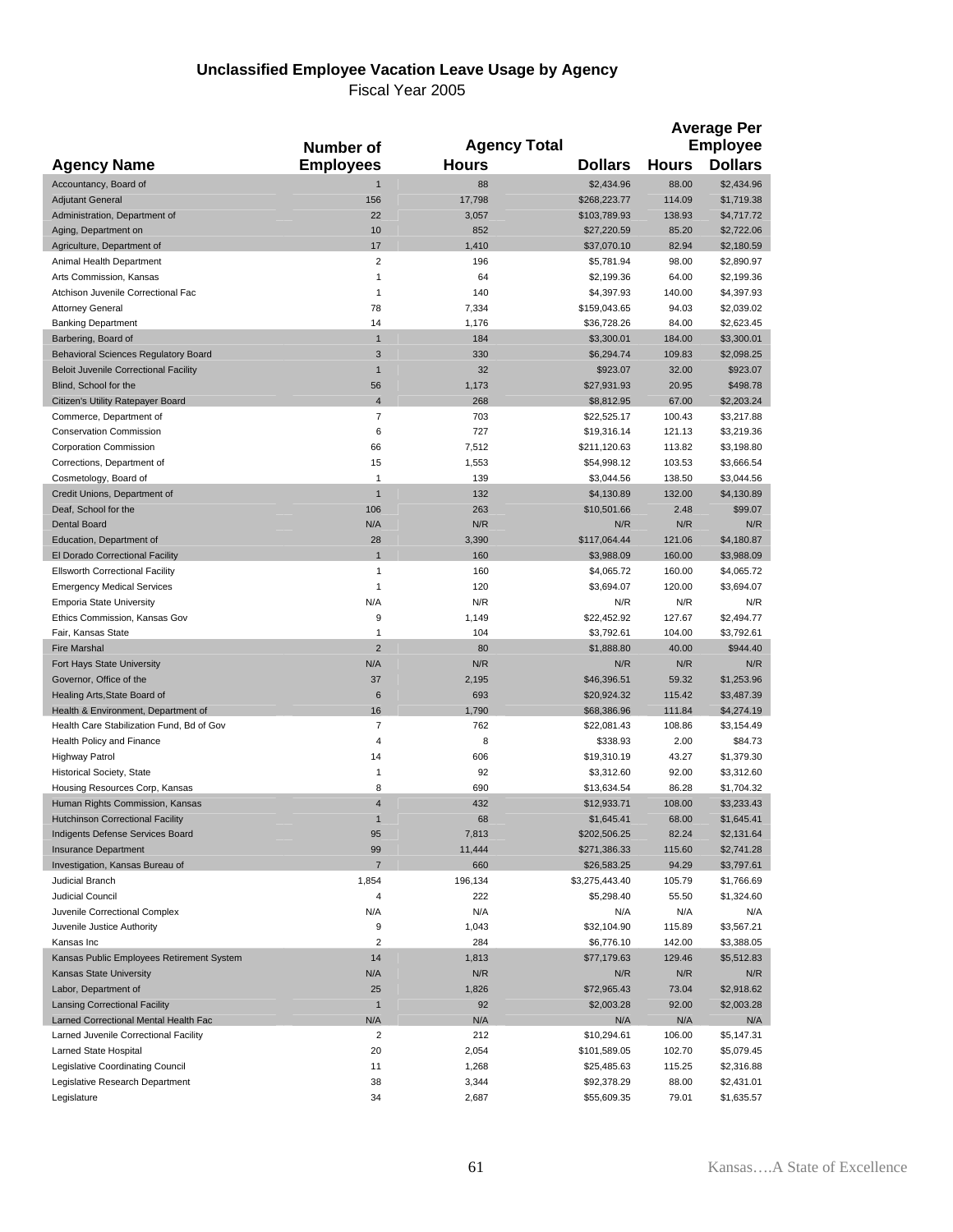## Unclassified Employee Vacation Leave Usage by Agency

Fiscal Year 2005

| Agency Name | Number of Employees | Agency Total Hours | Agency Total Dollars | Average Per Employee Hours | Average Per Employee Dollars |
|---|---|---|---|---|---|
| Accountancy, Board of | 1 | 88 | $2,434.96 | 88.00 | $2,434.96 |
| Adjutant General | 156 | 17,798 | $268,223.77 | 114.09 | $1,719.38 |
| Administration, Department of | 22 | 3,057 | $103,789.93 | 138.93 | $4,717.72 |
| Aging, Department on | 10 | 852 | $27,220.59 | 85.20 | $2,722.06 |
| Agriculture, Department of | 17 | 1,410 | $37,070.10 | 82.94 | $2,180.59 |
| Animal Health Department | 2 | 196 | $5,781.94 | 98.00 | $2,890.97 |
| Arts Commission, Kansas | 1 | 64 | $2,199.36 | 64.00 | $2,199.36 |
| Atchison Juvenile Correctional Fac | 1 | 140 | $4,397.93 | 140.00 | $4,397.93 |
| Attorney General | 78 | 7,334 | $159,043.65 | 94.03 | $2,039.02 |
| Banking Department | 14 | 1,176 | $36,728.26 | 84.00 | $2,623.45 |
| Barbering, Board of | 1 | 184 | $3,300.01 | 184.00 | $3,300.01 |
| Behavioral Sciences Regulatory Board | 3 | 330 | $6,294.74 | 109.83 | $2,098.25 |
| Beloit Juvenile Correctional Facility | 1 | 32 | $923.07 | 32.00 | $923.07 |
| Blind, School for the | 56 | 1,173 | $27,931.93 | 20.95 | $498.78 |
| Citizen's Utility Ratepayer Board | 4 | 268 | $8,812.95 | 67.00 | $2,203.24 |
| Commerce, Department of | 7 | 703 | $22,525.17 | 100.43 | $3,217.88 |
| Conservation Commission | 6 | 727 | $19,316.14 | 121.13 | $3,219.36 |
| Corporation Commission | 66 | 7,512 | $211,120.63 | 113.82 | $3,198.80 |
| Corrections, Department of | 15 | 1,553 | $54,998.12 | 103.53 | $3,666.54 |
| Cosmetology, Board of | 1 | 139 | $3,044.56 | 138.50 | $3,044.56 |
| Credit Unions, Department of | 1 | 132 | $4,130.89 | 132.00 | $4,130.89 |
| Deaf, School for the | 106 | 263 | $10,501.66 | 2.48 | $99.07 |
| Dental Board | N/A | N/R | N/R | N/R | N/R |
| Education, Department of | 28 | 3,390 | $117,064.44 | 121.06 | $4,180.87 |
| El Dorado Correctional Facility | 1 | 160 | $3,988.09 | 160.00 | $3,988.09 |
| Ellsworth Correctional Facility | 1 | 160 | $4,065.72 | 160.00 | $4,065.72 |
| Emergency Medical Services | 1 | 120 | $3,694.07 | 120.00 | $3,694.07 |
| Emporia State University | N/A | N/R | N/R | N/R | N/R |
| Ethics Commission, Kansas Gov | 9 | 1,149 | $22,452.92 | 127.67 | $2,494.77 |
| Fair, Kansas State | 1 | 104 | $3,792.61 | 104.00 | $3,792.61 |
| Fire Marshal | 2 | 80 | $1,888.80 | 40.00 | $944.40 |
| Fort Hays State University | N/A | N/R | N/R | N/R | N/R |
| Governor, Office of the | 37 | 2,195 | $46,396.51 | 59.32 | $1,253.96 |
| Healing Arts,State Board of | 6 | 693 | $20,924.32 | 115.42 | $3,487.39 |
| Health & Environment, Department of | 16 | 1,790 | $68,386.96 | 111.84 | $4,274.19 |
| Health Care Stabilization Fund, Bd of Gov | 7 | 762 | $22,081.43 | 108.86 | $3,154.49 |
| Health Policy and Finance | 4 | 8 | $338.93 | 2.00 | $84.73 |
| Highway Patrol | 14 | 606 | $19,310.19 | 43.27 | $1,379.30 |
| Historical Society, State | 1 | 92 | $3,312.60 | 92.00 | $3,312.60 |
| Housing Resources Corp, Kansas | 8 | 690 | $13,634.54 | 86.28 | $1,704.32 |
| Human Rights Commission, Kansas | 4 | 432 | $12,933.71 | 108.00 | $3,233.43 |
| Hutchinson Correctional Facility | 1 | 68 | $1,645.41 | 68.00 | $1,645.41 |
| Indigents Defense Services Board | 95 | 7,813 | $202,506.25 | 82.24 | $2,131.64 |
| Insurance Department | 99 | 11,444 | $271,386.33 | 115.60 | $2,741.28 |
| Investigation, Kansas Bureau of | 7 | 660 | $26,583.25 | 94.29 | $3,797.61 |
| Judicial Branch | 1,854 | 196,134 | $3,275,443.40 | 105.79 | $1,766.69 |
| Judicial Council | 4 | 222 | $5,298.40 | 55.50 | $1,324.60 |
| Juvenile Correctional Complex | N/A | N/A | N/A | N/A | N/A |
| Juvenile Justice Authority | 9 | 1,043 | $32,104.90 | 115.89 | $3,567.21 |
| Kansas Inc | 2 | 284 | $6,776.10 | 142.00 | $3,388.05 |
| Kansas Public Employees Retirement System | 14 | 1,813 | $77,179.63 | 129.46 | $5,512.83 |
| Kansas State University | N/A | N/R | N/R | N/R | N/R |
| Labor, Department of | 25 | 1,826 | $72,965.43 | 73.04 | $2,918.62 |
| Lansing Correctional Facility | 1 | 92 | $2,003.28 | 92.00 | $2,003.28 |
| Larned Correctional Mental Health Fac | N/A | N/A | N/A | N/A | N/A |
| Larned Juvenile Correctional Facility | 2 | 212 | $10,294.61 | 106.00 | $5,147.31 |
| Larned State Hospital | 20 | 2,054 | $101,589.05 | 102.70 | $5,079.45 |
| Legislative Coordinating Council | 11 | 1,268 | $25,485.63 | 115.25 | $2,316.88 |
| Legislative Research Department | 38 | 3,344 | $92,378.29 | 88.00 | $2,431.01 |
| Legislature | 34 | 2,687 | $55,609.35 | 79.01 | $1,635.57 |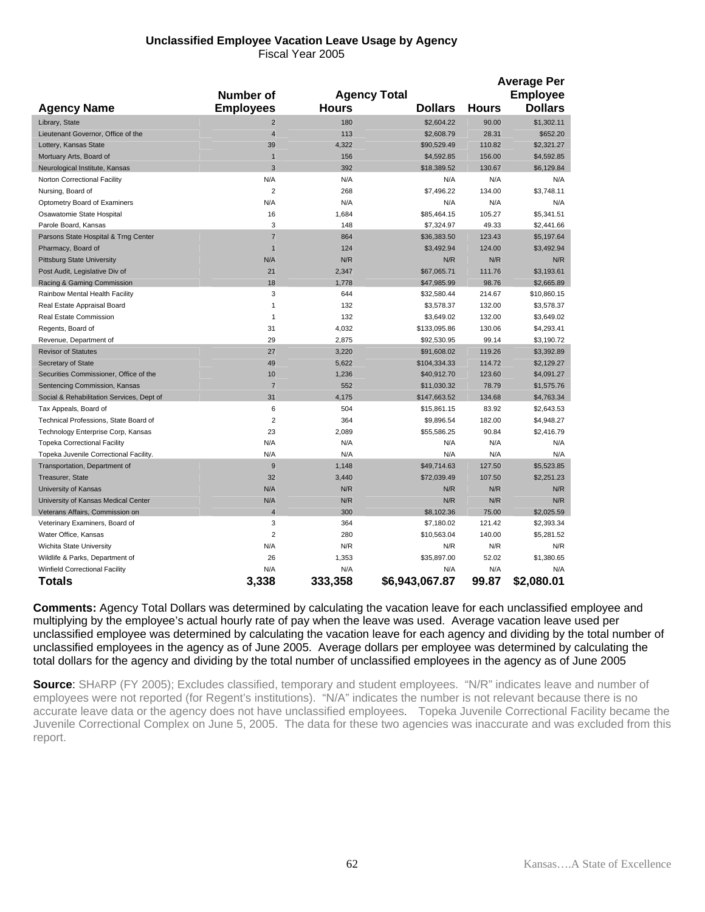## Unclassified Employee Vacation Leave Usage by Agency

Fiscal Year 2005

| Agency Name | Number of Employees | Agency Total Hours | Agency Total Dollars | Average Per Employee Hours | Average Per Employee Dollars |
|---|---|---|---|---|---|
| Library, State | 2 | 180 | $2,604.22 | 90.00 | $1,302.11 |
| Lieutenant Governor, Office of the | 4 | 113 | $2,608.79 | 28.31 | $652.20 |
| Lottery, Kansas State | 39 | 4,322 | $90,529.49 | 110.82 | $2,321.27 |
| Mortuary Arts, Board of | 1 | 156 | $4,592.85 | 156.00 | $4,592.85 |
| Neurological Institute, Kansas | 3 | 392 | $18,389.52 | 130.67 | $6,129.84 |
| Norton Correctional Facility | N/A | N/A | N/A | N/A | N/A |
| Nursing, Board of | 2 | 268 | $7,496.22 | 134.00 | $3,748.11 |
| Optometry Board of Examiners | N/A | N/A | N/A | N/A | N/A |
| Osawatomie State Hospital | 16 | 1,684 | $85,464.15 | 105.27 | $5,341.51 |
| Parole Board, Kansas | 3 | 148 | $7,324.97 | 49.33 | $2,441.66 |
| Parsons State Hospital & Trng Center | 7 | 864 | $36,383.50 | 123.43 | $5,197.64 |
| Pharmacy, Board of | 1 | 124 | $3,492.94 | 124.00 | $3,492.94 |
| Pittsburg State University | N/A | N/R | N/R | N/R | N/R |
| Post Audit, Legislative Div of | 21 | 2,347 | $67,065.71 | 111.76 | $3,193.61 |
| Racing & Gaming Commission | 18 | 1,778 | $47,985.99 | 98.76 | $2,665.89 |
| Rainbow Mental Health Facility | 3 | 644 | $32,580.44 | 214.67 | $10,860.15 |
| Real Estate Appraisal Board | 1 | 132 | $3,578.37 | 132.00 | $3,578.37 |
| Real Estate Commission | 1 | 132 | $3,649.02 | 132.00 | $3,649.02 |
| Regents, Board of | 31 | 4,032 | $133,095.86 | 130.06 | $4,293.41 |
| Revenue, Department of | 29 | 2,875 | $92,530.95 | 99.14 | $3,190.72 |
| Revisor of Statutes | 27 | 3,220 | $91,608.02 | 119.26 | $3,392.89 |
| Secretary of State | 49 | 5,622 | $104,334.33 | 114.72 | $2,129.27 |
| Securities Commissioner, Office of the | 10 | 1,236 | $40,912.70 | 123.60 | $4,091.27 |
| Sentencing Commission, Kansas | 7 | 552 | $11,030.32 | 78.79 | $1,575.76 |
| Social & Rehabilitation Services, Dept of | 31 | 4,175 | $147,663.52 | 134.68 | $4,763.34 |
| Tax Appeals, Board of | 6 | 504 | $15,861.15 | 83.92 | $2,643.53 |
| Technical Professions, State Board of | 2 | 364 | $9,896.54 | 182.00 | $4,948.27 |
| Technology Enterprise Corp, Kansas | 23 | 2,089 | $55,586.25 | 90.84 | $2,416.79 |
| Topeka Correctional Facility | N/A | N/A | N/A | N/A | N/A |
| Topeka Juvenile Correctional Facility. | N/A | N/A | N/A | N/A | N/A |
| Transportation, Department of | 9 | 1,148 | $49,714.63 | 127.50 | $5,523.85 |
| Treasurer, State | 32 | 3,440 | $72,039.49 | 107.50 | $2,251.23 |
| University of Kansas | N/A | N/R | N/R | N/R | N/R |
| University of Kansas Medical Center | N/A | N/R | N/R | N/R | N/R |
| Veterans Affairs, Commission on | 4 | 300 | $8,102.36 | 75.00 | $2,025.59 |
| Veterinary Examiners, Board of | 3 | 364 | $7,180.02 | 121.42 | $2,393.34 |
| Water Office, Kansas | 2 | 280 | $10,563.04 | 140.00 | $5,281.52 |
| Wichita State University | N/A | N/R | N/R | N/R | N/R |
| Wildlife & Parks, Department of | 26 | 1,353 | $35,897.00 | 52.02 | $1,380.65 |
| Winfield Correctional Facility | N/A | N/A | N/A | N/A | N/A |
| **Totals** | **3,338** | **333,358** | **$6,943,067.87** | **99.87** | **$2,080.01** |

**Comments:** Agency Total Dollars was determined by calculating the vacation leave for each unclassified employee and multiplying by the employee's actual hourly rate of pay when the leave was used. Average vacation leave used per unclassified employee was determined by calculating the vacation leave for each agency and dividing by the total number of unclassified employees in the agency as of June 2005. Average dollars per employee was determined by calculating the total dollars for the agency and dividing by the total number of unclassified employees in the agency as of June 2005

**Source**: SHARP (FY 2005); Excludes classified, temporary and student employees. "N/R" indicates leave and number of employees were not reported (for Regent's institutions). "N/A" indicates the number is not relevant because there is no accurate leave data or the agency does not have unclassified employees. Topeka Juvenile Correctional Facility became the Juvenile Correctional Complex on June 5, 2005. The data for these two agencies was inaccurate and was excluded from this report.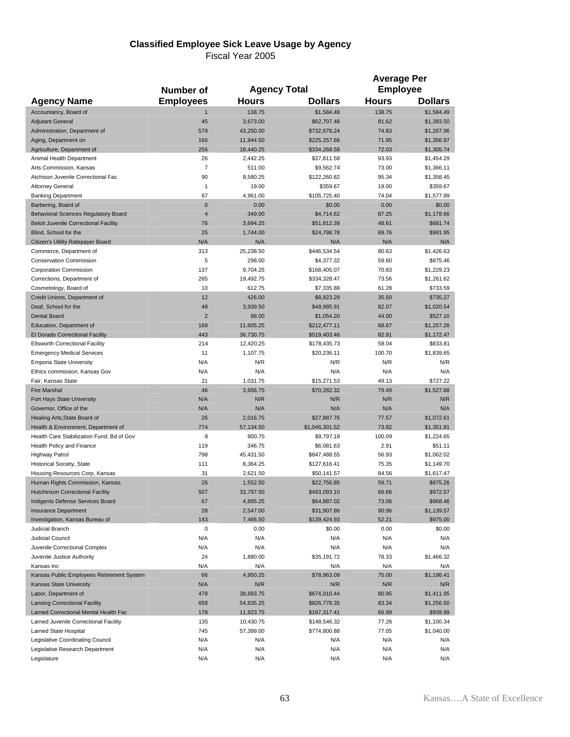## Classified Employee Sick Leave Usage by Agency

Fiscal Year 2005

| Agency Name | Number of Employees | Agency Total | | Average Per Employee | |
|---|---|---|---|---|---|
| | | Hours | Dollars | Hours | Dollars |
| Accountancy, Board of | 1 | 138.75 | $1,584.49 | 138.75 | $1,584.49 |
| Adjutant General | 45 | 3,673.00 | $62,707.48 | 81.62 | $1,393.50 |
| Administration, Department of | 578 | 43,250.00 | $732,878.24 | 74.83 | $1,267.96 |
| Aging, Department on | 166 | 11,944.50 | $225,257.66 | 71.95 | $1,356.97 |
| Agriculture, Department of | 256 | 18,440.25 | $334,268.58 | 72.03 | $1,305.74 |
| Animal Health Department | 26 | 2,442.25 | $37,811.58 | 93.93 | $1,454.29 |
| Arts Commission, Kansas | 7 | 511.00 | $9,562.74 | 73.00 | $1,366.11 |
| Atchison Juvenile Correctional Fac | 90 | 8,580.25 | $122,260.82 | 95.34 | $1,358.45 |
| Attorney General | 1 | 19.00 | $359.67 | 19.00 | $359.67 |
| Banking Department | 67 | 4,961.00 | $105,725.40 | 74.04 | $1,577.99 |
| Barbering, Board of | 0 | 0.00 | $0.00 | 0.00 | $0.00 |
| Behavioral Sciences Regulatory Board | 4 | 349.00 | $4,714.62 | 87.25 | $1,178.66 |
| Beloit Juvenile Correctional Facility | 76 | 3,694.25 | $51,812.39 | 48.61 | $681.74 |
| Blind, School for the | 25 | 1,744.00 | $24,798.78 | 69.76 | $991.95 |
| Citizen's Utility Ratepayer Board | N/A | N/A | N/A | N/A | N/A |
| Commerce, Department of | 313 | 25,238.50 | $446,534.54 | 80.63 | $1,426.63 |
| Conservation Commission | 5 | 298.00 | $4,377.32 | 59.60 | $875.46 |
| Corporation Commission | 137 | 9,704.25 | $168,405.07 | 70.83 | $1,229.23 |
| Corrections, Department of | 265 | 19,492.75 | $334,328.47 | 73.56 | $1,261.62 |
| Cosmetology, Board of | 10 | 612.75 | $7,335.88 | 61.28 | $733.59 |
| Credit Unions, Department of | 12 | 426.00 | $8,823.29 | 35.50 | $735.27 |
| Deaf, School for the | 48 | 3,939.50 | $48,985.91 | 82.07 | $1,020.54 |
| Dental Board | 2 | 88.00 | $1,054.20 | 44.00 | $527.10 |
| Education, Department of | 169 | 11,605.25 | $212,477.11 | 68.67 | $1,257.26 |
| El Dorado Correctional Facility | 443 | 36,730.75 | $519,403.46 | 82.91 | $1,172.47 |
| Ellsworth Correctional Facility | 214 | 12,420.25 | $178,435.73 | 58.04 | $833.81 |
| Emergency Medical Services | 11 | 1,107.75 | $20,236.11 | 100.70 | $1,839.65 |
| Emporia State University | N/A | N/R | N/R | N/R | N/R |
| Ethics commission, Kansas Gov | N/A | N/A | N/A | N/A | N/A |
| Fair, Kansas State | 21 | 1,031.75 | $15,271.53 | 49.13 | $727.22 |
| Fire Marshal | 46 | 3,656.75 | $70,282.32 | 79.49 | $1,527.88 |
| Fort Hays State University | N/A | N/R | N/R | N/R | N/R |
| Governor, Office of the | N/A | N/A | N/A | N/A | N/A |
| Healing Arts,State Board of | 26 | 2,016.75 | $27,887.76 | 77.57 | $1,072.61 |
| Health & Environment, Department of | 774 | 57,134.50 | $1,046,301.52 | 73.82 | $1,351.81 |
| Health Care Stabilization Fund, Bd of Gov | 8 | 800.75 | $9,797.18 | 100.09 | $1,224.65 |
| Health Policy and Finance | 119 | 346.75 | $6,081.63 | 2.91 | $51.11 |
| Highway Patrol | 798 | 45,431.50 | $847,488.55 | 56.93 | $1,062.02 |
| Historical Society, State | 111 | 8,364.25 | $127,616.41 | 75.35 | $1,149.70 |
| Housing Resources Corp, Kansas | 31 | 2,621.50 | $50,141.57 | 84.56 | $1,617.47 |
| Human Rights Commission, Kansas | 26 | 1,552.50 | $22,756.85 | 59.71 | $875.26 |
| Hutchinson Correctional Facility | 507 | 33,797.50 | $493,093.10 | 66.66 | $972.57 |
| Indigents Defense Services Board | 67 | 4,895.25 | $64,887.02 | 73.06 | $968.46 |
| Insurance Department | 28 | 2,547.00 | $31,907.86 | 90.96 | $1,139.57 |
| Investigation, Kansas Bureau of | 143 | 7,466.50 | $139,424.93 | 52.21 | $975.00 |
| Judicial Branch | 0 | 0.00 | $0.00 | 0.00 | $0.00 |
| Judicial Council | N/A | N/A | N/A | N/A | N/A |
| Juvenile Correctional Complex | N/A | N/A | N/A | N/A | N/A |
| Juvenile Justice Authority | 24 | 1,880.00 | $35,191.72 | 78.33 | $1,466.32 |
| Kansas Inc | N/A | N/A | N/A | N/A | N/A |
| Kansas Public Employees Retirement System | 66 | 4,950.25 | $78,963.09 | 75.00 | $1,196.41 |
| Kansas State University | N/A | N/R | N/R | N/R | N/R |
| Labor, Department of | 478 | 38,693.75 | $674,910.44 | 80.95 | $1,411.95 |
| Lansing Correctional Facility | 658 | 54,835.25 | $826,778.35 | 83.34 | $1,256.50 |
| Larned Correctional Mental Health Fac | 178 | 11,923.75 | $167,317.41 | 66.99 | $939.99 |
| Larned Juvenile Correctional Facility | 135 | 10,430.75 | $148,546.32 | 77.26 | $1,100.34 |
| Larned State Hospital | 745 | 57,399.00 | $774,800.88 | 77.05 | $1,040.00 |
| Legislative Coordinating Council | N/A | N/A | N/A | N/A | N/A |
| Legislative Research Department | N/A | N/A | N/A | N/A | N/A |
| Legislature | N/A | N/A | N/A | N/A | N/A |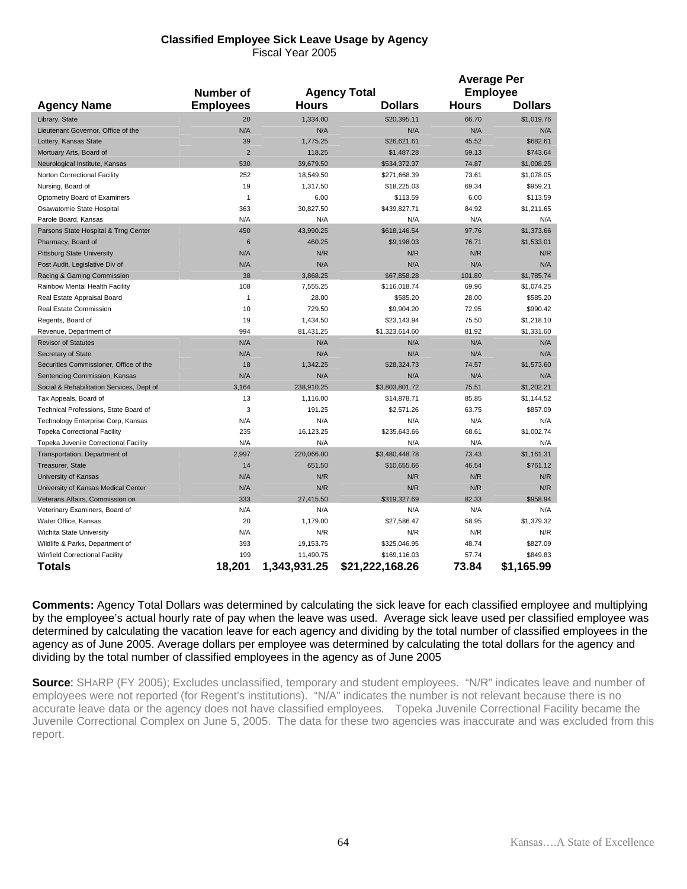**Classified Employee Sick Leave Usage by Agency**

Fiscal Year 2005

| Agency Name | Number of Employees | Agency Total Hours | Agency Total Dollars | Average Per Employee Hours | Average Per Employee Dollars |
|---|---|---|---|---|---|
| Library, State | 20 | 1,334.00 | $20,395.11 | 66.70 | $1,019.76 |
| Lieutenant Governor, Office of the | N/A | N/A | N/A | N/A | N/A |
| Lottery, Kansas State | 39 | 1,775.25 | $26,621.61 | 45.52 | $682.61 |
| Mortuary Arts, Board of | 2 | 118.25 | $1,487.28 | 59.13 | $743.64 |
| Neurological Institute, Kansas | 530 | 39,679.50 | $534,372.37 | 74.87 | $1,008.25 |
| Norton Correctional Facility | 252 | 18,549.50 | $271,668.39 | 73.61 | $1,078.05 |
| Nursing, Board of | 19 | 1,317.50 | $18,225.03 | 69.34 | $959.21 |
| Optometry Board of Examiners | 1 | 6.00 | $113.59 | 6.00 | $113.59 |
| Osawatomie State Hospital | 363 | 30,827.50 | $439,827.71 | 84.92 | $1,211.65 |
| Parole Board, Kansas | N/A | N/A | N/A | N/A | N/A |
| Parsons State Hospital & Trng Center | 450 | 43,990.25 | $618,146.54 | 97.76 | $1,373.66 |
| Pharmacy, Board of | 6 | 460.25 | $9,198.03 | 76.71 | $1,533.01 |
| Pittsburg State University | N/A | N/R | N/R | N/R | N/R |
| Post Audit, Legislative Div of | N/A | N/A | N/A | N/A | N/A |
| Racing & Gaming Commission | 38 | 3,868.25 | $67,858.28 | 101.80 | $1,785.74 |
| Rainbow Mental Health Facility | 108 | 7,555.25 | $116,018.74 | 69.96 | $1,074.25 |
| Real Estate Appraisal Board | 1 | 28.00 | $585.20 | 28.00 | $585.20 |
| Real Estate Commission | 10 | 729.50 | $9,904.20 | 72.95 | $990.42 |
| Regents, Board of | 19 | 1,434.50 | $23,143.94 | 75.50 | $1,218.10 |
| Revenue, Department of | 994 | 81,431.25 | $1,323,614.60 | 81.92 | $1,331.60 |
| Revisor of Statutes | N/A | N/A | N/A | N/A | N/A |
| Secretary of State | N/A | N/A | N/A | N/A | N/A |
| Securities Commissioner, Office of the | 18 | 1,342.25 | $28,324.73 | 74.57 | $1,573.60 |
| Sentencing Commission, Kansas | N/A | N/A | N/A | N/A | N/A |
| Social & Rehabilitation Services, Dept of | 3,164 | 238,910.25 | $3,803,801.72 | 75.51 | $1,202.21 |
| Tax Appeals, Board of | 13 | 1,116.00 | $14,878.71 | 85.85 | $1,144.52 |
| Technical Professions, State Board of | 3 | 191.25 | $2,571.26 | 63.75 | $857.09 |
| Technology Enterprise Corp, Kansas | N/A | N/A | N/A | N/A | N/A |
| Topeka Correctional Facility | 235 | 16,123.25 | $235,643.66 | 68.61 | $1,002.74 |
| Topeka Juvenile Correctional Facility | N/A | N/A | N/A | N/A | N/A |
| Transportation, Department of | 2,997 | 220,066.00 | $3,480,448.78 | 73.43 | $1,161.31 |
| Treasurer, State | 14 | 651.50 | $10,655.66 | 46.54 | $761.12 |
| University of Kansas | N/A | N/R | N/R | N/R | N/R |
| University of Kansas Medical Center | N/A | N/R | N/R | N/R | N/R |
| Veterans Affairs, Commission on | 333 | 27,415.50 | $319,327.69 | 82.33 | $958.94 |
| Veterinary Examiners, Board of | N/A | N/A | N/A | N/A | N/A |
| Water Office, Kansas | 20 | 1,179.00 | $27,586.47 | 58.95 | $1,379.32 |
| Wichita State University | N/A | N/R | N/R | N/R | N/R |
| Wildlife & Parks, Department of | 393 | 19,153.75 | $325,046.95 | 48.74 | $827.09 |
| Winfield Correctional Facility | 199 | 11,490.75 | $169,116.03 | 57.74 | $849.83 |
| **Totals** | **18,201** | **1,343,931.25** | **$21,222,168.26** | **73.84** | **$1,165.99** |

**Comments:** Agency Total Dollars was determined by calculating the sick leave for each classified employee and multiplying by the employee's actual hourly rate of pay when the leave was used. Average sick leave used per classified employee was determined by calculating the vacation leave for each agency and dividing by the total number of classified employees in the agency as of June 2005. Average dollars per employee was determined by calculating the total dollars for the agency and dividing by the total number of classified employees in the agency as of June 2005

**Source**: SHARP (FY 2005); Excludes unclassified, temporary and student employees. "N/R" indicates leave and number of employees were not reported (for Regent's institutions). "N/A" indicates the number is not relevant because there is no accurate leave data or the agency does not have classified employees. Topeka Juvenile Correctional Facility became the Juvenile Correctional Complex on June 5, 2005. The data for these two agencies was inaccurate and was excluded from this report.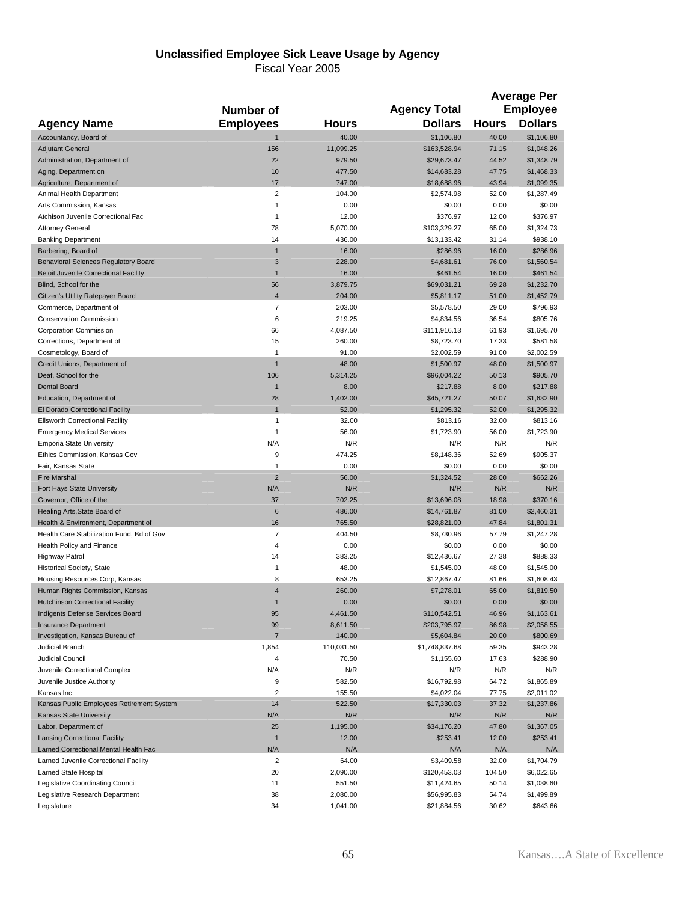## Unclassified Employee Sick Leave Usage by Agency

Fiscal Year 2005

| Agency Name | Number of Employees | Hours | Agency Total Dollars | Average Per Employee Hours | Average Per Employee Dollars |
|---|---|---|---|---|---|
| Accountancy, Board of | 1 | 40.00 | $1,106.80 | 40.00 | $1,106.80 |
| Adjutant General | 156 | 11,099.25 | $163,528.94 | 71.15 | $1,048.26 |
| Administration, Department of | 22 | 979.50 | $29,673.47 | 44.52 | $1,348.79 |
| Aging, Department on | 10 | 477.50 | $14,683.28 | 47.75 | $1,468.33 |
| Agriculture, Department of | 17 | 747.00 | $18,688.96 | 43.94 | $1,099.35 |
| Animal Health Department | 2 | 104.00 | $2,574.98 | 52.00 | $1,287.49 |
| Arts Commission, Kansas | 1 | 0.00 | $0.00 | 0.00 | $0.00 |
| Atchison Juvenile Correctional Fac | 1 | 12.00 | $376.97 | 12.00 | $376.97 |
| Attorney General | 78 | 5,070.00 | $103,329.27 | 65.00 | $1,324.73 |
| Banking Department | 14 | 436.00 | $13,133.42 | 31.14 | $938.10 |
| Barbering, Board of | 1 | 16.00 | $286.96 | 16.00 | $286.96 |
| Behavioral Sciences Regulatory Board | 3 | 228.00 | $4,681.61 | 76.00 | $1,560.54 |
| Beloit Juvenile Correctional Facility | 1 | 16.00 | $461.54 | 16.00 | $461.54 |
| Blind, School for the | 56 | 3,879.75 | $69,031.21 | 69.28 | $1,232.70 |
| Citizen's Utility Ratepayer Board | 4 | 204.00 | $5,811.17 | 51.00 | $1,452.79 |
| Commerce, Department of | 7 | 203.00 | $5,578.50 | 29.00 | $796.93 |
| Conservation Commission | 6 | 219.25 | $4,834.56 | 36.54 | $805.76 |
| Corporation Commission | 66 | 4,087.50 | $111,916.13 | 61.93 | $1,695.70 |
| Corrections, Department of | 15 | 260.00 | $8,723.70 | 17.33 | $581.58 |
| Cosmetology, Board of | 1 | 91.00 | $2,002.59 | 91.00 | $2,002.59 |
| Credit Unions, Department of | 1 | 48.00 | $1,500.97 | 48.00 | $1,500.97 |
| Deaf, School for the | 106 | 5,314.25 | $96,004.22 | 50.13 | $905.70 |
| Dental Board | 1 | 8.00 | $217.88 | 8.00 | $217.88 |
| Education, Department of | 28 | 1,402.00 | $45,721.27 | 50.07 | $1,632.90 |
| El Dorado Correctional Facility | 1 | 52.00 | $1,295.32 | 52.00 | $1,295.32 |
| Ellsworth Correctional Facility | 1 | 32.00 | $813.16 | 32.00 | $813.16 |
| Emergency Medical Services | 1 | 56.00 | $1,723.90 | 56.00 | $1,723.90 |
| Emporia State University | N/A | N/R | N/R | N/R | N/R |
| Ethics Commission, Kansas Gov | 9 | 474.25 | $8,148.36 | 52.69 | $905.37 |
| Fair, Kansas State | 1 | 0.00 | $0.00 | 0.00 | $0.00 |
| Fire Marshal | 2 | 56.00 | $1,324.52 | 28.00 | $662.26 |
| Fort Hays State University | N/A | N/R | N/R | N/R | N/R |
| Governor, Office of the | 37 | 702.25 | $13,696.08 | 18.98 | $370.16 |
| Healing Arts,State Board of | 6 | 486.00 | $14,761.87 | 81.00 | $2,460.31 |
| Health & Environment, Department of | 16 | 765.50 | $28,821.00 | 47.84 | $1,801.31 |
| Health Care Stabilization Fund, Bd of Gov | 7 | 404.50 | $8,730.96 | 57.79 | $1,247.28 |
| Health Policy and Finance | 4 | 0.00 | $0.00 | 0.00 | $0.00 |
| Highway Patrol | 14 | 383.25 | $12,436.67 | 27.38 | $888.33 |
| Historical Society, State | 1 | 48.00 | $1,545.00 | 48.00 | $1,545.00 |
| Housing Resources Corp, Kansas | 8 | 653.25 | $12,867.47 | 81.66 | $1,608.43 |
| Human Rights Commission, Kansas | 4 | 260.00 | $7,278.01 | 65.00 | $1,819.50 |
| Hutchinson Correctional Facility | 1 | 0.00 | $0.00 | 0.00 | $0.00 |
| Indigents Defense Services Board | 95 | 4,461.50 | $110,542.51 | 46.96 | $1,163.61 |
| Insurance Department | 99 | 8,611.50 | $203,795.97 | 86.98 | $2,058.55 |
| Investigation, Kansas Bureau of | 7 | 140.00 | $5,604.84 | 20.00 | $800.69 |
| Judicial Branch | 1,854 | 110,031.50 | $1,748,837.68 | 59.35 | $943.28 |
| Judicial Council | 4 | 70.50 | $1,155.60 | 17.63 | $288.90 |
| Juvenile Correctional Complex | N/A | N/R | N/R | N/R | N/R |
| Juvenile Justice Authority | 9 | 582.50 | $16,792.98 | 64.72 | $1,865.89 |
| Kansas Inc | 2 | 155.50 | $4,022.04 | 77.75 | $2,011.02 |
| Kansas Public Employees Retirement System | 14 | 522.50 | $17,330.03 | 37.32 | $1,237.86 |
| Kansas State University | N/A | N/R | N/R | N/R | N/R |
| Labor, Department of | 25 | 1,195.00 | $34,176.20 | 47.80 | $1,367.05 |
| Lansing Correctional Facility | 1 | 12.00 | $253.41 | 12.00 | $253.41 |
| Larned Correctional Mental Health Fac | N/A | N/A | N/A | N/A | N/A |
| Larned Juvenile Correctional Facility | 2 | 64.00 | $3,409.58 | 32.00 | $1,704.79 |
| Larned State Hospital | 20 | 2,090.00 | $120,453.03 | 104.50 | $6,022.65 |
| Legislative Coordinating Council | 11 | 551.50 | $11,424.65 | 50.14 | $1,038.60 |
| Legislative Research Department | 38 | 2,080.00 | $56,995.83 | 54.74 | $1,499.89 |
| Legislature | 34 | 1,041.00 | $21,884.56 | 30.62 | $643.66 |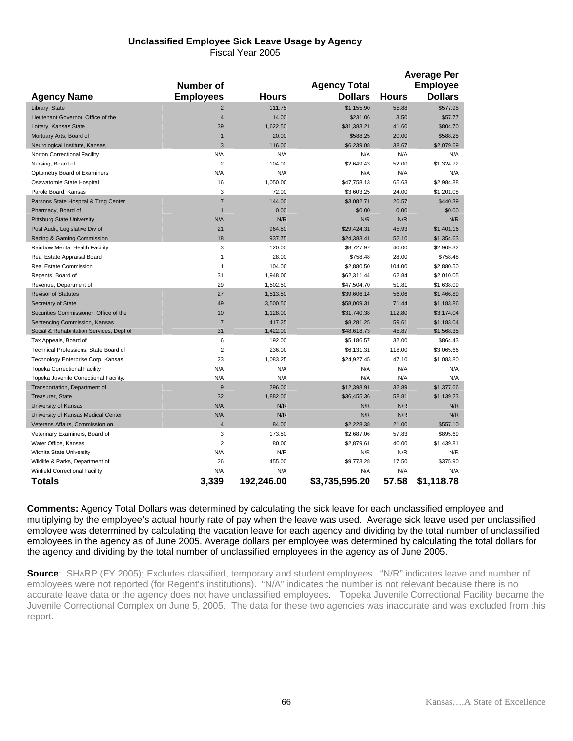**Unclassified Employee Sick Leave Usage by Agency**
Fiscal Year 2005

| Agency Name | Number of Employees | Hours | Agency Total Dollars | Average Per Employee Hours | Average Per Employee Dollars |
|---|---|---|---|---|---|
| Library, State | 2 | 111.75 | $1,155.90 | 55.88 | $577.95 |
| Lieutenant Governor, Office of the | 4 | 14.00 | $231.06 | 3.50 | $57.77 |
| Lottery, Kansas State | 39 | 1,622.50 | $31,383.21 | 41.60 | $804.70 |
| Mortuary Arts, Board of | 1 | 20.00 | $588.25 | 20.00 | $588.25 |
| Neurological Institute, Kansas | 3 | 116.00 | $6,239.08 | 38.67 | $2,079.69 |
| Norton Correctional Facility | N/A | N/A | N/A | N/A | N/A |
| Nursing, Board of | 2 | 104.00 | $2,649.43 | 52.00 | $1,324.72 |
| Optometry Board of Examiners | N/A | N/A | N/A | N/A | N/A |
| Osawatomie State Hospital | 16 | 1,050.00 | $47,758.13 | 65.63 | $2,984.88 |
| Parole Board, Kansas | 3 | 72.00 | $3,603.25 | 24.00 | $1,201.08 |
| Parsons State Hospital & Trng Center | 7 | 144.00 | $3,082.71 | 20.57 | $440.39 |
| Pharmacy, Board of | 1 | 0.00 | $0.00 | 0.00 | $0.00 |
| Pittsburg State University | N/A | N/R | N/R | N/R | N/R |
| Post Audit, Legislative Div of | 21 | 964.50 | $29,424.31 | 45.93 | $1,401.16 |
| Racing & Gaming Commission | 18 | 937.75 | $24,383.41 | 52.10 | $1,354.63 |
| Rainbow Mental Health Facility | 3 | 120.00 | $8,727.97 | 40.00 | $2,909.32 |
| Real Estate Appraisal Board | 1 | 28.00 | $758.48 | 28.00 | $758.48 |
| Real Estate Commission | 1 | 104.00 | $2,880.50 | 104.00 | $2,880.50 |
| Regents, Board of | 31 | 1,948.00 | $62,311.44 | 62.84 | $2,010.05 |
| Revenue, Department of | 29 | 1,502.50 | $47,504.70 | 51.81 | $1,638.09 |
| Revisor of Statutes | 27 | 1,513.50 | $39,606.14 | 56.06 | $1,466.89 |
| Secretary of State | 49 | 3,500.50 | $58,009.31 | 71.44 | $1,183.86 |
| Securities Commissioner, Office of the | 10 | 1,128.00 | $31,740.38 | 112.80 | $3,174.04 |
| Sentencing Commission, Kansas | 7 | 417.25 | $8,281.25 | 59.61 | $1,183.04 |
| Social & Rehabilitation Services, Dept of | 31 | 1,422.00 | $48,618.73 | 45.87 | $1,568.35 |
| Tax Appeals, Board of | 6 | 192.00 | $5,186.57 | 32.00 | $864.43 |
| Technical Professions, State Board of | 2 | 236.00 | $6,131.31 | 118.00 | $3,065.66 |
| Technology Enterprise Corp, Kansas | 23 | 1,083.25 | $24,927.45 | 47.10 | $1,083.80 |
| Topeka Correctional Facility | N/A | N/A | N/A | N/A | N/A |
| Topeka Juvenile Correctional Facility. | N/A | N/A | N/A | N/A | N/A |
| Transportation, Department of | 9 | 296.00 | $12,398.91 | 32.89 | $1,377.66 |
| Treasurer, State | 32 | 1,882.00 | $36,455.36 | 58.81 | $1,139.23 |
| University of Kansas | N/A | N/R | N/R | N/R | N/R |
| University of Kansas Medical Center | N/A | N/R | N/R | N/R | N/R |
| Veterans Affairs, Commission on | 4 | 84.00 | $2,228.38 | 21.00 | $557.10 |
| Veterinary Examiners, Board of | 3 | 173.50 | $2,687.06 | 57.83 | $895.69 |
| Water Office, Kansas | 2 | 80.00 | $2,879.61 | 40.00 | $1,439.81 |
| Wichita State University | N/A | N/R | N/R | N/R | N/R |
| Wildlife & Parks, Department of | 26 | 455.00 | $9,773.28 | 17.50 | $375.90 |
| Winfield Correctional Facility | N/A | N/A | N/A | N/A | N/A |
| **Totals** | **3,339** | **192,246.00** | **$3,735,595.20** | **57.58** | **$1,118.78** |

**Comments:** Agency Total Dollars was determined by calculating the sick leave for each unclassified employee and multiplying by the employee's actual hourly rate of pay when the leave was used. Average sick leave used per unclassified employee was determined by calculating the vacation leave for each agency and dividing by the total number of unclassified employees in the agency as of June 2005. Average dollars per employee was determined by calculating the total dollars for the agency and dividing by the total number of unclassified employees in the agency as of June 2005.

**Source**: SHARP (FY 2005); Excludes classified, temporary and student employees. "N/R" indicates leave and number of employees were not reported (for Regent's institutions). "N/A" indicates the number is not relevant because there is no accurate leave data or the agency does not have unclassified employees. Topeka Juvenile Correctional Facility became the Juvenile Correctional Complex on June 5, 2005. The data for these two agencies was inaccurate and was excluded from this report.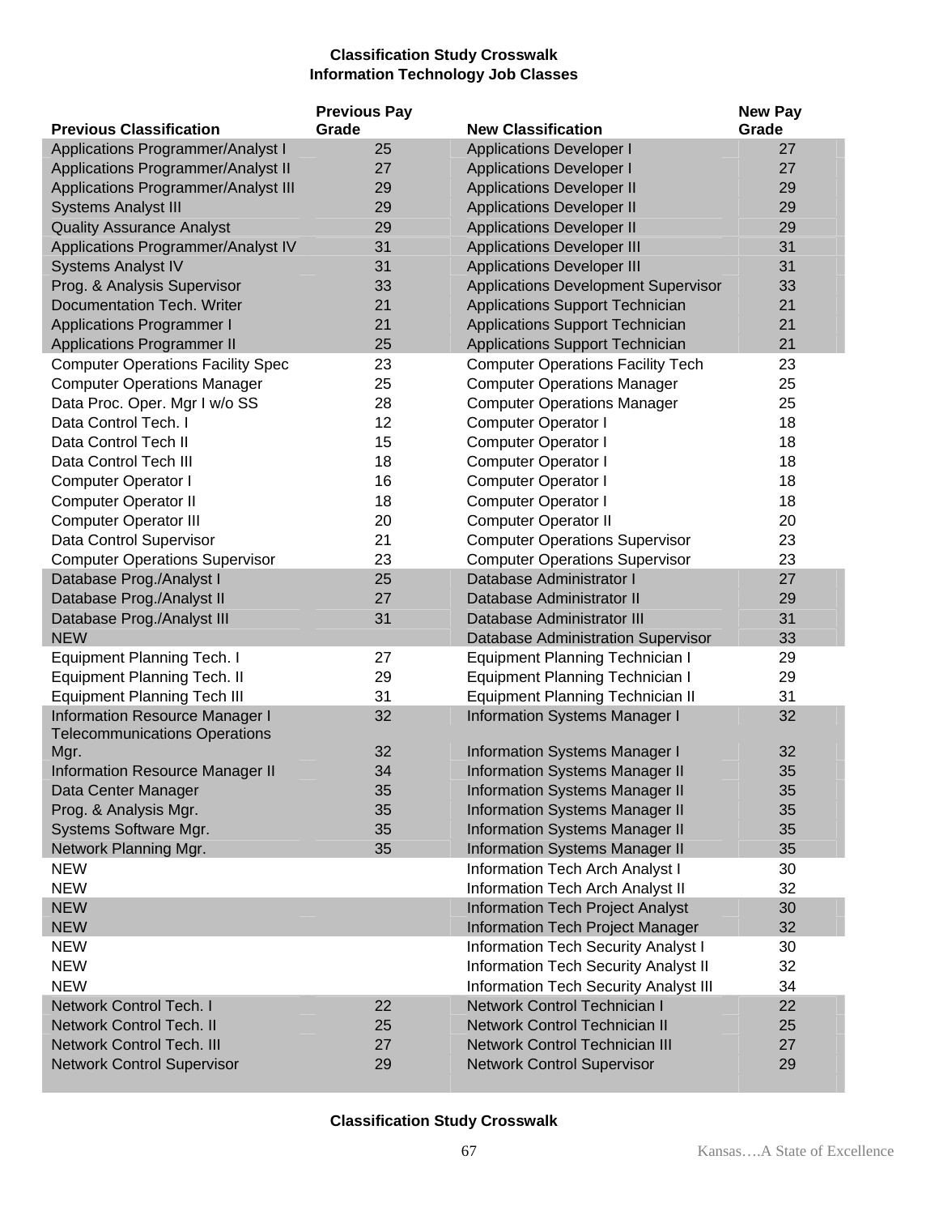**Classification Study Crosswalk**
**Information Technology Job Classes**

| Previous Classification | Previous Pay Grade | New Classification | New Pay Grade |
|---|---|---|---|
| Applications Programmer/Analyst I | 25 | Applications Developer I | 27 |
| Applications Programmer/Analyst II | 27 | Applications Developer I | 27 |
| Applications Programmer/Analyst III | 29 | Applications Developer II | 29 |
| Systems Analyst III | 29 | Applications Developer II | 29 |
| Quality Assurance Analyst | 29 | Applications Developer II | 29 |
| Applications Programmer/Analyst IV | 31 | Applications Developer III | 31 |
| Systems Analyst IV | 31 | Applications Developer III | 31 |
| Prog. & Analysis Supervisor | 33 | Applications Development Supervisor | 33 |
| Documentation Tech. Writer | 21 | Applications Support Technician | 21 |
| Applications Programmer I | 21 | Applications Support Technician | 21 |
| Applications Programmer II | 25 | Applications Support Technician | 21 |
| Computer Operations Facility Spec | 23 | Computer Operations Facility Tech | 23 |
| Computer Operations Manager | 25 | Computer Operations Manager | 25 |
| Data Proc. Oper. Mgr I w/o SS | 28 | Computer Operations Manager | 25 |
| Data Control Tech. I | 12 | Computer Operator I | 18 |
| Data Control Tech II | 15 | Computer Operator I | 18 |
| Data Control Tech III | 18 | Computer Operator I | 18 |
| Computer Operator I | 16 | Computer Operator I | 18 |
| Computer Operator II | 18 | Computer Operator I | 18 |
| Computer Operator III | 20 | Computer Operator II | 20 |
| Data Control Supervisor | 21 | Computer Operations Supervisor | 23 |
| Computer Operations Supervisor | 23 | Computer Operations Supervisor | 23 |
| Database Prog./Analyst I | 25 | Database Administrator I | 27 |
| Database Prog./Analyst II | 27 | Database Administrator II | 29 |
| Database Prog./Analyst III | 31 | Database Administrator III | 31 |
| NEW | | Database Administration Supervisor | 33 |
| Equipment Planning Tech. I | 27 | Equipment Planning Technician I | 29 |
| Equipment Planning Tech. II | 29 | Equipment Planning Technician I | 29 |
| Equipment Planning Tech III | 31 | Equipment Planning Technician II | 31 |
| Information Resource Manager I | 32 | Information Systems Manager I | 32 |
| Telecommunications Operations Mgr. | 32 | Information Systems Manager I | 32 |
| Information Resource Manager II | 34 | Information Systems Manager II | 35 |
| Data Center Manager | 35 | Information Systems Manager II | 35 |
| Prog. & Analysis Mgr. | 35 | Information Systems Manager II | 35 |
| Systems Software Mgr. | 35 | Information Systems Manager II | 35 |
| Network Planning Mgr. | 35 | Information Systems Manager II | 35 |
| NEW | | Information Tech Arch Analyst I | 30 |
| NEW | | Information Tech Arch Analyst II | 32 |
| NEW | | Information Tech Project Analyst | 30 |
| NEW | | Information Tech Project Manager | 32 |
| NEW | | Information Tech Security Analyst I | 30 |
| NEW | | Information Tech Security Analyst II | 32 |
| NEW | | Information Tech Security Analyst III | 34 |
| Network Control Tech. I | 22 | Network Control Technician I | 22 |
| Network Control Tech. II | 25 | Network Control Technician II | 25 |
| Network Control Tech. III | 27 | Network Control Technician III | 27 |
| Network Control Supervisor | 29 | Network Control Supervisor | 29 |

**Classification Study Crosswalk**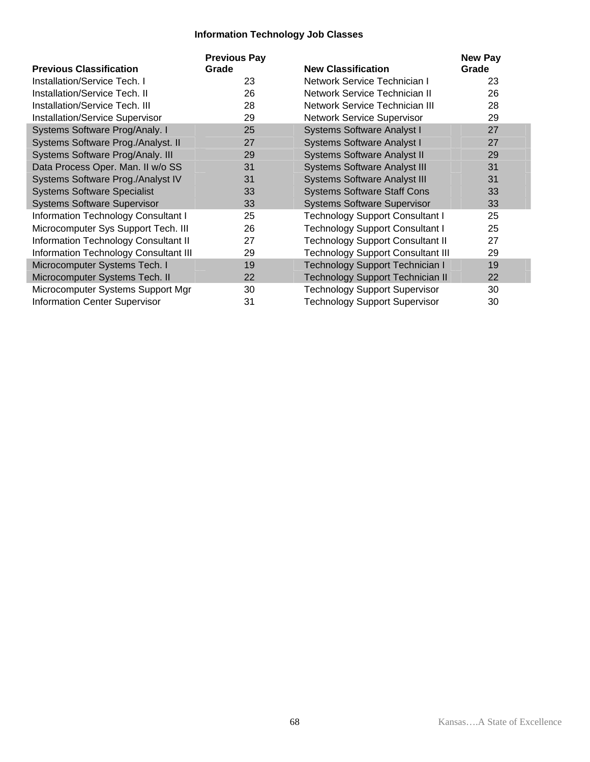### Information Technology Job Classes

| Previous Classification | Previous Pay Grade | New Classification | New Pay Grade |
|---|---|---|---|
| Installation/Service Tech. I | 23 | Network Service Technician I | 23 |
| Installation/Service Tech. II | 26 | Network Service Technician II | 26 |
| Installation/Service Tech. III | 28 | Network Service Technician III | 28 |
| Installation/Service Supervisor | 29 | Network Service Supervisor | 29 |
| Systems Software Prog/Analy. I | 25 | Systems Software Analyst I | 27 |
| Systems Software Prog./Analyst. II | 27 | Systems Software Analyst I | 27 |
| Systems Software Prog/Analy. III | 29 | Systems Software Analyst II | 29 |
| Data Process Oper. Man. II w/o SS | 31 | Systems Software Analyst III | 31 |
| Systems Software Prog./Analyst IV | 31 | Systems Software Analyst III | 31 |
| Systems Software Specialist | 33 | Systems Software Staff Cons | 33 |
| Systems Software Supervisor | 33 | Systems Software Supervisor | 33 |
| Information Technology Consultant I | 25 | Technology Support Consultant I | 25 |
| Microcomputer Sys Support Tech. III | 26 | Technology Support Consultant I | 25 |
| Information Technology Consultant II | 27 | Technology Support Consultant II | 27 |
| Information Technology Consultant III | 29 | Technology Support Consultant III | 29 |
| Microcomputer Systems Tech. I | 19 | Technology Support Technician I | 19 |
| Microcomputer Systems Tech. II | 22 | Technology Support Technician II | 22 |
| Microcomputer Systems Support Mgr | 30 | Technology Support Supervisor | 30 |
| Information Center Supervisor | 31 | Technology Support Supervisor | 30 |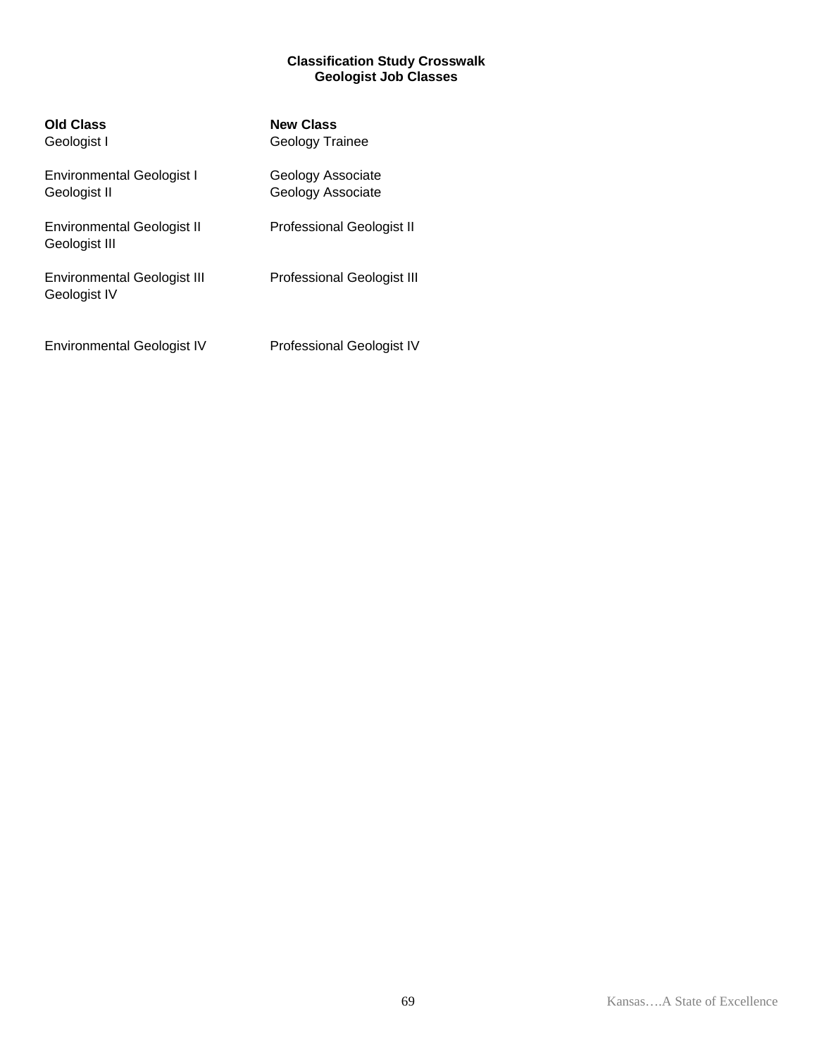**Classification Study Crosswalk**
**Geologist Job Classes**

| Old Class | New Class |
|---|---|
| Geologist I | Geology Trainee |
| Environmental Geologist I | Geology Associate |
| Geologist II | Geology Associate |
| Environmental Geologist II | Professional Geologist II |
| Geologist III | |
| Environmental Geologist III | Professional Geologist III |
| Geologist IV | |
| Environmental Geologist IV | Professional Geologist IV |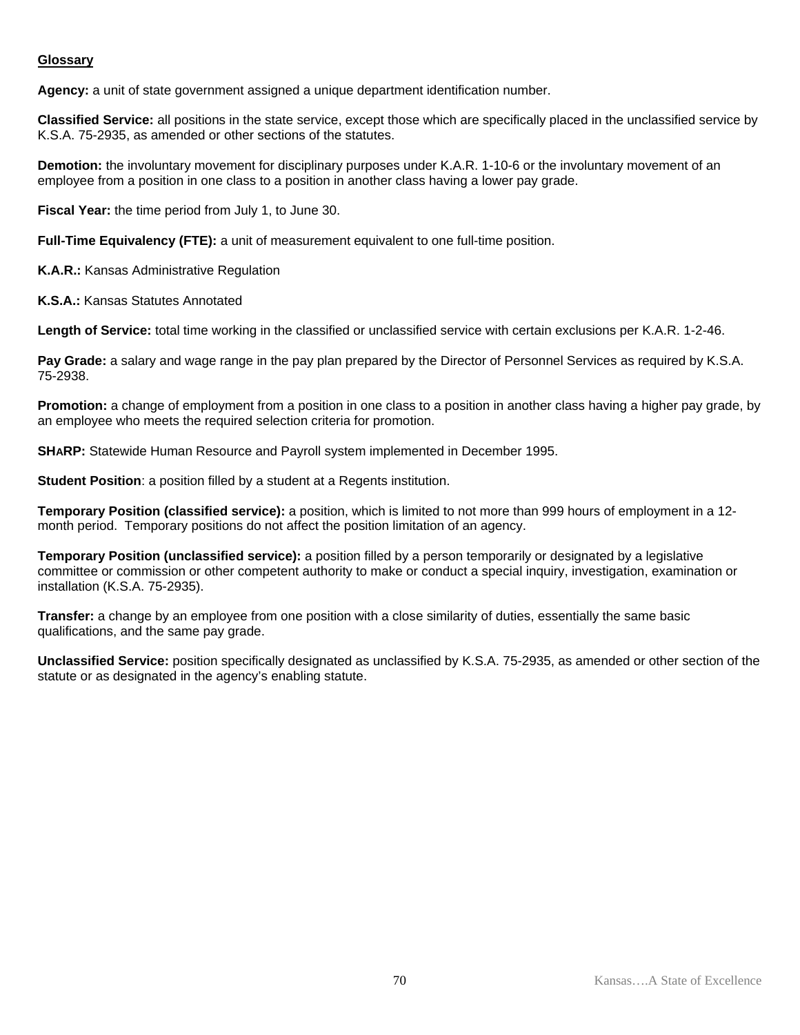## Glossary

**Agency:** a unit of state government assigned a unique department identification number.

**Classified Service:** all positions in the state service, except those which are specifically placed in the unclassified service by K.S.A. 75-2935, as amended or other sections of the statutes.

**Demotion:** the involuntary movement for disciplinary purposes under K.A.R. 1-10-6 or the involuntary movement of an employee from a position in one class to a position in another class having a lower pay grade.

**Fiscal Year:** the time period from July 1, to June 30.

**Full-Time Equivalency (FTE):** a unit of measurement equivalent to one full-time position.

**K.A.R.:** Kansas Administrative Regulation

**K.S.A.:** Kansas Statutes Annotated

**Length of Service:** total time working in the classified or unclassified service with certain exclusions per K.A.R. 1-2-46.

**Pay Grade:** a salary and wage range in the pay plan prepared by the Director of Personnel Services as required by K.S.A. 75-2938.

**Promotion:** a change of employment from a position in one class to a position in another class having a higher pay grade, by an employee who meets the required selection criteria for promotion.

**SHARP:** Statewide Human Resource and Payroll system implemented in December 1995.

**Student Position**: a position filled by a student at a Regents institution.

**Temporary Position (classified service):** a position, which is limited to not more than 999 hours of employment in a 12-month period. Temporary positions do not affect the position limitation of an agency.

**Temporary Position (unclassified service):** a position filled by a person temporarily or designated by a legislative committee or commission or other competent authority to make or conduct a special inquiry, investigation, examination or installation (K.S.A. 75-2935).

**Transfer:** a change by an employee from one position with a close similarity of duties, essentially the same basic qualifications, and the same pay grade.

**Unclassified Service:** position specifically designated as unclassified by K.S.A. 75-2935, as amended or other section of the statute or as designated in the agency's enabling statute.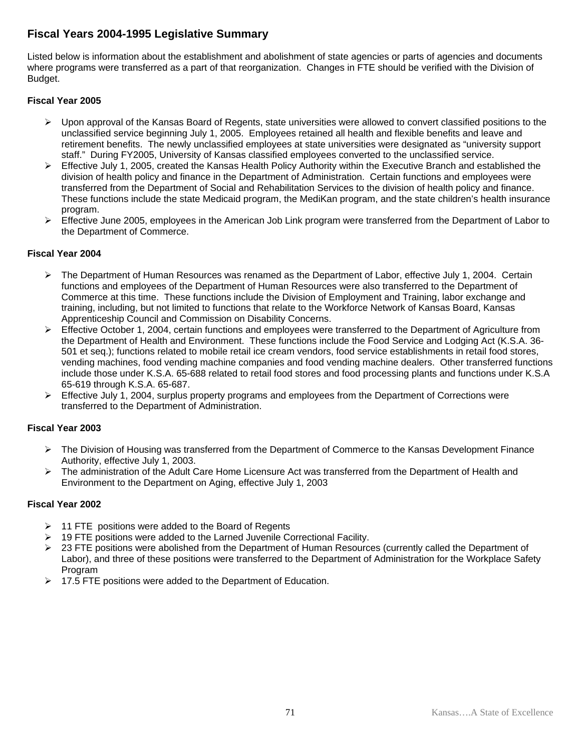## Fiscal Years 2004-1995 Legislative Summary

Listed below is information about the establishment and abolishment of state agencies or parts of agencies and documents where programs were transferred as a part of that reorganization. Changes in FTE should be verified with the Division of Budget.

### Fiscal Year 2005

- Upon approval of the Kansas Board of Regents, state universities were allowed to convert classified positions to the unclassified service beginning July 1, 2005. Employees retained all health and flexible benefits and leave and retirement benefits. The newly unclassified employees at state universities were designated as "university support staff." During FY2005, University of Kansas classified employees converted to the unclassified service.
- Effective July 1, 2005, created the Kansas Health Policy Authority within the Executive Branch and established the division of health policy and finance in the Department of Administration. Certain functions and employees were transferred from the Department of Social and Rehabilitation Services to the division of health policy and finance. These functions include the state Medicaid program, the MediKan program, and the state children's health insurance program.
- Effective June 2005, employees in the American Job Link program were transferred from the Department of Labor to the Department of Commerce.

### Fiscal Year 2004

- The Department of Human Resources was renamed as the Department of Labor, effective July 1, 2004. Certain functions and employees of the Department of Human Resources were also transferred to the Department of Commerce at this time. These functions include the Division of Employment and Training, labor exchange and training, including, but not limited to functions that relate to the Workforce Network of Kansas Board, Kansas Apprenticeship Council and Commission on Disability Concerns.
- Effective October 1, 2004, certain functions and employees were transferred to the Department of Agriculture from the Department of Health and Environment. These functions include the Food Service and Lodging Act (K.S.A. 36-501 et seq.); functions related to mobile retail ice cream vendors, food service establishments in retail food stores, vending machines, food vending machine companies and food vending machine dealers. Other transferred functions include those under K.S.A. 65-688 related to retail food stores and food processing plants and functions under K.S.A 65-619 through K.S.A. 65-687.
- Effective July 1, 2004, surplus property programs and employees from the Department of Corrections were transferred to the Department of Administration.

### Fiscal Year 2003

- The Division of Housing was transferred from the Department of Commerce to the Kansas Development Finance Authority, effective July 1, 2003.
- The administration of the Adult Care Home Licensure Act was transferred from the Department of Health and Environment to the Department on Aging, effective July 1, 2003

### Fiscal Year 2002

- 11 FTE positions were added to the Board of Regents
- 19 FTE positions were added to the Larned Juvenile Correctional Facility.
- 23 FTE positions were abolished from the Department of Human Resources (currently called the Department of Labor), and three of these positions were transferred to the Department of Administration for the Workplace Safety Program
- 17.5 FTE positions were added to the Department of Education.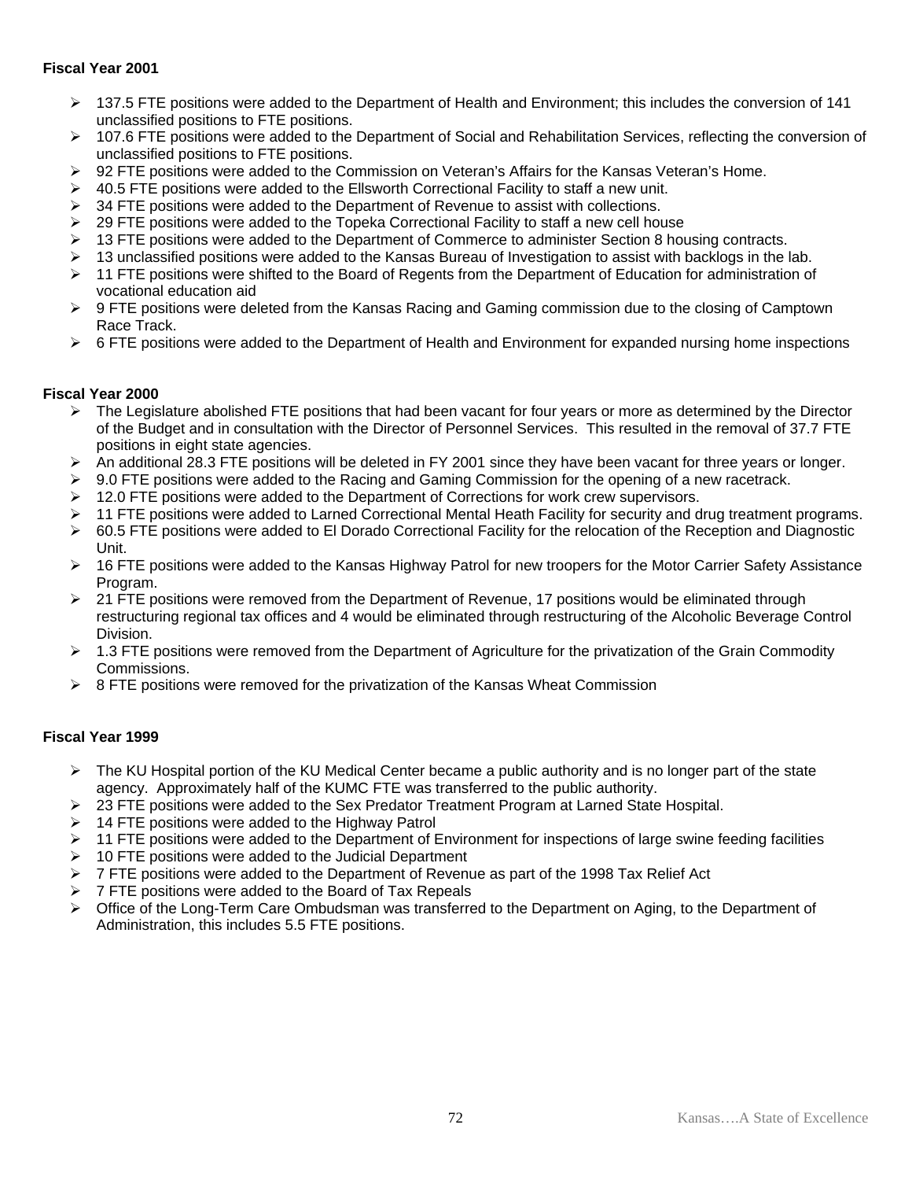**Fiscal Year 2001**

- 137.5 FTE positions were added to the Department of Health and Environment; this includes the conversion of 141 unclassified positions to FTE positions.
- 107.6 FTE positions were added to the Department of Social and Rehabilitation Services, reflecting the conversion of unclassified positions to FTE positions.
- 92 FTE positions were added to the Commission on Veteran's Affairs for the Kansas Veteran's Home.
- 40.5 FTE positions were added to the Ellsworth Correctional Facility to staff a new unit.
- 34 FTE positions were added to the Department of Revenue to assist with collections.
- 29 FTE positions were added to the Topeka Correctional Facility to staff a new cell house
- 13 FTE positions were added to the Department of Commerce to administer Section 8 housing contracts.
- 13 unclassified positions were added to the Kansas Bureau of Investigation to assist with backlogs in the lab.
- 11 FTE positions were shifted to the Board of Regents from the Department of Education for administration of vocational education aid
- 9 FTE positions were deleted from the Kansas Racing and Gaming commission due to the closing of Camptown Race Track.
- 6 FTE positions were added to the Department of Health and Environment for expanded nursing home inspections

**Fiscal Year 2000**

- The Legislature abolished FTE positions that had been vacant for four years or more as determined by the Director of the Budget and in consultation with the Director of Personnel Services. This resulted in the removal of 37.7 FTE positions in eight state agencies.
- An additional 28.3 FTE positions will be deleted in FY 2001 since they have been vacant for three years or longer.
- 9.0 FTE positions were added to the Racing and Gaming Commission for the opening of a new racetrack.
- 12.0 FTE positions were added to the Department of Corrections for work crew supervisors.
- 11 FTE positions were added to Larned Correctional Mental Heath Facility for security and drug treatment programs.
- 60.5 FTE positions were added to El Dorado Correctional Facility for the relocation of the Reception and Diagnostic Unit.
- 16 FTE positions were added to the Kansas Highway Patrol for new troopers for the Motor Carrier Safety Assistance Program.
- 21 FTE positions were removed from the Department of Revenue, 17 positions would be eliminated through restructuring regional tax offices and 4 would be eliminated through restructuring of the Alcoholic Beverage Control Division.
- 1.3 FTE positions were removed from the Department of Agriculture for the privatization of the Grain Commodity Commissions.
- 8 FTE positions were removed for the privatization of the Kansas Wheat Commission

**Fiscal Year 1999**

- The KU Hospital portion of the KU Medical Center became a public authority and is no longer part of the state agency. Approximately half of the KUMC FTE was transferred to the public authority.
- 23 FTE positions were added to the Sex Predator Treatment Program at Larned State Hospital.
- 14 FTE positions were added to the Highway Patrol
- 11 FTE positions were added to the Department of Environment for inspections of large swine feeding facilities
- 10 FTE positions were added to the Judicial Department
- 7 FTE positions were added to the Department of Revenue as part of the 1998 Tax Relief Act
- 7 FTE positions were added to the Board of Tax Repeals
- Office of the Long-Term Care Ombudsman was transferred to the Department on Aging, to the Department of Administration, this includes 5.5 FTE positions.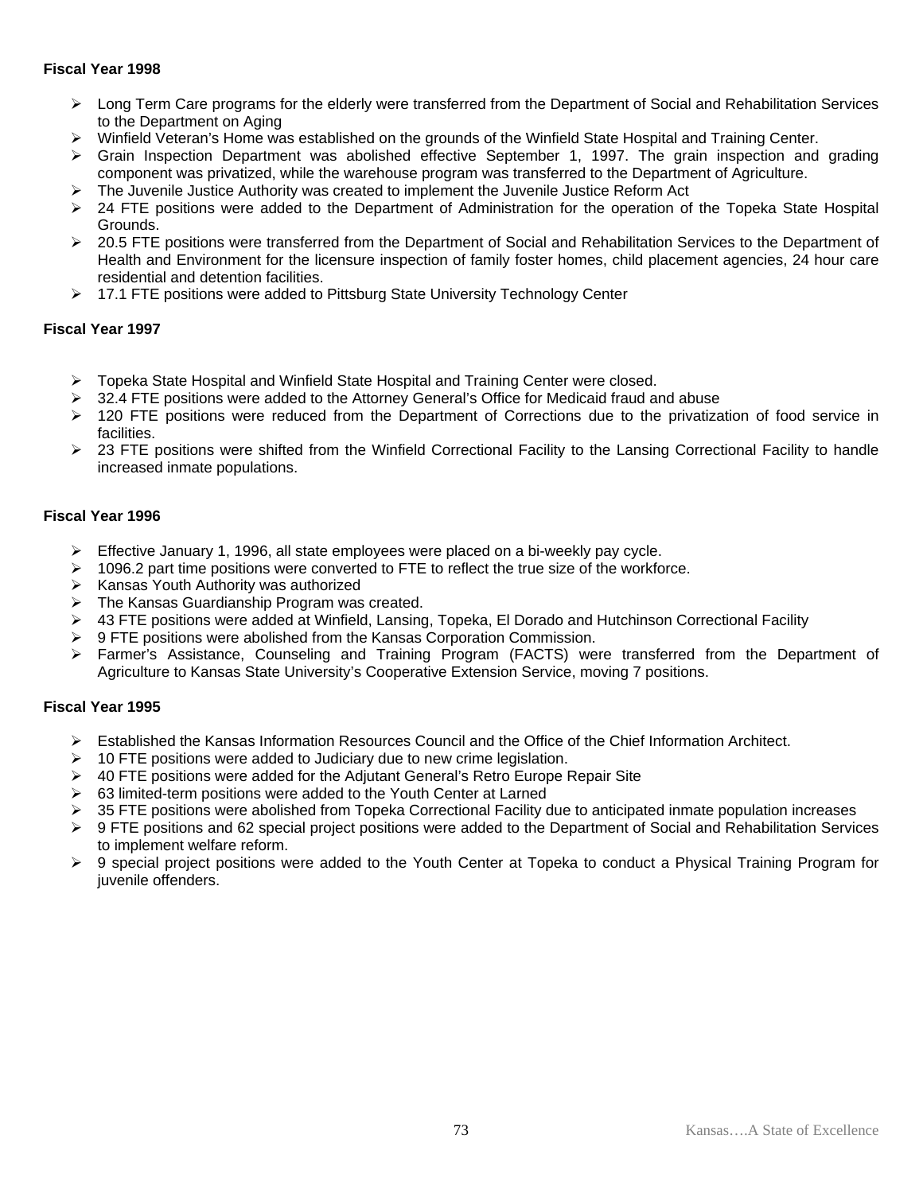**Fiscal Year 1998**

- Long Term Care programs for the elderly were transferred from the Department of Social and Rehabilitation Services to the Department on Aging
- Winfield Veteran's Home was established on the grounds of the Winfield State Hospital and Training Center.
- Grain Inspection Department was abolished effective September 1, 1997. The grain inspection and grading component was privatized, while the warehouse program was transferred to the Department of Agriculture.
- The Juvenile Justice Authority was created to implement the Juvenile Justice Reform Act
- 24 FTE positions were added to the Department of Administration for the operation of the Topeka State Hospital Grounds.
- 20.5 FTE positions were transferred from the Department of Social and Rehabilitation Services to the Department of Health and Environment for the licensure inspection of family foster homes, child placement agencies, 24 hour care residential and detention facilities.
- 17.1 FTE positions were added to Pittsburg State University Technology Center

**Fiscal Year 1997**

- Topeka State Hospital and Winfield State Hospital and Training Center were closed.
- 32.4 FTE positions were added to the Attorney General's Office for Medicaid fraud and abuse
- 120 FTE positions were reduced from the Department of Corrections due to the privatization of food service in facilities.
- 23 FTE positions were shifted from the Winfield Correctional Facility to the Lansing Correctional Facility to handle increased inmate populations.

**Fiscal Year 1996**

- Effective January 1, 1996, all state employees were placed on a bi-weekly pay cycle.
- 1096.2 part time positions were converted to FTE to reflect the true size of the workforce.
- Kansas Youth Authority was authorized
- The Kansas Guardianship Program was created.
- 43 FTE positions were added at Winfield, Lansing, Topeka, El Dorado and Hutchinson Correctional Facility
- 9 FTE positions were abolished from the Kansas Corporation Commission.
- Farmer's Assistance, Counseling and Training Program (FACTS) were transferred from the Department of Agriculture to Kansas State University's Cooperative Extension Service, moving 7 positions.

**Fiscal Year 1995**

- Established the Kansas Information Resources Council and the Office of the Chief Information Architect.
- 10 FTE positions were added to Judiciary due to new crime legislation.
- 40 FTE positions were added for the Adjutant General's Retro Europe Repair Site
- 63 limited-term positions were added to the Youth Center at Larned
- 35 FTE positions were abolished from Topeka Correctional Facility due to anticipated inmate population increases
- 9 FTE positions and 62 special project positions were added to the Department of Social and Rehabilitation Services to implement welfare reform.
- 9 special project positions were added to the Youth Center at Topeka to conduct a Physical Training Program for juvenile offenders.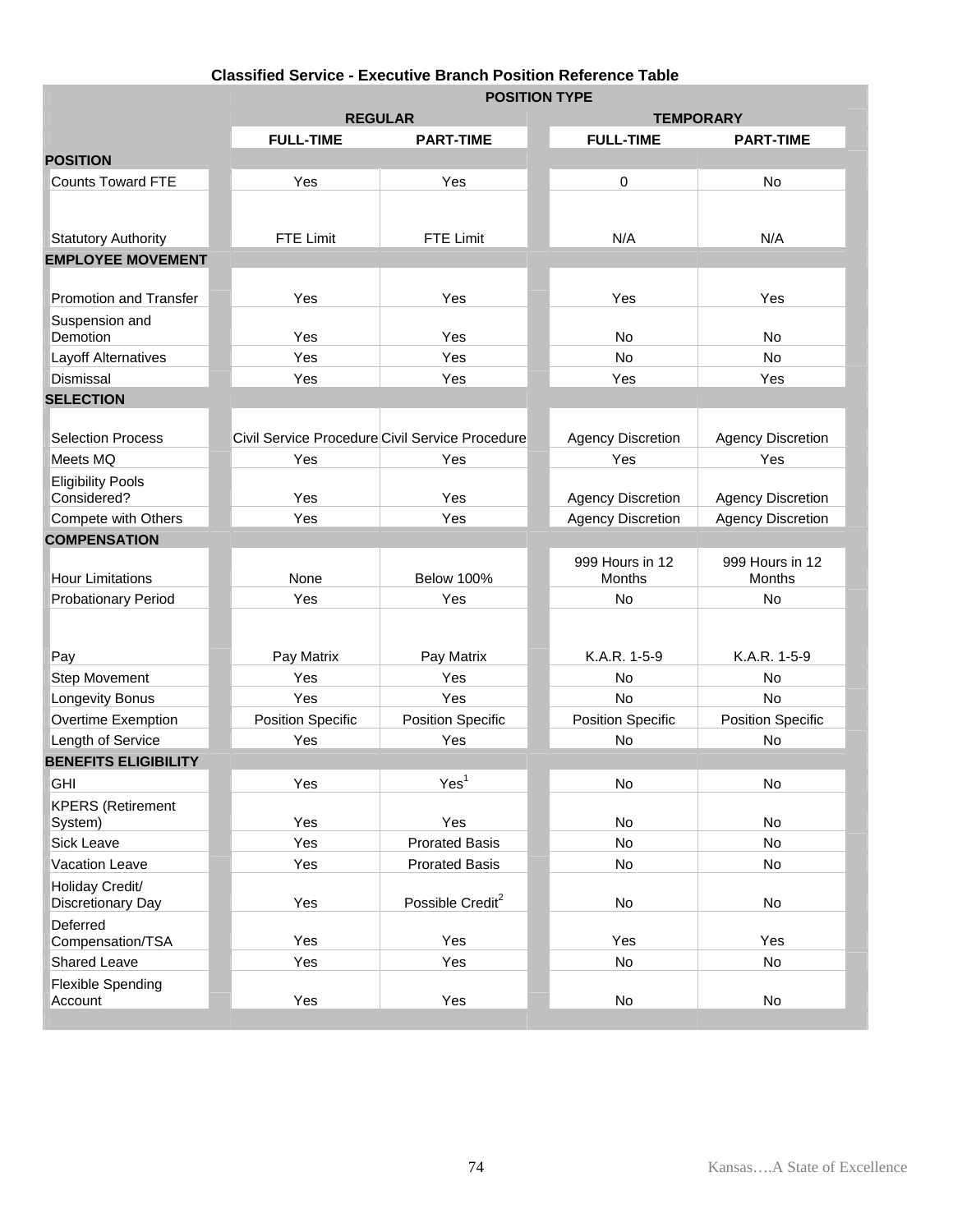**Classified Service - Executive Branch Position Reference Table**

| | POSITION TYPE | | | |
|---|---|---|---|---|
| | REGULAR | | TEMPORARY | |
| | FULL-TIME | PART-TIME | FULL-TIME | PART-TIME |
| **POSITION** | | | | |
| Counts Toward FTE | Yes | Yes | 0 | No |
| Statutory Authority | FTE Limit | FTE Limit | N/A | N/A |
| **EMPLOYEE MOVEMENT** | | | | |
| Promotion and Transfer | Yes | Yes | Yes | Yes |
| Suspension and Demotion | Yes | Yes | No | No |
| Layoff Alternatives | Yes | Yes | No | No |
| Dismissal | Yes | Yes | Yes | Yes |
| **SELECTION** | | | | |
| Selection Process | Civil Service Procedure | Civil Service Procedure | Agency Discretion | Agency Discretion |
| Meets MQ | Yes | Yes | Yes | Yes |
| Eligibility Pools Considered? | Yes | Yes | Agency Discretion | Agency Discretion |
| Compete with Others | Yes | Yes | Agency Discretion | Agency Discretion |
| **COMPENSATION** | | | | |
| Hour Limitations | None | Below 100% | 999 Hours in 12 Months | 999 Hours in 12 Months |
| Probationary Period | Yes | Yes | No | No |
| Pay | Pay Matrix | Pay Matrix | K.A.R. 1-5-9 | K.A.R. 1-5-9 |
| Step Movement | Yes | Yes | No | No |
| Longevity Bonus | Yes | Yes | No | No |
| Overtime Exemption | Position Specific | Position Specific | Position Specific | Position Specific |
| Length of Service | Yes | Yes | No | No |
| **BENEFITS ELIGIBILITY** | | | | |
| GHI | Yes | Yes[1] | No | No |
| KPERS (Retirement System) | Yes | Yes | No | No |
| Sick Leave | Yes | Prorated Basis | No | No |
| Vacation Leave | Yes | Prorated Basis | No | No |
| Holiday Credit/ Discretionary Day | Yes | Possible Credit[2] | No | No |
| Deferred Compensation/TSA | Yes | Yes | Yes | Yes |
| Shared Leave | Yes | Yes | No | No |
| Flexible Spending Account | Yes | Yes | No | No |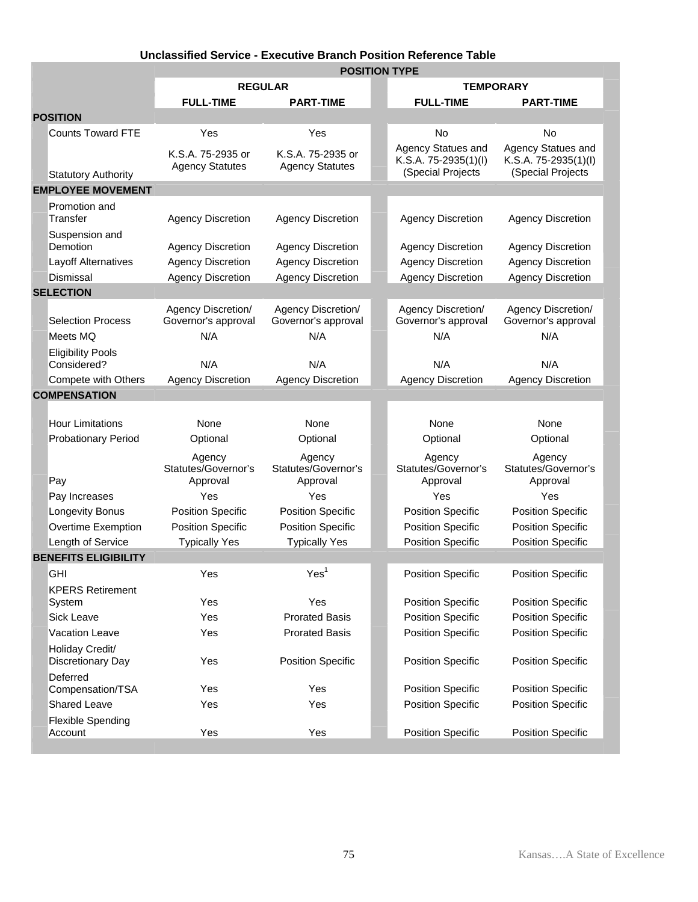**Unclassified Service - Executive Branch Position Reference Table**

| | POSITION TYPE | | | |
|---|---|---|---|---|
| | REGULAR | | TEMPORARY | |
| | FULL-TIME | PART-TIME | FULL-TIME | PART-TIME |
| **POSITION** | | | | |
| Counts Toward FTE | Yes | Yes | No | No |
| Statutory Authority | K.S.A. 75-2935 or Agency Statutes | K.S.A. 75-2935 or Agency Statutes | Agency Statues and K.S.A. 75-2935(1)(l) (Special Projects | Agency Statues and K.S.A. 75-2935(1)(l) (Special Projects |
| **EMPLOYEE MOVEMENT** | | | | |
| Promotion and Transfer | Agency Discretion | Agency Discretion | Agency Discretion | Agency Discretion |
| Suspension and Demotion | Agency Discretion | Agency Discretion | Agency Discretion | Agency Discretion |
| Layoff Alternatives | Agency Discretion | Agency Discretion | Agency Discretion | Agency Discretion |
| Dismissal | Agency Discretion | Agency Discretion | Agency Discretion | Agency Discretion |
| **SELECTION** | | | | |
| Selection Process | Agency Discretion/ Governor's approval | Agency Discretion/ Governor's approval | Agency Discretion/ Governor's approval | Agency Discretion/ Governor's approval |
| Meets MQ | N/A | N/A | N/A | N/A |
| Eligibility Pools Considered? | N/A | N/A | N/A | N/A |
| Compete with Others | Agency Discretion | Agency Discretion | Agency Discretion | Agency Discretion |
| **COMPENSATION** | | | | |
| Hour Limitations | None | None | None | None |
| Probationary Period | Optional | Optional | Optional | Optional |
| Pay | Agency Statutes/Governor's Approval | Agency Statutes/Governor's Approval | Agency Statutes/Governor's Approval | Agency Statutes/Governor's Approval |
| Pay Increases | Yes | Yes | Yes | Yes |
| Longevity Bonus | Position Specific | Position Specific | Position Specific | Position Specific |
| Overtime Exemption | Position Specific | Position Specific | Position Specific | Position Specific |
| Length of Service | Typically Yes | Typically Yes | Position Specific | Position Specific |
| **BENEFITS ELIGIBILITY** | | | | |
| GHI | Yes | Yes[1] | Position Specific | Position Specific |
| KPERS Retirement System | Yes | Yes | Position Specific | Position Specific |
| Sick Leave | Yes | Prorated Basis | Position Specific | Position Specific |
| Vacation Leave | Yes | Prorated Basis | Position Specific | Position Specific |
| Holiday Credit/ Discretionary Day | Yes | Position Specific | Position Specific | Position Specific |
| Deferred Compensation/TSA | Yes | Yes | Position Specific | Position Specific |
| Shared Leave | Yes | Yes | Position Specific | Position Specific |
| Flexible Spending Account | Yes | Yes | Position Specific | Position Specific |